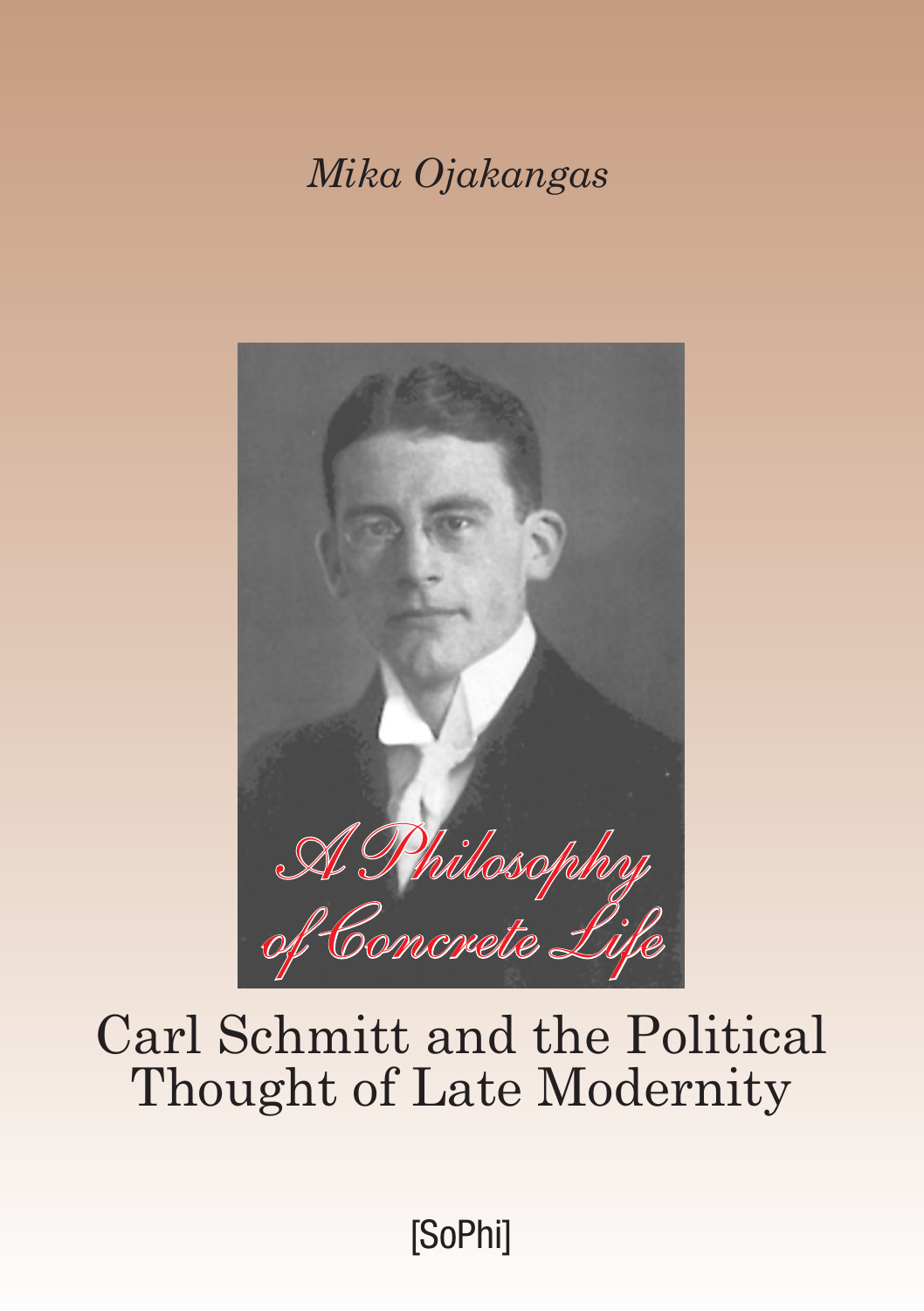*Mika Ojakangas*

# A Philosophy of Concrete Life

## Carl Schmitt and the Political Thought of Late Modernity

[SoPhi]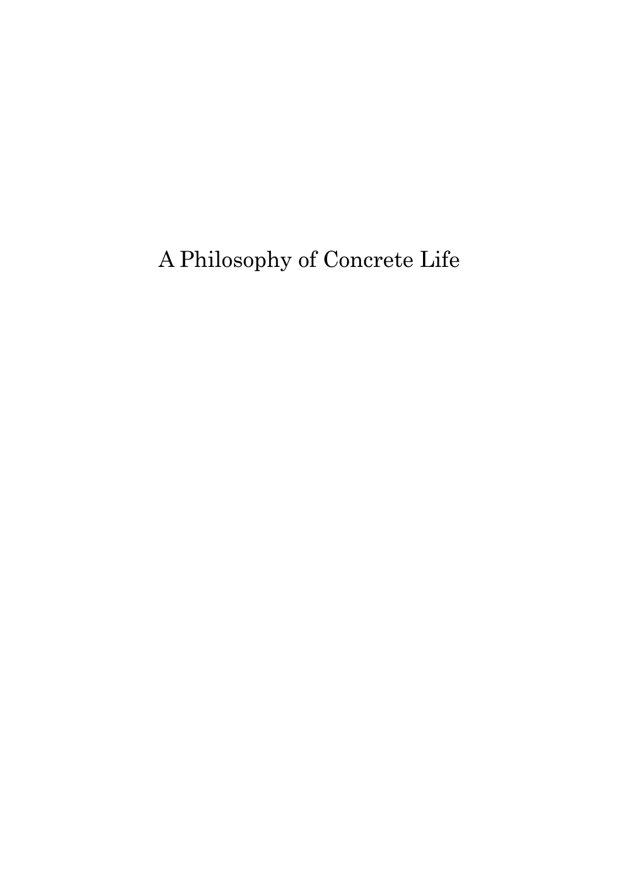# A Philosophy of Concrete Life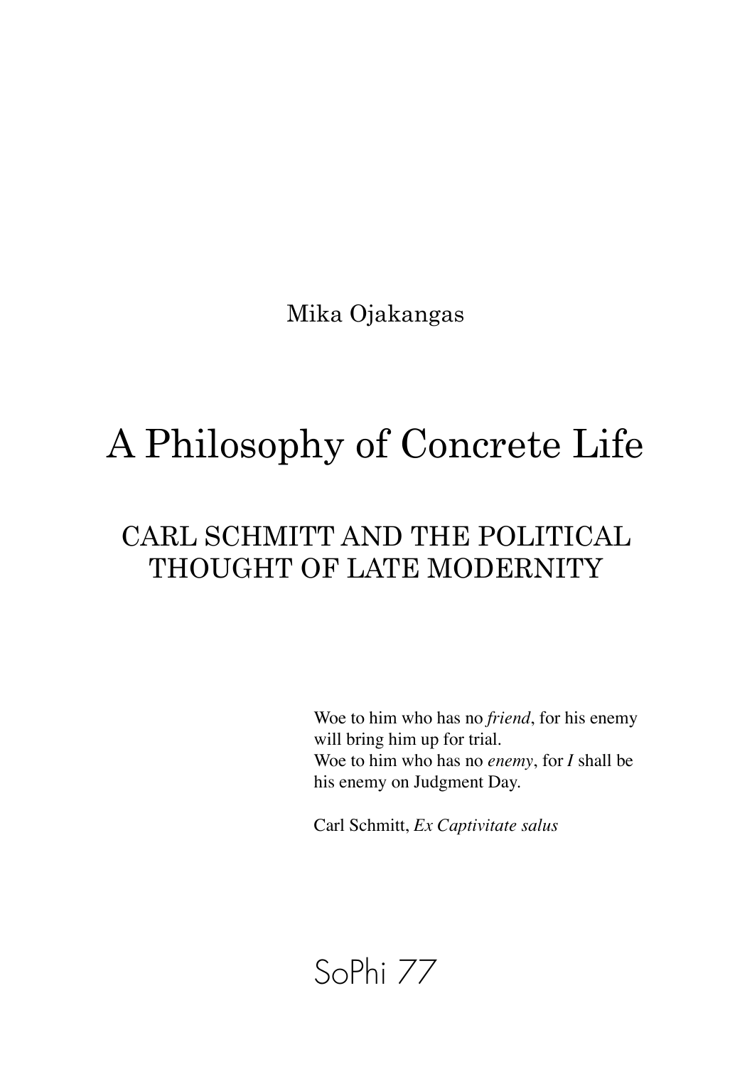Mika Ojakangas

# A Philosophy of Concrete Life

## CARL SCHMITT AND THE POLITICAL THOUGHT OF LATE MODERNITY

Woe to him who has no *friend*, for his enemy will bring him up for trial.
Woe to him who has no *enemy*, for *I* shall be his enemy on Judgment Day.

Carl Schmitt, *Ex Captivitate salus*

SoPhi 77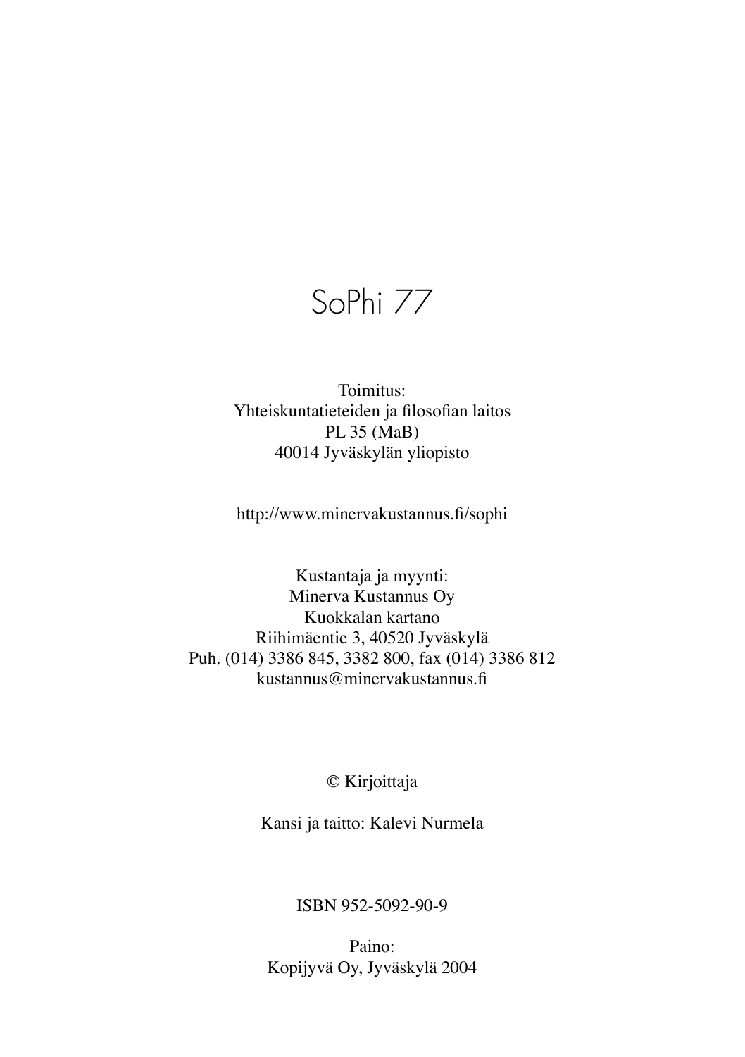# SoPhi 77

Toimitus:
Yhteiskuntatieteiden ja filosofian laitos
PL 35 (MaB)
40014 Jyväskylän yliopisto

http://www.minervakustannus.fi/sophi

Kustantaja ja myynti:
Minerva Kustannus Oy
Kuokkalan kartano
Riihimäentie 3, 40520 Jyväskylä
Puh. (014) 3386 845, 3382 800, fax (014) 3386 812
kustannus@minervakustannus.fi

© Kirjoittaja

Kansi ja taitto: Kalevi Nurmela

ISBN 952-5092-90-9

Paino:
Kopijyvä Oy, Jyväskylä 2004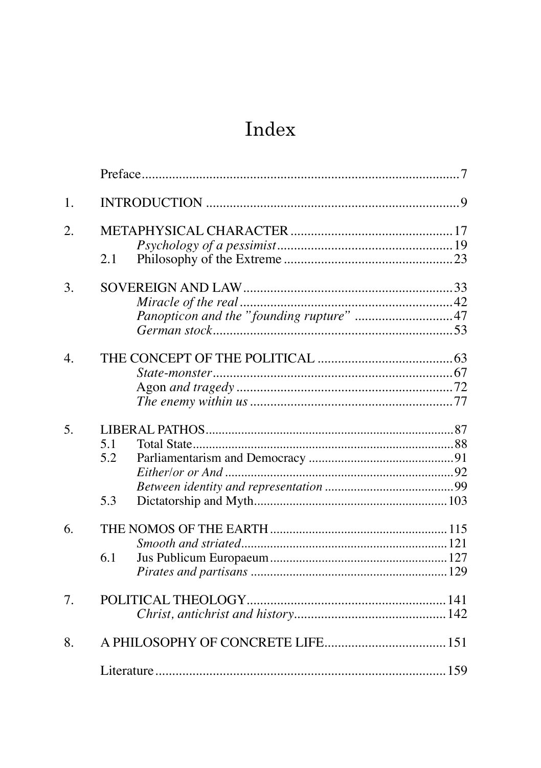# Index

| | | | |
|---|---|---|---|
| | Preface | | 7 |
| 1. | INTRODUCTION | | 9 |
| 2. | METAPHYSICAL CHARACTER | | 17 |
| | | *Psychology of a pessimist* | 19 |
| | 2.1 | Philosophy of the Extreme | 23 |
| 3. | SOVEREIGN AND LAW | | 33 |
| | | *Miracle of the real* | 42 |
| | | *Panopticon and the "founding rupture"* | 47 |
| | | *German stock* | 53 |
| 4. | THE CONCEPT OF THE POLITICAL | | 63 |
| | | *State-monster* | 67 |
| | | Agon *and tragedy* | 72 |
| | | *The enemy within us* | 77 |
| 5. | LIBERAL PATHOS | | 87 |
| | 5.1 | Total State | 88 |
| | 5.2 | Parliamentarism and Democracy | 91 |
| | | *Either/or or And* | 92 |
| | | *Between identity and representation* | 99 |
| | 5.3 | Dictatorship and Myth | 103 |
| 6. | THE NOMOS OF THE EARTH | | 115 |
| | | *Smooth and striated* | 121 |
| | 6.1 | Jus Publicum Europaeum | 127 |
| | | *Pirates and partisans* | 129 |
| 7. | POLITICAL THEOLOGY | | 141 |
| | | *Christ, antichrist and history* | 142 |
| 8. | A PHILOSOPHY OF CONCRETE LIFE | | 151 |
| | Literature | | 159 |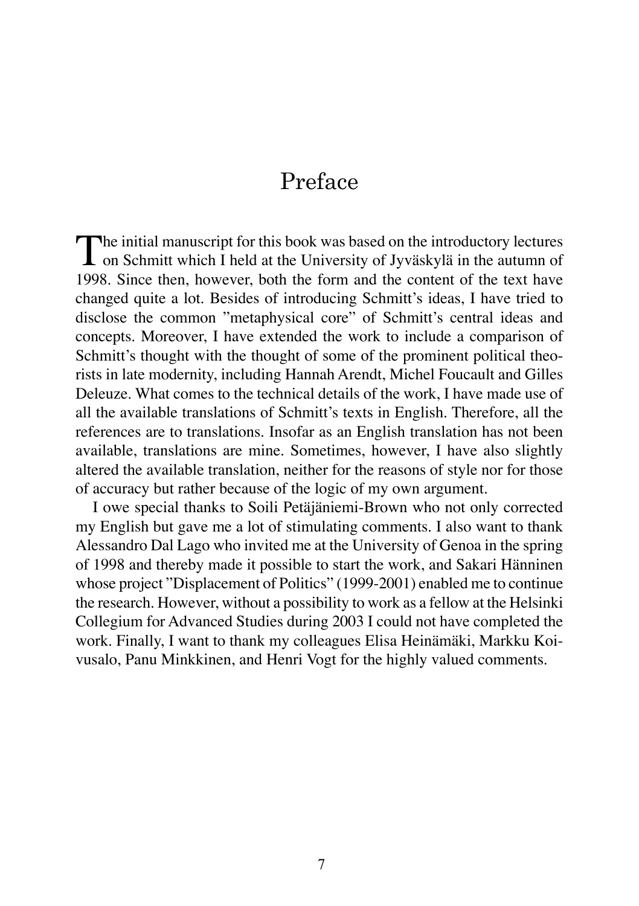# Preface

The initial manuscript for this book was based on the introductory lectures on Schmitt which I held at the University of Jyväskylä in the autumn of 1998. Since then, however, both the form and the content of the text have changed quite a lot. Besides of introducing Schmitt's ideas, I have tried to disclose the common "metaphysical core" of Schmitt's central ideas and concepts. Moreover, I have extended the work to include a comparison of Schmitt's thought with the thought of some of the prominent political theorists in late modernity, including Hannah Arendt, Michel Foucault and Gilles Deleuze. What comes to the technical details of the work, I have made use of all the available translations of Schmitt's texts in English. Therefore, all the references are to translations. Insofar as an English translation has not been available, translations are mine. Sometimes, however, I have also slightly altered the available translation, neither for the reasons of style nor for those of accuracy but rather because of the logic of my own argument.

I owe special thanks to Soili Petäjäniemi-Brown who not only corrected my English but gave me a lot of stimulating comments. I also want to thank Alessandro Dal Lago who invited me at the University of Genoa in the spring of 1998 and thereby made it possible to start the work, and Sakari Hänninen whose project "Displacement of Politics" (1999-2001) enabled me to continue the research. However, without a possibility to work as a fellow at the Helsinki Collegium for Advanced Studies during 2003 I could not have completed the work. Finally, I want to thank my colleagues Elisa Heinämäki, Markku Koivusalo, Panu Minkkinen, and Henri Vogt for the highly valued comments.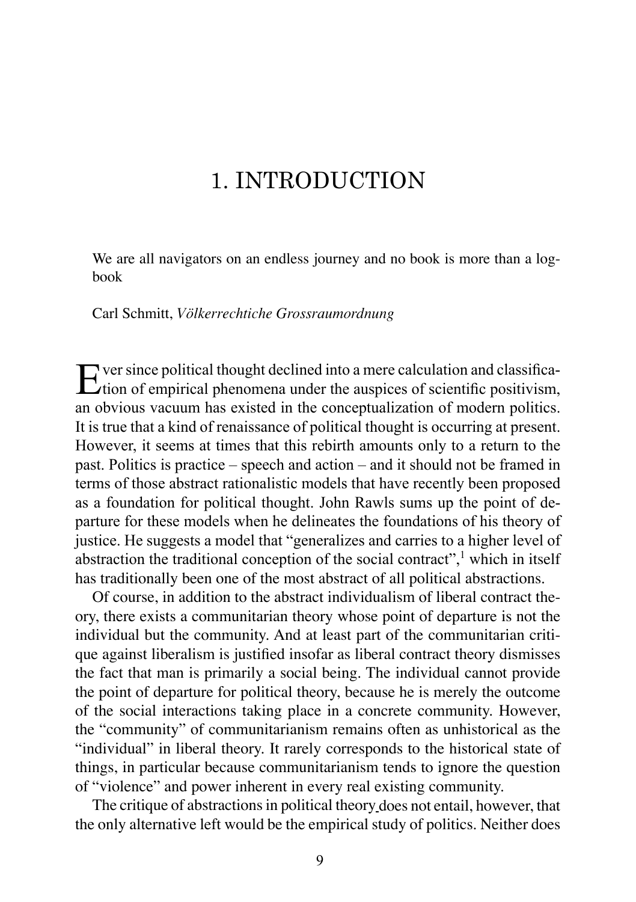# 1. INTRODUCTION

> We are all navigators on an endless journey and no book is more than a log-book
>
> Carl Schmitt, *Völkerrechtiche Grossraumordnung*

Ever since political thought declined into a mere calculation and classification of empirical phenomena under the auspices of scientific positivism, an obvious vacuum has existed in the conceptualization of modern politics. It is true that a kind of renaissance of political thought is occurring at present. However, it seems at times that this rebirth amounts only to a return to the past. Politics is practice – speech and action – and it should not be framed in terms of those abstract rationalistic models that have recently been proposed as a foundation for political thought. John Rawls sums up the point of departure for these models when he delineates the foundations of his theory of justice. He suggests a model that "generalizes and carries to a higher level of abstraction the traditional conception of the social contract",[1] which in itself has traditionally been one of the most abstract of all political abstractions.

Of course, in addition to the abstract individualism of liberal contract theory, there exists a communitarian theory whose point of departure is not the individual but the community. And at least part of the communitarian critique against liberalism is justified insofar as liberal contract theory dismisses the fact that man is primarily a social being. The individual cannot provide the point of departure for political theory, because he is merely the outcome of the social interactions taking place in a concrete community. However, the "community" of communitarianism remains often as unhistorical as the "individual" in liberal theory. It rarely corresponds to the historical state of things, in particular because communitarianism tends to ignore the question of "violence" and power inherent in every real existing community.

The critique of abstractions in political theory does not entail, however, that the only alternative left would be the empirical study of politics. Neither does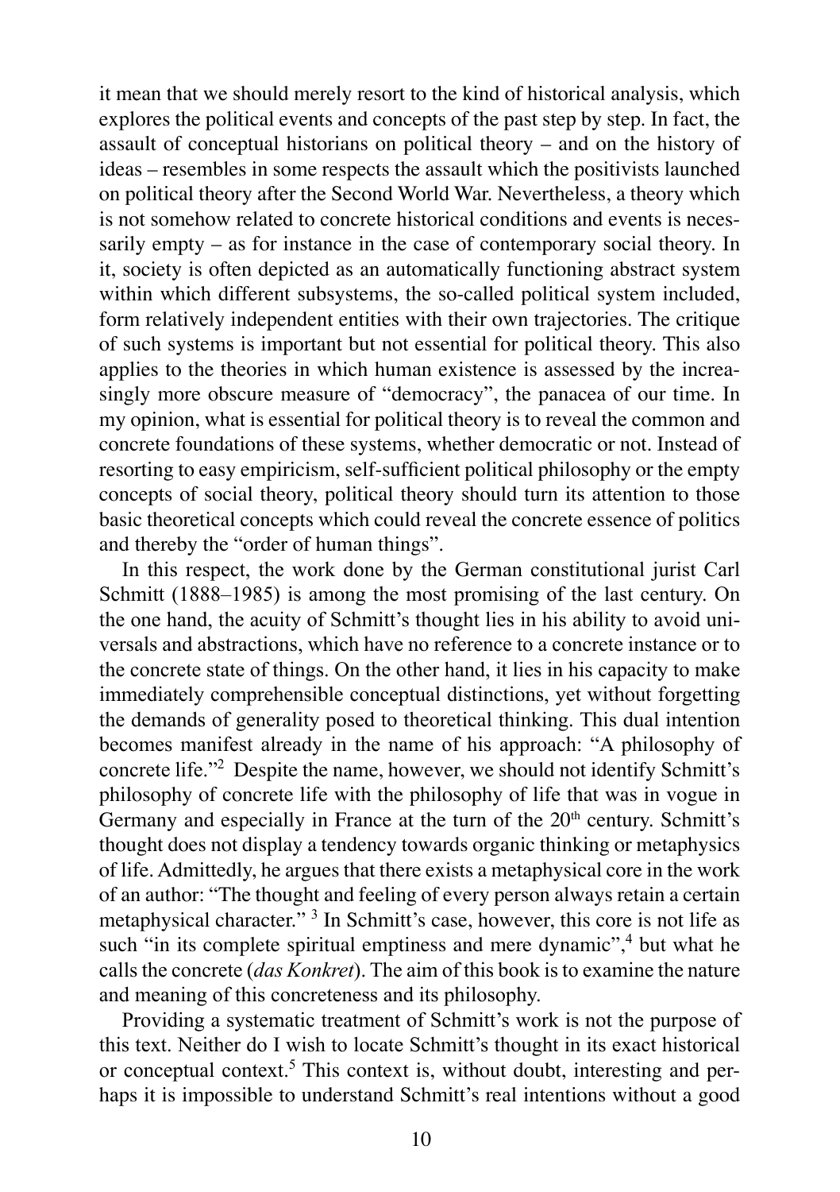it mean that we should merely resort to the kind of historical analysis, which explores the political events and concepts of the past step by step. In fact, the assault of conceptual historians on political theory – and on the history of ideas – resembles in some respects the assault which the positivists launched on political theory after the Second World War. Nevertheless, a theory which is not somehow related to concrete historical conditions and events is necessarily empty – as for instance in the case of contemporary social theory. In it, society is often depicted as an automatically functioning abstract system within which different subsystems, the so-called political system included, form relatively independent entities with their own trajectories. The critique of such systems is important but not essential for political theory. This also applies to the theories in which human existence is assessed by the increasingly more obscure measure of "democracy", the panacea of our time. In my opinion, what is essential for political theory is to reveal the common and concrete foundations of these systems, whether democratic or not. Instead of resorting to easy empiricism, self-sufficient political philosophy or the empty concepts of social theory, political theory should turn its attention to those basic theoretical concepts which could reveal the concrete essence of politics and thereby the "order of human things".

In this respect, the work done by the German constitutional jurist Carl Schmitt (1888–1985) is among the most promising of the last century. On the one hand, the acuity of Schmitt's thought lies in his ability to avoid universals and abstractions, which have no reference to a concrete instance or to the concrete state of things. On the other hand, it lies in his capacity to make immediately comprehensible conceptual distinctions, yet without forgetting the demands of generality posed to theoretical thinking. This dual intention becomes manifest already in the name of his approach: "A philosophy of concrete life."[2] Despite the name, however, we should not identify Schmitt's philosophy of concrete life with the philosophy of life that was in vogue in Germany and especially in France at the turn of the 20th century. Schmitt's thought does not display a tendency towards organic thinking or metaphysics of life. Admittedly, he argues that there exists a metaphysical core in the work of an author: "The thought and feeling of every person always retain a certain metaphysical character." [3] In Schmitt's case, however, this core is not life as such "in its complete spiritual emptiness and mere dynamic",[4] but what he calls the concrete (*das Konkret*). The aim of this book is to examine the nature and meaning of this concreteness and its philosophy.

Providing a systematic treatment of Schmitt's work is not the purpose of this text. Neither do I wish to locate Schmitt's thought in its exact historical or conceptual context.[5] This context is, without doubt, interesting and perhaps it is impossible to understand Schmitt's real intentions without a good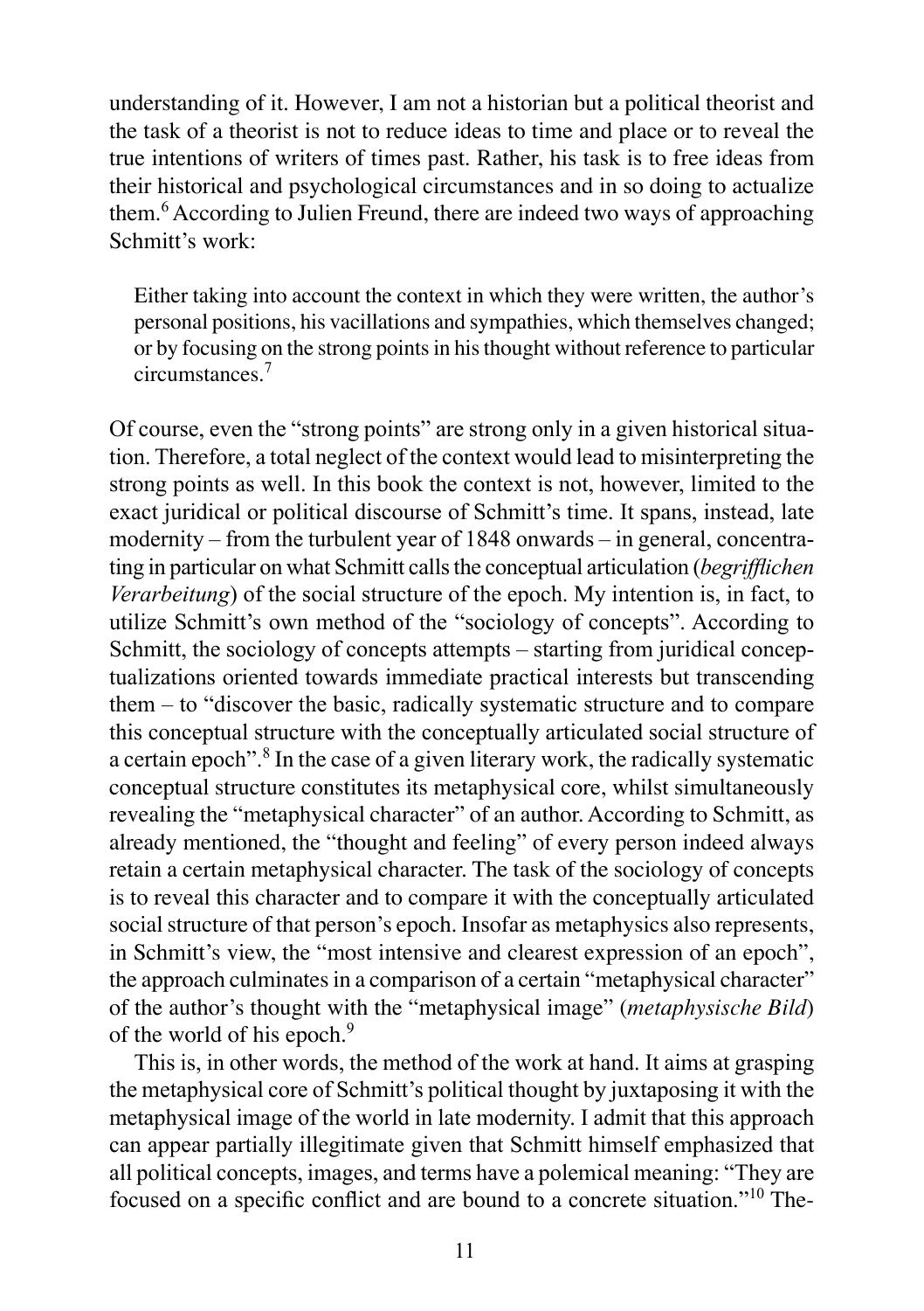understanding of it. However, I am not a historian but a political theorist and the task of a theorist is not to reduce ideas to time and place or to reveal the true intentions of writers of times past. Rather, his task is to free ideas from their historical and psychological circumstances and in so doing to actualize them.[6] According to Julien Freund, there are indeed two ways of approaching Schmitt's work:

> Either taking into account the context in which they were written, the author's personal positions, his vacillations and sympathies, which themselves changed; or by focusing on the strong points in his thought without reference to particular circumstances.[7]

Of course, even the "strong points" are strong only in a given historical situation. Therefore, a total neglect of the context would lead to misinterpreting the strong points as well. In this book the context is not, however, limited to the exact juridical or political discourse of Schmitt's time. It spans, instead, late modernity – from the turbulent year of 1848 onwards – in general, concentrating in particular on what Schmitt calls the conceptual articulation (*begrifflichen Verarbeitung*) of the social structure of the epoch. My intention is, in fact, to utilize Schmitt's own method of the "sociology of concepts". According to Schmitt, the sociology of concepts attempts – starting from juridical conceptualizations oriented towards immediate practical interests but transcending them – to "discover the basic, radically systematic structure and to compare this conceptual structure with the conceptually articulated social structure of a certain epoch".[8] In the case of a given literary work, the radically systematic conceptual structure constitutes its metaphysical core, whilst simultaneously revealing the "metaphysical character" of an author. According to Schmitt, as already mentioned, the "thought and feeling" of every person indeed always retain a certain metaphysical character. The task of the sociology of concepts is to reveal this character and to compare it with the conceptually articulated social structure of that person's epoch. Insofar as metaphysics also represents, in Schmitt's view, the "most intensive and clearest expression of an epoch", the approach culminates in a comparison of a certain "metaphysical character" of the author's thought with the "metaphysical image" (*metaphysische Bild*) of the world of his epoch.[9]

This is, in other words, the method of the work at hand. It aims at grasping the metaphysical core of Schmitt's political thought by juxtaposing it with the metaphysical image of the world in late modernity. I admit that this approach can appear partially illegitimate given that Schmitt himself emphasized that all political concepts, images, and terms have a polemical meaning: "They are focused on a specific conflict and are bound to a concrete situation."[10] The-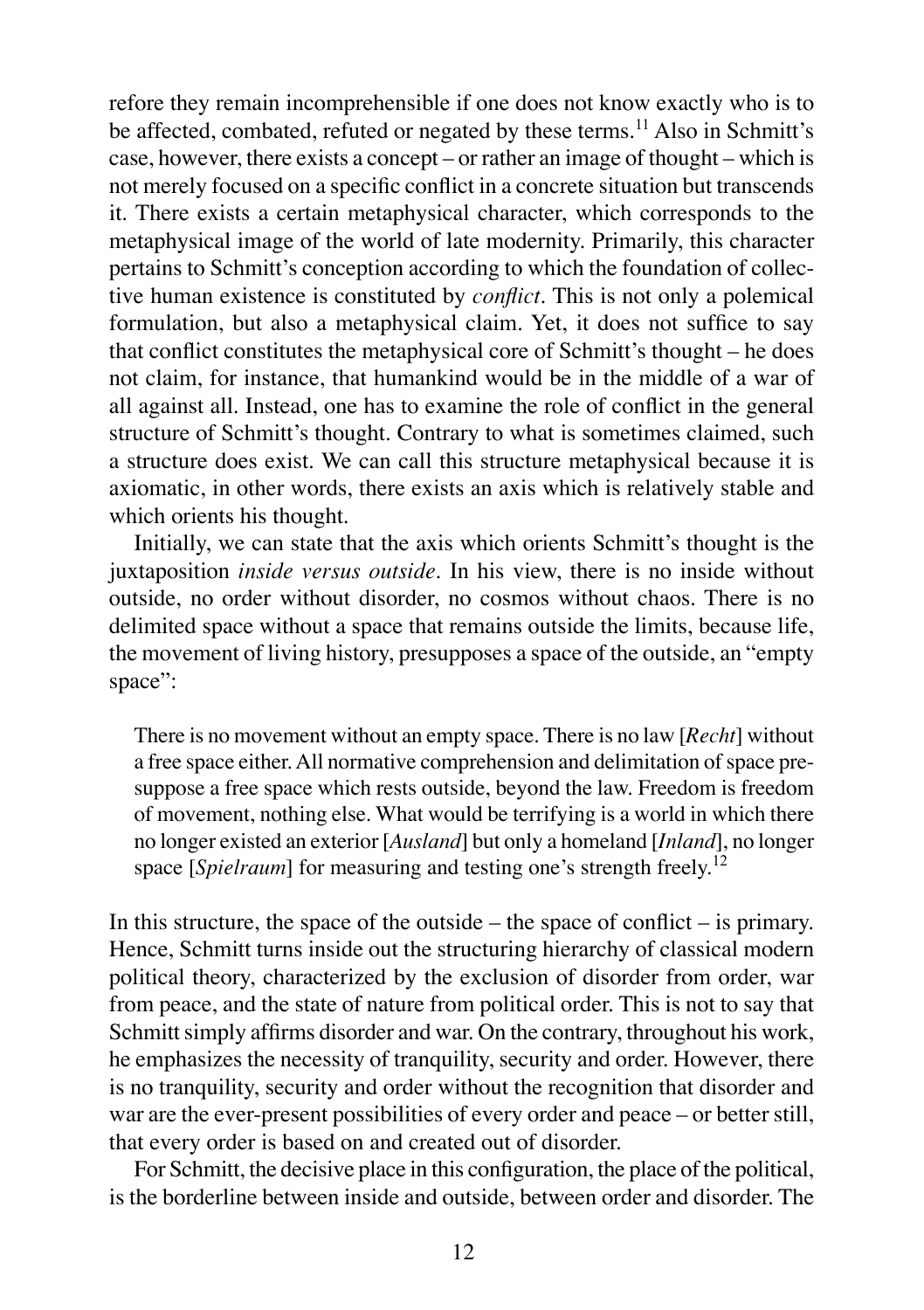refore they remain incomprehensible if one does not know exactly who is to be affected, combated, refuted or negated by these terms.[11] Also in Schmitt's case, however, there exists a concept – or rather an image of thought – which is not merely focused on a specific conflict in a concrete situation but transcends it. There exists a certain metaphysical character, which corresponds to the metaphysical image of the world of late modernity. Primarily, this character pertains to Schmitt's conception according to which the foundation of collective human existence is constituted by *conflict*. This is not only a polemical formulation, but also a metaphysical claim. Yet, it does not suffice to say that conflict constitutes the metaphysical core of Schmitt's thought – he does not claim, for instance, that humankind would be in the middle of a war of all against all. Instead, one has to examine the role of conflict in the general structure of Schmitt's thought. Contrary to what is sometimes claimed, such a structure does exist. We can call this structure metaphysical because it is axiomatic, in other words, there exists an axis which is relatively stable and which orients his thought.

Initially, we can state that the axis which orients Schmitt's thought is the juxtaposition *inside versus outside*. In his view, there is no inside without outside, no order without disorder, no cosmos without chaos. There is no delimited space without a space that remains outside the limits, because life, the movement of living history, presupposes a space of the outside, an "empty space":

> There is no movement without an empty space. There is no law [*Recht*] without a free space either. All normative comprehension and delimitation of space presuppose a free space which rests outside, beyond the law. Freedom is freedom of movement, nothing else. What would be terrifying is a world in which there no longer existed an exterior [*Ausland*] but only a homeland [*Inland*], no longer space [*Spielraum*] for measuring and testing one's strength freely.[12]

In this structure, the space of the outside – the space of conflict – is primary. Hence, Schmitt turns inside out the structuring hierarchy of classical modern political theory, characterized by the exclusion of disorder from order, war from peace, and the state of nature from political order. This is not to say that Schmitt simply affirms disorder and war. On the contrary, throughout his work, he emphasizes the necessity of tranquility, security and order. However, there is no tranquility, security and order without the recognition that disorder and war are the ever-present possibilities of every order and peace – or better still, that every order is based on and created out of disorder.

For Schmitt, the decisive place in this configuration, the place of the political, is the borderline between inside and outside, between order and disorder. The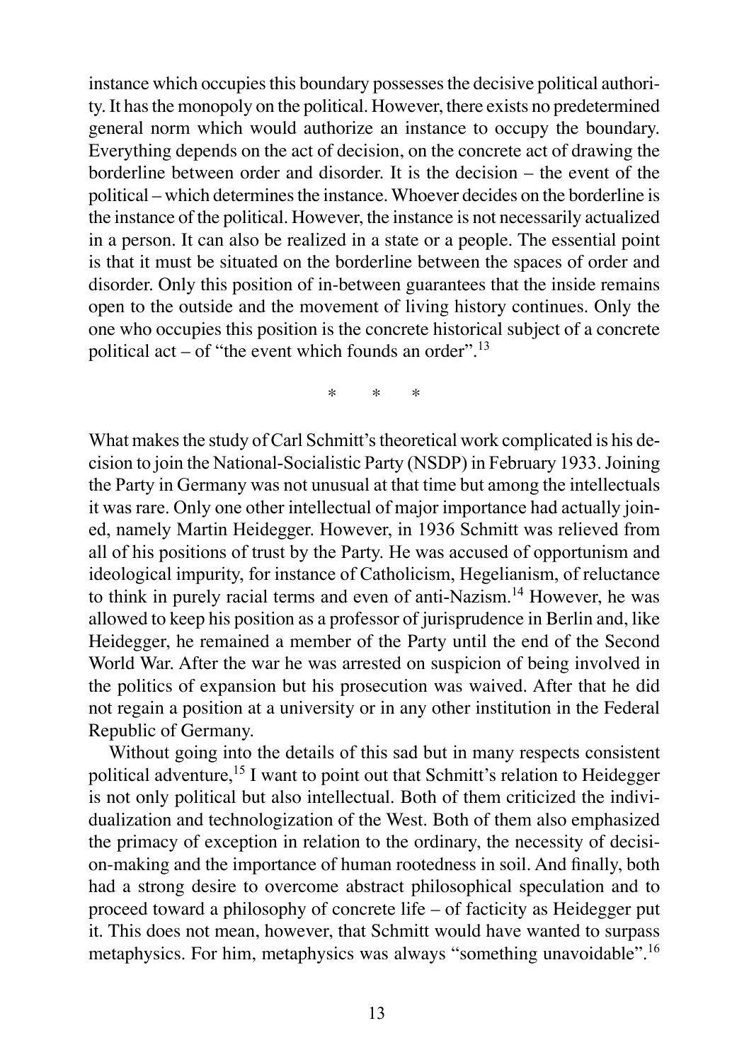instance which occupies this boundary possesses the decisive political authority. It has the monopoly on the political. However, there exists no predetermined general norm which would authorize an instance to occupy the boundary. Everything depends on the act of decision, on the concrete act of drawing the borderline between order and disorder. It is the decision – the event of the political – which determines the instance. Whoever decides on the borderline is the instance of the political. However, the instance is not necessarily actualized in a person. It can also be realized in a state or a people. The essential point is that it must be situated on the borderline between the spaces of order and disorder. Only this position of in-between guarantees that the inside remains open to the outside and the movement of living history continues. Only the one who occupies this position is the concrete historical subject of a concrete political act – of "the event which founds an order".[13]

\* \* \*

What makes the study of Carl Schmitt's theoretical work complicated is his decision to join the National-Socialistic Party (NSDP) in February 1933. Joining the Party in Germany was not unusual at that time but among the intellectuals it was rare. Only one other intellectual of major importance had actually joined, namely Martin Heidegger. However, in 1936 Schmitt was relieved from all of his positions of trust by the Party. He was accused of opportunism and ideological impurity, for instance of Catholicism, Hegelianism, of reluctance to think in purely racial terms and even of anti-Nazism.[14] However, he was allowed to keep his position as a professor of jurisprudence in Berlin and, like Heidegger, he remained a member of the Party until the end of the Second World War. After the war he was arrested on suspicion of being involved in the politics of expansion but his prosecution was waived. After that he did not regain a position at a university or in any other institution in the Federal Republic of Germany.

Without going into the details of this sad but in many respects consistent political adventure,[15] I want to point out that Schmitt's relation to Heidegger is not only political but also intellectual. Both of them criticized the individualization and technologization of the West. Both of them also emphasized the primacy of exception in relation to the ordinary, the necessity of decision-making and the importance of human rootedness in soil. And finally, both had a strong desire to overcome abstract philosophical speculation and to proceed toward a philosophy of concrete life – of facticity as Heidegger put it. This does not mean, however, that Schmitt would have wanted to surpass metaphysics. For him, metaphysics was always "something unavoidable".[16]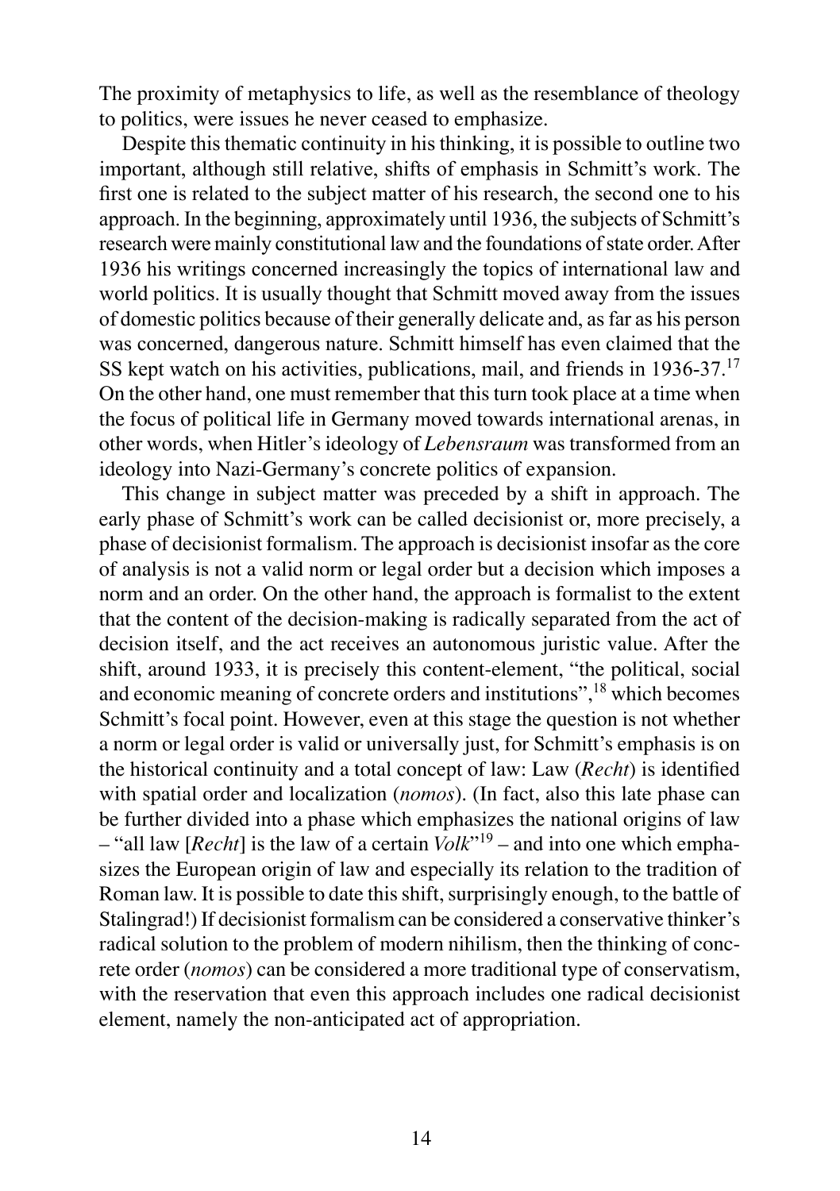The proximity of metaphysics to life, as well as the resemblance of theology to politics, were issues he never ceased to emphasize.

Despite this thematic continuity in his thinking, it is possible to outline two important, although still relative, shifts of emphasis in Schmitt's work. The first one is related to the subject matter of his research, the second one to his approach. In the beginning, approximately until 1936, the subjects of Schmitt's research were mainly constitutional law and the foundations of state order. After 1936 his writings concerned increasingly the topics of international law and world politics. It is usually thought that Schmitt moved away from the issues of domestic politics because of their generally delicate and, as far as his person was concerned, dangerous nature. Schmitt himself has even claimed that the SS kept watch on his activities, publications, mail, and friends in 1936-37.[17] On the other hand, one must remember that this turn took place at a time when the focus of political life in Germany moved towards international arenas, in other words, when Hitler's ideology of *Lebensraum* was transformed from an ideology into Nazi-Germany's concrete politics of expansion.

This change in subject matter was preceded by a shift in approach. The early phase of Schmitt's work can be called decisionist or, more precisely, a phase of decisionist formalism. The approach is decisionist insofar as the core of analysis is not a valid norm or legal order but a decision which imposes a norm and an order. On the other hand, the approach is formalist to the extent that the content of the decision-making is radically separated from the act of decision itself, and the act receives an autonomous juristic value. After the shift, around 1933, it is precisely this content-element, "the political, social and economic meaning of concrete orders and institutions",[18] which becomes Schmitt's focal point. However, even at this stage the question is not whether a norm or legal order is valid or universally just, for Schmitt's emphasis is on the historical continuity and a total concept of law: Law (*Recht*) is identified with spatial order and localization (*nomos*). (In fact, also this late phase can be further divided into a phase which emphasizes the national origins of law – "all law [*Recht*] is the law of a certain *Volk*"[19] – and into one which emphasizes the European origin of law and especially its relation to the tradition of Roman law. It is possible to date this shift, surprisingly enough, to the battle of Stalingrad!) If decisionist formalism can be considered a conservative thinker's radical solution to the problem of modern nihilism, then the thinking of concrete order (*nomos*) can be considered a more traditional type of conservatism, with the reservation that even this approach includes one radical decisionist element, namely the non-anticipated act of appropriation.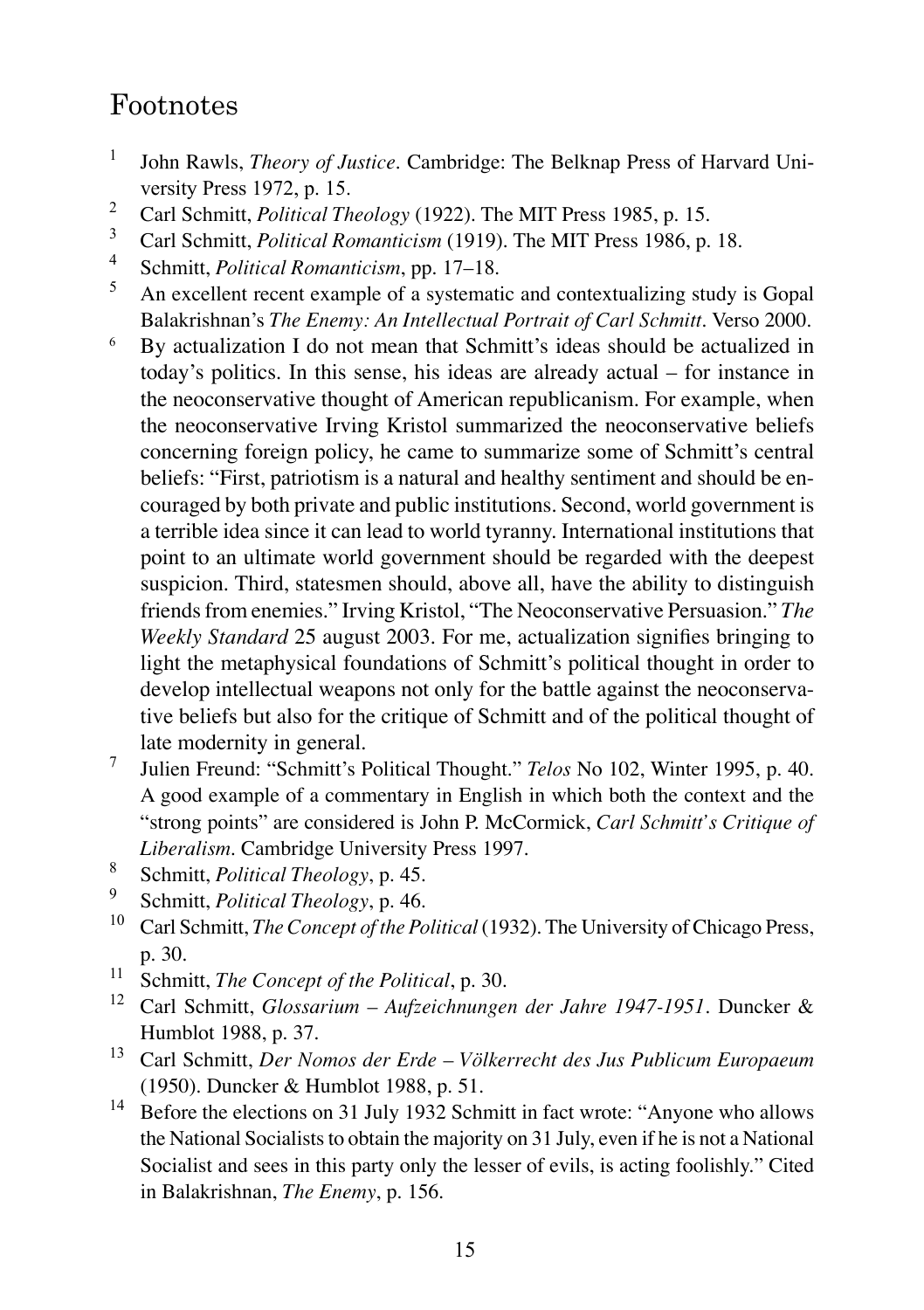## Footnotes

[1] John Rawls, *Theory of Justice*. Cambridge: The Belknap Press of Harvard University Press 1972, p. 15.

[2] Carl Schmitt, *Political Theology* (1922). The MIT Press 1985, p. 15.

[3] Carl Schmitt, *Political Romanticism* (1919). The MIT Press 1986, p. 18.

[4] Schmitt, *Political Romanticism*, pp. 17–18.

[5] An excellent recent example of a systematic and contextualizing study is Gopal Balakrishnan's *The Enemy: An Intellectual Portrait of Carl Schmitt*. Verso 2000.

[6] By actualization I do not mean that Schmitt's ideas should be actualized in today's politics. In this sense, his ideas are already actual – for instance in the neoconservative thought of American republicanism. For example, when the neoconservative Irving Kristol summarized the neoconservative beliefs concerning foreign policy, he came to summarize some of Schmitt's central beliefs: "First, patriotism is a natural and healthy sentiment and should be encouraged by both private and public institutions. Second, world government is a terrible idea since it can lead to world tyranny. International institutions that point to an ultimate world government should be regarded with the deepest suspicion. Third, statesmen should, above all, have the ability to distinguish friends from enemies." Irving Kristol, "The Neoconservative Persuasion." *The Weekly Standard* 25 august 2003. For me, actualization signifies bringing to light the metaphysical foundations of Schmitt's political thought in order to develop intellectual weapons not only for the battle against the neoconservative beliefs but also for the critique of Schmitt and of the political thought of late modernity in general.

[7] Julien Freund: "Schmitt's Political Thought." *Telos* No 102, Winter 1995, p. 40. A good example of a commentary in English in which both the context and the "strong points" are considered is John P. McCormick, *Carl Schmitt's Critique of Liberalism*. Cambridge University Press 1997.

[8] Schmitt, *Political Theology*, p. 45.

[9] Schmitt, *Political Theology*, p. 46.

[10] Carl Schmitt, *The Concept of the Political* (1932). The University of Chicago Press, p. 30.

[11] Schmitt, *The Concept of the Political*, p. 30.

[12] Carl Schmitt, *Glossarium – Aufzeichnungen der Jahre 1947-1951*. Duncker & Humblot 1988, p. 37.

[13] Carl Schmitt, *Der Nomos der Erde – Völkerrecht des Jus Publicum Europaeum* (1950). Duncker & Humblot 1988, p. 51.

[14] Before the elections on 31 July 1932 Schmitt in fact wrote: "Anyone who allows the National Socialists to obtain the majority on 31 July, even if he is not a National Socialist and sees in this party only the lesser of evils, is acting foolishly." Cited in Balakrishnan, *The Enemy*, p. 156.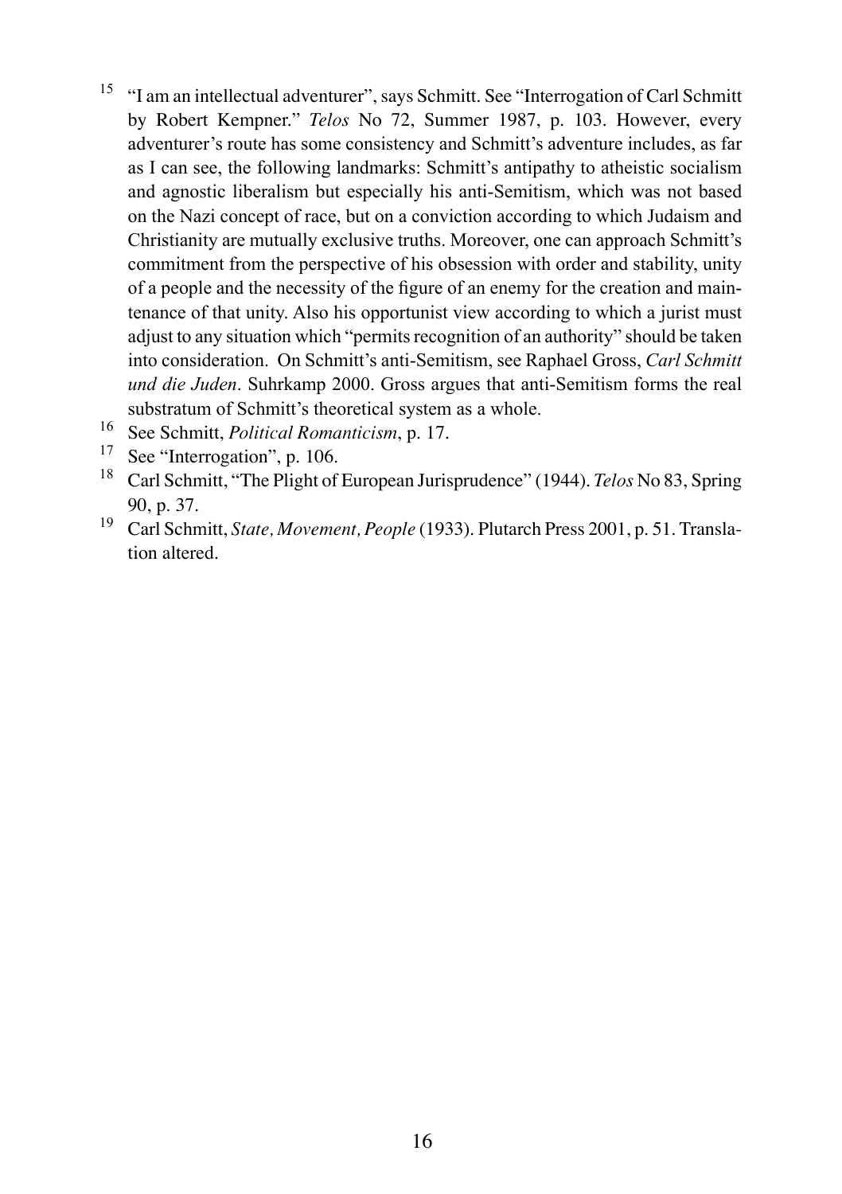[15] "I am an intellectual adventurer", says Schmitt. See "Interrogation of Carl Schmitt by Robert Kempner." *Telos* No 72, Summer 1987, p. 103. However, every adventurer's route has some consistency and Schmitt's adventure includes, as far as I can see, the following landmarks: Schmitt's antipathy to atheistic socialism and agnostic liberalism but especially his anti-Semitism, which was not based on the Nazi concept of race, but on a conviction according to which Judaism and Christianity are mutually exclusive truths. Moreover, one can approach Schmitt's commitment from the perspective of his obsession with order and stability, unity of a people and the necessity of the figure of an enemy for the creation and maintenance of that unity. Also his opportunist view according to which a jurist must adjust to any situation which "permits recognition of an authority" should be taken into consideration. On Schmitt's anti-Semitism, see Raphael Gross, *Carl Schmitt und die Juden*. Suhrkamp 2000. Gross argues that anti-Semitism forms the real substratum of Schmitt's theoretical system as a whole.

[16] See Schmitt, *Political Romanticism*, p. 17.

[17] See "Interrogation", p. 106.

[18] Carl Schmitt, "The Plight of European Jurisprudence" (1944). *Telos* No 83, Spring 90, p. 37.

[19] Carl Schmitt, *State, Movement, People* (1933). Plutarch Press 2001, p. 51. Translation altered.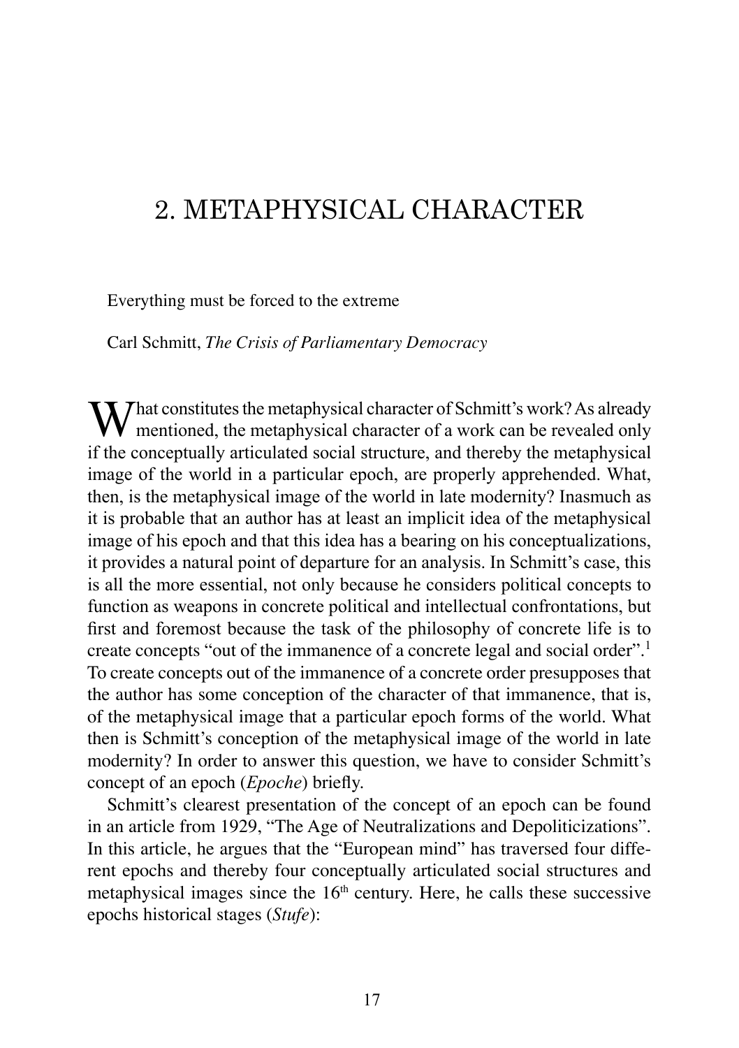# 2. METAPHYSICAL CHARACTER

Everything must be forced to the extreme

Carl Schmitt, *The Crisis of Parliamentary Democracy*

What constitutes the metaphysical character of Schmitt's work? As already mentioned, the metaphysical character of a work can be revealed only if the conceptually articulated social structure, and thereby the metaphysical image of the world in a particular epoch, are properly apprehended. What, then, is the metaphysical image of the world in late modernity? Inasmuch as it is probable that an author has at least an implicit idea of the metaphysical image of his epoch and that this idea has a bearing on his conceptualizations, it provides a natural point of departure for an analysis. In Schmitt's case, this is all the more essential, not only because he considers political concepts to function as weapons in concrete political and intellectual confrontations, but first and foremost because the task of the philosophy of concrete life is to create concepts "out of the immanence of a concrete legal and social order".[1] To create concepts out of the immanence of a concrete order presupposes that the author has some conception of the character of that immanence, that is, of the metaphysical image that a particular epoch forms of the world. What then is Schmitt's conception of the metaphysical image of the world in late modernity? In order to answer this question, we have to consider Schmitt's concept of an epoch (*Epoche*) briefly.

Schmitt's clearest presentation of the concept of an epoch can be found in an article from 1929, "The Age of Neutralizations and Depoliticizations". In this article, he argues that the "European mind" has traversed four different epochs and thereby four conceptually articulated social structures and metaphysical images since the 16th century. Here, he calls these successive epochs historical stages (*Stufe*):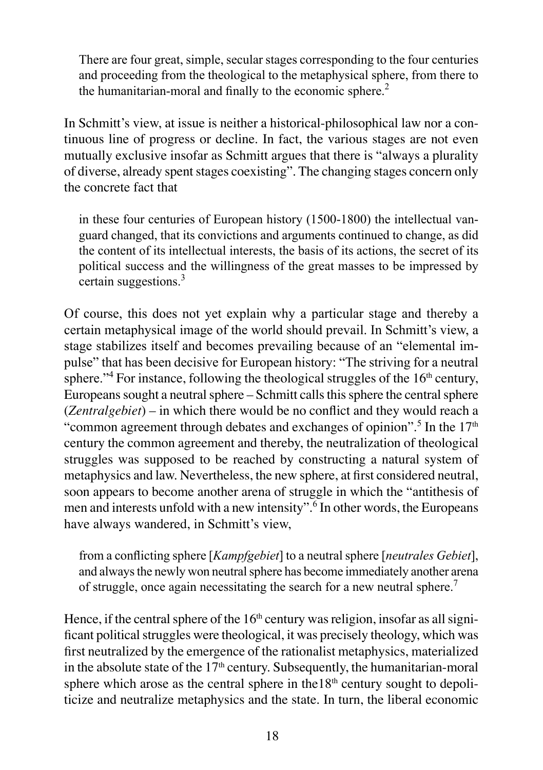> There are four great, simple, secular stages corresponding to the four centuries and proceeding from the theological to the metaphysical sphere, from there to the humanitarian-moral and finally to the economic sphere.[2]

In Schmitt's view, at issue is neither a historical-philosophical law nor a continuous line of progress or decline. In fact, the various stages are not even mutually exclusive insofar as Schmitt argues that there is "always a plurality of diverse, already spent stages coexisting". The changing stages concern only the concrete fact that

> in these four centuries of European history (1500-1800) the intellectual vanguard changed, that its convictions and arguments continued to change, as did the content of its intellectual interests, the basis of its actions, the secret of its political success and the willingness of the great masses to be impressed by certain suggestions.[3]

Of course, this does not yet explain why a particular stage and thereby a certain metaphysical image of the world should prevail. In Schmitt's view, a stage stabilizes itself and becomes prevailing because of an "elemental impulse" that has been decisive for European history: "The striving for a neutral sphere."[4] For instance, following the theological struggles of the 16th century, Europeans sought a neutral sphere – Schmitt calls this sphere the central sphere (*Zentralgebiet*) – in which there would be no conflict and they would reach a "common agreement through debates and exchanges of opinion".[5] In the 17th century the common agreement and thereby, the neutralization of theological struggles was supposed to be reached by constructing a natural system of metaphysics and law. Nevertheless, the new sphere, at first considered neutral, soon appears to become another arena of struggle in which the "antithesis of men and interests unfold with a new intensity".[6] In other words, the Europeans have always wandered, in Schmitt's view,

> from a conflicting sphere [*Kampfgebiet*] to a neutral sphere [*neutrales Gebiet*], and always the newly won neutral sphere has become immediately another arena of struggle, once again necessitating the search for a new neutral sphere.[7]

Hence, if the central sphere of the 16th century was religion, insofar as all significant political struggles were theological, it was precisely theology, which was first neutralized by the emergence of the rationalist metaphysics, materialized in the absolute state of the 17th century. Subsequently, the humanitarian-moral sphere which arose as the central sphere in the18th century sought to depoliticize and neutralize metaphysics and the state. In turn, the liberal economic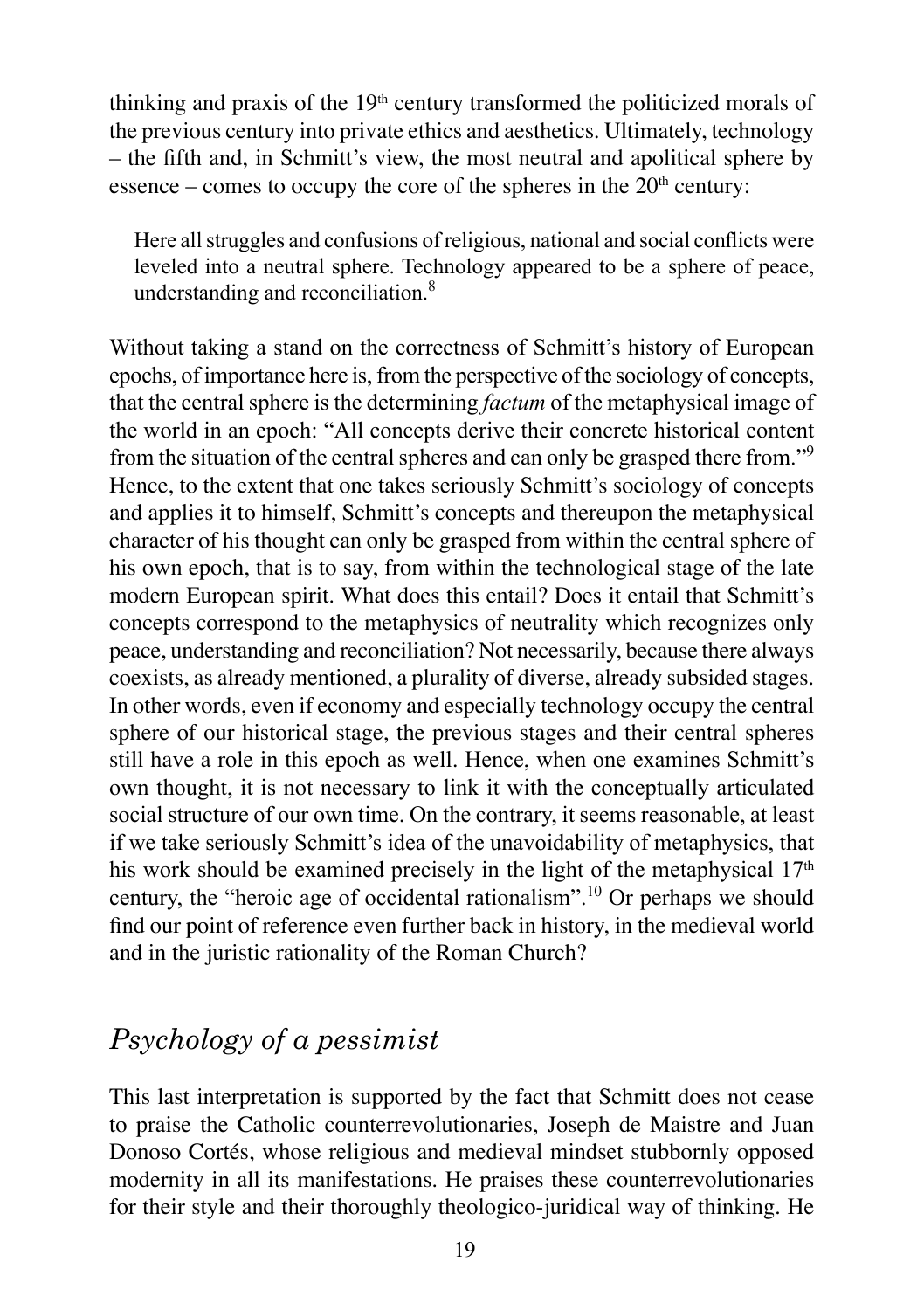thinking and praxis of the 19th century transformed the politicized morals of the previous century into private ethics and aesthetics. Ultimately, technology – the fifth and, in Schmitt's view, the most neutral and apolitical sphere by essence – comes to occupy the core of the spheres in the 20th century:

> Here all struggles and confusions of religious, national and social conflicts were leveled into a neutral sphere. Technology appeared to be a sphere of peace, understanding and reconciliation.[8]

Without taking a stand on the correctness of Schmitt's history of European epochs, of importance here is, from the perspective of the sociology of concepts, that the central sphere is the determining *factum* of the metaphysical image of the world in an epoch: "All concepts derive their concrete historical content from the situation of the central spheres and can only be grasped there from."[9] Hence, to the extent that one takes seriously Schmitt's sociology of concepts and applies it to himself, Schmitt's concepts and thereupon the metaphysical character of his thought can only be grasped from within the central sphere of his own epoch, that is to say, from within the technological stage of the late modern European spirit. What does this entail? Does it entail that Schmitt's concepts correspond to the metaphysics of neutrality which recognizes only peace, understanding and reconciliation? Not necessarily, because there always coexists, as already mentioned, a plurality of diverse, already subsided stages. In other words, even if economy and especially technology occupy the central sphere of our historical stage, the previous stages and their central spheres still have a role in this epoch as well. Hence, when one examines Schmitt's own thought, it is not necessary to link it with the conceptually articulated social structure of our own time. On the contrary, it seems reasonable, at least if we take seriously Schmitt's idea of the unavoidability of metaphysics, that his work should be examined precisely in the light of the metaphysical 17th century, the "heroic age of occidental rationalism".[10] Or perhaps we should find our point of reference even further back in history, in the medieval world and in the juristic rationality of the Roman Church?

## *Psychology of a pessimist*

This last interpretation is supported by the fact that Schmitt does not cease to praise the Catholic counterrevolutionaries, Joseph de Maistre and Juan Donoso Cortés, whose religious and medieval mindset stubbornly opposed modernity in all its manifestations. He praises these counterrevolutionaries for their style and their thoroughly theologico-juridical way of thinking. He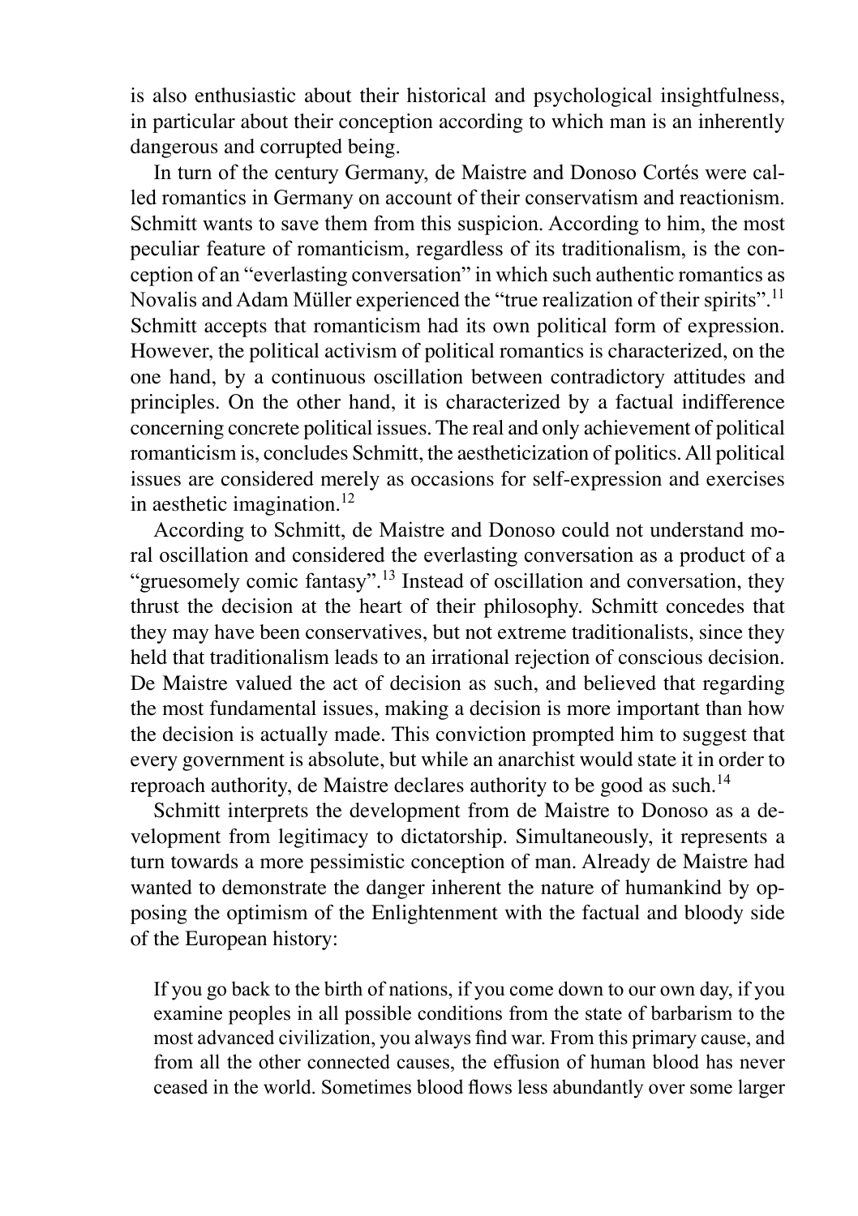is also enthusiastic about their historical and psychological insightfulness, in particular about their conception according to which man is an inherently dangerous and corrupted being.

In turn of the century Germany, de Maistre and Donoso Cortés were called romantics in Germany on account of their conservatism and reactionism. Schmitt wants to save them from this suspicion. According to him, the most peculiar feature of romanticism, regardless of its traditionalism, is the conception of an "everlasting conversation" in which such authentic romantics as Novalis and Adam Müller experienced the "true realization of their spirits".[11] Schmitt accepts that romanticism had its own political form of expression. However, the political activism of political romantics is characterized, on the one hand, by a continuous oscillation between contradictory attitudes and principles. On the other hand, it is characterized by a factual indifference concerning concrete political issues. The real and only achievement of political romanticism is, concludes Schmitt, the aestheticization of politics. All political issues are considered merely as occasions for self-expression and exercises in aesthetic imagination.[12]

According to Schmitt, de Maistre and Donoso could not understand moral oscillation and considered the everlasting conversation as a product of a "gruesomely comic fantasy".[13] Instead of oscillation and conversation, they thrust the decision at the heart of their philosophy. Schmitt concedes that they may have been conservatives, but not extreme traditionalists, since they held that traditionalism leads to an irrational rejection of conscious decision. De Maistre valued the act of decision as such, and believed that regarding the most fundamental issues, making a decision is more important than how the decision is actually made. This conviction prompted him to suggest that every government is absolute, but while an anarchist would state it in order to reproach authority, de Maistre declares authority to be good as such.[14]

Schmitt interprets the development from de Maistre to Donoso as a development from legitimacy to dictatorship. Simultaneously, it represents a turn towards a more pessimistic conception of man. Already de Maistre had wanted to demonstrate the danger inherent the nature of humankind by opposing the optimism of the Enlightenment with the factual and bloody side of the European history:

> If you go back to the birth of nations, if you come down to our own day, if you examine peoples in all possible conditions from the state of barbarism to the most advanced civilization, you always find war. From this primary cause, and from all the other connected causes, the effusion of human blood has never ceased in the world. Sometimes blood flows less abundantly over some larger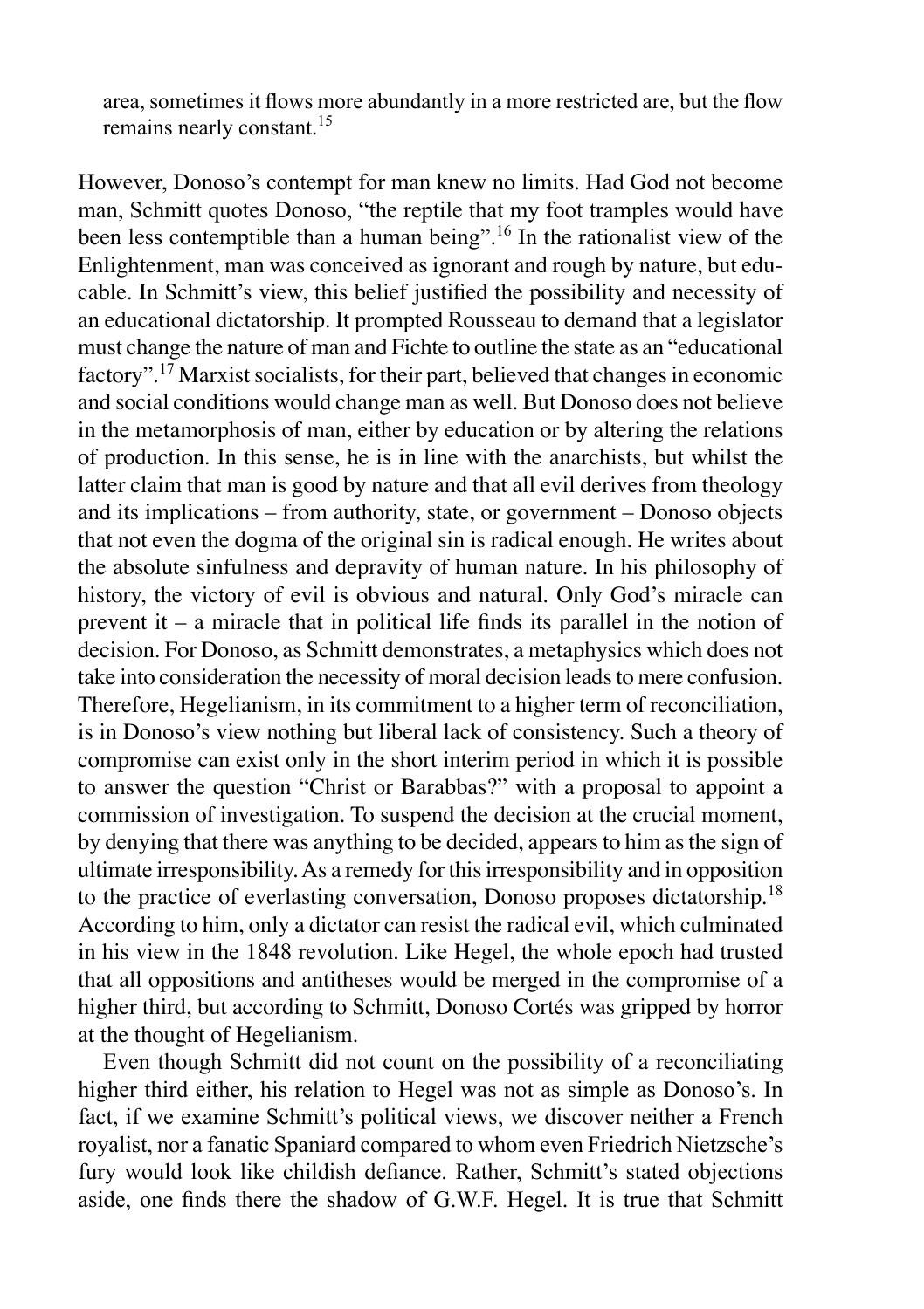area, sometimes it flows more abundantly in a more restricted are, but the flow remains nearly constant.[15]

However, Donoso's contempt for man knew no limits. Had God not become man, Schmitt quotes Donoso, "the reptile that my foot tramples would have been less contemptible than a human being".[16] In the rationalist view of the Enlightenment, man was conceived as ignorant and rough by nature, but educable. In Schmitt's view, this belief justified the possibility and necessity of an educational dictatorship. It prompted Rousseau to demand that a legislator must change the nature of man and Fichte to outline the state as an "educational factory".[17] Marxist socialists, for their part, believed that changes in economic and social conditions would change man as well. But Donoso does not believe in the metamorphosis of man, either by education or by altering the relations of production. In this sense, he is in line with the anarchists, but whilst the latter claim that man is good by nature and that all evil derives from theology and its implications – from authority, state, or government – Donoso objects that not even the dogma of the original sin is radical enough. He writes about the absolute sinfulness and depravity of human nature. In his philosophy of history, the victory of evil is obvious and natural. Only God's miracle can prevent it – a miracle that in political life finds its parallel in the notion of decision. For Donoso, as Schmitt demonstrates, a metaphysics which does not take into consideration the necessity of moral decision leads to mere confusion. Therefore, Hegelianism, in its commitment to a higher term of reconciliation, is in Donoso's view nothing but liberal lack of consistency. Such a theory of compromise can exist only in the short interim period in which it is possible to answer the question "Christ or Barabbas?" with a proposal to appoint a commission of investigation. To suspend the decision at the crucial moment, by denying that there was anything to be decided, appears to him as the sign of ultimate irresponsibility. As a remedy for this irresponsibility and in opposition to the practice of everlasting conversation, Donoso proposes dictatorship.[18] According to him, only a dictator can resist the radical evil, which culminated in his view in the 1848 revolution. Like Hegel, the whole epoch had trusted that all oppositions and antitheses would be merged in the compromise of a higher third, but according to Schmitt, Donoso Cortés was gripped by horror at the thought of Hegelianism.

Even though Schmitt did not count on the possibility of a reconciliating higher third either, his relation to Hegel was not as simple as Donoso's. In fact, if we examine Schmitt's political views, we discover neither a French royalist, nor a fanatic Spaniard compared to whom even Friedrich Nietzsche's fury would look like childish defiance. Rather, Schmitt's stated objections aside, one finds there the shadow of G.W.F. Hegel. It is true that Schmitt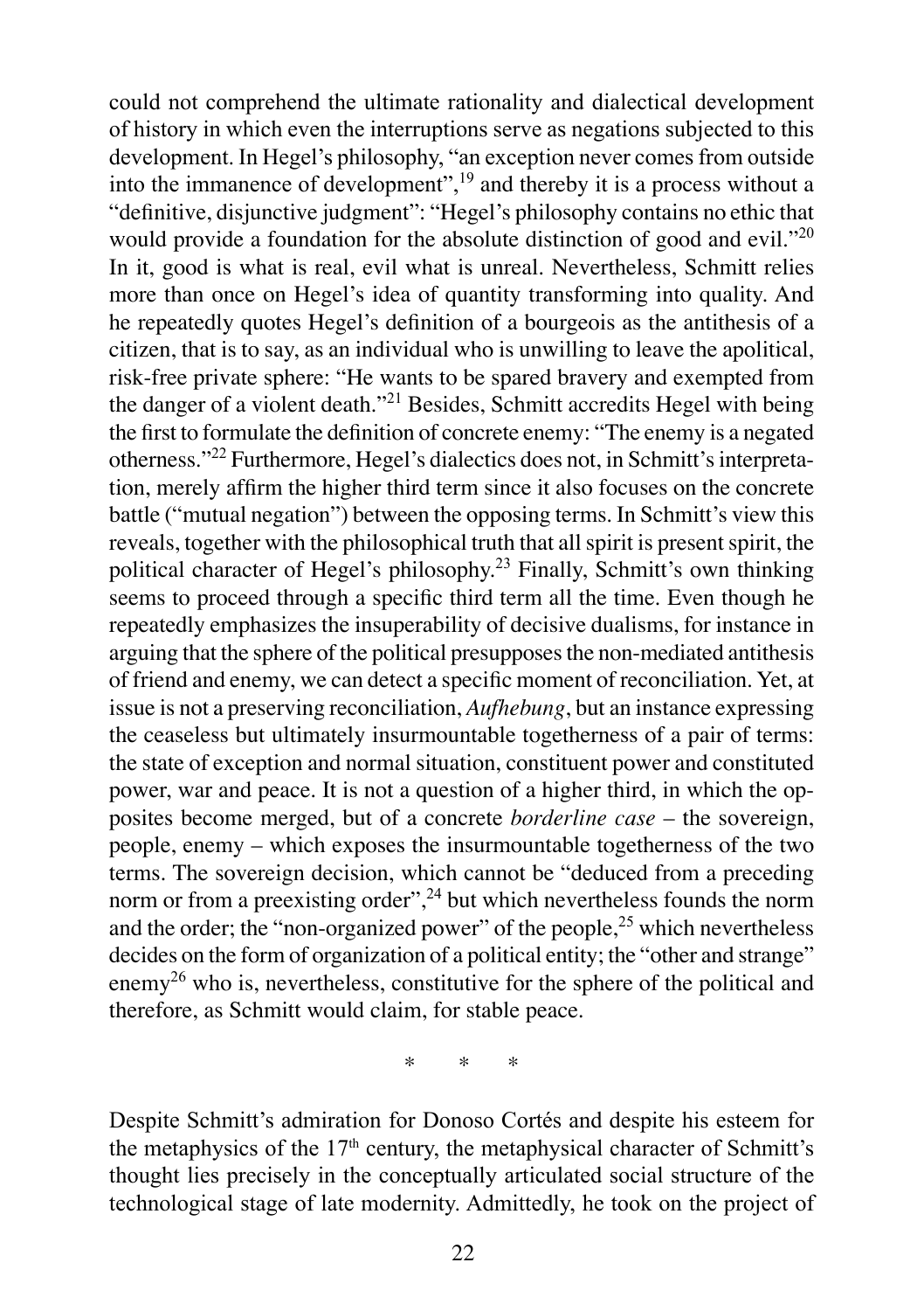could not comprehend the ultimate rationality and dialectical development of history in which even the interruptions serve as negations subjected to this development. In Hegel's philosophy, "an exception never comes from outside into the immanence of development",[19] and thereby it is a process without a "definitive, disjunctive judgment": "Hegel's philosophy contains no ethic that would provide a foundation for the absolute distinction of good and evil."[20] In it, good is what is real, evil what is unreal. Nevertheless, Schmitt relies more than once on Hegel's idea of quantity transforming into quality. And he repeatedly quotes Hegel's definition of a bourgeois as the antithesis of a citizen, that is to say, as an individual who is unwilling to leave the apolitical, risk-free private sphere: "He wants to be spared bravery and exempted from the danger of a violent death."[21] Besides, Schmitt accredits Hegel with being the first to formulate the definition of concrete enemy: "The enemy is a negated otherness."[22] Furthermore, Hegel's dialectics does not, in Schmitt's interpretation, merely affirm the higher third term since it also focuses on the concrete battle ("mutual negation") between the opposing terms. In Schmitt's view this reveals, together with the philosophical truth that all spirit is present spirit, the political character of Hegel's philosophy.[23] Finally, Schmitt's own thinking seems to proceed through a specific third term all the time. Even though he repeatedly emphasizes the insuperability of decisive dualisms, for instance in arguing that the sphere of the political presupposes the non-mediated antithesis of friend and enemy, we can detect a specific moment of reconciliation. Yet, at issue is not a preserving reconciliation, *Aufhebung*, but an instance expressing the ceaseless but ultimately insurmountable togetherness of a pair of terms: the state of exception and normal situation, constituent power and constituted power, war and peace. It is not a question of a higher third, in which the opposites become merged, but of a concrete *borderline case* – the sovereign, people, enemy – which exposes the insurmountable togetherness of the two terms. The sovereign decision, which cannot be "deduced from a preceding norm or from a preexisting order",[24] but which nevertheless founds the norm and the order; the "non-organized power" of the people,[25] which nevertheless decides on the form of organization of a political entity; the "other and strange" enemy[26] who is, nevertheless, constitutive for the sphere of the political and therefore, as Schmitt would claim, for stable peace.

\* \* \*

Despite Schmitt's admiration for Donoso Cortés and despite his esteem for the metaphysics of the 17th century, the metaphysical character of Schmitt's thought lies precisely in the conceptually articulated social structure of the technological stage of late modernity. Admittedly, he took on the project of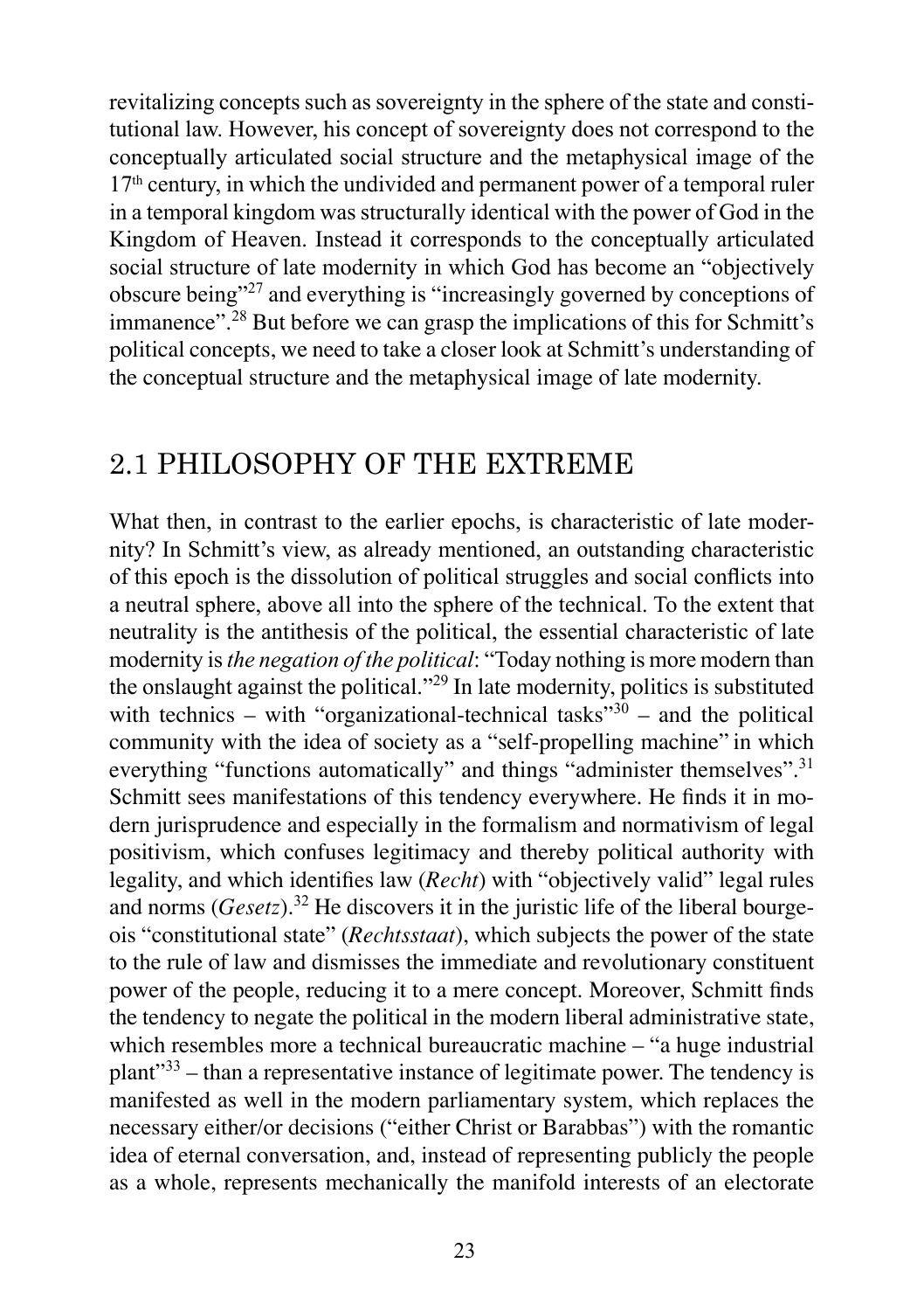revitalizing concepts such as sovereignty in the sphere of the state and constitutional law. However, his concept of sovereignty does not correspond to the conceptually articulated social structure and the metaphysical image of the 17th century, in which the undivided and permanent power of a temporal ruler in a temporal kingdom was structurally identical with the power of God in the Kingdom of Heaven. Instead it corresponds to the conceptually articulated social structure of late modernity in which God has become an "objectively obscure being"[27] and everything is "increasingly governed by conceptions of immanence".[28] But before we can grasp the implications of this for Schmitt's political concepts, we need to take a closer look at Schmitt's understanding of the conceptual structure and the metaphysical image of late modernity.

## 2.1 PHILOSOPHY OF THE EXTREME

What then, in contrast to the earlier epochs, is characteristic of late modernity? In Schmitt's view, as already mentioned, an outstanding characteristic of this epoch is the dissolution of political struggles and social conflicts into a neutral sphere, above all into the sphere of the technical. To the extent that neutrality is the antithesis of the political, the essential characteristic of late modernity is *the negation of the political*: "Today nothing is more modern than the onslaught against the political."[29] In late modernity, politics is substituted with technics – with "organizational-technical tasks"[30] – and the political community with the idea of society as a "self-propelling machine" in which everything "functions automatically" and things "administer themselves".[31] Schmitt sees manifestations of this tendency everywhere. He finds it in modern jurisprudence and especially in the formalism and normativism of legal positivism, which confuses legitimacy and thereby political authority with legality, and which identifies law (*Recht*) with "objectively valid" legal rules and norms (*Gesetz*).[32] He discovers it in the juristic life of the liberal bourgeois "constitutional state" (*Rechtsstaat*), which subjects the power of the state to the rule of law and dismisses the immediate and revolutionary constituent power of the people, reducing it to a mere concept. Moreover, Schmitt finds the tendency to negate the political in the modern liberal administrative state, which resembles more a technical bureaucratic machine – "a huge industrial plant"[33] – than a representative instance of legitimate power. The tendency is manifested as well in the modern parliamentary system, which replaces the necessary either/or decisions ("either Christ or Barabbas") with the romantic idea of eternal conversation, and, instead of representing publicly the people as a whole, represents mechanically the manifold interests of an electorate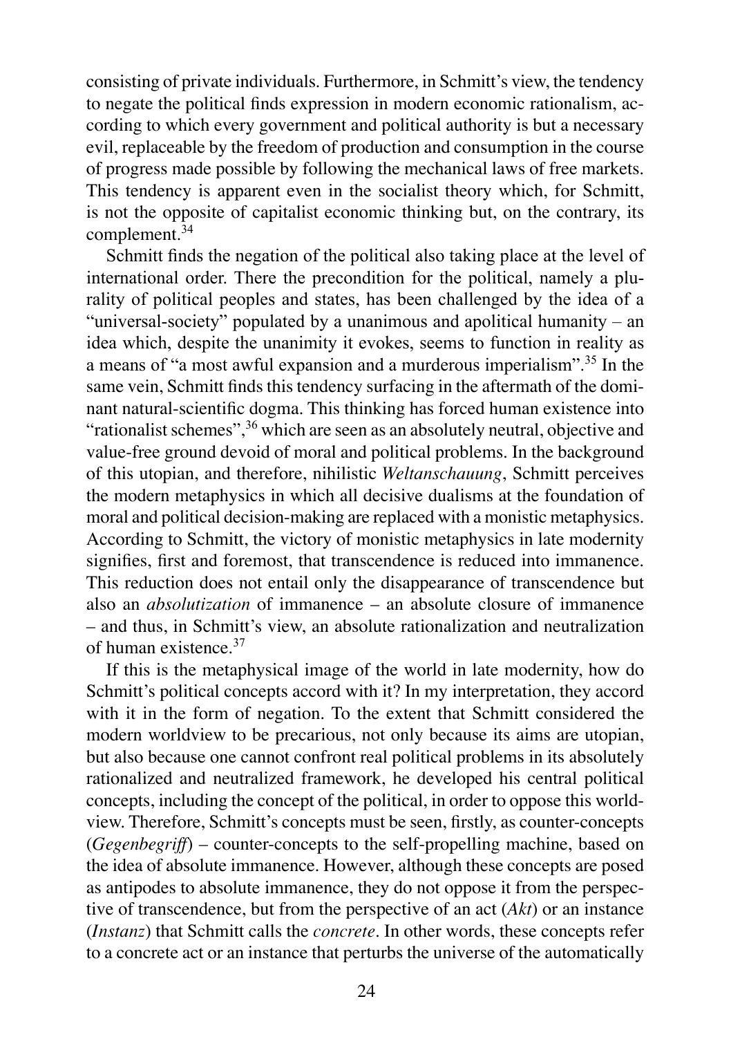consisting of private individuals. Furthermore, in Schmitt's view, the tendency to negate the political finds expression in modern economic rationalism, according to which every government and political authority is but a necessary evil, replaceable by the freedom of production and consumption in the course of progress made possible by following the mechanical laws of free markets. This tendency is apparent even in the socialist theory which, for Schmitt, is not the opposite of capitalist economic thinking but, on the contrary, its complement.[34]

Schmitt finds the negation of the political also taking place at the level of international order. There the precondition for the political, namely a plurality of political peoples and states, has been challenged by the idea of a "universal-society" populated by a unanimous and apolitical humanity – an idea which, despite the unanimity it evokes, seems to function in reality as a means of "a most awful expansion and a murderous imperialism".[35] In the same vein, Schmitt finds this tendency surfacing in the aftermath of the dominant natural-scientific dogma. This thinking has forced human existence into "rationalist schemes",[36] which are seen as an absolutely neutral, objective and value-free ground devoid of moral and political problems. In the background of this utopian, and therefore, nihilistic *Weltanschauung*, Schmitt perceives the modern metaphysics in which all decisive dualisms at the foundation of moral and political decision-making are replaced with a monistic metaphysics. According to Schmitt, the victory of monistic metaphysics in late modernity signifies, first and foremost, that transcendence is reduced into immanence. This reduction does not entail only the disappearance of transcendence but also an *absolutization* of immanence – an absolute closure of immanence – and thus, in Schmitt's view, an absolute rationalization and neutralization of human existence.[37]

If this is the metaphysical image of the world in late modernity, how do Schmitt's political concepts accord with it? In my interpretation, they accord with it in the form of negation. To the extent that Schmitt considered the modern worldview to be precarious, not only because its aims are utopian, but also because one cannot confront real political problems in its absolutely rationalized and neutralized framework, he developed his central political concepts, including the concept of the political, in order to oppose this worldview. Therefore, Schmitt's concepts must be seen, firstly, as counter-concepts (*Gegenbegriff*) – counter-concepts to the self-propelling machine, based on the idea of absolute immanence. However, although these concepts are posed as antipodes to absolute immanence, they do not oppose it from the perspective of transcendence, but from the perspective of an act (*Akt*) or an instance (*Instanz*) that Schmitt calls the *concrete*. In other words, these concepts refer to a concrete act or an instance that perturbs the universe of the automatically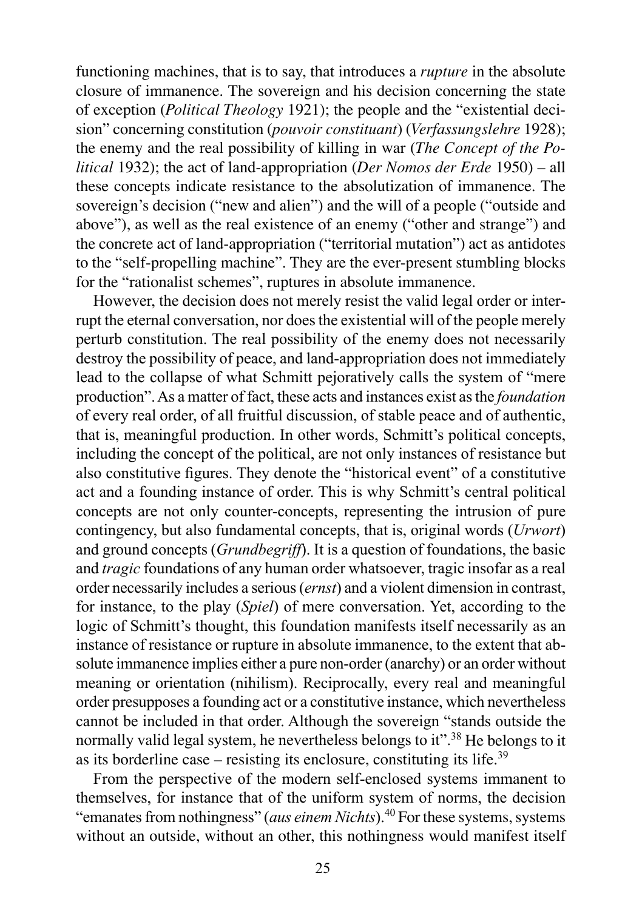functioning machines, that is to say, that introduces a *rupture* in the absolute closure of immanence. The sovereign and his decision concerning the state of exception (*Political Theology* 1921); the people and the "existential decision" concerning constitution (*pouvoir constituant*) (*Verfassungslehre* 1928); the enemy and the real possibility of killing in war (*The Concept of the Political* 1932); the act of land-appropriation (*Der Nomos der Erde* 1950) – all these concepts indicate resistance to the absolutization of immanence. The sovereign's decision ("new and alien") and the will of a people ("outside and above"), as well as the real existence of an enemy ("other and strange") and the concrete act of land-appropriation ("territorial mutation") act as antidotes to the "self-propelling machine". They are the ever-present stumbling blocks for the "rationalist schemes", ruptures in absolute immanence.

However, the decision does not merely resist the valid legal order or interrupt the eternal conversation, nor does the existential will of the people merely perturb constitution. The real possibility of the enemy does not necessarily destroy the possibility of peace, and land-appropriation does not immediately lead to the collapse of what Schmitt pejoratively calls the system of "mere production". As a matter of fact, these acts and instances exist as the *foundation* of every real order, of all fruitful discussion, of stable peace and of authentic, that is, meaningful production. In other words, Schmitt's political concepts, including the concept of the political, are not only instances of resistance but also constitutive figures. They denote the "historical event" of a constitutive act and a founding instance of order. This is why Schmitt's central political concepts are not only counter-concepts, representing the intrusion of pure contingency, but also fundamental concepts, that is, original words (*Urwort*) and ground concepts (*Grundbegriff*). It is a question of foundations, the basic and *tragic* foundations of any human order whatsoever, tragic insofar as a real order necessarily includes a serious (*ernst*) and a violent dimension in contrast, for instance, to the play (*Spiel*) of mere conversation. Yet, according to the logic of Schmitt's thought, this foundation manifests itself necessarily as an instance of resistance or rupture in absolute immanence, to the extent that absolute immanence implies either a pure non-order (anarchy) or an order without meaning or orientation (nihilism). Reciprocally, every real and meaningful order presupposes a founding act or a constitutive instance, which nevertheless cannot be included in that order. Although the sovereign "stands outside the normally valid legal system, he nevertheless belongs to it".[38] He belongs to it as its borderline case – resisting its enclosure, constituting its life.[39]

From the perspective of the modern self-enclosed systems immanent to themselves, for instance that of the uniform system of norms, the decision "emanates from nothingness" (*aus einem Nichts*).[40] For these systems, systems without an outside, without an other, this nothingness would manifest itself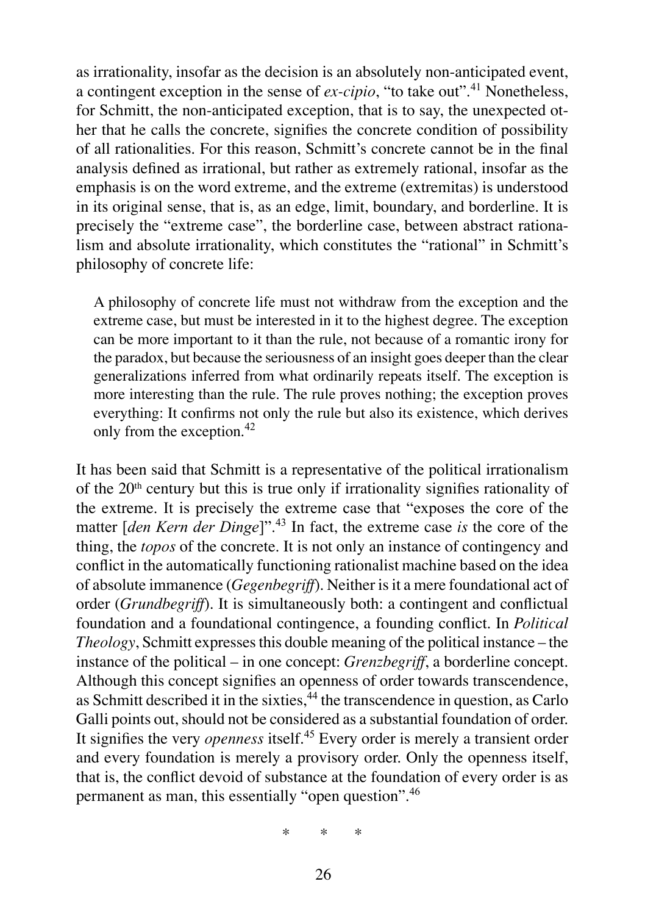as irrationality, insofar as the decision is an absolutely non-anticipated event, a contingent exception in the sense of *ex-cipio*, "to take out".[41] Nonetheless, for Schmitt, the non-anticipated exception, that is to say, the unexpected other that he calls the concrete, signifies the concrete condition of possibility of all rationalities. For this reason, Schmitt's concrete cannot be in the final analysis defined as irrational, but rather as extremely rational, insofar as the emphasis is on the word extreme, and the extreme (extremitas) is understood in its original sense, that is, as an edge, limit, boundary, and borderline. It is precisely the "extreme case", the borderline case, between abstract rationalism and absolute irrationality, which constitutes the "rational" in Schmitt's philosophy of concrete life:

> A philosophy of concrete life must not withdraw from the exception and the extreme case, but must be interested in it to the highest degree. The exception can be more important to it than the rule, not because of a romantic irony for the paradox, but because the seriousness of an insight goes deeper than the clear generalizations inferred from what ordinarily repeats itself. The exception is more interesting than the rule. The rule proves nothing; the exception proves everything: It confirms not only the rule but also its existence, which derives only from the exception.[42]

It has been said that Schmitt is a representative of the political irrationalism of the 20th century but this is true only if irrationality signifies rationality of the extreme. It is precisely the extreme case that "exposes the core of the matter [*den Kern der Dinge*]".[43] In fact, the extreme case *is* the core of the thing, the *topos* of the concrete. It is not only an instance of contingency and conflict in the automatically functioning rationalist machine based on the idea of absolute immanence (*Gegenbegriff*). Neither is it a mere foundational act of order (*Grundbegriff*). It is simultaneously both: a contingent and conflictual foundation and a foundational contingence, a founding conflict. In *Political Theology*, Schmitt expresses this double meaning of the political instance – the instance of the political – in one concept: *Grenzbegriff*, a borderline concept. Although this concept signifies an openness of order towards transcendence, as Schmitt described it in the sixties,[44] the transcendence in question, as Carlo Galli points out, should not be considered as a substantial foundation of order. It signifies the very *openness* itself.[45] Every order is merely a transient order and every foundation is merely a provisory order. Only the openness itself, that is, the conflict devoid of substance at the foundation of every order is as permanent as man, this essentially "open question".[46]

\*   \*   \*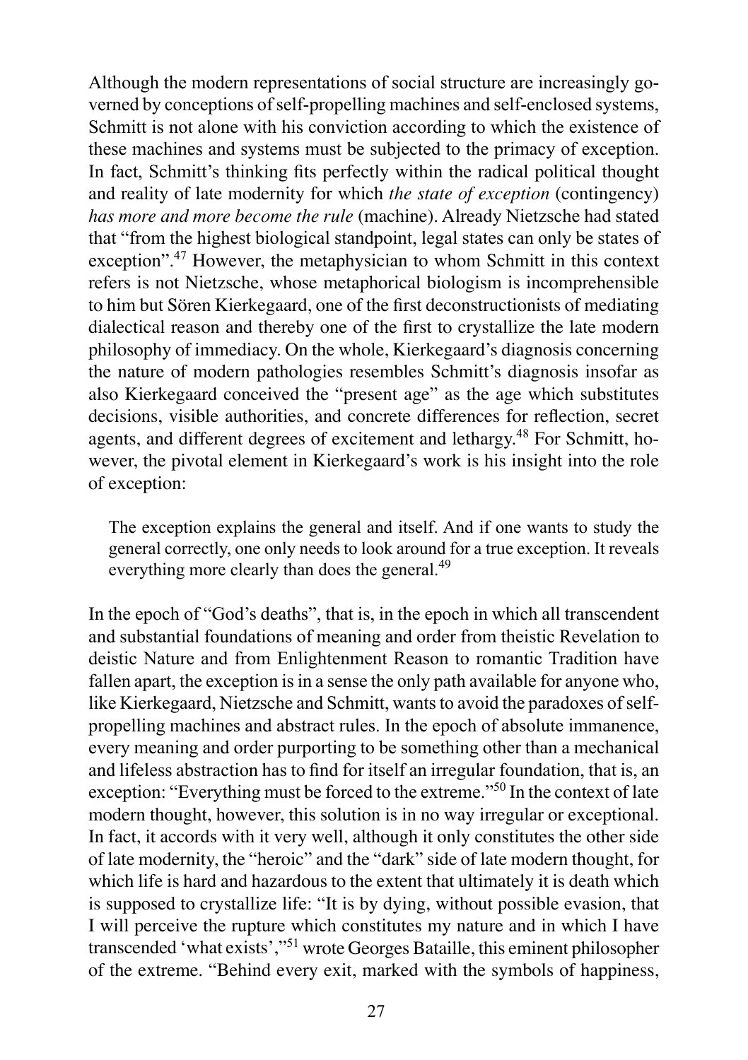Although the modern representations of social structure are increasingly governed by conceptions of self-propelling machines and self-enclosed systems, Schmitt is not alone with his conviction according to which the existence of these machines and systems must be subjected to the primacy of exception. In fact, Schmitt's thinking fits perfectly within the radical political thought and reality of late modernity for which *the state of exception* (contingency) *has more and more become the rule* (machine). Already Nietzsche had stated that "from the highest biological standpoint, legal states can only be states of exception".[47] However, the metaphysician to whom Schmitt in this context refers is not Nietzsche, whose metaphorical biologism is incomprehensible to him but Sören Kierkegaard, one of the first deconstructionists of mediating dialectical reason and thereby one of the first to crystallize the late modern philosophy of immediacy. On the whole, Kierkegaard's diagnosis concerning the nature of modern pathologies resembles Schmitt's diagnosis insofar as also Kierkegaard conceived the "present age" as the age which substitutes decisions, visible authorities, and concrete differences for reflection, secret agents, and different degrees of excitement and lethargy.[48] For Schmitt, however, the pivotal element in Kierkegaard's work is his insight into the role of exception:

> The exception explains the general and itself. And if one wants to study the general correctly, one only needs to look around for a true exception. It reveals everything more clearly than does the general.[49]

In the epoch of "God's deaths", that is, in the epoch in which all transcendent and substantial foundations of meaning and order from theistic Revelation to deistic Nature and from Enlightenment Reason to romantic Tradition have fallen apart, the exception is in a sense the only path available for anyone who, like Kierkegaard, Nietzsche and Schmitt, wants to avoid the paradoxes of self-propelling machines and abstract rules. In the epoch of absolute immanence, every meaning and order purporting to be something other than a mechanical and lifeless abstraction has to find for itself an irregular foundation, that is, an exception: "Everything must be forced to the extreme."[50] In the context of late modern thought, however, this solution is in no way irregular or exceptional. In fact, it accords with it very well, although it only constitutes the other side of late modernity, the "heroic" and the "dark" side of late modern thought, for which life is hard and hazardous to the extent that ultimately it is death which is supposed to crystallize life: "It is by dying, without possible evasion, that I will perceive the rupture which constitutes my nature and in which I have transcended 'what exists',"[51] wrote Georges Bataille, this eminent philosopher of the extreme. "Behind every exit, marked with the symbols of happiness,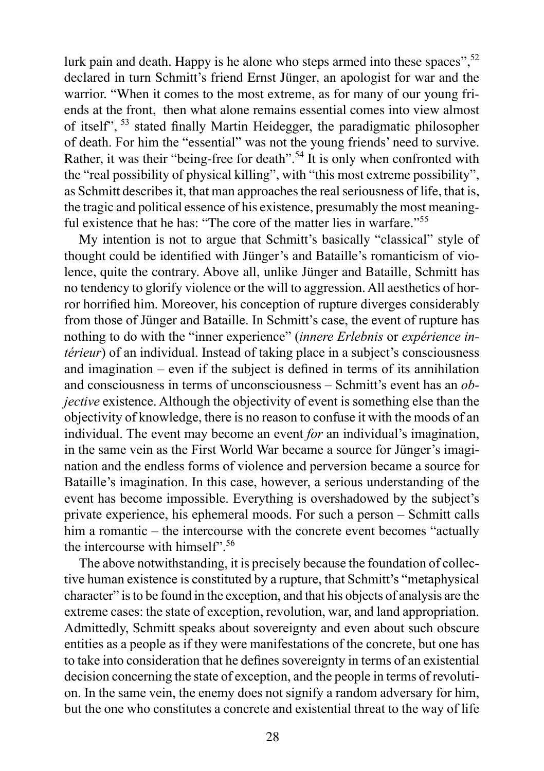lurk pain and death. Happy is he alone who steps armed into these spaces",[52] declared in turn Schmitt's friend Ernst Jünger, an apologist for war and the warrior. "When it comes to the most extreme, as for many of our young friends at the front, then what alone remains essential comes into view almost of itself", [53] stated finally Martin Heidegger, the paradigmatic philosopher of death. For him the "essential" was not the young friends' need to survive. Rather, it was their "being-free for death".[54] It is only when confronted with the "real possibility of physical killing", with "this most extreme possibility", as Schmitt describes it, that man approaches the real seriousness of life, that is, the tragic and political essence of his existence, presumably the most meaningful existence that he has: "The core of the matter lies in warfare."[55]

My intention is not to argue that Schmitt's basically "classical" style of thought could be identified with Jünger's and Bataille's romanticism of violence, quite the contrary. Above all, unlike Jünger and Bataille, Schmitt has no tendency to glorify violence or the will to aggression. All aesthetics of horror horrified him. Moreover, his conception of rupture diverges considerably from those of Jünger and Bataille. In Schmitt's case, the event of rupture has nothing to do with the "inner experience" (*innere Erlebnis* or *expérience intérieur*) of an individual. Instead of taking place in a subject's consciousness and imagination – even if the subject is defined in terms of its annihilation and consciousness in terms of unconsciousness – Schmitt's event has an *objective* existence. Although the objectivity of event is something else than the objectivity of knowledge, there is no reason to confuse it with the moods of an individual. The event may become an event *for* an individual's imagination, in the same vein as the First World War became a source for Jünger's imagination and the endless forms of violence and perversion became a source for Bataille's imagination. In this case, however, a serious understanding of the event has become impossible. Everything is overshadowed by the subject's private experience, his ephemeral moods. For such a person – Schmitt calls him a romantic – the intercourse with the concrete event becomes "actually the intercourse with himself".[56]

The above notwithstanding, it is precisely because the foundation of collective human existence is constituted by a rupture, that Schmitt's "metaphysical character" is to be found in the exception, and that his objects of analysis are the extreme cases: the state of exception, revolution, war, and land appropriation. Admittedly, Schmitt speaks about sovereignty and even about such obscure entities as a people as if they were manifestations of the concrete, but one has to take into consideration that he defines sovereignty in terms of an existential decision concerning the state of exception, and the people in terms of revolution. In the same vein, the enemy does not signify a random adversary for him, but the one who constitutes a concrete and existential threat to the way of life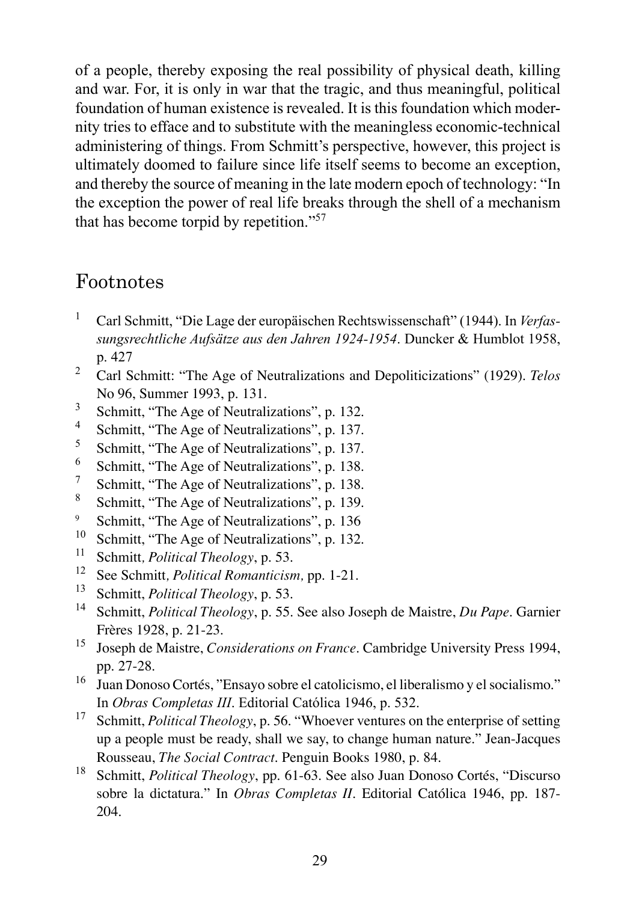of a people, thereby exposing the real possibility of physical death, killing and war. For, it is only in war that the tragic, and thus meaningful, political foundation of human existence is revealed. It is this foundation which modernity tries to efface and to substitute with the meaningless economic-technical administering of things. From Schmitt's perspective, however, this project is ultimately doomed to failure since life itself seems to become an exception, and thereby the source of meaning in the late modern epoch of technology: "In the exception the power of real life breaks through the shell of a mechanism that has become torpid by repetition."[57]

## Footnotes

1. Carl Schmitt, "Die Lage der europäischen Rechtswissenschaft" (1944). In *Verfassungsrechtliche Aufsätze aus den Jahren 1924-1954*. Duncker & Humblot 1958, p. 427
2. Carl Schmitt: "The Age of Neutralizations and Depoliticizations" (1929). *Telos* No 96, Summer 1993, p. 131.
3. Schmitt, "The Age of Neutralizations", p. 132.
4. Schmitt, "The Age of Neutralizations", p. 137.
5. Schmitt, "The Age of Neutralizations", p. 137.
6. Schmitt, "The Age of Neutralizations", p. 138.
7. Schmitt, "The Age of Neutralizations", p. 138.
8. Schmitt, "The Age of Neutralizations", p. 139.
9. Schmitt, "The Age of Neutralizations", p. 136
10. Schmitt, "The Age of Neutralizations", p. 132.
11. Schmitt, *Political Theology*, p. 53.
12. See Schmitt, *Political Romanticism,* pp. 1-21.
13. Schmitt, *Political Theology*, p. 53.
14. Schmitt, *Political Theology*, p. 55. See also Joseph de Maistre, *Du Pape*. Garnier Frères 1928, p. 21-23.
15. Joseph de Maistre, *Considerations on France*. Cambridge University Press 1994, pp. 27-28.
16. Juan Donoso Cortés, "Ensayo sobre el catolicismo, el liberalismo y el socialismo." In *Obras Completas III*. Editorial Católica 1946, p. 532.
17. Schmitt, *Political Theology*, p. 56. "Whoever ventures on the enterprise of setting up a people must be ready, shall we say, to change human nature." Jean-Jacques Rousseau, *The Social Contract*. Penguin Books 1980, p. 84.
18. Schmitt, *Political Theology*, pp. 61-63. See also Juan Donoso Cortés, "Discurso sobre la dictatura." In *Obras Completas II*. Editorial Católica 1946, pp. 187-204.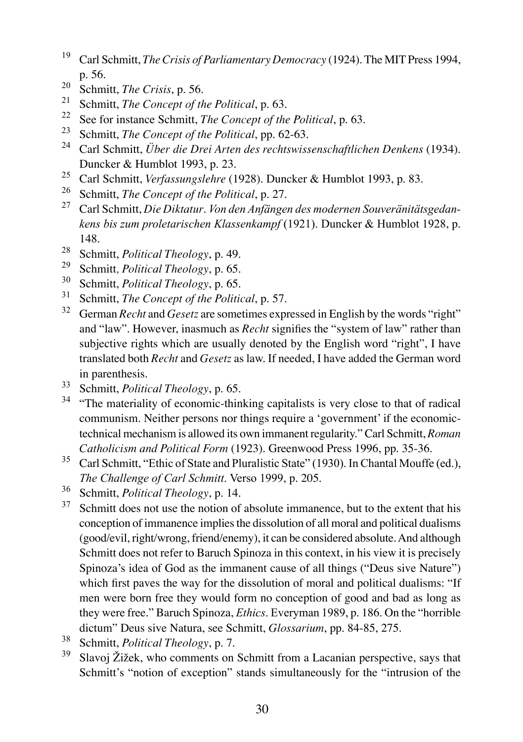[19] Carl Schmitt, *The Crisis of Parliamentary Democracy* (1924). The MIT Press 1994, p. 56.

[20] Schmitt, *The Crisis*, p. 56.

[21] Schmitt, *The Concept of the Political*, p. 63.

[22] See for instance Schmitt, *The Concept of the Political*, p. 63.

[23] Schmitt, *The Concept of the Political*, pp. 62-63.

[24] Carl Schmitt, *Über die Drei Arten des rechtswissenschaftlichen Denkens* (1934). Duncker & Humblot 1993, p. 23.

[25] Carl Schmitt, *Verfassungslehre* (1928). Duncker & Humblot 1993, p. 83.

[26] Schmitt, *The Concept of the Political*, p. 27.

[27] Carl Schmitt, *Die Diktatur*. *Von den Anfängen des modernen Souveränitätsgedankens bis zum proletarischen Klassenkampf* (1921). Duncker & Humblot 1928, p. 148.

[28] Schmitt, *Political Theology*, p. 49.

[29] Schmitt, *Political Theology*, p. 65.

[30] Schmitt, *Political Theology*, p. 65.

[31] Schmitt, *The Concept of the Political*, p. 57.

[32] German *Recht* and *Gesetz* are sometimes expressed in English by the words "right" and "law". However, inasmuch as *Recht* signifies the "system of law" rather than subjective rights which are usually denoted by the English word "right", I have translated both *Recht* and *Gesetz* as law. If needed, I have added the German word in parenthesis.

[33] Schmitt, *Political Theology*, p. 65.

[34] "The materiality of economic-thinking capitalists is very close to that of radical communism. Neither persons nor things require a 'government' if the economic-technical mechanism is allowed its own immanent regularity." Carl Schmitt, *Roman Catholicism and Political Form* (1923). Greenwood Press 1996, pp. 35-36.

[35] Carl Schmitt, "Ethic of State and Pluralistic State" (1930). In Chantal Mouffe (ed.), *The Challenge of Carl Schmitt*. Verso 1999, p. 205.

[36] Schmitt, *Political Theology*, p. 14.

[37] Schmitt does not use the notion of absolute immanence, but to the extent that his conception of immanence implies the dissolution of all moral and political dualisms (good/evil, right/wrong, friend/enemy), it can be considered absolute. And although Schmitt does not refer to Baruch Spinoza in this context, in his view it is precisely Spinoza's idea of God as the immanent cause of all things ("Deus sive Nature") which first paves the way for the dissolution of moral and political dualisms: "If men were born free they would form no conception of good and bad as long as they were free." Baruch Spinoza, *Ethics*. Everyman 1989, p. 186. On the "horrible dictum" Deus sive Natura, see Schmitt, *Glossarium*, pp. 84-85, 275.

[38] Schmitt, *Political Theology*, p. 7.

[39] Slavoj Žižek, who comments on Schmitt from a Lacanian perspective, says that Schmitt's "notion of exception" stands simultaneously for the "intrusion of the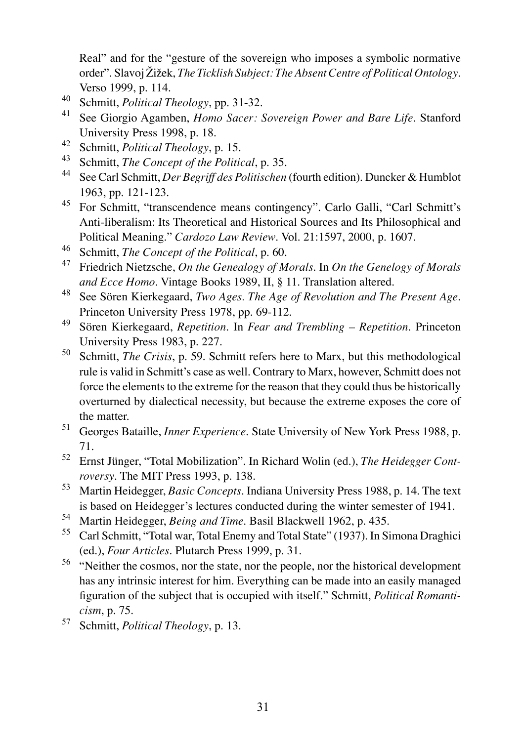Real" and for the "gesture of the sovereign who imposes a symbolic normative order". Slavoj Žižek, *The Ticklish Subject: The Absent Centre of Political Ontology*. Verso 1999, p. 114.

[40] Schmitt, *Political Theology*, pp. 31-32.

[41] See Giorgio Agamben, *Homo Sacer: Sovereign Power and Bare Life*. Stanford University Press 1998, p. 18.

[42] Schmitt, *Political Theology*, p. 15.

[43] Schmitt, *The Concept of the Political*, p. 35.

[44] See Carl Schmitt, *Der Begriff des Politischen* (fourth edition). Duncker & Humblot 1963, pp. 121-123.

[45] For Schmitt, "transcendence means contingency". Carlo Galli, "Carl Schmitt's Anti-liberalism: Its Theoretical and Historical Sources and Its Philosophical and Political Meaning." *Cardozo Law Review*. Vol. 21:1597, 2000, p. 1607.

[46] Schmitt, *The Concept of the Political*, p. 60.

[47] Friedrich Nietzsche, *On the Genealogy of Morals*. In *On the Genelogy of Morals and Ecce Homo*. Vintage Books 1989, II, § 11. Translation altered.

[48] See Sören Kierkegaard, *Two Ages. The Age of Revolution and The Present Age*. Princeton University Press 1978, pp. 69-112.

[49] Sören Kierkegaard, *Repetition*. In *Fear and Trembling – Repetition*. Princeton University Press 1983, p. 227.

[50] Schmitt, *The Crisis*, p. 59. Schmitt refers here to Marx, but this methodological rule is valid in Schmitt's case as well. Contrary to Marx, however, Schmitt does not force the elements to the extreme for the reason that they could thus be historically overturned by dialectical necessity, but because the extreme exposes the core of the matter.

[51] Georges Bataille, *Inner Experience*. State University of New York Press 1988, p. 71.

[52] Ernst Jünger, "Total Mobilization". In Richard Wolin (ed.), *The Heidegger Controversy*. The MIT Press 1993, p. 138.

[53] Martin Heidegger, *Basic Concepts*. Indiana University Press 1988, p. 14. The text is based on Heidegger's lectures conducted during the winter semester of 1941.

[54] Martin Heidegger, *Being and Time*. Basil Blackwell 1962, p. 435.

[55] Carl Schmitt, "Total war, Total Enemy and Total State" (1937). In Simona Draghici (ed.), *Four Articles*. Plutarch Press 1999, p. 31.

[56] "Neither the cosmos, nor the state, nor the people, nor the historical development has any intrinsic interest for him. Everything can be made into an easily managed figuration of the subject that is occupied with itself." Schmitt, *Political Romanticism*, p. 75.

[57] Schmitt, *Political Theology*, p. 13.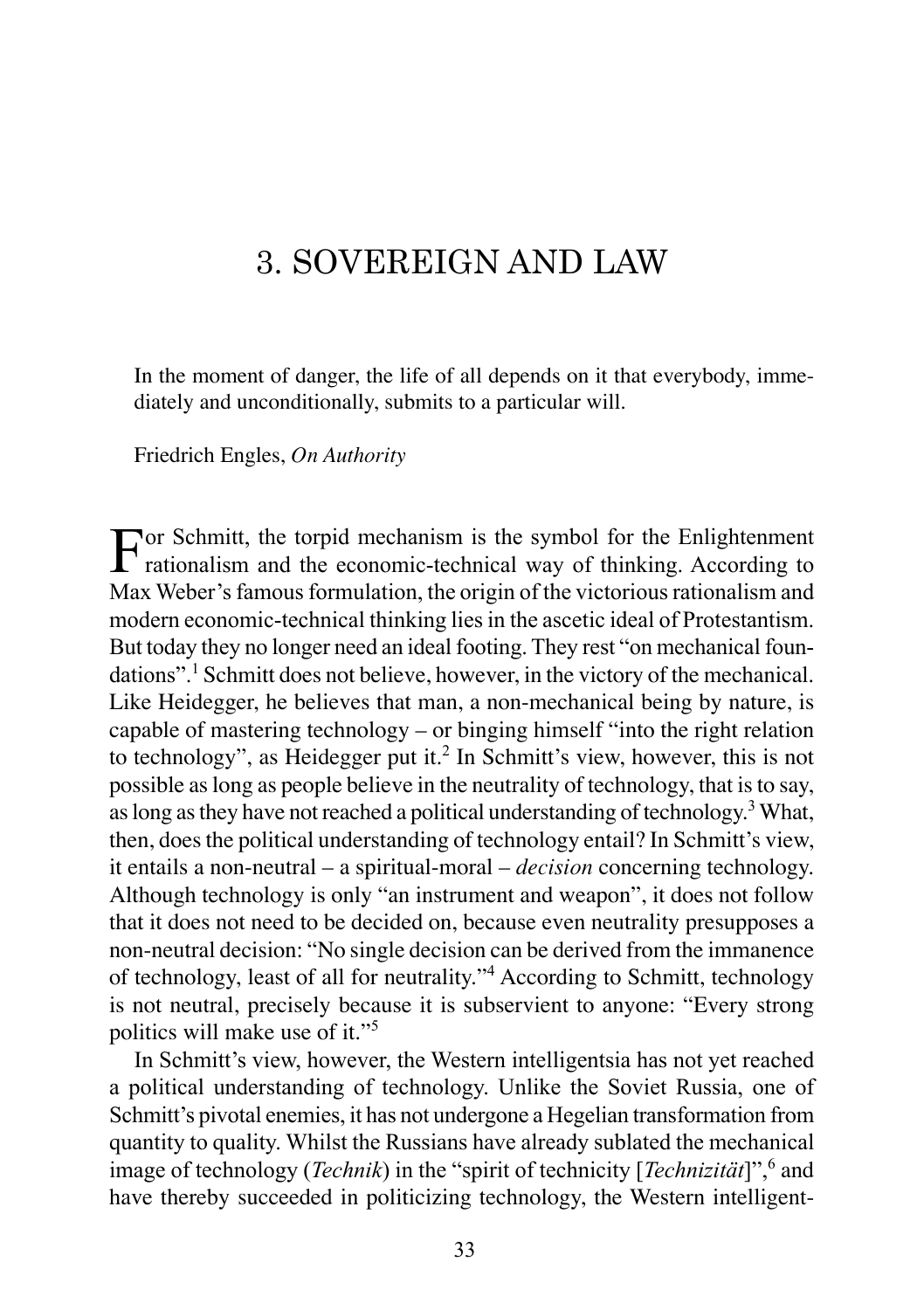# 3. SOVEREIGN AND LAW

> In the moment of danger, the life of all depends on it that everybody, immediately and unconditionally, submits to a particular will.
>
> Friedrich Engles, *On Authority*

For Schmitt, the torpid mechanism is the symbol for the Enlightenment rationalism and the economic-technical way of thinking. According to Max Weber's famous formulation, the origin of the victorious rationalism and modern economic-technical thinking lies in the ascetic ideal of Protestantism. But today they no longer need an ideal footing. They rest "on mechanical foundations".[1] Schmitt does not believe, however, in the victory of the mechanical. Like Heidegger, he believes that man, a non-mechanical being by nature, is capable of mastering technology – or binging himself "into the right relation to technology", as Heidegger put it.[2] In Schmitt's view, however, this is not possible as long as people believe in the neutrality of technology, that is to say, as long as they have not reached a political understanding of technology.[3] What, then, does the political understanding of technology entail? In Schmitt's view, it entails a non-neutral – a spiritual-moral – *decision* concerning technology. Although technology is only "an instrument and weapon", it does not follow that it does not need to be decided on, because even neutrality presupposes a non-neutral decision: "No single decision can be derived from the immanence of technology, least of all for neutrality."[4] According to Schmitt, technology is not neutral, precisely because it is subservient to anyone: "Every strong politics will make use of it."[5]

In Schmitt's view, however, the Western intelligentsia has not yet reached a political understanding of technology. Unlike the Soviet Russia, one of Schmitt's pivotal enemies, it has not undergone a Hegelian transformation from quantity to quality. Whilst the Russians have already sublated the mechanical image of technology (*Technik*) in the "spirit of technicity [*Technizität*]",[6] and have thereby succeeded in politicizing technology, the Western intelligent-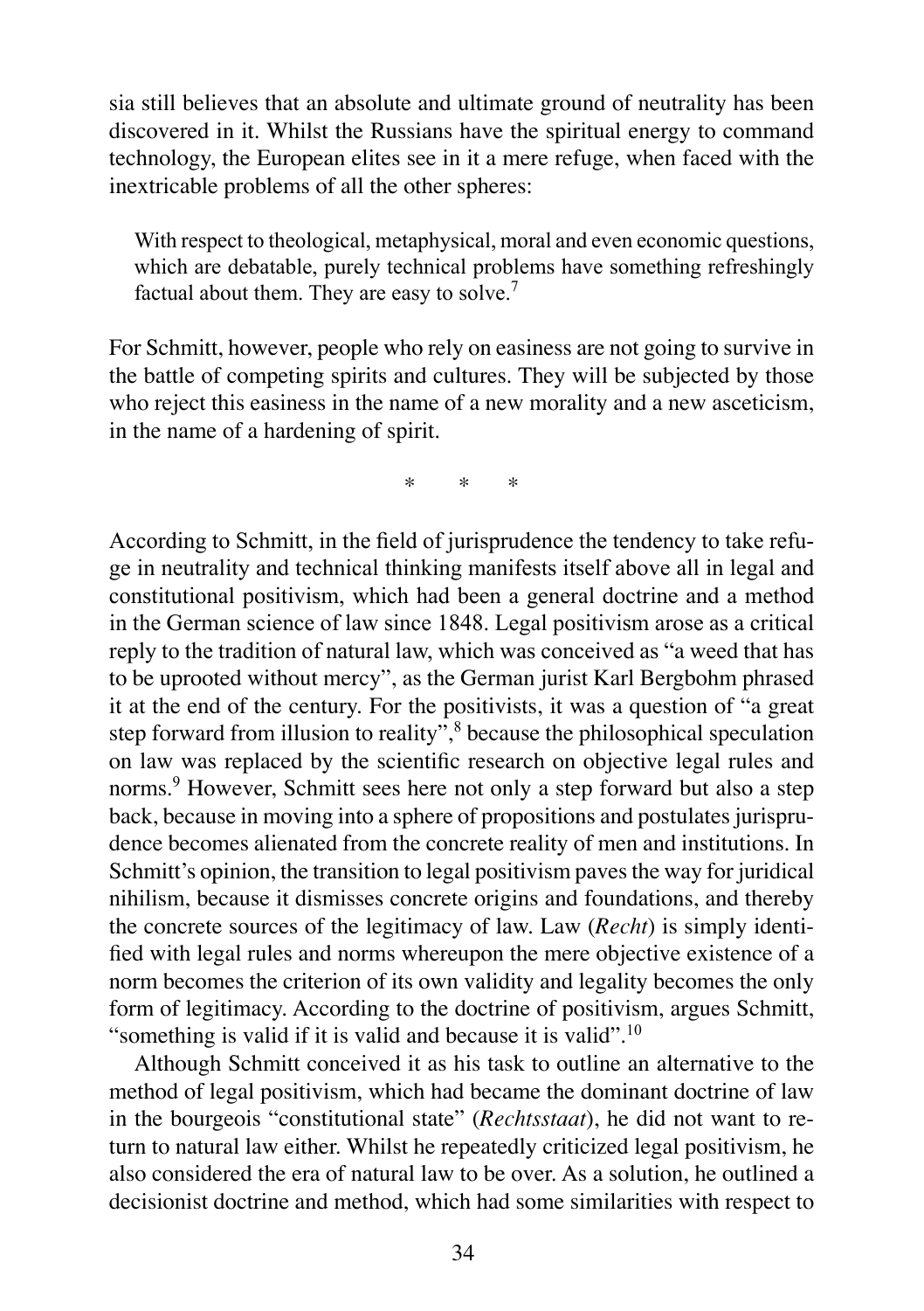sia still believes that an absolute and ultimate ground of neutrality has been discovered in it. Whilst the Russians have the spiritual energy to command technology, the European elites see in it a mere refuge, when faced with the inextricable problems of all the other spheres:

> With respect to theological, metaphysical, moral and even economic questions, which are debatable, purely technical problems have something refreshingly factual about them. They are easy to solve.[7]

For Schmitt, however, people who rely on easiness are not going to survive in the battle of competing spirits and cultures. They will be subjected by those who reject this easiness in the name of a new morality and a new asceticism, in the name of a hardening of spirit.

\* \* \*

According to Schmitt, in the field of jurisprudence the tendency to take refuge in neutrality and technical thinking manifests itself above all in legal and constitutional positivism, which had been a general doctrine and a method in the German science of law since 1848. Legal positivism arose as a critical reply to the tradition of natural law, which was conceived as "a weed that has to be uprooted without mercy", as the German jurist Karl Bergbohm phrased it at the end of the century. For the positivists, it was a question of "a great step forward from illusion to reality",[8] because the philosophical speculation on law was replaced by the scientific research on objective legal rules and norms.[9] However, Schmitt sees here not only a step forward but also a step back, because in moving into a sphere of propositions and postulates jurisprudence becomes alienated from the concrete reality of men and institutions. In Schmitt's opinion, the transition to legal positivism paves the way for juridical nihilism, because it dismisses concrete origins and foundations, and thereby the concrete sources of the legitimacy of law. Law (*Recht*) is simply identified with legal rules and norms whereupon the mere objective existence of a norm becomes the criterion of its own validity and legality becomes the only form of legitimacy. According to the doctrine of positivism, argues Schmitt, "something is valid if it is valid and because it is valid".[10]

Although Schmitt conceived it as his task to outline an alternative to the method of legal positivism, which had became the dominant doctrine of law in the bourgeois "constitutional state" (*Rechtsstaat*), he did not want to return to natural law either. Whilst he repeatedly criticized legal positivism, he also considered the era of natural law to be over. As a solution, he outlined a decisionist doctrine and method, which had some similarities with respect to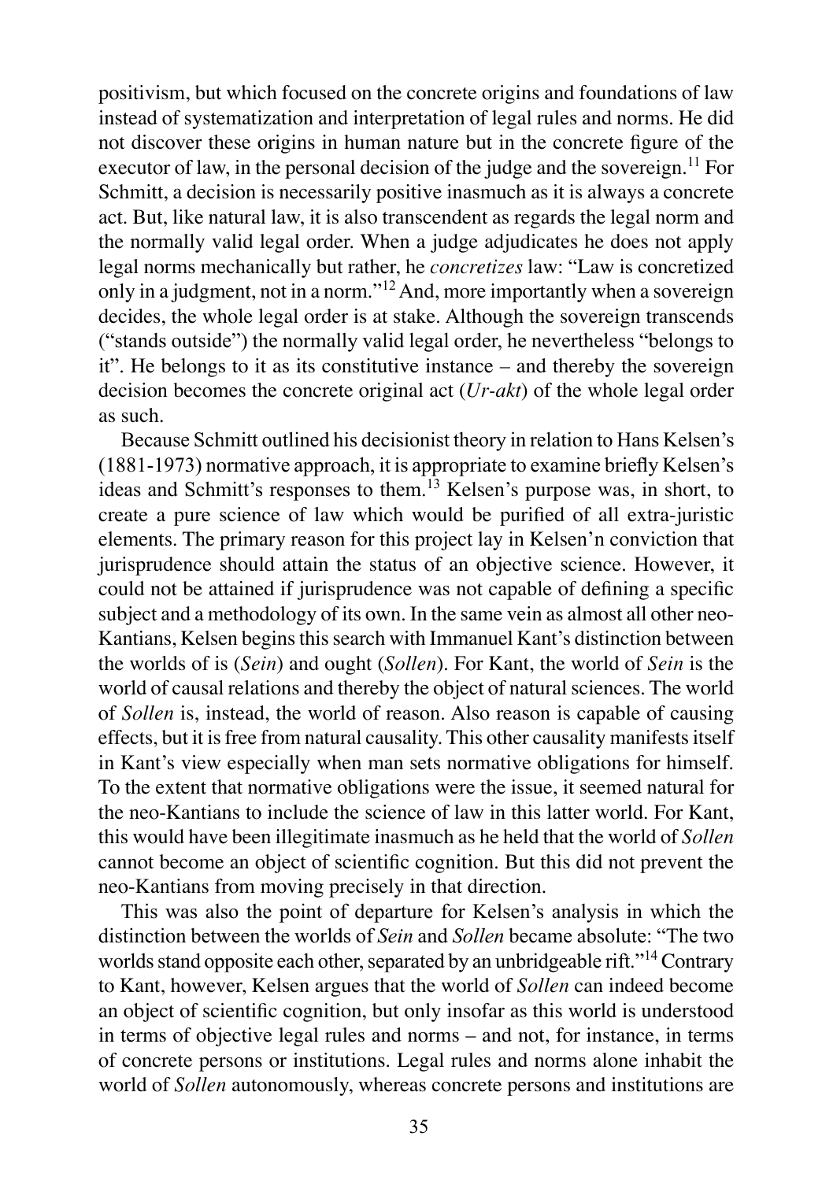positivism, but which focused on the concrete origins and foundations of law instead of systematization and interpretation of legal rules and norms. He did not discover these origins in human nature but in the concrete figure of the executor of law, in the personal decision of the judge and the sovereign.[11] For Schmitt, a decision is necessarily positive inasmuch as it is always a concrete act. But, like natural law, it is also transcendent as regards the legal norm and the normally valid legal order. When a judge adjudicates he does not apply legal norms mechanically but rather, he *concretizes* law: "Law is concretized only in a judgment, not in a norm."[12] And, more importantly when a sovereign decides, the whole legal order is at stake. Although the sovereign transcends ("stands outside") the normally valid legal order, he nevertheless "belongs to it". He belongs to it as its constitutive instance – and thereby the sovereign decision becomes the concrete original act (*Ur-akt*) of the whole legal order as such.

Because Schmitt outlined his decisionist theory in relation to Hans Kelsen's (1881-1973) normative approach, it is appropriate to examine briefly Kelsen's ideas and Schmitt's responses to them.[13] Kelsen's purpose was, in short, to create a pure science of law which would be purified of all extra-juristic elements. The primary reason for this project lay in Kelsen'n conviction that jurisprudence should attain the status of an objective science. However, it could not be attained if jurisprudence was not capable of defining a specific subject and a methodology of its own. In the same vein as almost all other neo-Kantians, Kelsen begins this search with Immanuel Kant's distinction between the worlds of is (*Sein*) and ought (*Sollen*). For Kant, the world of *Sein* is the world of causal relations and thereby the object of natural sciences. The world of *Sollen* is, instead, the world of reason. Also reason is capable of causing effects, but it is free from natural causality. This other causality manifests itself in Kant's view especially when man sets normative obligations for himself. To the extent that normative obligations were the issue, it seemed natural for the neo-Kantians to include the science of law in this latter world. For Kant, this would have been illegitimate inasmuch as he held that the world of *Sollen* cannot become an object of scientific cognition. But this did not prevent the neo-Kantians from moving precisely in that direction.

This was also the point of departure for Kelsen's analysis in which the distinction between the worlds of *Sein* and *Sollen* became absolute: "The two worlds stand opposite each other, separated by an unbridgeable rift."[14] Contrary to Kant, however, Kelsen argues that the world of *Sollen* can indeed become an object of scientific cognition, but only insofar as this world is understood in terms of objective legal rules and norms – and not, for instance, in terms of concrete persons or institutions. Legal rules and norms alone inhabit the world of *Sollen* autonomously, whereas concrete persons and institutions are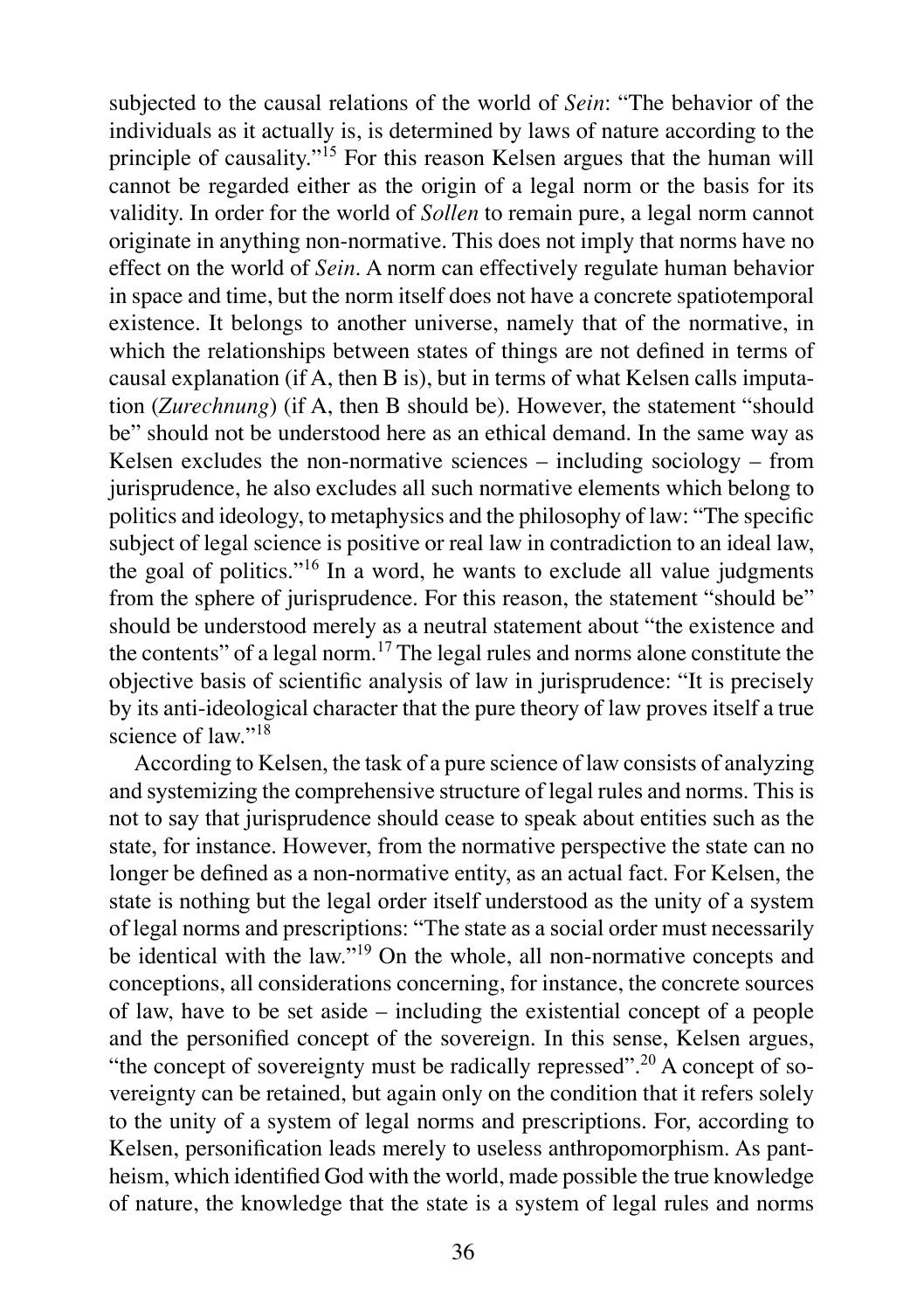subjected to the causal relations of the world of *Sein*: "The behavior of the individuals as it actually is, is determined by laws of nature according to the principle of causality."[15] For this reason Kelsen argues that the human will cannot be regarded either as the origin of a legal norm or the basis for its validity. In order for the world of *Sollen* to remain pure, a legal norm cannot originate in anything non-normative. This does not imply that norms have no effect on the world of *Sein*. A norm can effectively regulate human behavior in space and time, but the norm itself does not have a concrete spatiotemporal existence. It belongs to another universe, namely that of the normative, in which the relationships between states of things are not defined in terms of causal explanation (if A, then B is), but in terms of what Kelsen calls imputation (*Zurechnung*) (if A, then B should be). However, the statement "should be" should not be understood here as an ethical demand. In the same way as Kelsen excludes the non-normative sciences – including sociology – from jurisprudence, he also excludes all such normative elements which belong to politics and ideology, to metaphysics and the philosophy of law: "The specific subject of legal science is positive or real law in contradiction to an ideal law, the goal of politics."[16] In a word, he wants to exclude all value judgments from the sphere of jurisprudence. For this reason, the statement "should be" should be understood merely as a neutral statement about "the existence and the contents" of a legal norm.[17] The legal rules and norms alone constitute the objective basis of scientific analysis of law in jurisprudence: "It is precisely by its anti-ideological character that the pure theory of law proves itself a true science of law."[18]

According to Kelsen, the task of a pure science of law consists of analyzing and systemizing the comprehensive structure of legal rules and norms. This is not to say that jurisprudence should cease to speak about entities such as the state, for instance. However, from the normative perspective the state can no longer be defined as a non-normative entity, as an actual fact. For Kelsen, the state is nothing but the legal order itself understood as the unity of a system of legal norms and prescriptions: "The state as a social order must necessarily be identical with the law."[19] On the whole, all non-normative concepts and conceptions, all considerations concerning, for instance, the concrete sources of law, have to be set aside – including the existential concept of a people and the personified concept of the sovereign. In this sense, Kelsen argues, "the concept of sovereignty must be radically repressed".[20] A concept of sovereignty can be retained, but again only on the condition that it refers solely to the unity of a system of legal norms and prescriptions. For, according to Kelsen, personification leads merely to useless anthropomorphism. As pantheism, which identified God with the world, made possible the true knowledge of nature, the knowledge that the state is a system of legal rules and norms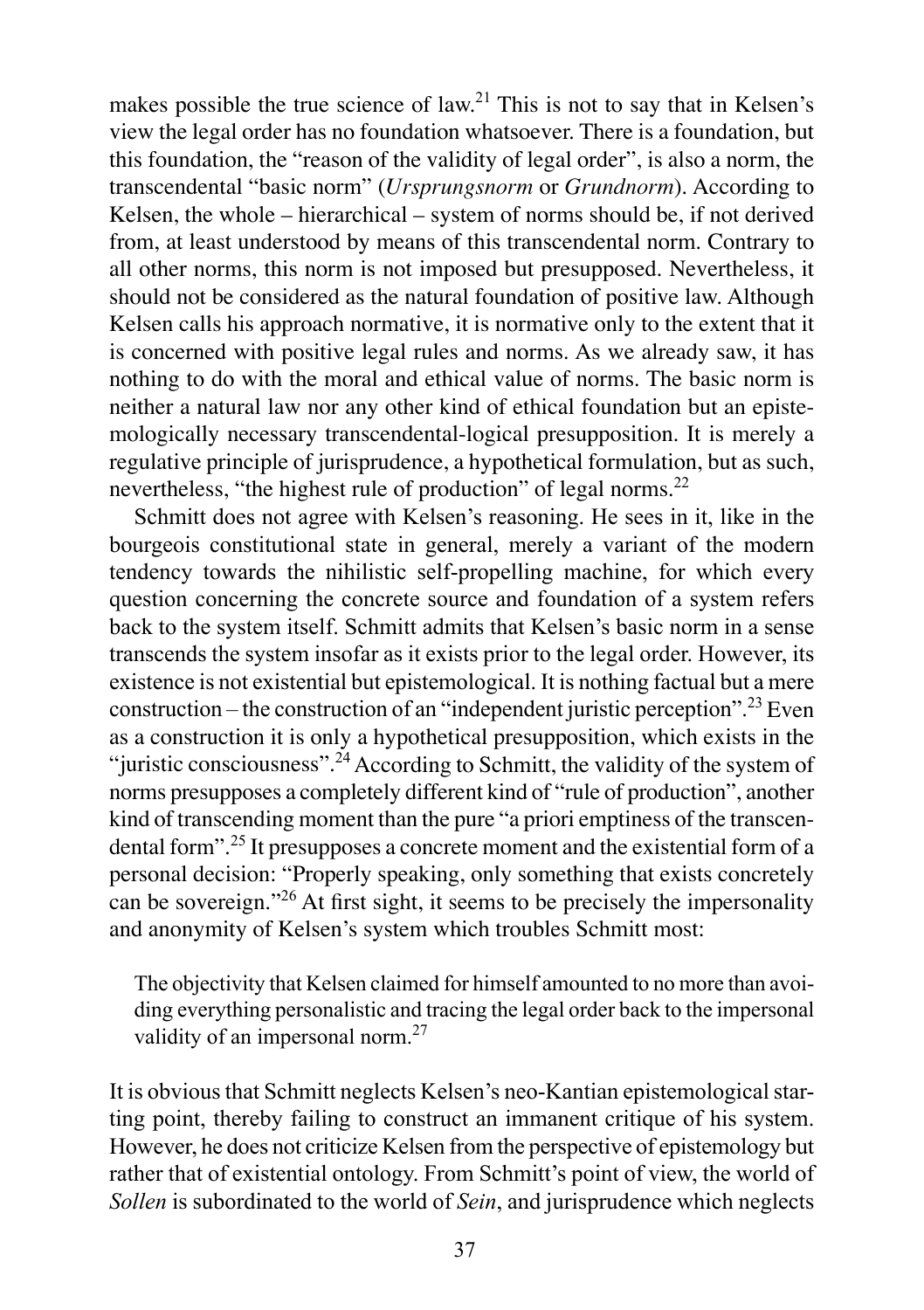makes possible the true science of law.[21] This is not to say that in Kelsen's view the legal order has no foundation whatsoever. There is a foundation, but this foundation, the "reason of the validity of legal order", is also a norm, the transcendental "basic norm" (*Ursprungsnorm* or *Grundnorm*). According to Kelsen, the whole – hierarchical – system of norms should be, if not derived from, at least understood by means of this transcendental norm. Contrary to all other norms, this norm is not imposed but presupposed. Nevertheless, it should not be considered as the natural foundation of positive law. Although Kelsen calls his approach normative, it is normative only to the extent that it is concerned with positive legal rules and norms. As we already saw, it has nothing to do with the moral and ethical value of norms. The basic norm is neither a natural law nor any other kind of ethical foundation but an epistemologically necessary transcendental-logical presupposition. It is merely a regulative principle of jurisprudence, a hypothetical formulation, but as such, nevertheless, "the highest rule of production" of legal norms.[22]

Schmitt does not agree with Kelsen's reasoning. He sees in it, like in the bourgeois constitutional state in general, merely a variant of the modern tendency towards the nihilistic self-propelling machine, for which every question concerning the concrete source and foundation of a system refers back to the system itself. Schmitt admits that Kelsen's basic norm in a sense transcends the system insofar as it exists prior to the legal order. However, its existence is not existential but epistemological. It is nothing factual but a mere construction – the construction of an "independent juristic perception".[23] Even as a construction it is only a hypothetical presupposition, which exists in the "juristic consciousness".[24] According to Schmitt, the validity of the system of norms presupposes a completely different kind of "rule of production", another kind of transcending moment than the pure "a priori emptiness of the transcendental form".[25] It presupposes a concrete moment and the existential form of a personal decision: "Properly speaking, only something that exists concretely can be sovereign."[26] At first sight, it seems to be precisely the impersonality and anonymity of Kelsen's system which troubles Schmitt most:

> The objectivity that Kelsen claimed for himself amounted to no more than avoiding everything personalistic and tracing the legal order back to the impersonal validity of an impersonal norm.[27]

It is obvious that Schmitt neglects Kelsen's neo-Kantian epistemological starting point, thereby failing to construct an immanent critique of his system. However, he does not criticize Kelsen from the perspective of epistemology but rather that of existential ontology. From Schmitt's point of view, the world of *Sollen* is subordinated to the world of *Sein*, and jurisprudence which neglects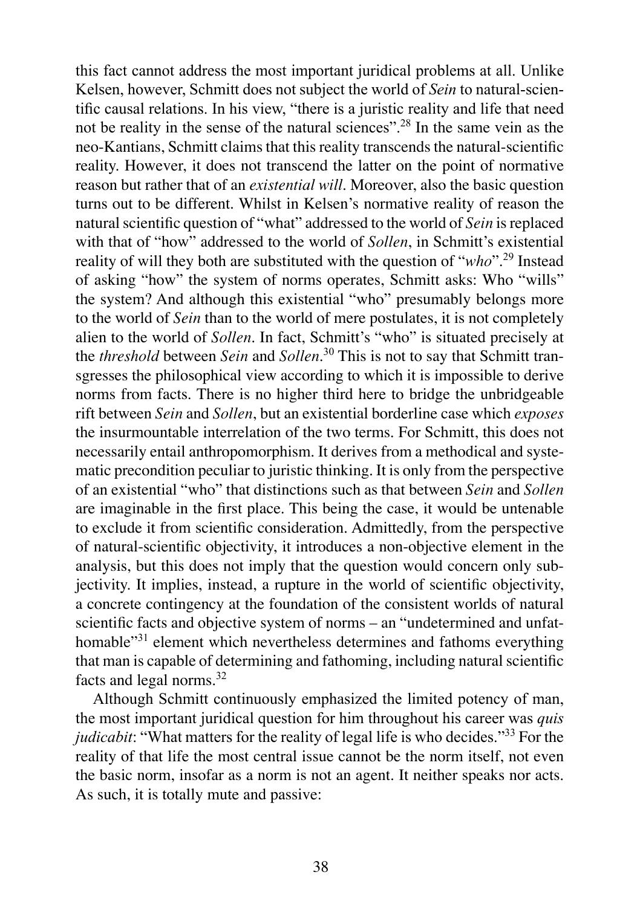this fact cannot address the most important juridical problems at all. Unlike Kelsen, however, Schmitt does not subject the world of *Sein* to natural-scientific causal relations. In his view, "there is a juristic reality and life that need not be reality in the sense of the natural sciences".[28] In the same vein as the neo-Kantians, Schmitt claims that this reality transcends the natural-scientific reality. However, it does not transcend the latter on the point of normative reason but rather that of an *existential will*. Moreover, also the basic question turns out to be different. Whilst in Kelsen's normative reality of reason the natural scientific question of "what" addressed to the world of *Sein* is replaced with that of "how" addressed to the world of *Sollen*, in Schmitt's existential reality of will they both are substituted with the question of "*who*".[29] Instead of asking "how" the system of norms operates, Schmitt asks: Who "wills" the system? And although this existential "who" presumably belongs more to the world of *Sein* than to the world of mere postulates, it is not completely alien to the world of *Sollen*. In fact, Schmitt's "who" is situated precisely at the *threshold* between *Sein* and *Sollen*.[30] This is not to say that Schmitt transgresses the philosophical view according to which it is impossible to derive norms from facts. There is no higher third here to bridge the unbridgeable rift between *Sein* and *Sollen*, but an existential borderline case which *exposes* the insurmountable interrelation of the two terms. For Schmitt, this does not necessarily entail anthropomorphism. It derives from a methodical and systematic precondition peculiar to juristic thinking. It is only from the perspective of an existential "who" that distinctions such as that between *Sein* and *Sollen* are imaginable in the first place. This being the case, it would be untenable to exclude it from scientific consideration. Admittedly, from the perspective of natural-scientific objectivity, it introduces a non-objective element in the analysis, but this does not imply that the question would concern only subjectivity. It implies, instead, a rupture in the world of scientific objectivity, a concrete contingency at the foundation of the consistent worlds of natural scientific facts and objective system of norms – an "undetermined and unfathomable"[31] element which nevertheless determines and fathoms everything that man is capable of determining and fathoming, including natural scientific facts and legal norms.[32]

Although Schmitt continuously emphasized the limited potency of man, the most important juridical question for him throughout his career was *quis judicabit*: "What matters for the reality of legal life is who decides."[33] For the reality of that life the most central issue cannot be the norm itself, not even the basic norm, insofar as a norm is not an agent. It neither speaks nor acts. As such, it is totally mute and passive: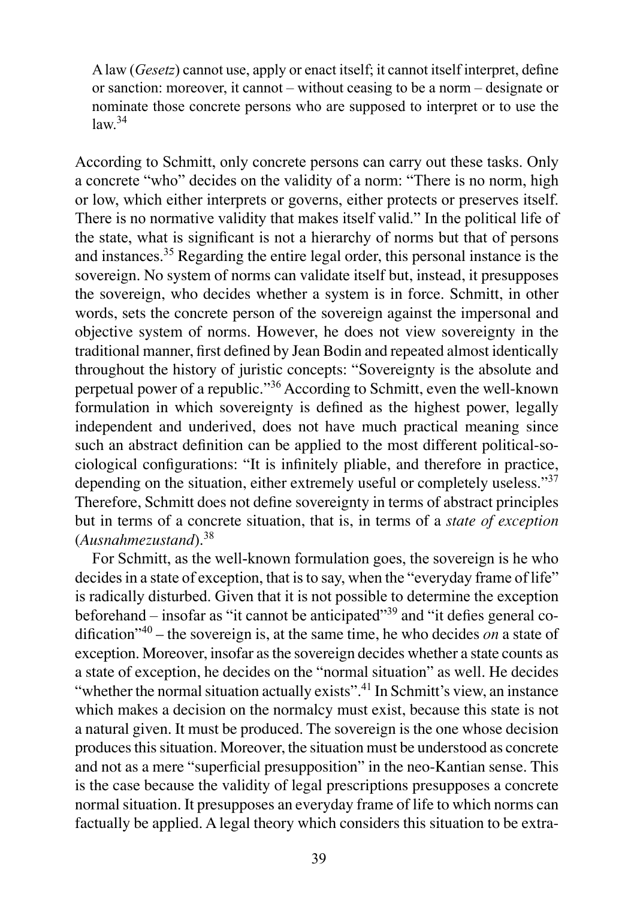> A law (*Gesetz*) cannot use, apply or enact itself; it cannot itself interpret, define or sanction: moreover, it cannot – without ceasing to be a norm – designate or nominate those concrete persons who are supposed to interpret or to use the law.[34]

According to Schmitt, only concrete persons can carry out these tasks. Only a concrete "who" decides on the validity of a norm: "There is no norm, high or low, which either interprets or governs, either protects or preserves itself. There is no normative validity that makes itself valid." In the political life of the state, what is significant is not a hierarchy of norms but that of persons and instances.[35] Regarding the entire legal order, this personal instance is the sovereign. No system of norms can validate itself but, instead, it presupposes the sovereign, who decides whether a system is in force. Schmitt, in other words, sets the concrete person of the sovereign against the impersonal and objective system of norms. However, he does not view sovereignty in the traditional manner, first defined by Jean Bodin and repeated almost identically throughout the history of juristic concepts: "Sovereignty is the absolute and perpetual power of a republic."[36] According to Schmitt, even the well-known formulation in which sovereignty is defined as the highest power, legally independent and underived, does not have much practical meaning since such an abstract definition can be applied to the most different political-sociological configurations: "It is infinitely pliable, and therefore in practice, depending on the situation, either extremely useful or completely useless."[37] Therefore, Schmitt does not define sovereignty in terms of abstract principles but in terms of a concrete situation, that is, in terms of a *state of exception* (*Ausnahmezustand*).[38]

For Schmitt, as the well-known formulation goes, the sovereign is he who decides in a state of exception, that is to say, when the "everyday frame of life" is radically disturbed. Given that it is not possible to determine the exception beforehand – insofar as "it cannot be anticipated"[39] and "it defies general codification"[40] – the sovereign is, at the same time, he who decides *on* a state of exception. Moreover, insofar as the sovereign decides whether a state counts as a state of exception, he decides on the "normal situation" as well. He decides "whether the normal situation actually exists".[41] In Schmitt's view, an instance which makes a decision on the normalcy must exist, because this state is not a natural given. It must be produced. The sovereign is the one whose decision produces this situation. Moreover, the situation must be understood as concrete and not as a mere "superficial presupposition" in the neo-Kantian sense. This is the case because the validity of legal prescriptions presupposes a concrete normal situation. It presupposes an everyday frame of life to which norms can factually be applied. A legal theory which considers this situation to be extra-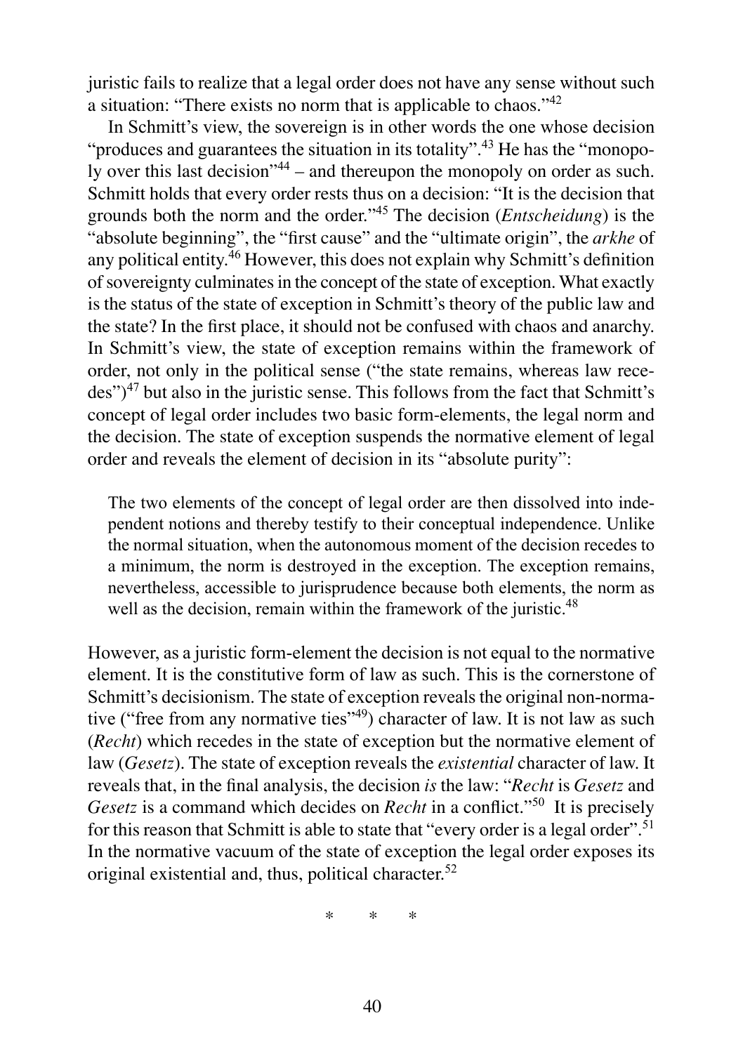juristic fails to realize that a legal order does not have any sense without such a situation: "There exists no norm that is applicable to chaos."[42]

In Schmitt's view, the sovereign is in other words the one whose decision "produces and guarantees the situation in its totality".[43] He has the "monopoly over this last decision"[44] – and thereupon the monopoly on order as such. Schmitt holds that every order rests thus on a decision: "It is the decision that grounds both the norm and the order."[45] The decision (*Entscheidung*) is the "absolute beginning", the "first cause" and the "ultimate origin", the *arkhe* of any political entity.[46] However, this does not explain why Schmitt's definition of sovereignty culminates in the concept of the state of exception. What exactly is the status of the state of exception in Schmitt's theory of the public law and the state? In the first place, it should not be confused with chaos and anarchy. In Schmitt's view, the state of exception remains within the framework of order, not only in the political sense ("the state remains, whereas law recedes")[47] but also in the juristic sense. This follows from the fact that Schmitt's concept of legal order includes two basic form-elements, the legal norm and the decision. The state of exception suspends the normative element of legal order and reveals the element of decision in its "absolute purity":

> The two elements of the concept of legal order are then dissolved into independent notions and thereby testify to their conceptual independence. Unlike the normal situation, when the autonomous moment of the decision recedes to a minimum, the norm is destroyed in the exception. The exception remains, nevertheless, accessible to jurisprudence because both elements, the norm as well as the decision, remain within the framework of the juristic.[48]

However, as a juristic form-element the decision is not equal to the normative element. It is the constitutive form of law as such. This is the cornerstone of Schmitt's decisionism. The state of exception reveals the original non-normative ("free from any normative ties"[49]) character of law. It is not law as such (*Recht*) which recedes in the state of exception but the normative element of law (*Gesetz*). The state of exception reveals the *existential* character of law. It reveals that, in the final analysis, the decision *is* the law: "*Recht* is *Gesetz* and *Gesetz* is a command which decides on *Recht* in a conflict."[50] It is precisely for this reason that Schmitt is able to state that "every order is a legal order".[51] In the normative vacuum of the state of exception the legal order exposes its original existential and, thus, political character.[52]

\* \* \*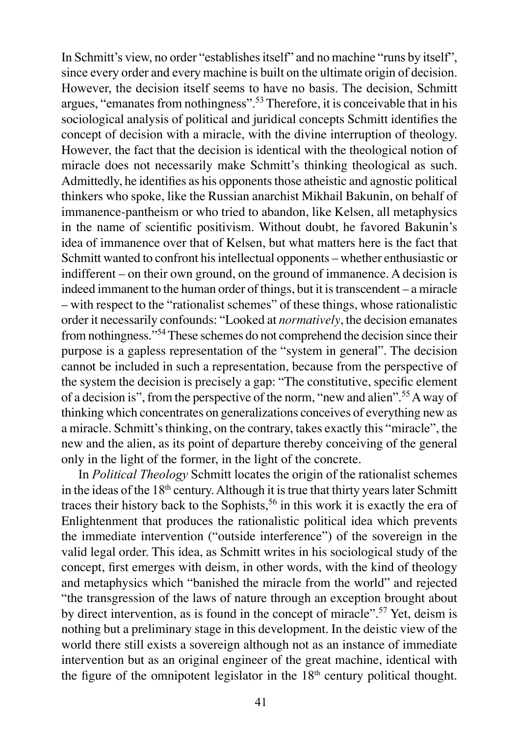In Schmitt's view, no order "establishes itself" and no machine "runs by itself", since every order and every machine is built on the ultimate origin of decision. However, the decision itself seems to have no basis. The decision, Schmitt argues, "emanates from nothingness".[53] Therefore, it is conceivable that in his sociological analysis of political and juridical concepts Schmitt identifies the concept of decision with a miracle, with the divine interruption of theology. However, the fact that the decision is identical with the theological notion of miracle does not necessarily make Schmitt's thinking theological as such. Admittedly, he identifies as his opponents those atheistic and agnostic political thinkers who spoke, like the Russian anarchist Mikhail Bakunin, on behalf of immanence-pantheism or who tried to abandon, like Kelsen, all metaphysics in the name of scientific positivism. Without doubt, he favored Bakunin's idea of immanence over that of Kelsen, but what matters here is the fact that Schmitt wanted to confront his intellectual opponents – whether enthusiastic or indifferent – on their own ground, on the ground of immanence. A decision is indeed immanent to the human order of things, but it is transcendent – a miracle – with respect to the "rationalist schemes" of these things, whose rationalistic order it necessarily confounds: "Looked at *normatively*, the decision emanates from nothingness."[54] These schemes do not comprehend the decision since their purpose is a gapless representation of the "system in general". The decision cannot be included in such a representation, because from the perspective of the system the decision is precisely a gap: "The constitutive, specific element of a decision is", from the perspective of the norm, "new and alien".[55] A way of thinking which concentrates on generalizations conceives of everything new as a miracle. Schmitt's thinking, on the contrary, takes exactly this "miracle", the new and the alien, as its point of departure thereby conceiving of the general only in the light of the former, in the light of the concrete.

In *Political Theology* Schmitt locates the origin of the rationalist schemes in the ideas of the 18th century. Although it is true that thirty years later Schmitt traces their history back to the Sophists,[56] in this work it is exactly the era of Enlightenment that produces the rationalistic political idea which prevents the immediate intervention ("outside interference") of the sovereign in the valid legal order. This idea, as Schmitt writes in his sociological study of the concept, first emerges with deism, in other words, with the kind of theology and metaphysics which "banished the miracle from the world" and rejected "the transgression of the laws of nature through an exception brought about by direct intervention, as is found in the concept of miracle".[57] Yet, deism is nothing but a preliminary stage in this development. In the deistic view of the world there still exists a sovereign although not as an instance of immediate intervention but as an original engineer of the great machine, identical with the figure of the omnipotent legislator in the 18th century political thought.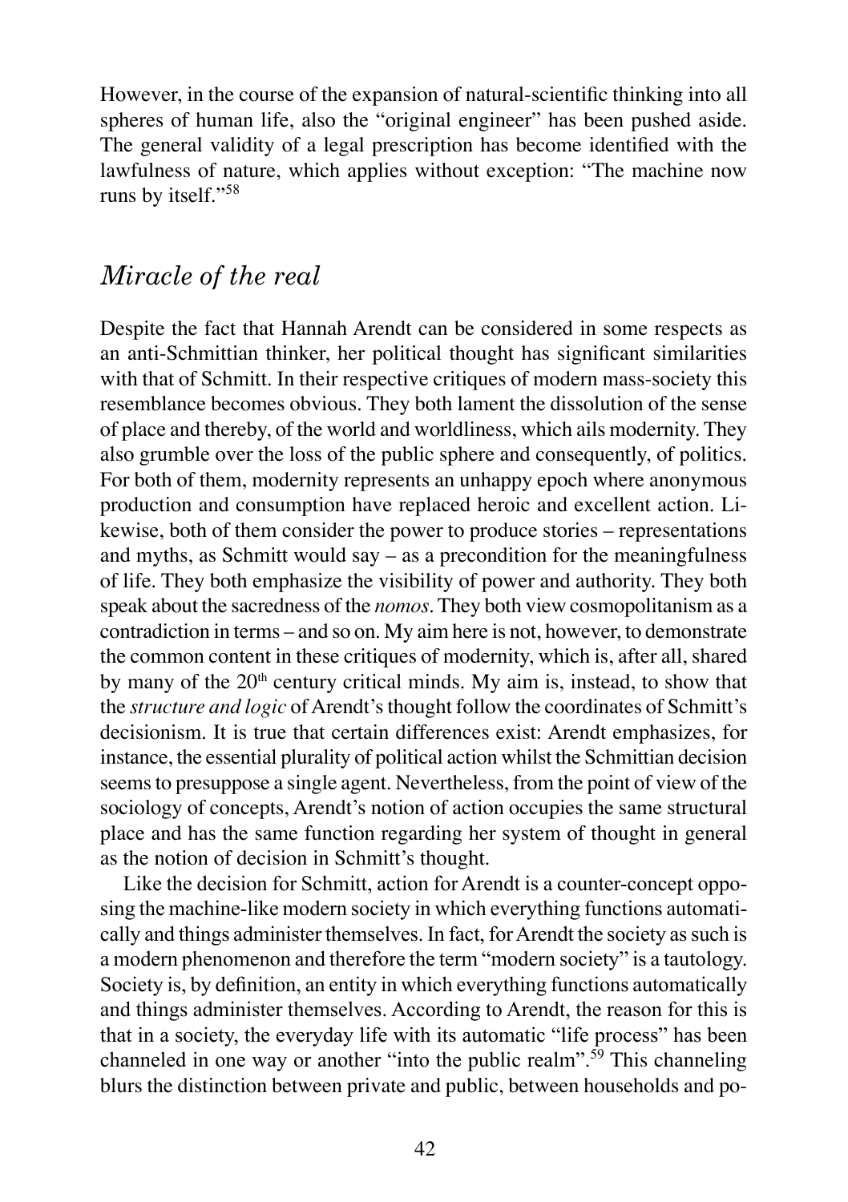However, in the course of the expansion of natural-scientific thinking into all spheres of human life, also the "original engineer" has been pushed aside. The general validity of a legal prescription has become identified with the lawfulness of nature, which applies without exception: "The machine now runs by itself."[58]

## *Miracle of the real*

Despite the fact that Hannah Arendt can be considered in some respects as an anti-Schmittian thinker, her political thought has significant similarities with that of Schmitt. In their respective critiques of modern mass-society this resemblance becomes obvious. They both lament the dissolution of the sense of place and thereby, of the world and worldliness, which ails modernity. They also grumble over the loss of the public sphere and consequently, of politics. For both of them, modernity represents an unhappy epoch where anonymous production and consumption have replaced heroic and excellent action. Likewise, both of them consider the power to produce stories – representations and myths, as Schmitt would say – as a precondition for the meaningfulness of life. They both emphasize the visibility of power and authority. They both speak about the sacredness of the *nomos*. They both view cosmopolitanism as a contradiction in terms – and so on. My aim here is not, however, to demonstrate the common content in these critiques of modernity, which is, after all, shared by many of the 20th century critical minds. My aim is, instead, to show that the *structure and logic* of Arendt's thought follow the coordinates of Schmitt's decisionism. It is true that certain differences exist: Arendt emphasizes, for instance, the essential plurality of political action whilst the Schmittian decision seems to presuppose a single agent. Nevertheless, from the point of view of the sociology of concepts, Arendt's notion of action occupies the same structural place and has the same function regarding her system of thought in general as the notion of decision in Schmitt's thought.

Like the decision for Schmitt, action for Arendt is a counter-concept opposing the machine-like modern society in which everything functions automatically and things administer themselves. In fact, for Arendt the society as such is a modern phenomenon and therefore the term "modern society" is a tautology. Society is, by definition, an entity in which everything functions automatically and things administer themselves. According to Arendt, the reason for this is that in a society, the everyday life with its automatic "life process" has been channeled in one way or another "into the public realm".[59] This channeling blurs the distinction between private and public, between households and po-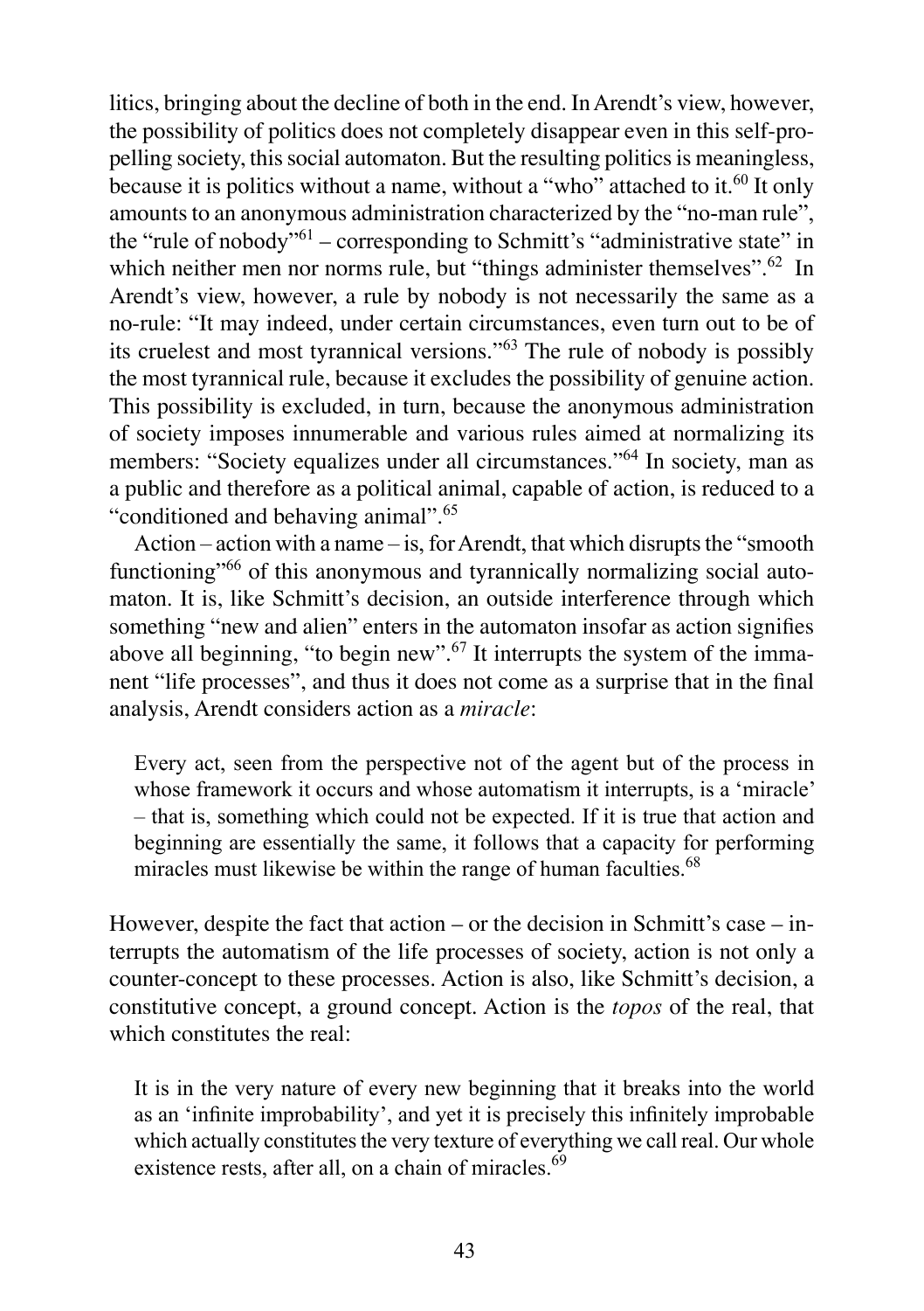litics, bringing about the decline of both in the end. In Arendt's view, however, the possibility of politics does not completely disappear even in this self-propelling society, this social automaton. But the resulting politics is meaningless, because it is politics without a name, without a "who" attached to it.[60] It only amounts to an anonymous administration characterized by the "no-man rule", the "rule of nobody"[61] – corresponding to Schmitt's "administrative state" in which neither men nor norms rule, but "things administer themselves".[62] In Arendt's view, however, a rule by nobody is not necessarily the same as a no-rule: "It may indeed, under certain circumstances, even turn out to be of its cruelest and most tyrannical versions."[63] The rule of nobody is possibly the most tyrannical rule, because it excludes the possibility of genuine action. This possibility is excluded, in turn, because the anonymous administration of society imposes innumerable and various rules aimed at normalizing its members: "Society equalizes under all circumstances."[64] In society, man as a public and therefore as a political animal, capable of action, is reduced to a "conditioned and behaving animal".[65]

Action – action with a name – is, for Arendt, that which disrupts the "smooth functioning"[66] of this anonymous and tyrannically normalizing social automaton. It is, like Schmitt's decision, an outside interference through which something "new and alien" enters in the automaton insofar as action signifies above all beginning, "to begin new".[67] It interrupts the system of the immanent "life processes", and thus it does not come as a surprise that in the final analysis, Arendt considers action as a *miracle*:

> Every act, seen from the perspective not of the agent but of the process in whose framework it occurs and whose automatism it interrupts, is a 'miracle' – that is, something which could not be expected. If it is true that action and beginning are essentially the same, it follows that a capacity for performing miracles must likewise be within the range of human faculties.[68]

However, despite the fact that action – or the decision in Schmitt's case – interrupts the automatism of the life processes of society, action is not only a counter-concept to these processes. Action is also, like Schmitt's decision, a constitutive concept, a ground concept. Action is the *topos* of the real, that which constitutes the real:

> It is in the very nature of every new beginning that it breaks into the world as an 'infinite improbability', and yet it is precisely this infinitely improbable which actually constitutes the very texture of everything we call real. Our whole existence rests, after all, on a chain of miracles.[69]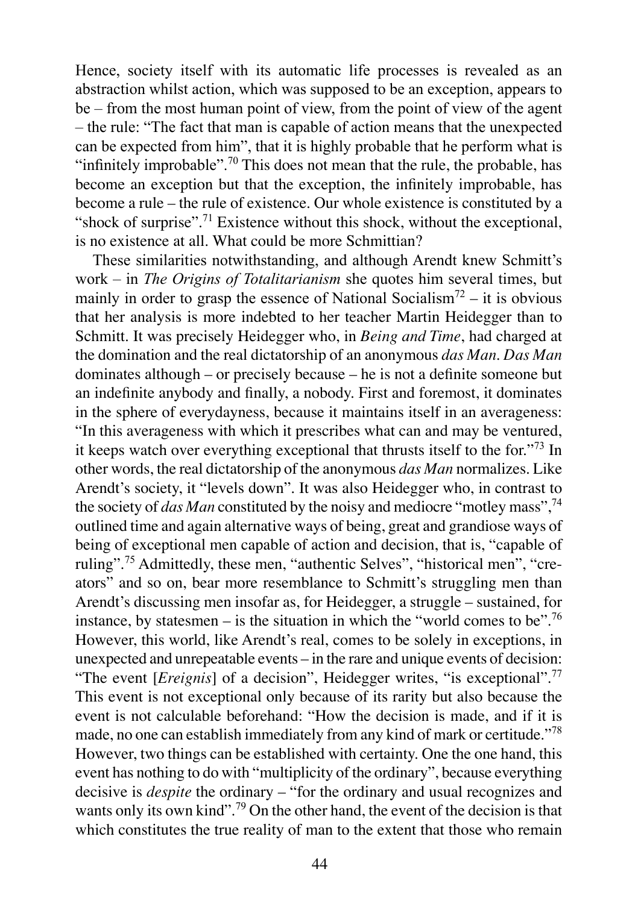Hence, society itself with its automatic life processes is revealed as an abstraction whilst action, which was supposed to be an exception, appears to be – from the most human point of view, from the point of view of the agent – the rule: "The fact that man is capable of action means that the unexpected can be expected from him", that it is highly probable that he perform what is "infinitely improbable".[70] This does not mean that the rule, the probable, has become an exception but that the exception, the infinitely improbable, has become a rule – the rule of existence. Our whole existence is constituted by a "shock of surprise".[71] Existence without this shock, without the exceptional, is no existence at all. What could be more Schmittian?

These similarities notwithstanding, and although Arendt knew Schmitt's work – in *The Origins of Totalitarianism* she quotes him several times, but mainly in order to grasp the essence of National Socialism[72] – it is obvious that her analysis is more indebted to her teacher Martin Heidegger than to Schmitt. It was precisely Heidegger who, in *Being and Time*, had charged at the domination and the real dictatorship of an anonymous *das Man*. *Das Man* dominates although – or precisely because – he is not a definite someone but an indefinite anybody and finally, a nobody. First and foremost, it dominates in the sphere of everydayness, because it maintains itself in an averageness: "In this averageness with which it prescribes what can and may be ventured, it keeps watch over everything exceptional that thrusts itself to the for."[73] In other words, the real dictatorship of the anonymous *das Man* normalizes. Like Arendt's society, it "levels down". It was also Heidegger who, in contrast to the society of *das Man* constituted by the noisy and mediocre "motley mass",[74] outlined time and again alternative ways of being, great and grandiose ways of being of exceptional men capable of action and decision, that is, "capable of ruling".[75] Admittedly, these men, "authentic Selves", "historical men", "creators" and so on, bear more resemblance to Schmitt's struggling men than Arendt's discussing men insofar as, for Heidegger, a struggle – sustained, for instance, by statesmen – is the situation in which the "world comes to be".[76] However, this world, like Arendt's real, comes to be solely in exceptions, in unexpected and unrepeatable events – in the rare and unique events of decision: "The event [*Ereignis*] of a decision", Heidegger writes, "is exceptional".[77] This event is not exceptional only because of its rarity but also because the event is not calculable beforehand: "How the decision is made, and if it is made, no one can establish immediately from any kind of mark or certitude."[78] However, two things can be established with certainty. One the one hand, this event has nothing to do with "multiplicity of the ordinary", because everything decisive is *despite* the ordinary – "for the ordinary and usual recognizes and wants only its own kind".[79] On the other hand, the event of the decision is that which constitutes the true reality of man to the extent that those who remain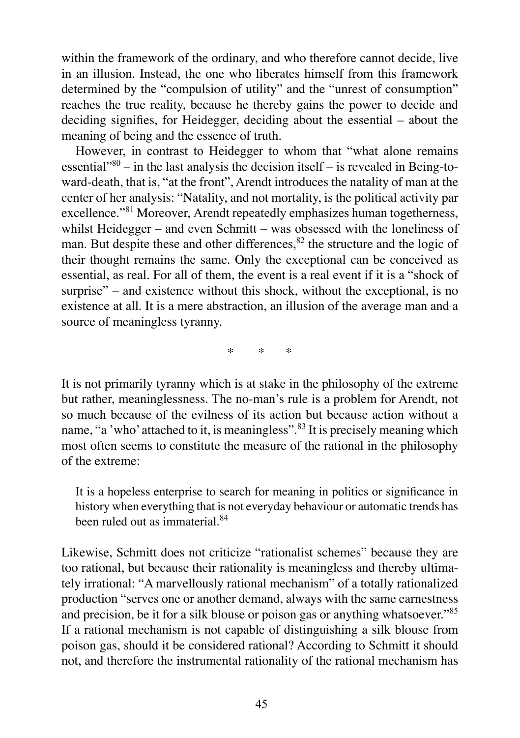within the framework of the ordinary, and who therefore cannot decide, live in an illusion. Instead, the one who liberates himself from this framework determined by the "compulsion of utility" and the "unrest of consumption" reaches the true reality, because he thereby gains the power to decide and deciding signifies, for Heidegger, deciding about the essential – about the meaning of being and the essence of truth.

However, in contrast to Heidegger to whom that "what alone remains essential"[80] – in the last analysis the decision itself – is revealed in Being-toward-death, that is, "at the front", Arendt introduces the natality of man at the center of her analysis: "Natality, and not mortality, is the political activity par excellence."[81] Moreover, Arendt repeatedly emphasizes human togetherness, whilst Heidegger – and even Schmitt – was obsessed with the loneliness of man. But despite these and other differences,[82] the structure and the logic of their thought remains the same. Only the exceptional can be conceived as essential, as real. For all of them, the event is a real event if it is a "shock of surprise" – and existence without this shock, without the exceptional, is no existence at all. It is a mere abstraction, an illusion of the average man and a source of meaningless tyranny.

\* \* \*

It is not primarily tyranny which is at stake in the philosophy of the extreme but rather, meaninglessness. The no-man's rule is a problem for Arendt, not so much because of the evilness of its action but because action without a name, "a 'who' attached to it, is meaningless".[83] It is precisely meaning which most often seems to constitute the measure of the rational in the philosophy of the extreme:

> It is a hopeless enterprise to search for meaning in politics or significance in history when everything that is not everyday behaviour or automatic trends has been ruled out as immaterial.[84]

Likewise, Schmitt does not criticize "rationalist schemes" because they are too rational, but because their rationality is meaningless and thereby ultimately irrational: "A marvellously rational mechanism" of a totally rationalized production "serves one or another demand, always with the same earnestness and precision, be it for a silk blouse or poison gas or anything whatsoever."[85] If a rational mechanism is not capable of distinguishing a silk blouse from poison gas, should it be considered rational? According to Schmitt it should not, and therefore the instrumental rationality of the rational mechanism has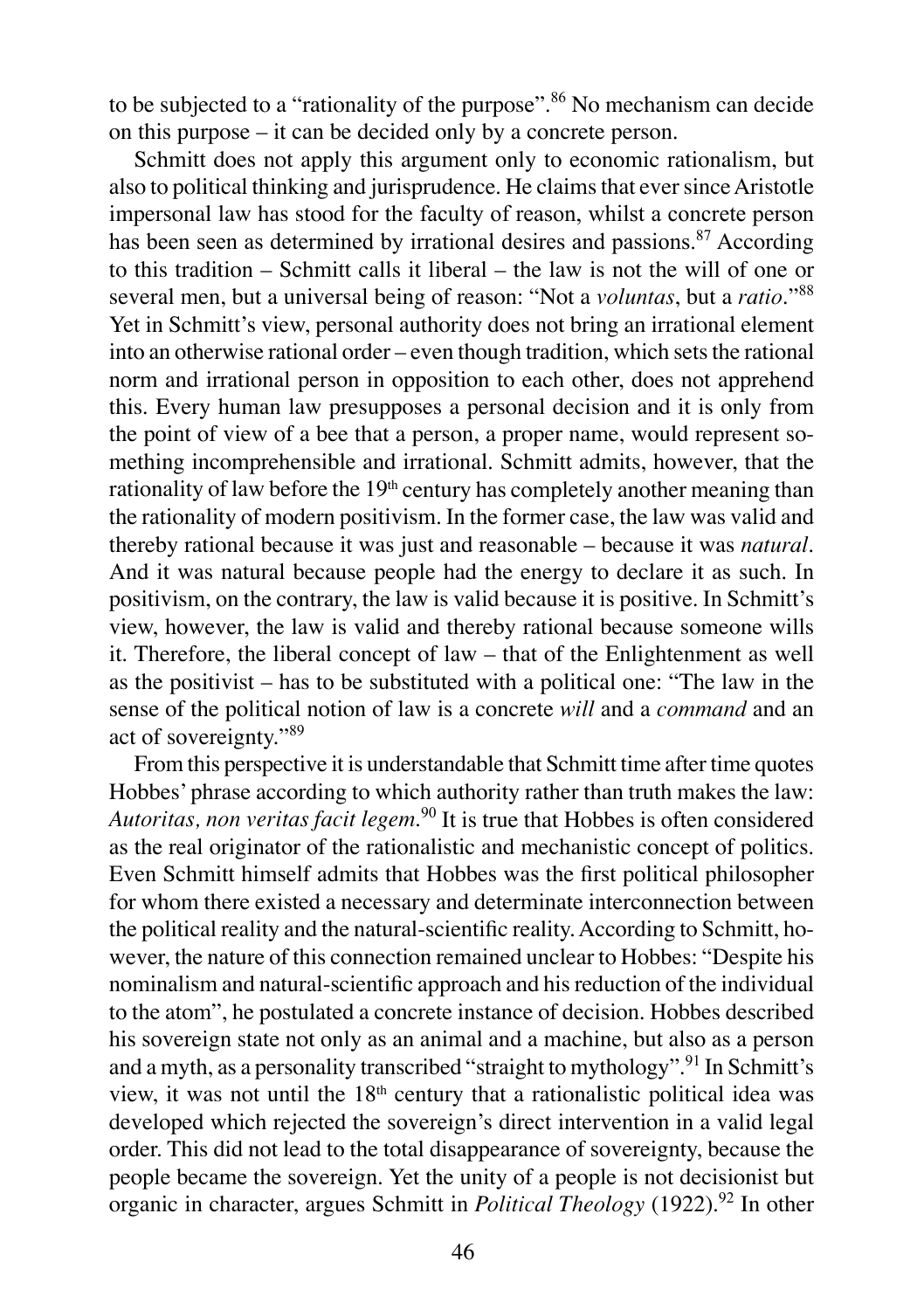to be subjected to a "rationality of the purpose".[86] No mechanism can decide on this purpose – it can be decided only by a concrete person.

Schmitt does not apply this argument only to economic rationalism, but also to political thinking and jurisprudence. He claims that ever since Aristotle impersonal law has stood for the faculty of reason, whilst a concrete person has been seen as determined by irrational desires and passions.[87] According to this tradition – Schmitt calls it liberal – the law is not the will of one or several men, but a universal being of reason: "Not a *voluntas*, but a *ratio*."[88] Yet in Schmitt's view, personal authority does not bring an irrational element into an otherwise rational order – even though tradition, which sets the rational norm and irrational person in opposition to each other, does not apprehend this. Every human law presupposes a personal decision and it is only from the point of view of a bee that a person, a proper name, would represent something incomprehensible and irrational. Schmitt admits, however, that the rationality of law before the 19th century has completely another meaning than the rationality of modern positivism. In the former case, the law was valid and thereby rational because it was just and reasonable – because it was *natural*. And it was natural because people had the energy to declare it as such. In positivism, on the contrary, the law is valid because it is positive. In Schmitt's view, however, the law is valid and thereby rational because someone wills it. Therefore, the liberal concept of law – that of the Enlightenment as well as the positivist – has to be substituted with a political one: "The law in the sense of the political notion of law is a concrete *will* and a *command* and an act of sovereignty."[89]

From this perspective it is understandable that Schmitt time after time quotes Hobbes' phrase according to which authority rather than truth makes the law: *Autoritas, non veritas facit legem*.[90] It is true that Hobbes is often considered as the real originator of the rationalistic and mechanistic concept of politics. Even Schmitt himself admits that Hobbes was the first political philosopher for whom there existed a necessary and determinate interconnection between the political reality and the natural-scientific reality. According to Schmitt, however, the nature of this connection remained unclear to Hobbes: "Despite his nominalism and natural-scientific approach and his reduction of the individual to the atom", he postulated a concrete instance of decision. Hobbes described his sovereign state not only as an animal and a machine, but also as a person and a myth, as a personality transcribed "straight to mythology".[91] In Schmitt's view, it was not until the 18th century that a rationalistic political idea was developed which rejected the sovereign's direct intervention in a valid legal order. This did not lead to the total disappearance of sovereignty, because the people became the sovereign. Yet the unity of a people is not decisionist but organic in character, argues Schmitt in *Political Theology* (1922).[92] In other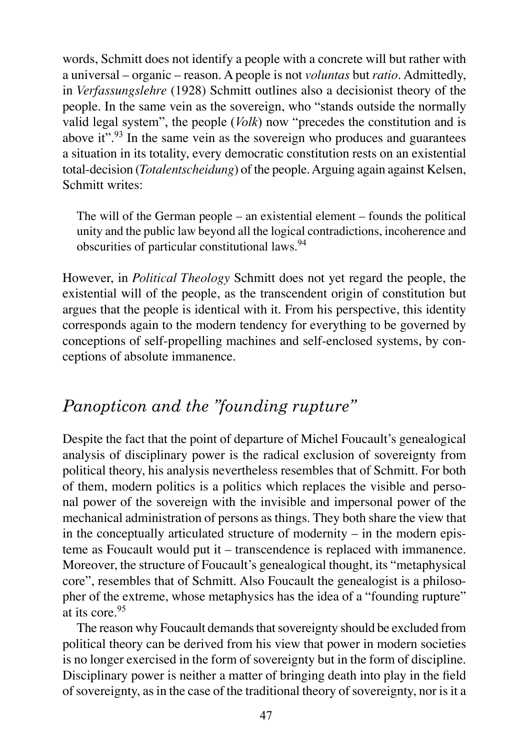words, Schmitt does not identify a people with a concrete will but rather with a universal – organic – reason. A people is not *voluntas* but *ratio*. Admittedly, in *Verfassungslehre* (1928) Schmitt outlines also a decisionist theory of the people. In the same vein as the sovereign, who "stands outside the normally valid legal system", the people (*Volk*) now "precedes the constitution and is above it".[93] In the same vein as the sovereign who produces and guarantees a situation in its totality, every democratic constitution rests on an existential total-decision (*Totalentscheidung*) of the people. Arguing again against Kelsen, Schmitt writes:

> The will of the German people – an existential element – founds the political unity and the public law beyond all the logical contradictions, incoherence and obscurities of particular constitutional laws.[94]

However, in *Political Theology* Schmitt does not yet regard the people, the existential will of the people, as the transcendent origin of constitution but argues that the people is identical with it. From his perspective, this identity corresponds again to the modern tendency for everything to be governed by conceptions of self-propelling machines and self-enclosed systems, by conceptions of absolute immanence.

## *Panopticon and the "founding rupture"*

Despite the fact that the point of departure of Michel Foucault's genealogical analysis of disciplinary power is the radical exclusion of sovereignty from political theory, his analysis nevertheless resembles that of Schmitt. For both of them, modern politics is a politics which replaces the visible and personal power of the sovereign with the invisible and impersonal power of the mechanical administration of persons as things. They both share the view that in the conceptually articulated structure of modernity – in the modern episteme as Foucault would put it – transcendence is replaced with immanence. Moreover, the structure of Foucault's genealogical thought, its "metaphysical core", resembles that of Schmitt. Also Foucault the genealogist is a philosopher of the extreme, whose metaphysics has the idea of a "founding rupture" at its core.[95]

The reason why Foucault demands that sovereignty should be excluded from political theory can be derived from his view that power in modern societies is no longer exercised in the form of sovereignty but in the form of discipline. Disciplinary power is neither a matter of bringing death into play in the field of sovereignty, as in the case of the traditional theory of sovereignty, nor is it a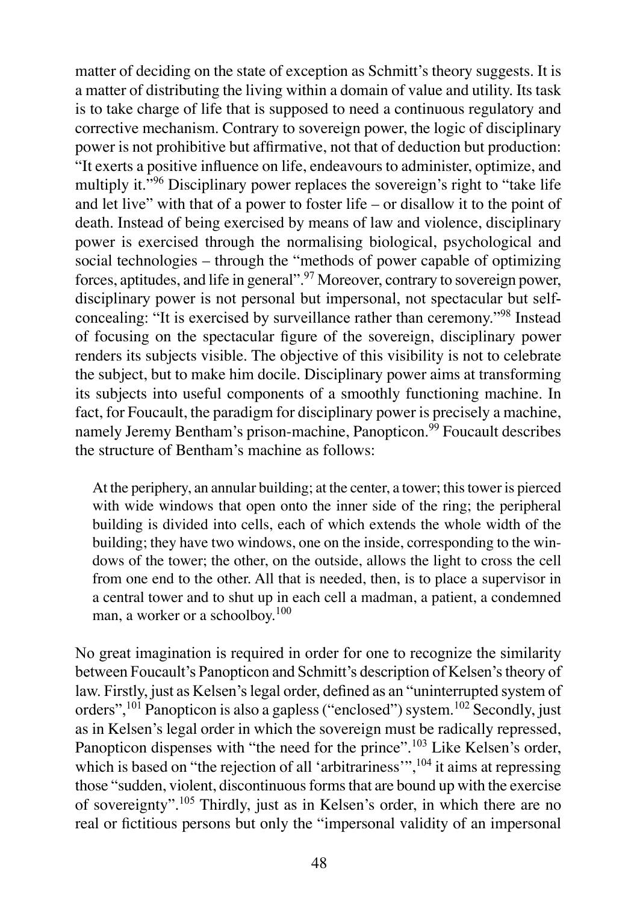matter of deciding on the state of exception as Schmitt's theory suggests. It is a matter of distributing the living within a domain of value and utility. Its task is to take charge of life that is supposed to need a continuous regulatory and corrective mechanism. Contrary to sovereign power, the logic of disciplinary power is not prohibitive but affirmative, not that of deduction but production: "It exerts a positive influence on life, endeavours to administer, optimize, and multiply it."[96] Disciplinary power replaces the sovereign's right to "take life and let live" with that of a power to foster life – or disallow it to the point of death. Instead of being exercised by means of law and violence, disciplinary power is exercised through the normalising biological, psychological and social technologies – through the "methods of power capable of optimizing forces, aptitudes, and life in general".[97] Moreover, contrary to sovereign power, disciplinary power is not personal but impersonal, not spectacular but self-concealing: "It is exercised by surveillance rather than ceremony."[98] Instead of focusing on the spectacular figure of the sovereign, disciplinary power renders its subjects visible. The objective of this visibility is not to celebrate the subject, but to make him docile. Disciplinary power aims at transforming its subjects into useful components of a smoothly functioning machine. In fact, for Foucault, the paradigm for disciplinary power is precisely a machine, namely Jeremy Bentham's prison-machine, Panopticon.[99] Foucault describes the structure of Bentham's machine as follows:

> At the periphery, an annular building; at the center, a tower; this tower is pierced with wide windows that open onto the inner side of the ring; the peripheral building is divided into cells, each of which extends the whole width of the building; they have two windows, one on the inside, corresponding to the windows of the tower; the other, on the outside, allows the light to cross the cell from one end to the other. All that is needed, then, is to place a supervisor in a central tower and to shut up in each cell a madman, a patient, a condemned man, a worker or a schoolboy.[100]

No great imagination is required in order for one to recognize the similarity between Foucault's Panopticon and Schmitt's description of Kelsen's theory of law. Firstly, just as Kelsen's legal order, defined as an "uninterrupted system of orders",[101] Panopticon is also a gapless ("enclosed") system.[102] Secondly, just as in Kelsen's legal order in which the sovereign must be radically repressed, Panopticon dispenses with "the need for the prince".[103] Like Kelsen's order, which is based on "the rejection of all 'arbitrariness'",[104] it aims at repressing those "sudden, violent, discontinuous forms that are bound up with the exercise of sovereignty".[105] Thirdly, just as in Kelsen's order, in which there are no real or fictitious persons but only the "impersonal validity of an impersonal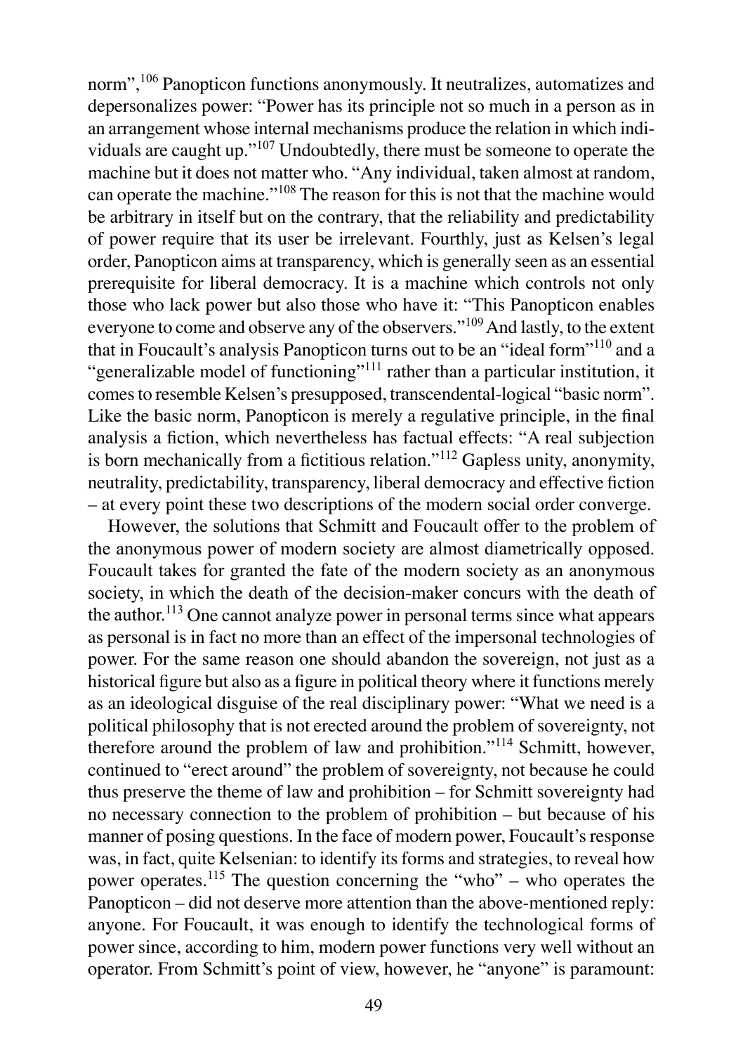norm",[106] Panopticon functions anonymously. It neutralizes, automatizes and depersonalizes power: "Power has its principle not so much in a person as in an arrangement whose internal mechanisms produce the relation in which individuals are caught up."[107] Undoubtedly, there must be someone to operate the machine but it does not matter who. "Any individual, taken almost at random, can operate the machine."[108] The reason for this is not that the machine would be arbitrary in itself but on the contrary, that the reliability and predictability of power require that its user be irrelevant. Fourthly, just as Kelsen's legal order, Panopticon aims at transparency, which is generally seen as an essential prerequisite for liberal democracy. It is a machine which controls not only those who lack power but also those who have it: "This Panopticon enables everyone to come and observe any of the observers."[109] And lastly, to the extent that in Foucault's analysis Panopticon turns out to be an "ideal form"[110] and a "generalizable model of functioning"[111] rather than a particular institution, it comes to resemble Kelsen's presupposed, transcendental-logical "basic norm". Like the basic norm, Panopticon is merely a regulative principle, in the final analysis a fiction, which nevertheless has factual effects: "A real subjection is born mechanically from a fictitious relation."[112] Gapless unity, anonymity, neutrality, predictability, transparency, liberal democracy and effective fiction – at every point these two descriptions of the modern social order converge.

However, the solutions that Schmitt and Foucault offer to the problem of the anonymous power of modern society are almost diametrically opposed. Foucault takes for granted the fate of the modern society as an anonymous society, in which the death of the decision-maker concurs with the death of the author.[113] One cannot analyze power in personal terms since what appears as personal is in fact no more than an effect of the impersonal technologies of power. For the same reason one should abandon the sovereign, not just as a historical figure but also as a figure in political theory where it functions merely as an ideological disguise of the real disciplinary power: "What we need is a political philosophy that is not erected around the problem of sovereignty, not therefore around the problem of law and prohibition."[114] Schmitt, however, continued to "erect around" the problem of sovereignty, not because he could thus preserve the theme of law and prohibition – for Schmitt sovereignty had no necessary connection to the problem of prohibition – but because of his manner of posing questions. In the face of modern power, Foucault's response was, in fact, quite Kelsenian: to identify its forms and strategies, to reveal how power operates.[115] The question concerning the "who" – who operates the Panopticon – did not deserve more attention than the above-mentioned reply: anyone. For Foucault, it was enough to identify the technological forms of power since, according to him, modern power functions very well without an operator. From Schmitt's point of view, however, he "anyone" is paramount: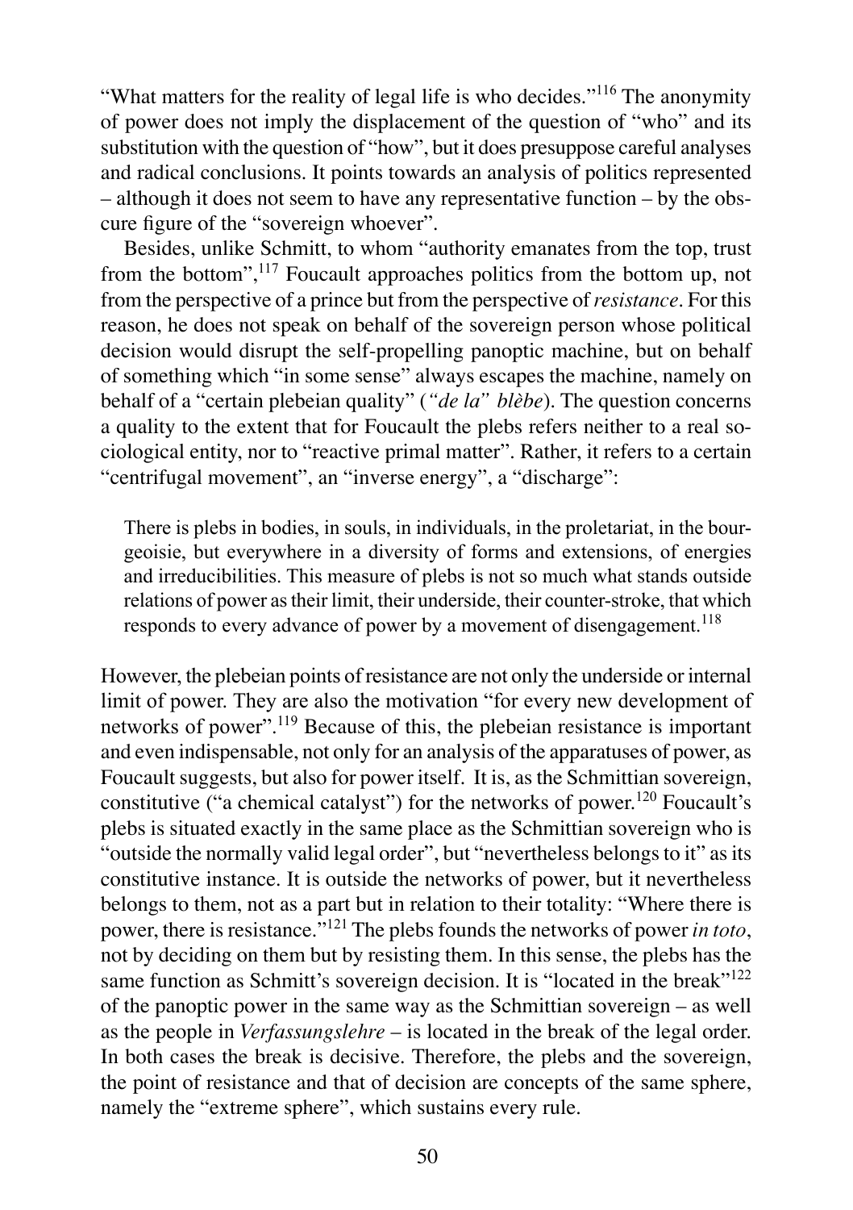"What matters for the reality of legal life is who decides."[116] The anonymity of power does not imply the displacement of the question of "who" and its substitution with the question of "how", but it does presuppose careful analyses and radical conclusions. It points towards an analysis of politics represented – although it does not seem to have any representative function – by the obscure figure of the "sovereign whoever".

Besides, unlike Schmitt, to whom "authority emanates from the top, trust from the bottom",[117] Foucault approaches politics from the bottom up, not from the perspective of a prince but from the perspective of *resistance*. For this reason, he does not speak on behalf of the sovereign person whose political decision would disrupt the self-propelling panoptic machine, but on behalf of something which "in some sense" always escapes the machine, namely on behalf of a "certain plebeian quality" (*"de la" blèbe*). The question concerns a quality to the extent that for Foucault the plebs refers neither to a real sociological entity, nor to "reactive primal matter". Rather, it refers to a certain "centrifugal movement", an "inverse energy", a "discharge":

> There is plebs in bodies, in souls, in individuals, in the proletariat, in the bourgeoisie, but everywhere in a diversity of forms and extensions, of energies and irreducibilities. This measure of plebs is not so much what stands outside relations of power as their limit, their underside, their counter-stroke, that which responds to every advance of power by a movement of disengagement.[118]

However, the plebeian points of resistance are not only the underside or internal limit of power. They are also the motivation "for every new development of networks of power".[119] Because of this, the plebeian resistance is important and even indispensable, not only for an analysis of the apparatuses of power, as Foucault suggests, but also for power itself. It is, as the Schmittian sovereign, constitutive ("a chemical catalyst") for the networks of power.[120] Foucault's plebs is situated exactly in the same place as the Schmittian sovereign who is "outside the normally valid legal order", but "nevertheless belongs to it" as its constitutive instance. It is outside the networks of power, but it nevertheless belongs to them, not as a part but in relation to their totality: "Where there is power, there is resistance."[121] The plebs founds the networks of power *in toto*, not by deciding on them but by resisting them. In this sense, the plebs has the same function as Schmitt's sovereign decision. It is "located in the break"[122] of the panoptic power in the same way as the Schmittian sovereign – as well as the people in *Verfassungslehre* – is located in the break of the legal order. In both cases the break is decisive. Therefore, the plebs and the sovereign, the point of resistance and that of decision are concepts of the same sphere, namely the "extreme sphere", which sustains every rule.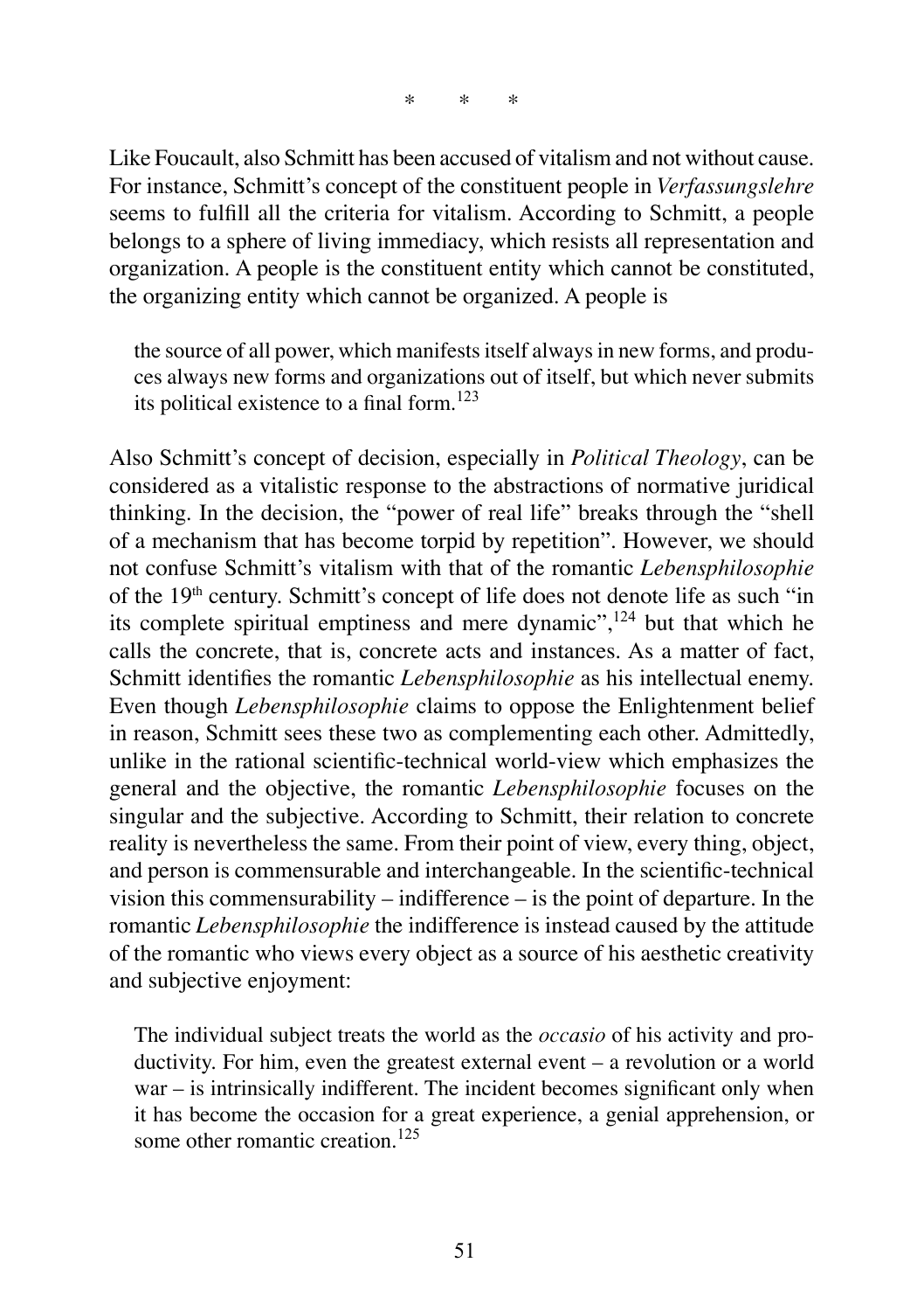\*   \*   \*

Like Foucault, also Schmitt has been accused of vitalism and not without cause. For instance, Schmitt's concept of the constituent people in *Verfassungslehre* seems to fulfill all the criteria for vitalism. According to Schmitt, a people belongs to a sphere of living immediacy, which resists all representation and organization. A people is the constituent entity which cannot be constituted, the organizing entity which cannot be organized. A people is

> the source of all power, which manifests itself always in new forms, and produces always new forms and organizations out of itself, but which never submits its political existence to a final form.[123]

Also Schmitt's concept of decision, especially in *Political Theology*, can be considered as a vitalistic response to the abstractions of normative juridical thinking. In the decision, the "power of real life" breaks through the "shell of a mechanism that has become torpid by repetition". However, we should not confuse Schmitt's vitalism with that of the romantic *Lebensphilosophie* of the 19th century. Schmitt's concept of life does not denote life as such "in its complete spiritual emptiness and mere dynamic",[124] but that which he calls the concrete, that is, concrete acts and instances. As a matter of fact, Schmitt identifies the romantic *Lebensphilosophie* as his intellectual enemy. Even though *Lebensphilosophie* claims to oppose the Enlightenment belief in reason, Schmitt sees these two as complementing each other. Admittedly, unlike in the rational scientific-technical world-view which emphasizes the general and the objective, the romantic *Lebensphilosophie* focuses on the singular and the subjective. According to Schmitt, their relation to concrete reality is nevertheless the same. From their point of view, every thing, object, and person is commensurable and interchangeable. In the scientific-technical vision this commensurability – indifference – is the point of departure. In the romantic *Lebensphilosophie* the indifference is instead caused by the attitude of the romantic who views every object as a source of his aesthetic creativity and subjective enjoyment:

> The individual subject treats the world as the *occasio* of his activity and productivity. For him, even the greatest external event – a revolution or a world war – is intrinsically indifferent. The incident becomes significant only when it has become the occasion for a great experience, a genial apprehension, or some other romantic creation.[125]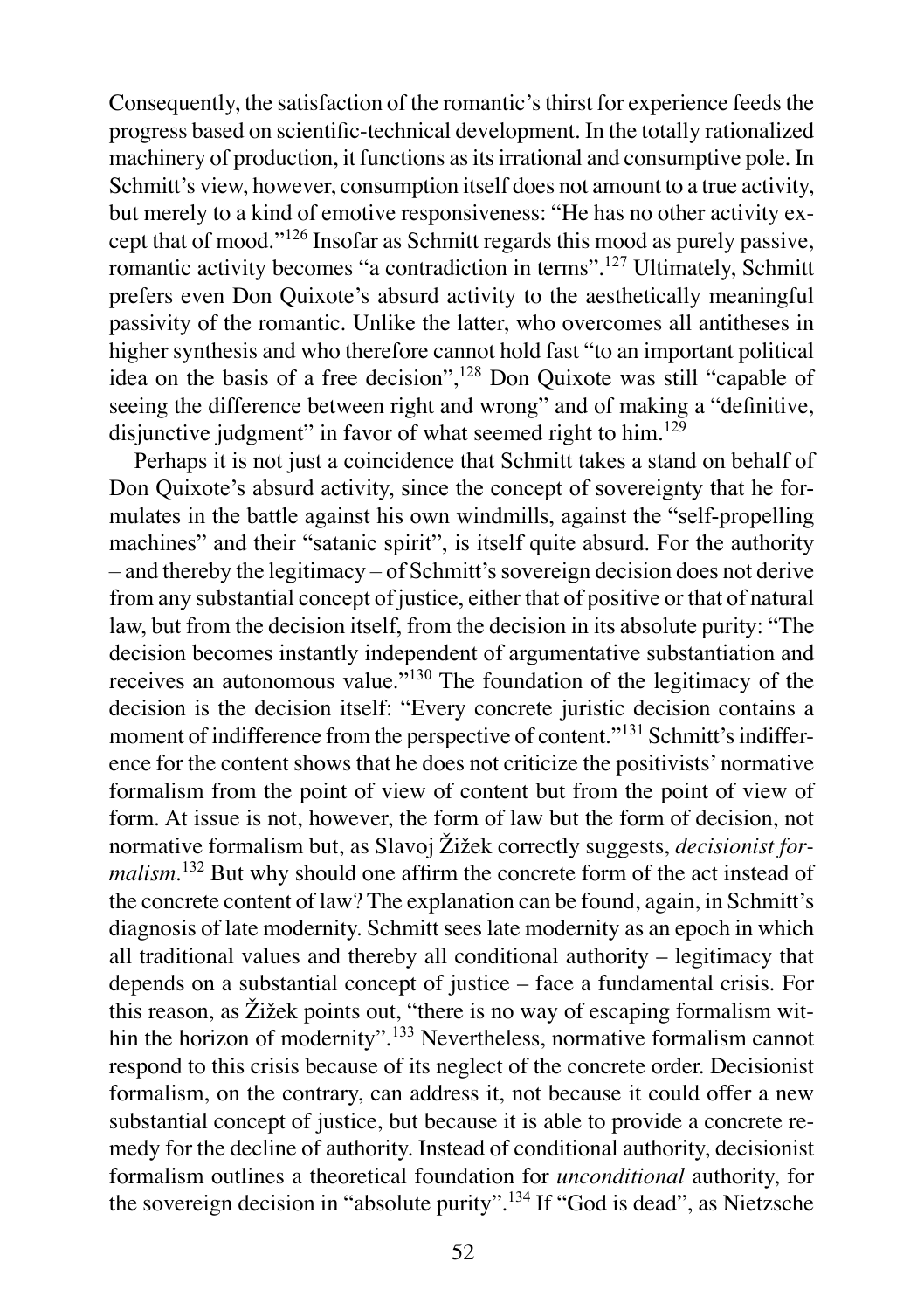Consequently, the satisfaction of the romantic's thirst for experience feeds the progress based on scientific-technical development. In the totally rationalized machinery of production, it functions as its irrational and consumptive pole. In Schmitt's view, however, consumption itself does not amount to a true activity, but merely to a kind of emotive responsiveness: "He has no other activity except that of mood."[126] Insofar as Schmitt regards this mood as purely passive, romantic activity becomes "a contradiction in terms".[127] Ultimately, Schmitt prefers even Don Quixote's absurd activity to the aesthetically meaningful passivity of the romantic. Unlike the latter, who overcomes all antitheses in higher synthesis and who therefore cannot hold fast "to an important political idea on the basis of a free decision",[128] Don Quixote was still "capable of seeing the difference between right and wrong" and of making a "definitive, disjunctive judgment" in favor of what seemed right to him.[129]

Perhaps it is not just a coincidence that Schmitt takes a stand on behalf of Don Quixote's absurd activity, since the concept of sovereignty that he formulates in the battle against his own windmills, against the "self-propelling machines" and their "satanic spirit", is itself quite absurd. For the authority – and thereby the legitimacy – of Schmitt's sovereign decision does not derive from any substantial concept of justice, either that of positive or that of natural law, but from the decision itself, from the decision in its absolute purity: "The decision becomes instantly independent of argumentative substantiation and receives an autonomous value."[130] The foundation of the legitimacy of the decision is the decision itself: "Every concrete juristic decision contains a moment of indifference from the perspective of content."[131] Schmitt's indifference for the content shows that he does not criticize the positivists' normative formalism from the point of view of content but from the point of view of form. At issue is not, however, the form of law but the form of decision, not normative formalism but, as Slavoj Žižek correctly suggests, *decisionist formalism*.[132] But why should one affirm the concrete form of the act instead of the concrete content of law? The explanation can be found, again, in Schmitt's diagnosis of late modernity. Schmitt sees late modernity as an epoch in which all traditional values and thereby all conditional authority – legitimacy that depends on a substantial concept of justice – face a fundamental crisis. For this reason, as Žižek points out, "there is no way of escaping formalism within the horizon of modernity".[133] Nevertheless, normative formalism cannot respond to this crisis because of its neglect of the concrete order. Decisionist formalism, on the contrary, can address it, not because it could offer a new substantial concept of justice, but because it is able to provide a concrete remedy for the decline of authority. Instead of conditional authority, decisionist formalism outlines a theoretical foundation for *unconditional* authority, for the sovereign decision in "absolute purity".[134] If "God is dead", as Nietzsche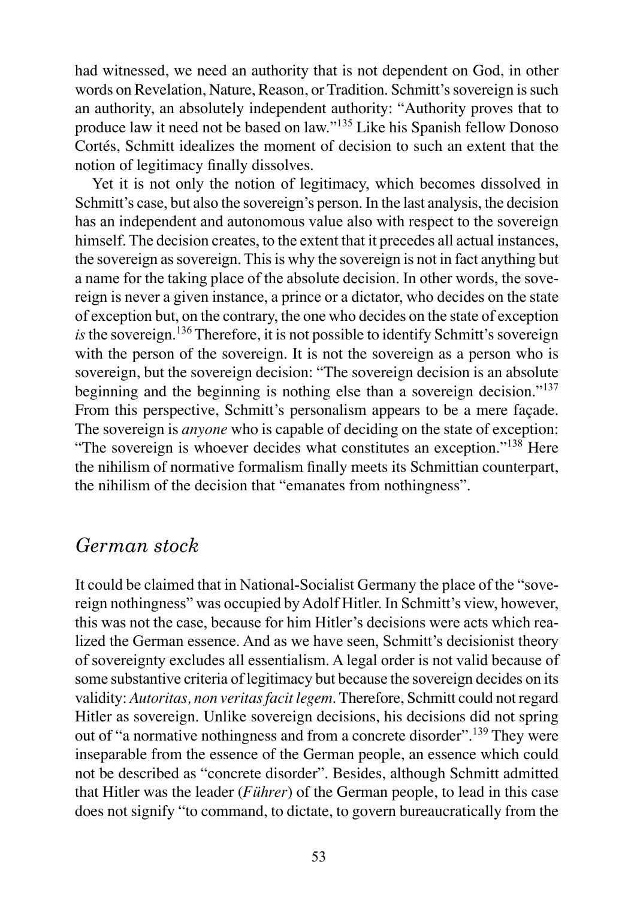had witnessed, we need an authority that is not dependent on God, in other words on Revelation, Nature, Reason, or Tradition. Schmitt's sovereign is such an authority, an absolutely independent authority: "Authority proves that to produce law it need not be based on law."[135] Like his Spanish fellow Donoso Cortés, Schmitt idealizes the moment of decision to such an extent that the notion of legitimacy finally dissolves.

Yet it is not only the notion of legitimacy, which becomes dissolved in Schmitt's case, but also the sovereign's person. In the last analysis, the decision has an independent and autonomous value also with respect to the sovereign himself. The decision creates, to the extent that it precedes all actual instances, the sovereign as sovereign. This is why the sovereign is not in fact anything but a name for the taking place of the absolute decision. In other words, the sovereign is never a given instance, a prince or a dictator, who decides on the state of exception but, on the contrary, the one who decides on the state of exception *is* the sovereign.[136] Therefore, it is not possible to identify Schmitt's sovereign with the person of the sovereign. It is not the sovereign as a person who is sovereign, but the sovereign decision: "The sovereign decision is an absolute beginning and the beginning is nothing else than a sovereign decision."[137] From this perspective, Schmitt's personalism appears to be a mere façade. The sovereign is *anyone* who is capable of deciding on the state of exception: "The sovereign is whoever decides what constitutes an exception."[138] Here the nihilism of normative formalism finally meets its Schmittian counterpart, the nihilism of the decision that "emanates from nothingness".

## German stock

It could be claimed that in National-Socialist Germany the place of the "sovereign nothingness" was occupied by Adolf Hitler. In Schmitt's view, however, this was not the case, because for him Hitler's decisions were acts which realized the German essence. And as we have seen, Schmitt's decisionist theory of sovereignty excludes all essentialism. A legal order is not valid because of some substantive criteria of legitimacy but because the sovereign decides on its validity: *Autoritas, non veritas facit legem*. Therefore, Schmitt could not regard Hitler as sovereign. Unlike sovereign decisions, his decisions did not spring out of "a normative nothingness and from a concrete disorder".[139] They were inseparable from the essence of the German people, an essence which could not be described as "concrete disorder". Besides, although Schmitt admitted that Hitler was the leader (*Führer*) of the German people, to lead in this case does not signify "to command, to dictate, to govern bureaucratically from the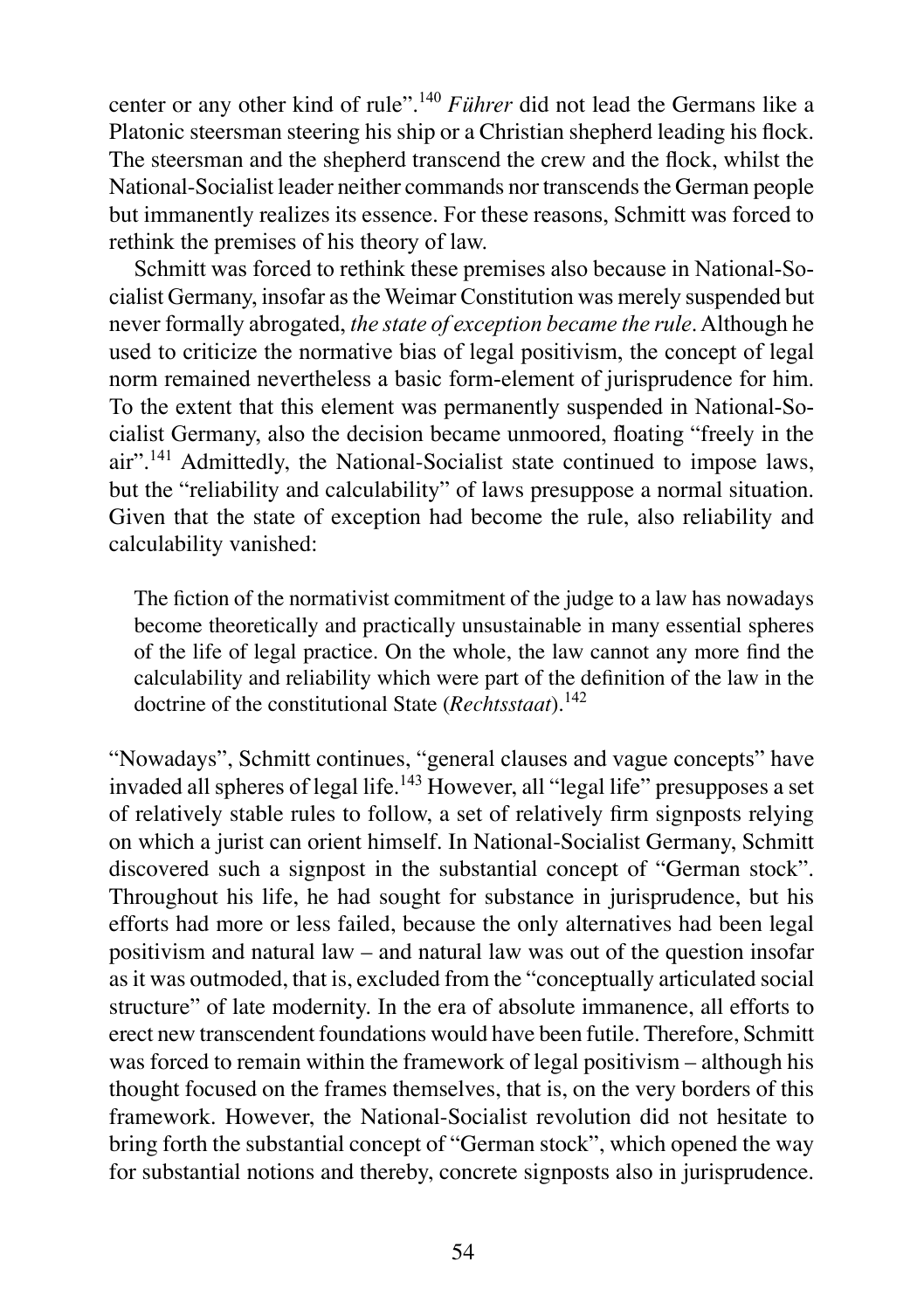center or any other kind of rule".[140] *Führer* did not lead the Germans like a Platonic steersman steering his ship or a Christian shepherd leading his flock. The steersman and the shepherd transcend the crew and the flock, whilst the National-Socialist leader neither commands nor transcends the German people but immanently realizes its essence. For these reasons, Schmitt was forced to rethink the premises of his theory of law.

Schmitt was forced to rethink these premises also because in National-Socialist Germany, insofar as the Weimar Constitution was merely suspended but never formally abrogated, *the state of exception became the rule*. Although he used to criticize the normative bias of legal positivism, the concept of legal norm remained nevertheless a basic form-element of jurisprudence for him. To the extent that this element was permanently suspended in National-Socialist Germany, also the decision became unmoored, floating "freely in the air".[141] Admittedly, the National-Socialist state continued to impose laws, but the "reliability and calculability" of laws presuppose a normal situation. Given that the state of exception had become the rule, also reliability and calculability vanished:

> The fiction of the normativist commitment of the judge to a law has nowadays become theoretically and practically unsustainable in many essential spheres of the life of legal practice. On the whole, the law cannot any more find the calculability and reliability which were part of the definition of the law in the doctrine of the constitutional State (*Rechtsstaat*).[142]

"Nowadays", Schmitt continues, "general clauses and vague concepts" have invaded all spheres of legal life.[143] However, all "legal life" presupposes a set of relatively stable rules to follow, a set of relatively firm signposts relying on which a jurist can orient himself. In National-Socialist Germany, Schmitt discovered such a signpost in the substantial concept of "German stock". Throughout his life, he had sought for substance in jurisprudence, but his efforts had more or less failed, because the only alternatives had been legal positivism and natural law – and natural law was out of the question insofar as it was outmoded, that is, excluded from the "conceptually articulated social structure" of late modernity. In the era of absolute immanence, all efforts to erect new transcendent foundations would have been futile. Therefore, Schmitt was forced to remain within the framework of legal positivism – although his thought focused on the frames themselves, that is, on the very borders of this framework. However, the National-Socialist revolution did not hesitate to bring forth the substantial concept of "German stock", which opened the way for substantial notions and thereby, concrete signposts also in jurisprudence.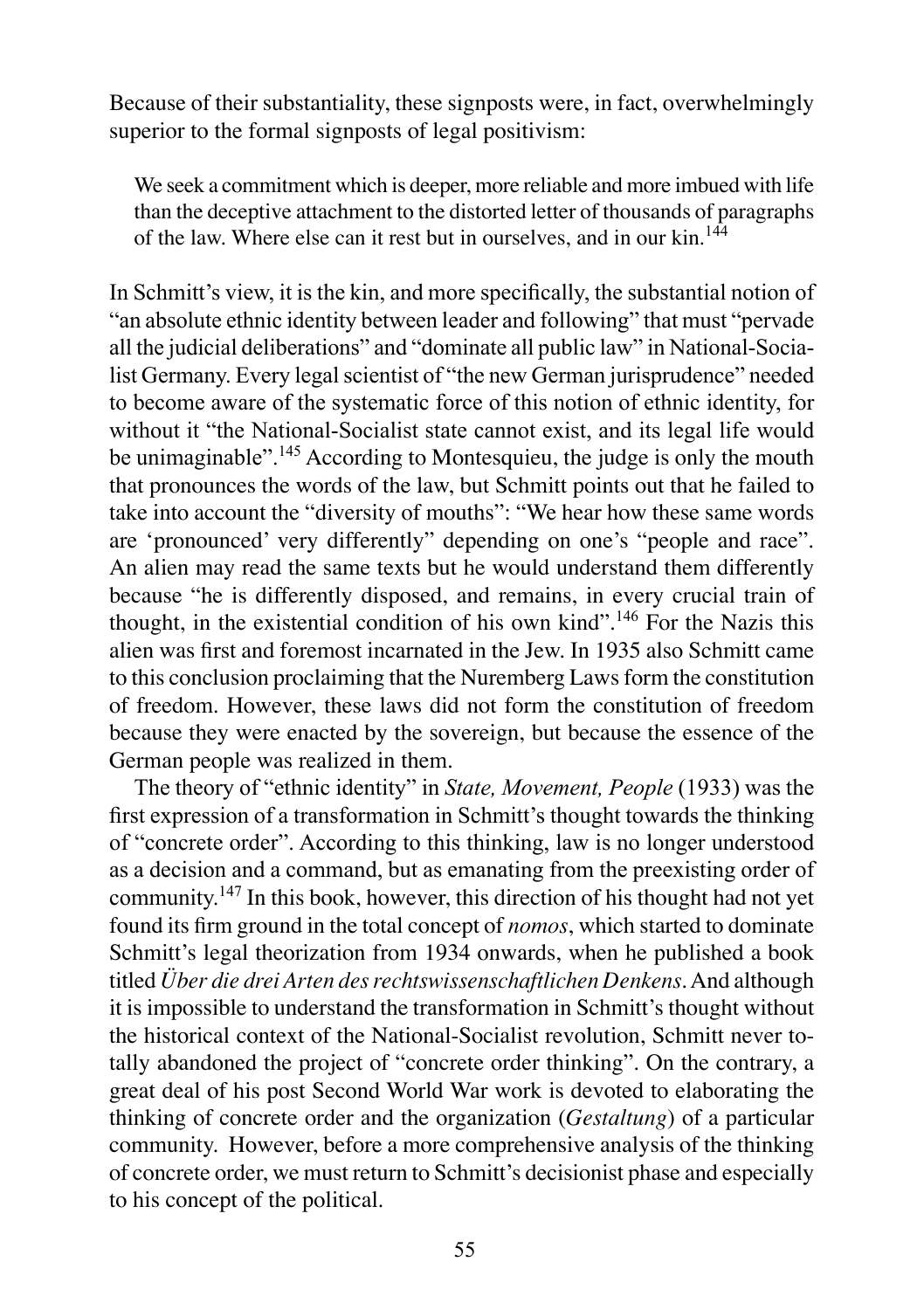Because of their substantiality, these signposts were, in fact, overwhelmingly superior to the formal signposts of legal positivism:

> We seek a commitment which is deeper, more reliable and more imbued with life than the deceptive attachment to the distorted letter of thousands of paragraphs of the law. Where else can it rest but in ourselves, and in our kin.[144]

In Schmitt's view, it is the kin, and more specifically, the substantial notion of "an absolute ethnic identity between leader and following" that must "pervade all the judicial deliberations" and "dominate all public law" in National-Socialist Germany. Every legal scientist of "the new German jurisprudence" needed to become aware of the systematic force of this notion of ethnic identity, for without it "the National-Socialist state cannot exist, and its legal life would be unimaginable".[145] According to Montesquieu, the judge is only the mouth that pronounces the words of the law, but Schmitt points out that he failed to take into account the "diversity of mouths": "We hear how these same words are 'pronounced' very differently" depending on one's "people and race". An alien may read the same texts but he would understand them differently because "he is differently disposed, and remains, in every crucial train of thought, in the existential condition of his own kind".[146] For the Nazis this alien was first and foremost incarnated in the Jew. In 1935 also Schmitt came to this conclusion proclaiming that the Nuremberg Laws form the constitution of freedom. However, these laws did not form the constitution of freedom because they were enacted by the sovereign, but because the essence of the German people was realized in them.

The theory of "ethnic identity" in *State, Movement, People* (1933) was the first expression of a transformation in Schmitt's thought towards the thinking of "concrete order". According to this thinking, law is no longer understood as a decision and a command, but as emanating from the preexisting order of community.[147] In this book, however, this direction of his thought had not yet found its firm ground in the total concept of *nomos*, which started to dominate Schmitt's legal theorization from 1934 onwards, when he published a book titled *Über die drei Arten des rechtswissenschaftlichen Denkens*. And although it is impossible to understand the transformation in Schmitt's thought without the historical context of the National-Socialist revolution, Schmitt never totally abandoned the project of "concrete order thinking". On the contrary, a great deal of his post Second World War work is devoted to elaborating the thinking of concrete order and the organization (*Gestaltung*) of a particular community. However, before a more comprehensive analysis of the thinking of concrete order, we must return to Schmitt's decisionist phase and especially to his concept of the political.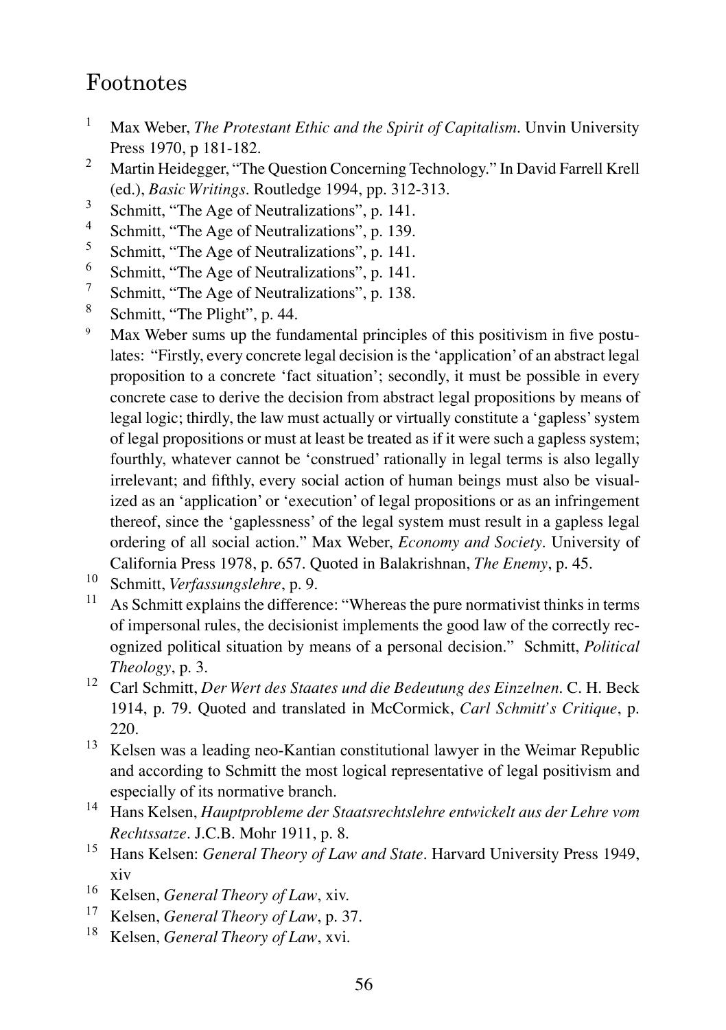# Footnotes

[1] Max Weber, *The Protestant Ethic and the Spirit of Capitalism*. Unvin University Press 1970, p 181-182.

[2] Martin Heidegger, "The Question Concerning Technology." In David Farrell Krell (ed.), *Basic Writings*. Routledge 1994, pp. 312-313.

[3] Schmitt, "The Age of Neutralizations", p. 141.

[4] Schmitt, "The Age of Neutralizations", p. 139.

[5] Schmitt, "The Age of Neutralizations", p. 141.

[6] Schmitt, "The Age of Neutralizations", p. 141.

[7] Schmitt, "The Age of Neutralizations", p. 138.

[8] Schmitt, "The Plight", p. 44.

[9] Max Weber sums up the fundamental principles of this positivism in five postulates: "Firstly, every concrete legal decision is the 'application' of an abstract legal proposition to a concrete 'fact situation'; secondly, it must be possible in every concrete case to derive the decision from abstract legal propositions by means of legal logic; thirdly, the law must actually or virtually constitute a 'gapless' system of legal propositions or must at least be treated as if it were such a gapless system; fourthly, whatever cannot be 'construed' rationally in legal terms is also legally irrelevant; and fifthly, every social action of human beings must also be visualized as an 'application' or 'execution' of legal propositions or as an infringement thereof, since the 'gaplessness' of the legal system must result in a gapless legal ordering of all social action." Max Weber, *Economy and Society*. University of California Press 1978, p. 657. Quoted in Balakrishnan, *The Enemy*, p. 45.

[10] Schmitt, *Verfassungslehre*, p. 9.

[11] As Schmitt explains the difference: "Whereas the pure normativist thinks in terms of impersonal rules, the decisionist implements the good law of the correctly recognized political situation by means of a personal decision." Schmitt, *Political Theology*, p. 3.

[12] Carl Schmitt, *Der Wert des Staates und die Bedeutung des Einzelnen*. C. H. Beck 1914, p. 79. Quoted and translated in McCormick, *Carl Schmitt's Critique*, p. 220.

[13] Kelsen was a leading neo-Kantian constitutional lawyer in the Weimar Republic and according to Schmitt the most logical representative of legal positivism and especially of its normative branch.

[14] Hans Kelsen, *Hauptprobleme der Staatsrechtslehre entwickelt aus der Lehre vom Rechtssatze*. J.C.B. Mohr 1911, p. 8.

[15] Hans Kelsen: *General Theory of Law and State*. Harvard University Press 1949, xiv

[16] Kelsen, *General Theory of Law*, xiv.

[17] Kelsen, *General Theory of Law*, p. 37.

[18] Kelsen, *General Theory of Law*, xvi.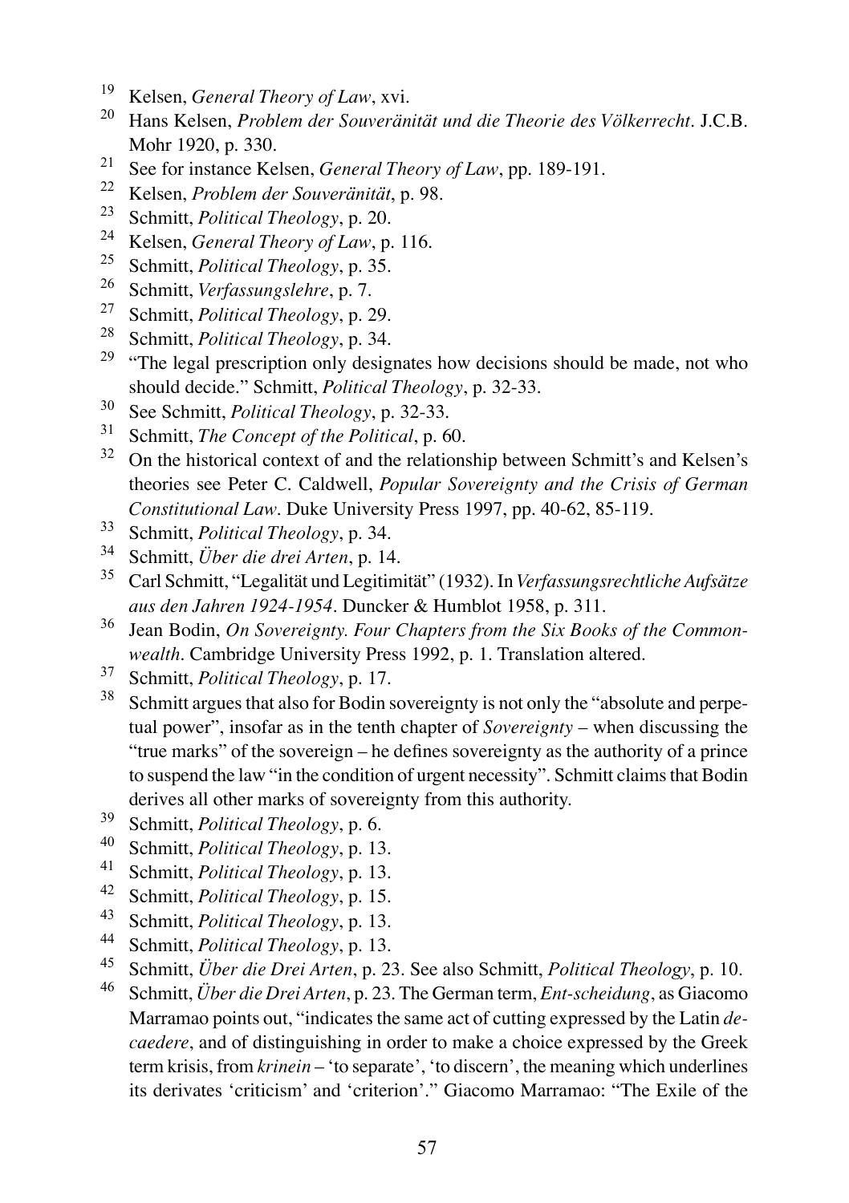[19] Kelsen, *General Theory of Law*, xvi.

[20] Hans Kelsen, *Problem der Souveränität und die Theorie des Völkerrecht*. J.C.B. Mohr 1920, p. 330.

[21] See for instance Kelsen, *General Theory of Law*, pp. 189-191.

[22] Kelsen, *Problem der Souveränität*, p. 98.

[23] Schmitt, *Political Theology*, p. 20.

[24] Kelsen, *General Theory of Law*, p. 116.

[25] Schmitt, *Political Theology*, p. 35.

[26] Schmitt, *Verfassungslehre*, p. 7.

[27] Schmitt, *Political Theology*, p. 29.

[28] Schmitt, *Political Theology*, p. 34.

[29] "The legal prescription only designates how decisions should be made, not who should decide." Schmitt, *Political Theology*, p. 32-33.

[30] See Schmitt, *Political Theology*, p. 32-33.

[31] Schmitt, *The Concept of the Political*, p. 60.

[32] On the historical context of and the relationship between Schmitt's and Kelsen's theories see Peter C. Caldwell, *Popular Sovereignty and the Crisis of German Constitutional Law*. Duke University Press 1997, pp. 40-62, 85-119.

[33] Schmitt, *Political Theology*, p. 34.

[34] Schmitt, *Über die drei Arten*, p. 14.

[35] Carl Schmitt, "Legalität und Legitimität" (1932). In *Verfassungsrechtliche Aufsätze aus den Jahren 1924-1954*. Duncker & Humblot 1958, p. 311.

[36] Jean Bodin, *On Sovereignty. Four Chapters from the Six Books of the Commonwealth*. Cambridge University Press 1992, p. 1. Translation altered.

[37] Schmitt, *Political Theology*, p. 17.

[38] Schmitt argues that also for Bodin sovereignty is not only the "absolute and perpetual power", insofar as in the tenth chapter of *Sovereignty* – when discussing the "true marks" of the sovereign – he defines sovereignty as the authority of a prince to suspend the law "in the condition of urgent necessity". Schmitt claims that Bodin derives all other marks of sovereignty from this authority.

[39] Schmitt, *Political Theology*, p. 6.

[40] Schmitt, *Political Theology*, p. 13.

[41] Schmitt, *Political Theology*, p. 13.

[42] Schmitt, *Political Theology*, p. 15.

[43] Schmitt, *Political Theology*, p. 13.

[44] Schmitt, *Political Theology*, p. 13.

[45] Schmitt, *Über die Drei Arten*, p. 23. See also Schmitt, *Political Theology*, p. 10.

[46] Schmitt, *Über die Drei Arten*, p. 23. The German term, *Ent-scheidung*, as Giacomo Marramao points out, "indicates the same act of cutting expressed by the Latin *de-caedere*, and of distinguishing in order to make a choice expressed by the Greek term krisis, from *krinein* – 'to separate', 'to discern', the meaning which underlines its derivates 'criticism' and 'criterion'." Giacomo Marramao: "The Exile of the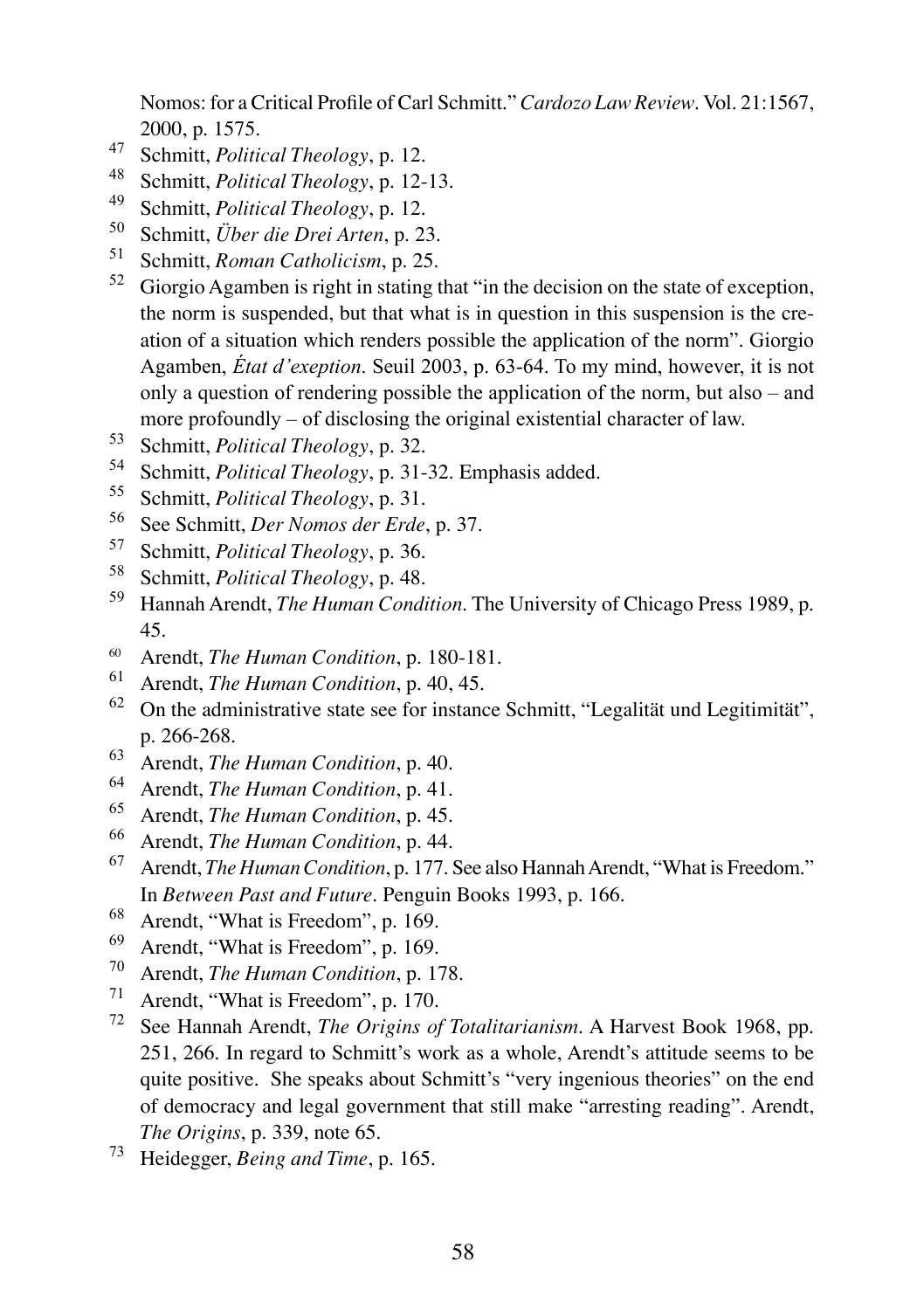Nomos: for a Critical Profile of Carl Schmitt." *Cardozo Law Review*. Vol. 21:1567, 2000, p. 1575.

[47] Schmitt, *Political Theology*, p. 12.

[48] Schmitt, *Political Theology*, p. 12-13.

[49] Schmitt, *Political Theology*, p. 12.

[50] Schmitt, *Über die Drei Arten*, p. 23.

[51] Schmitt, *Roman Catholicism*, p. 25.

[52] Giorgio Agamben is right in stating that "in the decision on the state of exception, the norm is suspended, but that what is in question in this suspension is the creation of a situation which renders possible the application of the norm". Giorgio Agamben, *État d'exeption*. Seuil 2003, p. 63-64. To my mind, however, it is not only a question of rendering possible the application of the norm, but also – and more profoundly – of disclosing the original existential character of law.

[53] Schmitt, *Political Theology*, p. 32.

[54] Schmitt, *Political Theology*, p. 31-32. Emphasis added.

[55] Schmitt, *Political Theology*, p. 31.

[56] See Schmitt, *Der Nomos der Erde*, p. 37.

[57] Schmitt, *Political Theology*, p. 36.

[58] Schmitt, *Political Theology*, p. 48.

[59] Hannah Arendt, *The Human Condition*. The University of Chicago Press 1989, p. 45.

[60] Arendt, *The Human Condition*, p. 180-181.

[61] Arendt, *The Human Condition*, p. 40, 45.

[62] On the administrative state see for instance Schmitt, "Legalität und Legitimität", p. 266-268.

[63] Arendt, *The Human Condition*, p. 40.

[64] Arendt, *The Human Condition*, p. 41.

[65] Arendt, *The Human Condition*, p. 45.

[66] Arendt, *The Human Condition*, p. 44.

[67] Arendt, *The Human Condition*, p. 177. See also Hannah Arendt, "What is Freedom." In *Between Past and Future*. Penguin Books 1993, p. 166.

[68] Arendt, "What is Freedom", p. 169.

[69] Arendt, "What is Freedom", p. 169.

[70] Arendt, *The Human Condition*, p. 178.

[71] Arendt, "What is Freedom", p. 170.

[72] See Hannah Arendt, *The Origins of Totalitarianism*. A Harvest Book 1968, pp. 251, 266. In regard to Schmitt's work as a whole, Arendt's attitude seems to be quite positive. She speaks about Schmitt's "very ingenious theories" on the end of democracy and legal government that still make "arresting reading". Arendt, *The Origins*, p. 339, note 65.

[73] Heidegger, *Being and Time*, p. 165.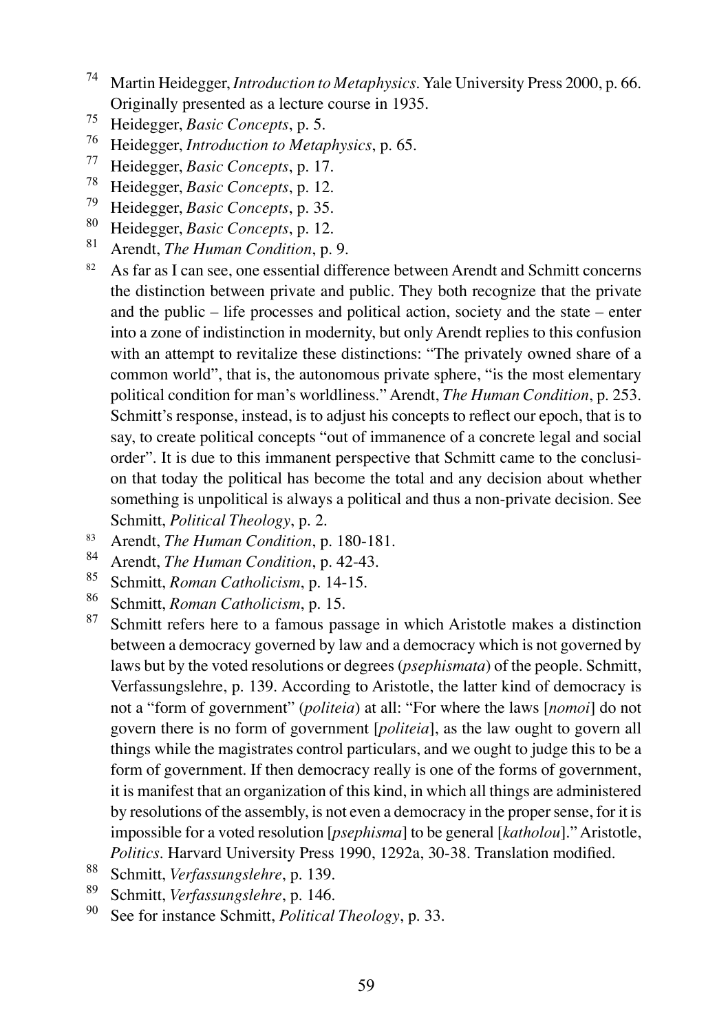[74] Martin Heidegger, *Introduction to Metaphysics*. Yale University Press 2000, p. 66. Originally presented as a lecture course in 1935.

[75] Heidegger, *Basic Concepts*, p. 5.

[76] Heidegger, *Introduction to Metaphysics*, p. 65.

[77] Heidegger, *Basic Concepts*, p. 17.

[78] Heidegger, *Basic Concepts*, p. 12.

[79] Heidegger, *Basic Concepts*, p. 35.

[80] Heidegger, *Basic Concepts*, p. 12.

[81] Arendt, *The Human Condition*, p. 9.

[82] As far as I can see, one essential difference between Arendt and Schmitt concerns the distinction between private and public. They both recognize that the private and the public – life processes and political action, society and the state – enter into a zone of indistinction in modernity, but only Arendt replies to this confusion with an attempt to revitalize these distinctions: "The privately owned share of a common world", that is, the autonomous private sphere, "is the most elementary political condition for man's worldliness." Arendt, *The Human Condition*, p. 253. Schmitt's response, instead, is to adjust his concepts to reflect our epoch, that is to say, to create political concepts "out of immanence of a concrete legal and social order". It is due to this immanent perspective that Schmitt came to the conclusion that today the political has become the total and any decision about whether something is unpolitical is always a political and thus a non-private decision. See Schmitt, *Political Theology*, p. 2.

[83] Arendt, *The Human Condition*, p. 180-181.

[84] Arendt, *The Human Condition*, p. 42-43.

[85] Schmitt, *Roman Catholicism*, p. 14-15.

[86] Schmitt, *Roman Catholicism*, p. 15.

[87] Schmitt refers here to a famous passage in which Aristotle makes a distinction between a democracy governed by law and a democracy which is not governed by laws but by the voted resolutions or degrees (*psephismata*) of the people. Schmitt, Verfassungslehre, p. 139. According to Aristotle, the latter kind of democracy is not a "form of government" (*politeia*) at all: "For where the laws [*nomoi*] do not govern there is no form of government [*politeia*], as the law ought to govern all things while the magistrates control particulars, and we ought to judge this to be a form of government. If then democracy really is one of the forms of government, it is manifest that an organization of this kind, in which all things are administered by resolutions of the assembly, is not even a democracy in the proper sense, for it is impossible for a voted resolution [*psephisma*] to be general [*katholou*]." Aristotle, *Politics*. Harvard University Press 1990, 1292a, 30-38. Translation modified.

[88] Schmitt, *Verfassungslehre*, p. 139.

[89] Schmitt, *Verfassungslehre*, p. 146.

[90] See for instance Schmitt, *Political Theology*, p. 33.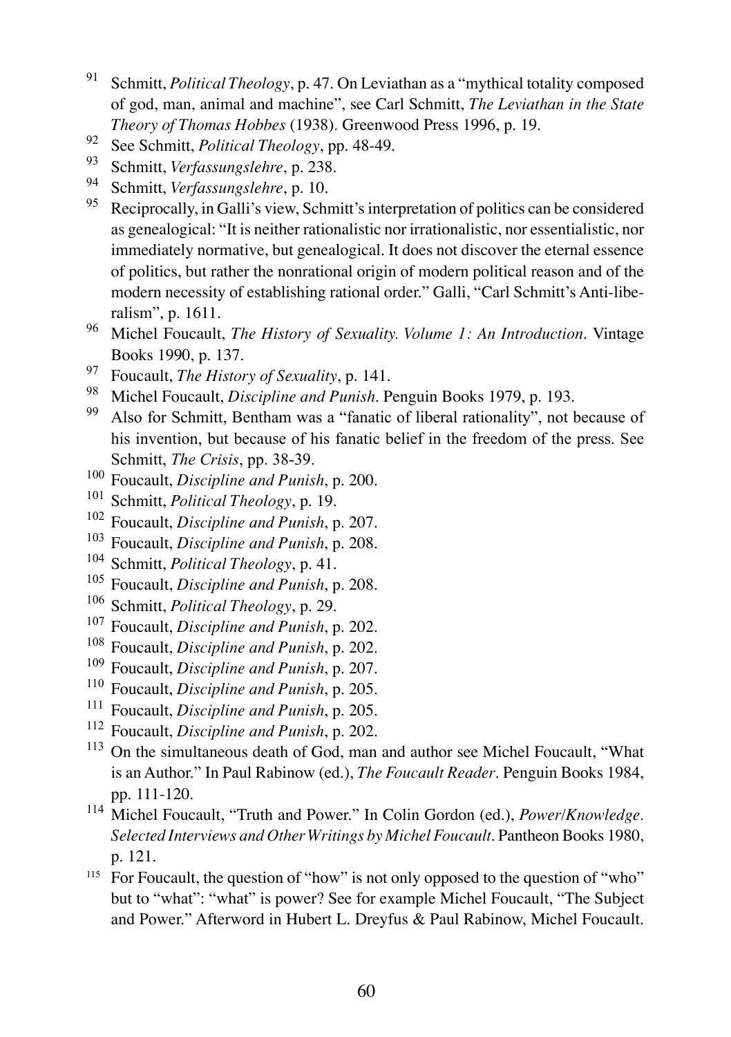[91] Schmitt, *Political Theology*, p. 47. On Leviathan as a "mythical totality composed of god, man, animal and machine", see Carl Schmitt, *The Leviathan in the State Theory of Thomas Hobbes* (1938). Greenwood Press 1996, p. 19.

[92] See Schmitt, *Political Theology*, pp. 48-49.

[93] Schmitt, *Verfassungslehre*, p. 238.

[94] Schmitt, *Verfassungslehre*, p. 10.

[95] Reciprocally, in Galli's view, Schmitt's interpretation of politics can be considered as genealogical: "It is neither rationalistic nor irrationalistic, nor essentialistic, nor immediately normative, but genealogical. It does not discover the eternal essence of politics, but rather the nonrational origin of modern political reason and of the modern necessity of establishing rational order." Galli, "Carl Schmitt's Anti-liberalism", p. 1611.

[96] Michel Foucault, *The History of Sexuality. Volume 1: An Introduction*. Vintage Books 1990, p. 137.

[97] Foucault, *The History of Sexuality*, p. 141.

[98] Michel Foucault, *Discipline and Punish*. Penguin Books 1979, p. 193.

[99] Also for Schmitt, Bentham was a "fanatic of liberal rationality", not because of his invention, but because of his fanatic belief in the freedom of the press. See Schmitt, *The Crisis*, pp. 38-39.

[100] Foucault, *Discipline and Punish*, p. 200.

[101] Schmitt, *Political Theology*, p. 19.

[102] Foucault, *Discipline and Punish*, p. 207.

[103] Foucault, *Discipline and Punish*, p. 208.

[104] Schmitt, *Political Theology*, p. 41.

[105] Foucault, *Discipline and Punish*, p. 208.

[106] Schmitt, *Political Theology*, p. 29.

[107] Foucault, *Discipline and Punish*, p. 202.

[108] Foucault, *Discipline and Punish*, p. 202.

[109] Foucault, *Discipline and Punish*, p. 207.

[110] Foucault, *Discipline and Punish*, p. 205.

[111] Foucault, *Discipline and Punish*, p. 205.

[112] Foucault, *Discipline and Punish*, p. 202.

[113] On the simultaneous death of God, man and author see Michel Foucault, "What is an Author." In Paul Rabinow (ed.), *The Foucault Reader*. Penguin Books 1984, pp. 111-120.

[114] Michel Foucault, "Truth and Power." In Colin Gordon (ed.), *Power/Knowledge. Selected Interviews and Other Writings by Michel Foucault*. Pantheon Books 1980, p. 121.

[115] For Foucault, the question of "how" is not only opposed to the question of "who" but to "what": "what" is power? See for example Michel Foucault, "The Subject and Power." Afterword in Hubert L. Dreyfus & Paul Rabinow, Michel Foucault.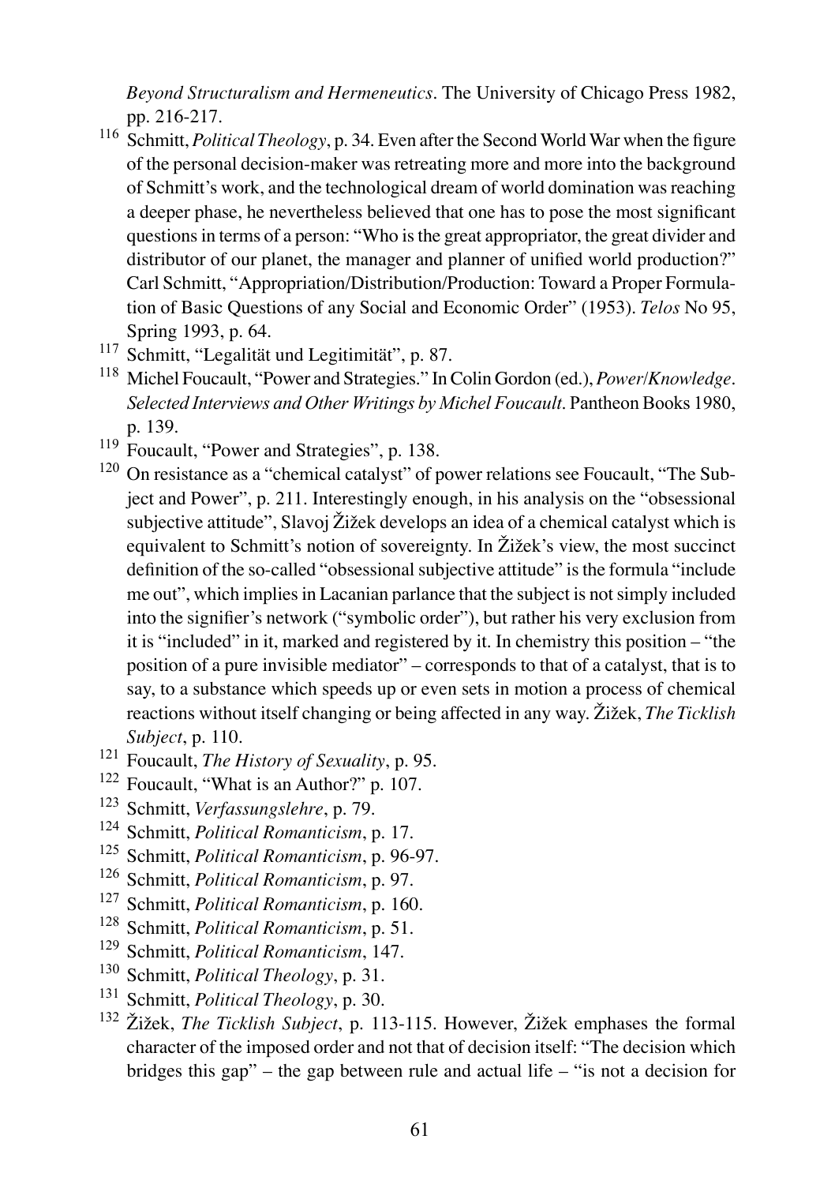*Beyond Structuralism and Hermeneutics*. The University of Chicago Press 1982, pp. 216-217.

[116] Schmitt, *Political Theology*, p. 34. Even after the Second World War when the figure of the personal decision-maker was retreating more and more into the background of Schmitt's work, and the technological dream of world domination was reaching a deeper phase, he nevertheless believed that one has to pose the most significant questions in terms of a person: "Who is the great appropriator, the great divider and distributor of our planet, the manager and planner of unified world production?" Carl Schmitt, "Appropriation/Distribution/Production: Toward a Proper Formulation of Basic Questions of any Social and Economic Order" (1953). *Telos* No 95, Spring 1993, p. 64.

[117] Schmitt, "Legalität und Legitimität", p. 87.

[118] Michel Foucault, "Power and Strategies." In Colin Gordon (ed.), *Power/Knowledge. Selected Interviews and Other Writings by Michel Foucault*. Pantheon Books 1980, p. 139.

[119] Foucault, "Power and Strategies", p. 138.

[120] On resistance as a "chemical catalyst" of power relations see Foucault, "The Subject and Power", p. 211. Interestingly enough, in his analysis on the "obsessional subjective attitude", Slavoj Žižek develops an idea of a chemical catalyst which is equivalent to Schmitt's notion of sovereignty. In Žižek's view, the most succinct definition of the so-called "obsessional subjective attitude" is the formula "include me out", which implies in Lacanian parlance that the subject is not simply included into the signifier's network ("symbolic order"), but rather his very exclusion from it is "included" in it, marked and registered by it. In chemistry this position – "the position of a pure invisible mediator" – corresponds to that of a catalyst, that is to say, to a substance which speeds up or even sets in motion a process of chemical reactions without itself changing or being affected in any way. Žižek, *The Ticklish Subject*, p. 110.

[121] Foucault, *The History of Sexuality*, p. 95.

[122] Foucault, "What is an Author?" p. 107.

[123] Schmitt, *Verfassungslehre*, p. 79.

[124] Schmitt, *Political Romanticism*, p. 17.

[125] Schmitt, *Political Romanticism*, p. 96-97.

[126] Schmitt, *Political Romanticism*, p. 97.

[127] Schmitt, *Political Romanticism*, p. 160.

[128] Schmitt, *Political Romanticism*, p. 51.

[129] Schmitt, *Political Romanticism*, 147.

[130] Schmitt, *Political Theology*, p. 31.

[131] Schmitt, *Political Theology*, p. 30.

[132] Žižek, *The Ticklish Subject*, p. 113-115. However, Žižek emphases the formal character of the imposed order and not that of decision itself: "The decision which bridges this gap" – the gap between rule and actual life – "is not a decision for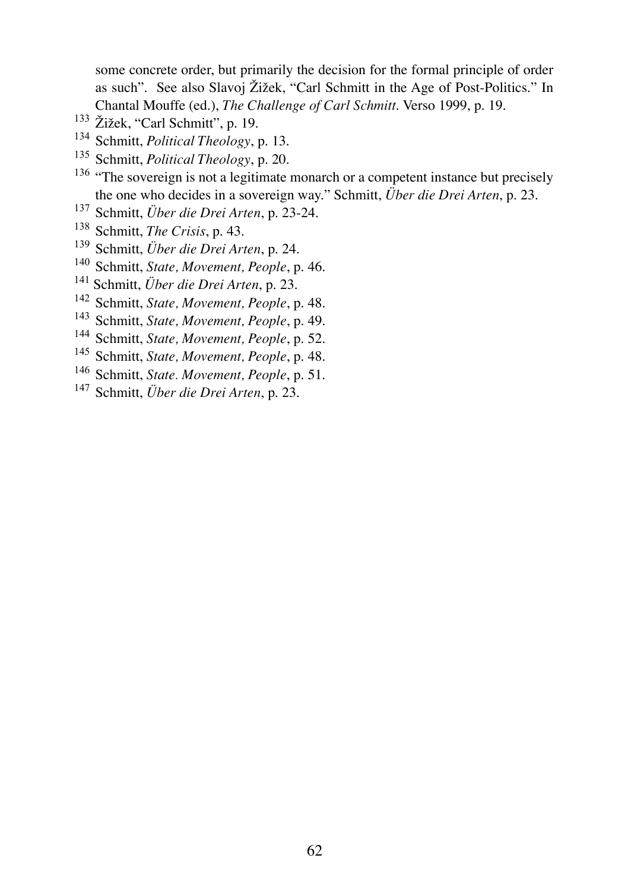some concrete order, but primarily the decision for the formal principle of order as such". See also Slavoj Žižek, "Carl Schmitt in the Age of Post-Politics." In Chantal Mouffe (ed.), *The Challenge of Carl Schmitt*. Verso 1999, p. 19.

[133] Žižek, "Carl Schmitt", p. 19.

[134] Schmitt, *Political Theology*, p. 13.

[135] Schmitt, *Political Theology*, p. 20.

[136] "The sovereign is not a legitimate monarch or a competent instance but precisely the one who decides in a sovereign way." Schmitt, *Über die Drei Arten*, p. 23.

[137] Schmitt, *Über die Drei Arten*, p. 23-24.

[138] Schmitt, *The Crisis*, p. 43.

[139] Schmitt, *Über die Drei Arten*, p. 24.

[140] Schmitt, *State, Movement, People*, p. 46.

[141] Schmitt, *Über die Drei Arten*, p. 23.

[142] Schmitt, *State, Movement, People*, p. 48.

[143] Schmitt, *State, Movement, People*, p. 49.

[144] Schmitt, *State, Movement, People*, p. 52.

[145] Schmitt, *State, Movement, People*, p. 48.

[146] Schmitt, *State. Movement, People*, p. 51.

[147] Schmitt, *Über die Drei Arten*, p. 23.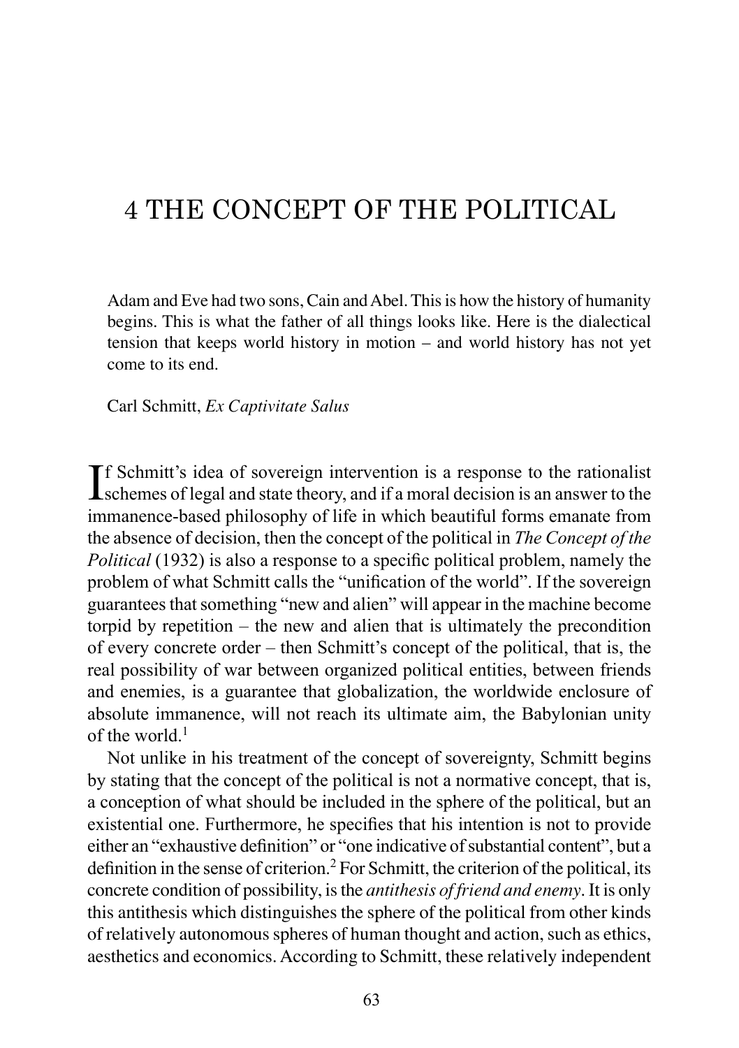# 4 THE CONCEPT OF THE POLITICAL

> Adam and Eve had two sons, Cain and Abel. This is how the history of humanity begins. This is what the father of all things looks like. Here is the dialectical tension that keeps world history in motion – and world history has not yet come to its end.
>
> Carl Schmitt, *Ex Captivitate Salus*

If Schmitt's idea of sovereign intervention is a response to the rationalist schemes of legal and state theory, and if a moral decision is an answer to the immanence-based philosophy of life in which beautiful forms emanate from the absence of decision, then the concept of the political in *The Concept of the Political* (1932) is also a response to a specific political problem, namely the problem of what Schmitt calls the "unification of the world". If the sovereign guarantees that something "new and alien" will appear in the machine become torpid by repetition – the new and alien that is ultimately the precondition of every concrete order – then Schmitt's concept of the political, that is, the real possibility of war between organized political entities, between friends and enemies, is a guarantee that globalization, the worldwide enclosure of absolute immanence, will not reach its ultimate aim, the Babylonian unity of the world.[1]

Not unlike in his treatment of the concept of sovereignty, Schmitt begins by stating that the concept of the political is not a normative concept, that is, a conception of what should be included in the sphere of the political, but an existential one. Furthermore, he specifies that his intention is not to provide either an "exhaustive definition" or "one indicative of substantial content", but a definition in the sense of criterion.[2] For Schmitt, the criterion of the political, its concrete condition of possibility, is the *antithesis of friend and enemy*. It is only this antithesis which distinguishes the sphere of the political from other kinds of relatively autonomous spheres of human thought and action, such as ethics, aesthetics and economics. According to Schmitt, these relatively independent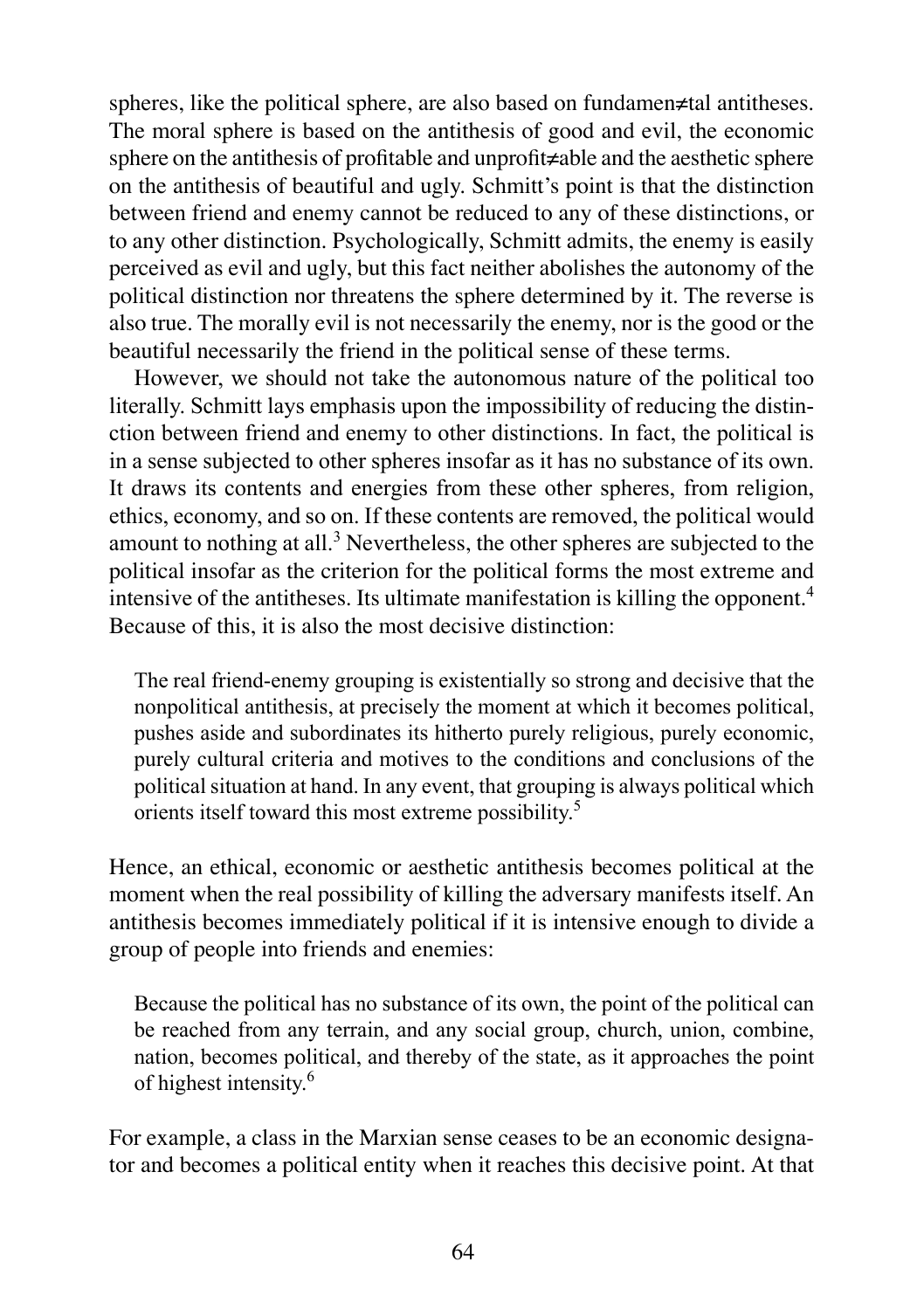spheres, like the political sphere, are also based on fundamen≠tal antitheses. The moral sphere is based on the antithesis of good and evil, the economic sphere on the antithesis of profitable and unprofit≠able and the aesthetic sphere on the antithesis of beautiful and ugly. Schmitt's point is that the distinction between friend and enemy cannot be reduced to any of these distinctions, or to any other distinction. Psychologically, Schmitt admits, the enemy is easily perceived as evil and ugly, but this fact neither abolishes the autonomy of the political distinction nor threatens the sphere determined by it. The reverse is also true. The morally evil is not necessarily the enemy, nor is the good or the beautiful necessarily the friend in the political sense of these terms.

However, we should not take the autonomous nature of the political too literally. Schmitt lays emphasis upon the impossibility of reducing the distinction between friend and enemy to other distinctions. In fact, the political is in a sense subjected to other spheres insofar as it has no substance of its own. It draws its contents and energies from these other spheres, from religion, ethics, economy, and so on. If these contents are removed, the political would amount to nothing at all.[3] Nevertheless, the other spheres are subjected to the political insofar as the criterion for the political forms the most extreme and intensive of the antitheses. Its ultimate manifestation is killing the opponent.[4] Because of this, it is also the most decisive distinction:

> The real friend-enemy grouping is existentially so strong and decisive that the nonpolitical antithesis, at precisely the moment at which it becomes political, pushes aside and subordinates its hitherto purely religious, purely economic, purely cultural criteria and motives to the conditions and conclusions of the political situation at hand. In any event, that grouping is always political which orients itself toward this most extreme possibility.[5]

Hence, an ethical, economic or aesthetic antithesis becomes political at the moment when the real possibility of killing the adversary manifests itself. An antithesis becomes immediately political if it is intensive enough to divide a group of people into friends and enemies:

> Because the political has no substance of its own, the point of the political can be reached from any terrain, and any social group, church, union, combine, nation, becomes political, and thereby of the state, as it approaches the point of highest intensity.[6]

For example, a class in the Marxian sense ceases to be an economic designator and becomes a political entity when it reaches this decisive point. At that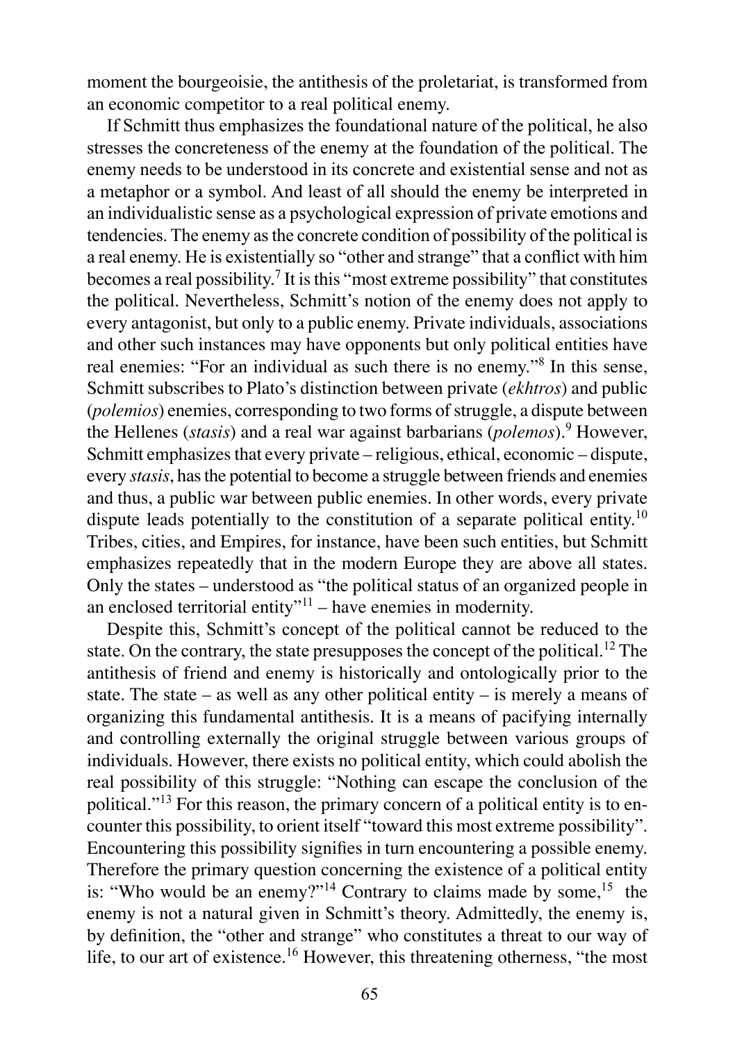moment the bourgeoisie, the antithesis of the proletariat, is transformed from an economic competitor to a real political enemy.

If Schmitt thus emphasizes the foundational nature of the political, he also stresses the concreteness of the enemy at the foundation of the political. The enemy needs to be understood in its concrete and existential sense and not as a metaphor or a symbol. And least of all should the enemy be interpreted in an individualistic sense as a psychological expression of private emotions and tendencies. The enemy as the concrete condition of possibility of the political is a real enemy. He is existentially so "other and strange" that a conflict with him becomes a real possibility.[7] It is this "most extreme possibility" that constitutes the political. Nevertheless, Schmitt's notion of the enemy does not apply to every antagonist, but only to a public enemy. Private individuals, associations and other such instances may have opponents but only political entities have real enemies: "For an individual as such there is no enemy."[8] In this sense, Schmitt subscribes to Plato's distinction between private (*ekhtros*) and public (*polemios*) enemies, corresponding to two forms of struggle, a dispute between the Hellenes (*stasis*) and a real war against barbarians (*polemos*).[9] However, Schmitt emphasizes that every private – religious, ethical, economic – dispute, every *stasis*, has the potential to become a struggle between friends and enemies and thus, a public war between public enemies. In other words, every private dispute leads potentially to the constitution of a separate political entity.[10] Tribes, cities, and Empires, for instance, have been such entities, but Schmitt emphasizes repeatedly that in the modern Europe they are above all states. Only the states – understood as "the political status of an organized people in an enclosed territorial entity"[11] – have enemies in modernity.

Despite this, Schmitt's concept of the political cannot be reduced to the state. On the contrary, the state presupposes the concept of the political.[12] The antithesis of friend and enemy is historically and ontologically prior to the state. The state – as well as any other political entity – is merely a means of organizing this fundamental antithesis. It is a means of pacifying internally and controlling externally the original struggle between various groups of individuals. However, there exists no political entity, which could abolish the real possibility of this struggle: "Nothing can escape the conclusion of the political."[13] For this reason, the primary concern of a political entity is to encounter this possibility, to orient itself "toward this most extreme possibility". Encountering this possibility signifies in turn encountering a possible enemy. Therefore the primary question concerning the existence of a political entity is: "Who would be an enemy?"[14] Contrary to claims made by some,[15] the enemy is not a natural given in Schmitt's theory. Admittedly, the enemy is, by definition, the "other and strange" who constitutes a threat to our way of life, to our art of existence.[16] However, this threatening otherness, "the most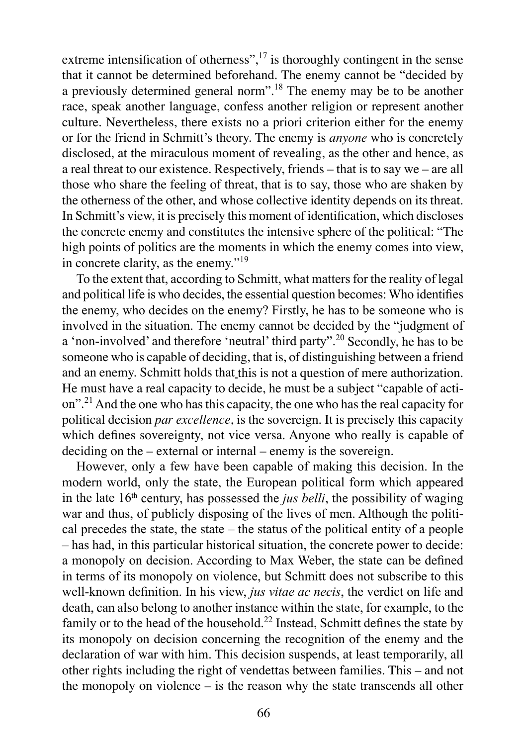extreme intensification of otherness",[17] is thoroughly contingent in the sense that it cannot be determined beforehand. The enemy cannot be "decided by a previously determined general norm".[18] The enemy may be to be another race, speak another language, confess another religion or represent another culture. Nevertheless, there exists no a priori criterion either for the enemy or for the friend in Schmitt's theory. The enemy is *anyone* who is concretely disclosed, at the miraculous moment of revealing, as the other and hence, as a real threat to our existence. Respectively, friends – that is to say we – are all those who share the feeling of threat, that is to say, those who are shaken by the otherness of the other, and whose collective identity depends on its threat. In Schmitt's view, it is precisely this moment of identification, which discloses the concrete enemy and constitutes the intensive sphere of the political: "The high points of politics are the moments in which the enemy comes into view, in concrete clarity, as the enemy."[19]

To the extent that, according to Schmitt, what matters for the reality of legal and political life is who decides, the essential question becomes: Who identifies the enemy, who decides on the enemy? Firstly, he has to be someone who is involved in the situation. The enemy cannot be decided by the "judgment of a 'non-involved' and therefore 'neutral' third party".[20] Secondly, he has to be someone who is capable of deciding, that is, of distinguishing between a friend and an enemy. Schmitt holds that this is not a question of mere authorization. He must have a real capacity to decide, he must be a subject "capable of action".[21] And the one who has this capacity, the one who has the real capacity for political decision *par excellence*, is the sovereign. It is precisely this capacity which defines sovereignty, not vice versa. Anyone who really is capable of deciding on the – external or internal – enemy is the sovereign.

However, only a few have been capable of making this decision. In the modern world, only the state, the European political form which appeared in the late 16th century, has possessed the *jus belli*, the possibility of waging war and thus, of publicly disposing of the lives of men. Although the political precedes the state, the state – the status of the political entity of a people – has had, in this particular historical situation, the concrete power to decide: a monopoly on decision. According to Max Weber, the state can be defined in terms of its monopoly on violence, but Schmitt does not subscribe to this well-known definition. In his view, *jus vitae ac necis*, the verdict on life and death, can also belong to another instance within the state, for example, to the family or to the head of the household.[22] Instead, Schmitt defines the state by its monopoly on decision concerning the recognition of the enemy and the declaration of war with him. This decision suspends, at least temporarily, all other rights including the right of vendettas between families. This – and not the monopoly on violence – is the reason why the state transcends all other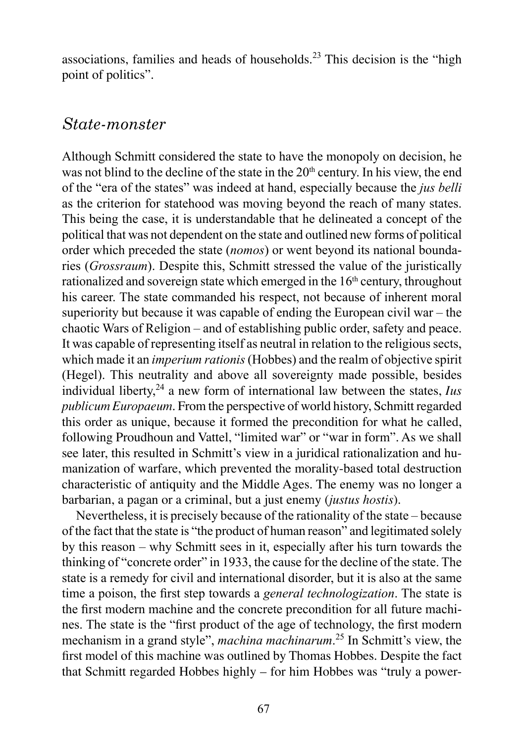associations, families and heads of households.[23] This decision is the "high point of politics".

## *State-monster*

Although Schmitt considered the state to have the monopoly on decision, he was not blind to the decline of the state in the 20th century. In his view, the end of the "era of the states" was indeed at hand, especially because the *jus belli* as the criterion for statehood was moving beyond the reach of many states. This being the case, it is understandable that he delineated a concept of the political that was not dependent on the state and outlined new forms of political order which preceded the state (*nomos*) or went beyond its national boundaries (*Grossraum*). Despite this, Schmitt stressed the value of the juristically rationalized and sovereign state which emerged in the 16th century, throughout his career. The state commanded his respect, not because of inherent moral superiority but because it was capable of ending the European civil war – the chaotic Wars of Religion – and of establishing public order, safety and peace. It was capable of representing itself as neutral in relation to the religious sects, which made it an *imperium rationis* (Hobbes) and the realm of objective spirit (Hegel). This neutrality and above all sovereignty made possible, besides individual liberty,[24] a new form of international law between the states, *Ius publicum Europaeum*. From the perspective of world history, Schmitt regarded this order as unique, because it formed the precondition for what he called, following Proudhoun and Vattel, "limited war" or "war in form". As we shall see later, this resulted in Schmitt's view in a juridical rationalization and humanization of warfare, which prevented the morality-based total destruction characteristic of antiquity and the Middle Ages. The enemy was no longer a barbarian, a pagan or a criminal, but a just enemy (*justus hostis*).

Nevertheless, it is precisely because of the rationality of the state – because of the fact that the state is "the product of human reason" and legitimated solely by this reason – why Schmitt sees in it, especially after his turn towards the thinking of "concrete order" in 1933, the cause for the decline of the state. The state is a remedy for civil and international disorder, but it is also at the same time a poison, the first step towards a *general technologization*. The state is the first modern machine and the concrete precondition for all future machines. The state is the "first product of the age of technology, the first modern mechanism in a grand style", *machina machinarum*.[25] In Schmitt's view, the first model of this machine was outlined by Thomas Hobbes. Despite the fact that Schmitt regarded Hobbes highly – for him Hobbes was "truly a power-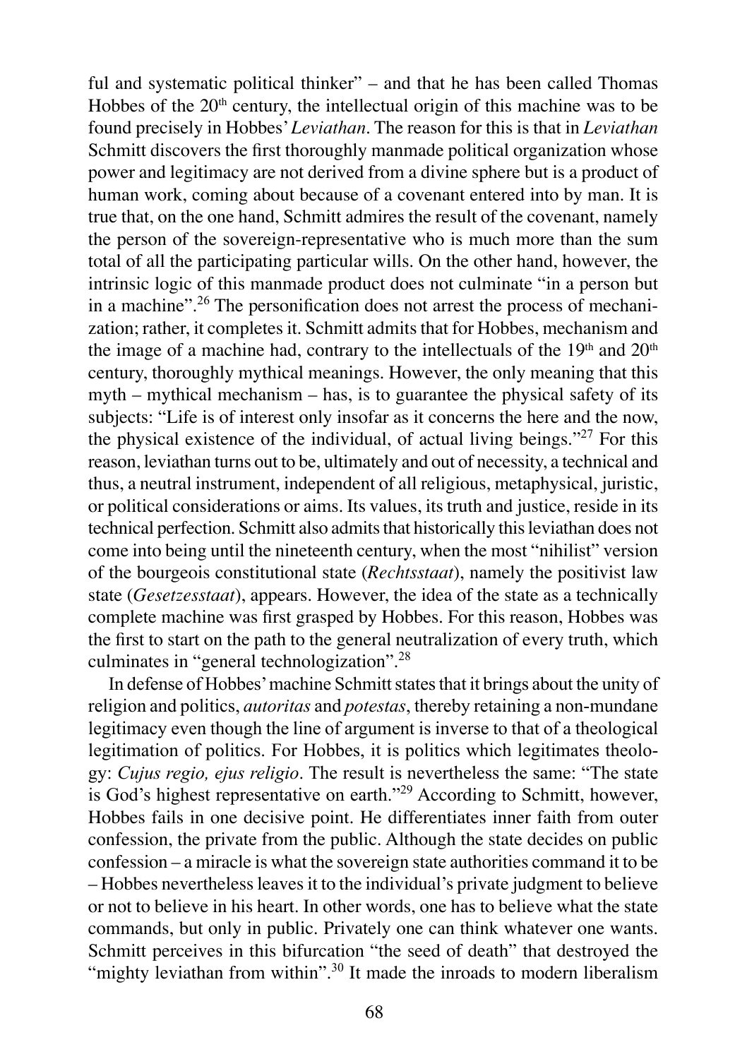ful and systematic political thinker" – and that he has been called Thomas Hobbes of the 20th century, the intellectual origin of this machine was to be found precisely in Hobbes' *Leviathan*. The reason for this is that in *Leviathan* Schmitt discovers the first thoroughly manmade political organization whose power and legitimacy are not derived from a divine sphere but is a product of human work, coming about because of a covenant entered into by man. It is true that, on the one hand, Schmitt admires the result of the covenant, namely the person of the sovereign-representative who is much more than the sum total of all the participating particular wills. On the other hand, however, the intrinsic logic of this manmade product does not culminate "in a person but in a machine".[26] The personification does not arrest the process of mechanization; rather, it completes it. Schmitt admits that for Hobbes, mechanism and the image of a machine had, contrary to the intellectuals of the 19th and 20th century, thoroughly mythical meanings. However, the only meaning that this myth – mythical mechanism – has, is to guarantee the physical safety of its subjects: "Life is of interest only insofar as it concerns the here and the now, the physical existence of the individual, of actual living beings."[27] For this reason, leviathan turns out to be, ultimately and out of necessity, a technical and thus, a neutral instrument, independent of all religious, metaphysical, juristic, or political considerations or aims. Its values, its truth and justice, reside in its technical perfection. Schmitt also admits that historically this leviathan does not come into being until the nineteenth century, when the most "nihilist" version of the bourgeois constitutional state (*Rechtsstaat*), namely the positivist law state (*Gesetzesstaat*), appears. However, the idea of the state as a technically complete machine was first grasped by Hobbes. For this reason, Hobbes was the first to start on the path to the general neutralization of every truth, which culminates in "general technologization".[28]

In defense of Hobbes' machine Schmitt states that it brings about the unity of religion and politics, *autoritas* and *potestas*, thereby retaining a non-mundane legitimacy even though the line of argument is inverse to that of a theological legitimation of politics. For Hobbes, it is politics which legitimates theology: *Cujus regio, ejus religio*. The result is nevertheless the same: "The state is God's highest representative on earth."[29] According to Schmitt, however, Hobbes fails in one decisive point. He differentiates inner faith from outer confession, the private from the public. Although the state decides on public confession – a miracle is what the sovereign state authorities command it to be – Hobbes nevertheless leaves it to the individual's private judgment to believe or not to believe in his heart. In other words, one has to believe what the state commands, but only in public. Privately one can think whatever one wants. Schmitt perceives in this bifurcation "the seed of death" that destroyed the "mighty leviathan from within".[30] It made the inroads to modern liberalism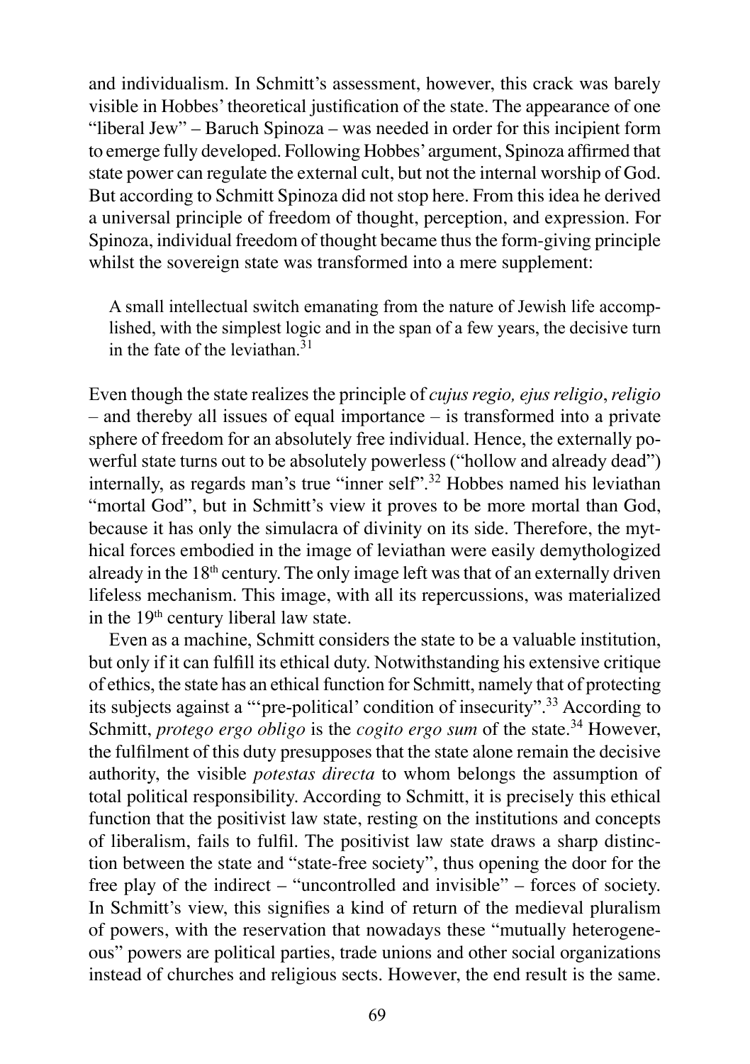and individualism. In Schmitt's assessment, however, this crack was barely visible in Hobbes' theoretical justification of the state. The appearance of one "liberal Jew" – Baruch Spinoza – was needed in order for this incipient form to emerge fully developed. Following Hobbes' argument, Spinoza affirmed that state power can regulate the external cult, but not the internal worship of God. But according to Schmitt Spinoza did not stop here. From this idea he derived a universal principle of freedom of thought, perception, and expression. For Spinoza, individual freedom of thought became thus the form-giving principle whilst the sovereign state was transformed into a mere supplement:

> A small intellectual switch emanating from the nature of Jewish life accomplished, with the simplest logic and in the span of a few years, the decisive turn in the fate of the leviathan.[31]

Even though the state realizes the principle of *cujus regio, ejus religio*, *religio* – and thereby all issues of equal importance – is transformed into a private sphere of freedom for an absolutely free individual. Hence, the externally powerful state turns out to be absolutely powerless ("hollow and already dead") internally, as regards man's true "inner self".[32] Hobbes named his leviathan "mortal God", but in Schmitt's view it proves to be more mortal than God, because it has only the simulacra of divinity on its side. Therefore, the mythical forces embodied in the image of leviathan were easily demythologized already in the 18th century. The only image left was that of an externally driven lifeless mechanism. This image, with all its repercussions, was materialized in the 19th century liberal law state.

Even as a machine, Schmitt considers the state to be a valuable institution, but only if it can fulfill its ethical duty. Notwithstanding his extensive critique of ethics, the state has an ethical function for Schmitt, namely that of protecting its subjects against a "'pre-political' condition of insecurity".[33] According to Schmitt, *protego ergo obligo* is the *cogito ergo sum* of the state.[34] However, the fulfilment of this duty presupposes that the state alone remain the decisive authority, the visible *potestas directa* to whom belongs the assumption of total political responsibility. According to Schmitt, it is precisely this ethical function that the positivist law state, resting on the institutions and concepts of liberalism, fails to fulfil. The positivist law state draws a sharp distinction between the state and "state-free society", thus opening the door for the free play of the indirect – "uncontrolled and invisible" – forces of society. In Schmitt's view, this signifies a kind of return of the medieval pluralism of powers, with the reservation that nowadays these "mutually heterogeneous" powers are political parties, trade unions and other social organizations instead of churches and religious sects. However, the end result is the same.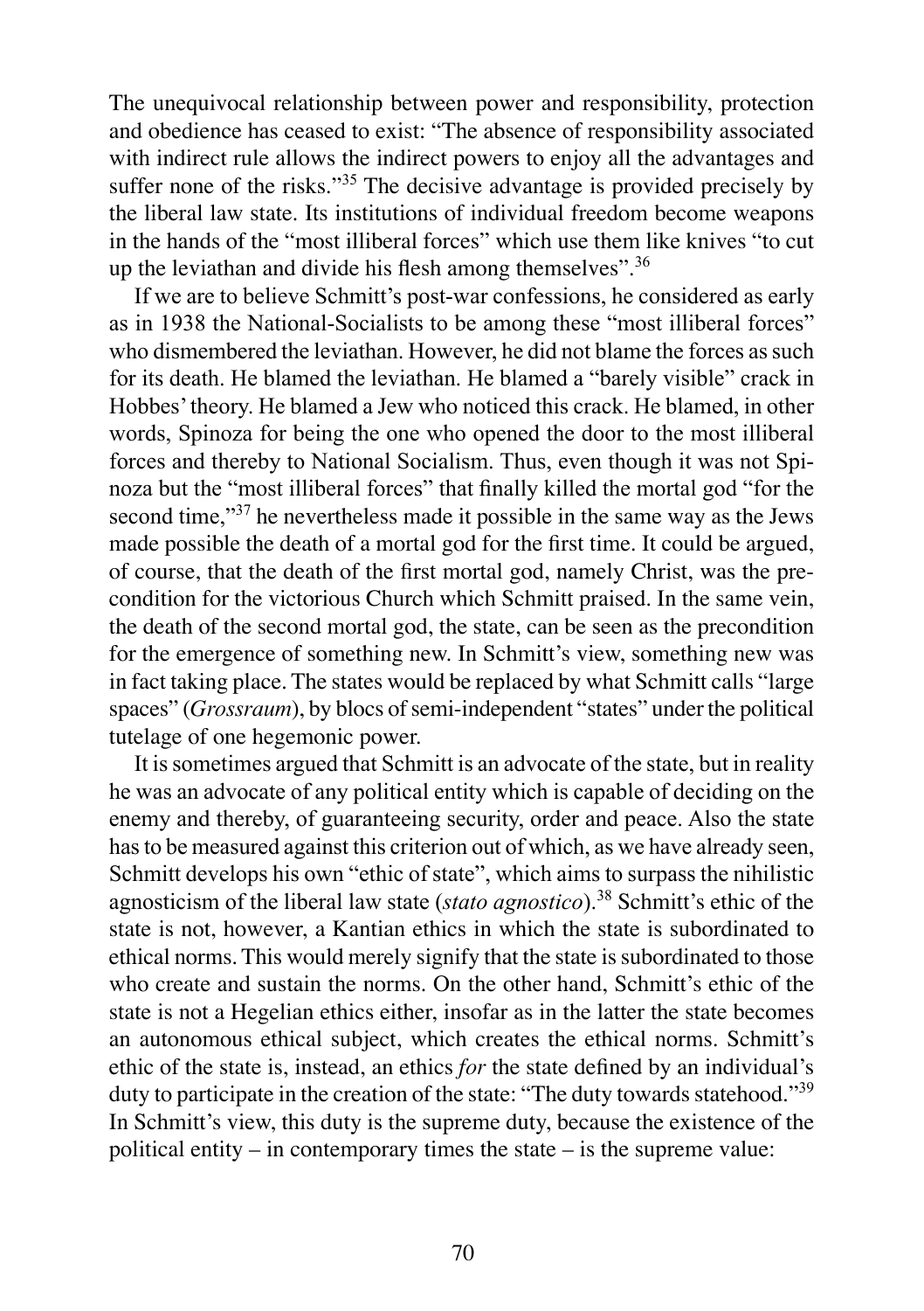The unequivocal relationship between power and responsibility, protection and obedience has ceased to exist: "The absence of responsibility associated with indirect rule allows the indirect powers to enjoy all the advantages and suffer none of the risks."[35] The decisive advantage is provided precisely by the liberal law state. Its institutions of individual freedom become weapons in the hands of the "most illiberal forces" which use them like knives "to cut up the leviathan and divide his flesh among themselves".[36]

If we are to believe Schmitt's post-war confessions, he considered as early as in 1938 the National-Socialists to be among these "most illiberal forces" who dismembered the leviathan. However, he did not blame the forces as such for its death. He blamed the leviathan. He blamed a "barely visible" crack in Hobbes' theory. He blamed a Jew who noticed this crack. He blamed, in other words, Spinoza for being the one who opened the door to the most illiberal forces and thereby to National Socialism. Thus, even though it was not Spinoza but the "most illiberal forces" that finally killed the mortal god "for the second time,"[37] he nevertheless made it possible in the same way as the Jews made possible the death of a mortal god for the first time. It could be argued, of course, that the death of the first mortal god, namely Christ, was the precondition for the victorious Church which Schmitt praised. In the same vein, the death of the second mortal god, the state, can be seen as the precondition for the emergence of something new. In Schmitt's view, something new was in fact taking place. The states would be replaced by what Schmitt calls "large spaces" (*Grossraum*), by blocs of semi-independent "states" under the political tutelage of one hegemonic power.

It is sometimes argued that Schmitt is an advocate of the state, but in reality he was an advocate of any political entity which is capable of deciding on the enemy and thereby, of guaranteeing security, order and peace. Also the state has to be measured against this criterion out of which, as we have already seen, Schmitt develops his own "ethic of state", which aims to surpass the nihilistic agnosticism of the liberal law state (*stato agnostico*).[38] Schmitt's ethic of the state is not, however, a Kantian ethics in which the state is subordinated to ethical norms. This would merely signify that the state is subordinated to those who create and sustain the norms. On the other hand, Schmitt's ethic of the state is not a Hegelian ethics either, insofar as in the latter the state becomes an autonomous ethical subject, which creates the ethical norms. Schmitt's ethic of the state is, instead, an ethics *for* the state defined by an individual's duty to participate in the creation of the state: "The duty towards statehood."[39] In Schmitt's view, this duty is the supreme duty, because the existence of the political entity – in contemporary times the state – is the supreme value: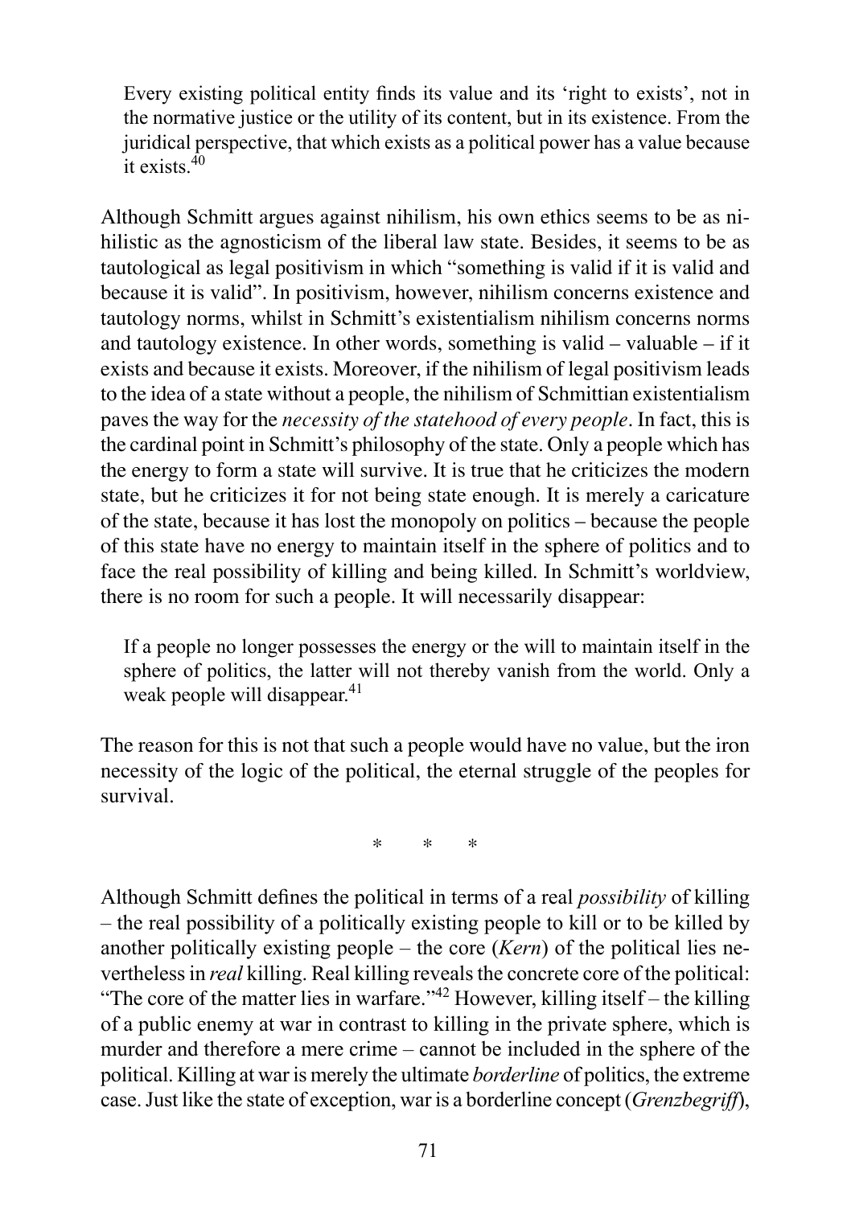> Every existing political entity finds its value and its 'right to exists', not in the normative justice or the utility of its content, but in its existence. From the juridical perspective, that which exists as a political power has a value because it exists.[40]

Although Schmitt argues against nihilism, his own ethics seems to be as nihilistic as the agnosticism of the liberal law state. Besides, it seems to be as tautological as legal positivism in which "something is valid if it is valid and because it is valid". In positivism, however, nihilism concerns existence and tautology norms, whilst in Schmitt's existentialism nihilism concerns norms and tautology existence. In other words, something is valid – valuable – if it exists and because it exists. Moreover, if the nihilism of legal positivism leads to the idea of a state without a people, the nihilism of Schmittian existentialism paves the way for the *necessity of the statehood of every people*. In fact, this is the cardinal point in Schmitt's philosophy of the state. Only a people which has the energy to form a state will survive. It is true that he criticizes the modern state, but he criticizes it for not being state enough. It is merely a caricature of the state, because it has lost the monopoly on politics – because the people of this state have no energy to maintain itself in the sphere of politics and to face the real possibility of killing and being killed. In Schmitt's worldview, there is no room for such a people. It will necessarily disappear:

> If a people no longer possesses the energy or the will to maintain itself in the sphere of politics, the latter will not thereby vanish from the world. Only a weak people will disappear.[41]

The reason for this is not that such a people would have no value, but the iron necessity of the logic of the political, the eternal struggle of the peoples for survival.

\* \* \*

Although Schmitt defines the political in terms of a real *possibility* of killing – the real possibility of a politically existing people to kill or to be killed by another politically existing people – the core (*Kern*) of the political lies nevertheless in *real* killing. Real killing reveals the concrete core of the political: "The core of the matter lies in warfare."[42] However, killing itself – the killing of a public enemy at war in contrast to killing in the private sphere, which is murder and therefore a mere crime – cannot be included in the sphere of the political. Killing at war is merely the ultimate *borderline* of politics, the extreme case. Just like the state of exception, war is a borderline concept (*Grenzbegriff*),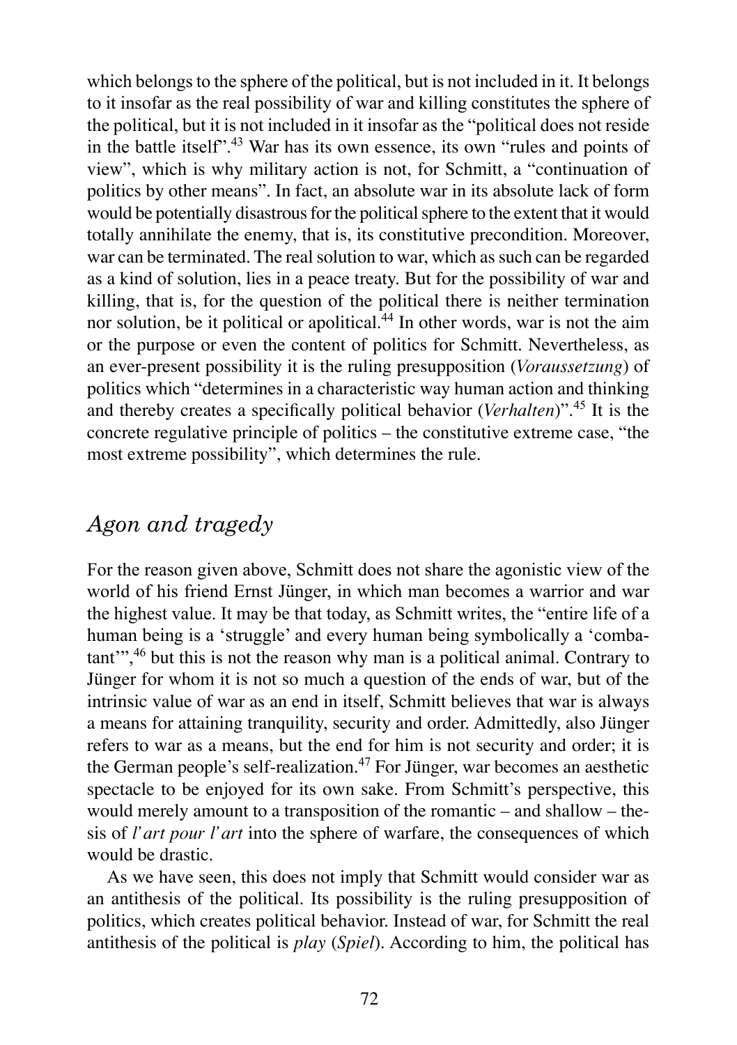which belongs to the sphere of the political, but is not included in it. It belongs to it insofar as the real possibility of war and killing constitutes the sphere of the political, but it is not included in it insofar as the "political does not reside in the battle itself".[43] War has its own essence, its own "rules and points of view", which is why military action is not, for Schmitt, a "continuation of politics by other means". In fact, an absolute war in its absolute lack of form would be potentially disastrous for the political sphere to the extent that it would totally annihilate the enemy, that is, its constitutive precondition. Moreover, war can be terminated. The real solution to war, which as such can be regarded as a kind of solution, lies in a peace treaty. But for the possibility of war and killing, that is, for the question of the political there is neither termination nor solution, be it political or apolitical.[44] In other words, war is not the aim or the purpose or even the content of politics for Schmitt. Nevertheless, as an ever-present possibility it is the ruling presupposition (*Voraussetzung*) of politics which "determines in a characteristic way human action and thinking and thereby creates a specifically political behavior (*Verhalten*)".[45] It is the concrete regulative principle of politics – the constitutive extreme case, "the most extreme possibility", which determines the rule.

## *Agon and tragedy*

For the reason given above, Schmitt does not share the agonistic view of the world of his friend Ernst Jünger, in which man becomes a warrior and war the highest value. It may be that today, as Schmitt writes, the "entire life of a human being is a 'struggle' and every human being symbolically a 'combatant'",[46] but this is not the reason why man is a political animal. Contrary to Jünger for whom it is not so much a question of the ends of war, but of the intrinsic value of war as an end in itself, Schmitt believes that war is always a means for attaining tranquility, security and order. Admittedly, also Jünger refers to war as a means, but the end for him is not security and order; it is the German people's self-realization.[47] For Jünger, war becomes an aesthetic spectacle to be enjoyed for its own sake. From Schmitt's perspective, this would merely amount to a transposition of the romantic – and shallow – thesis of *l'art pour l'art* into the sphere of warfare, the consequences of which would be drastic.

As we have seen, this does not imply that Schmitt would consider war as an antithesis of the political. Its possibility is the ruling presupposition of politics, which creates political behavior. Instead of war, for Schmitt the real antithesis of the political is *play* (*Spiel*). According to him, the political has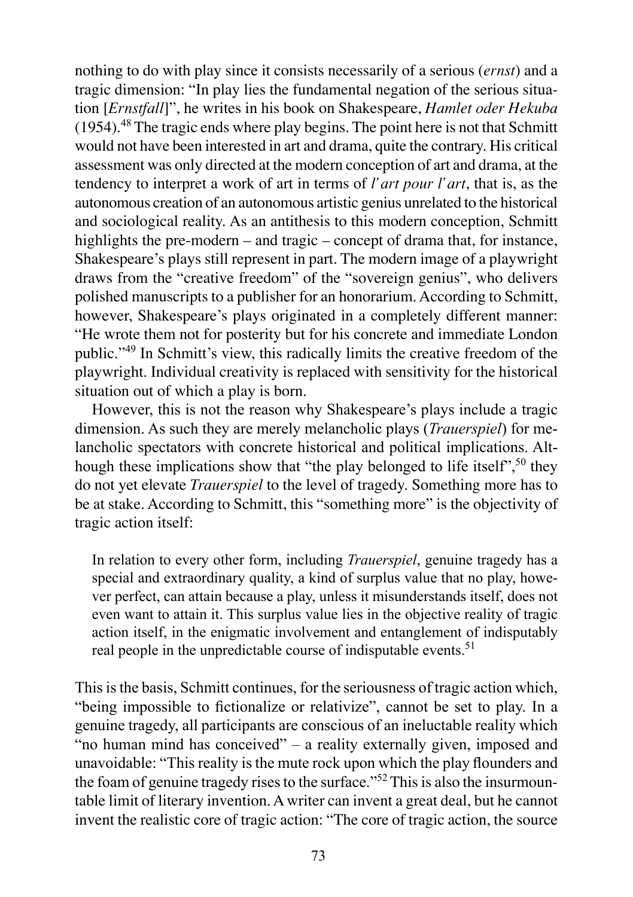nothing to do with play since it consists necessarily of a serious (*ernst*) and a tragic dimension: "In play lies the fundamental negation of the serious situation [*Ernstfall*]", he writes in his book on Shakespeare, *Hamlet oder Hekuba* (1954).[48] The tragic ends where play begins. The point here is not that Schmitt would not have been interested in art and drama, quite the contrary. His critical assessment was only directed at the modern conception of art and drama, at the tendency to interpret a work of art in terms of *l'art pour l'art*, that is, as the autonomous creation of an autonomous artistic genius unrelated to the historical and sociological reality. As an antithesis to this modern conception, Schmitt highlights the pre-modern – and tragic – concept of drama that, for instance, Shakespeare's plays still represent in part. The modern image of a playwright draws from the "creative freedom" of the "sovereign genius", who delivers polished manuscripts to a publisher for an honorarium. According to Schmitt, however, Shakespeare's plays originated in a completely different manner: "He wrote them not for posterity but for his concrete and immediate London public."[49] In Schmitt's view, this radically limits the creative freedom of the playwright. Individual creativity is replaced with sensitivity for the historical situation out of which a play is born.

However, this is not the reason why Shakespeare's plays include a tragic dimension. As such they are merely melancholic plays (*Trauerspiel*) for melancholic spectators with concrete historical and political implications. Although these implications show that "the play belonged to life itself",[50] they do not yet elevate *Trauerspiel* to the level of tragedy. Something more has to be at stake. According to Schmitt, this "something more" is the objectivity of tragic action itself:

> In relation to every other form, including *Trauerspiel*, genuine tragedy has a special and extraordinary quality, a kind of surplus value that no play, however perfect, can attain because a play, unless it misunderstands itself, does not even want to attain it. This surplus value lies in the objective reality of tragic action itself, in the enigmatic involvement and entanglement of indisputably real people in the unpredictable course of indisputable events.[51]

This is the basis, Schmitt continues, for the seriousness of tragic action which, "being impossible to fictionalize or relativize", cannot be set to play. In a genuine tragedy, all participants are conscious of an ineluctable reality which "no human mind has conceived" – a reality externally given, imposed and unavoidable: "This reality is the mute rock upon which the play flounders and the foam of genuine tragedy rises to the surface."[52] This is also the insurmountable limit of literary invention. A writer can invent a great deal, but he cannot invent the realistic core of tragic action: "The core of tragic action, the source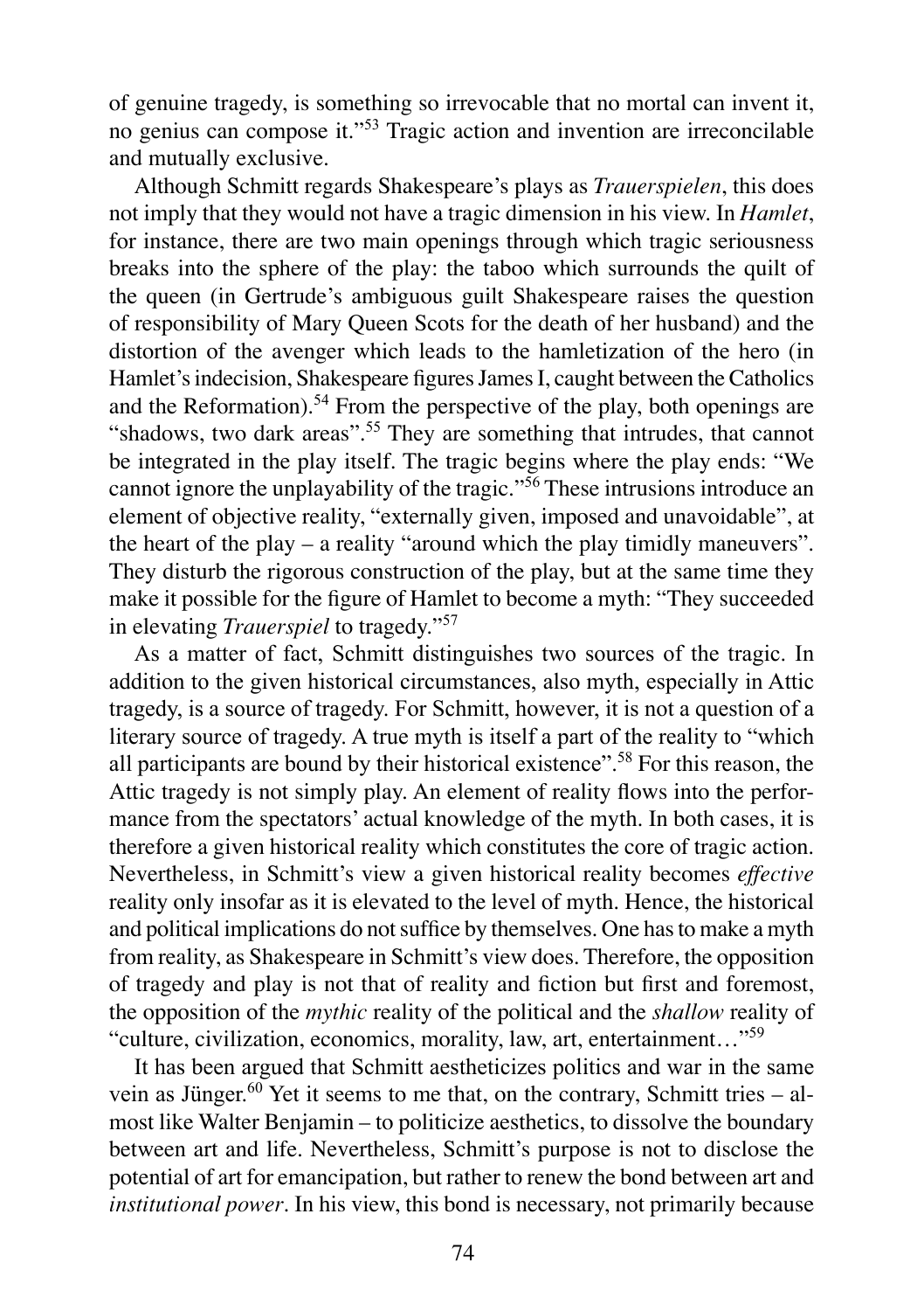of genuine tragedy, is something so irrevocable that no mortal can invent it, no genius can compose it."[53] Tragic action and invention are irreconcilable and mutually exclusive.

Although Schmitt regards Shakespeare's plays as *Trauerspielen*, this does not imply that they would not have a tragic dimension in his view. In *Hamlet*, for instance, there are two main openings through which tragic seriousness breaks into the sphere of the play: the taboo which surrounds the quilt of the queen (in Gertrude's ambiguous guilt Shakespeare raises the question of responsibility of Mary Queen Scots for the death of her husband) and the distortion of the avenger which leads to the hamletization of the hero (in Hamlet's indecision, Shakespeare figures James I, caught between the Catholics and the Reformation).[54] From the perspective of the play, both openings are "shadows, two dark areas".[55] They are something that intrudes, that cannot be integrated in the play itself. The tragic begins where the play ends: "We cannot ignore the unplayability of the tragic."[56] These intrusions introduce an element of objective reality, "externally given, imposed and unavoidable", at the heart of the play – a reality "around which the play timidly maneuvers". They disturb the rigorous construction of the play, but at the same time they make it possible for the figure of Hamlet to become a myth: "They succeeded in elevating *Trauerspiel* to tragedy."[57]

As a matter of fact, Schmitt distinguishes two sources of the tragic. In addition to the given historical circumstances, also myth, especially in Attic tragedy, is a source of tragedy. For Schmitt, however, it is not a question of a literary source of tragedy. A true myth is itself a part of the reality to "which all participants are bound by their historical existence".[58] For this reason, the Attic tragedy is not simply play. An element of reality flows into the performance from the spectators' actual knowledge of the myth. In both cases, it is therefore a given historical reality which constitutes the core of tragic action. Nevertheless, in Schmitt's view a given historical reality becomes *effective* reality only insofar as it is elevated to the level of myth. Hence, the historical and political implications do not suffice by themselves. One has to make a myth from reality, as Shakespeare in Schmitt's view does. Therefore, the opposition of tragedy and play is not that of reality and fiction but first and foremost, the opposition of the *mythic* reality of the political and the *shallow* reality of "culture, civilization, economics, morality, law, art, entertainment…"[59]

It has been argued that Schmitt aestheticizes politics and war in the same vein as Jünger.[60] Yet it seems to me that, on the contrary, Schmitt tries – almost like Walter Benjamin – to politicize aesthetics, to dissolve the boundary between art and life. Nevertheless, Schmitt's purpose is not to disclose the potential of art for emancipation, but rather to renew the bond between art and *institutional power*. In his view, this bond is necessary, not primarily because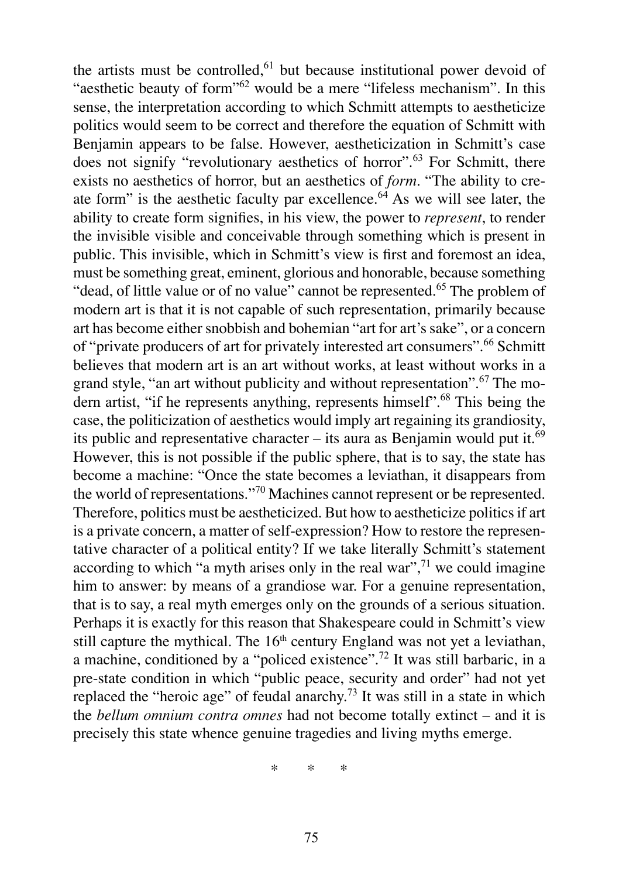the artists must be controlled,[61] but because institutional power devoid of "aesthetic beauty of form"[62] would be a mere "lifeless mechanism". In this sense, the interpretation according to which Schmitt attempts to aestheticize politics would seem to be correct and therefore the equation of Schmitt with Benjamin appears to be false. However, aestheticization in Schmitt's case does not signify "revolutionary aesthetics of horror".[63] For Schmitt, there exists no aesthetics of horror, but an aesthetics of *form*. "The ability to create form" is the aesthetic faculty par excellence.[64] As we will see later, the ability to create form signifies, in his view, the power to *represent*, to render the invisible visible and conceivable through something which is present in public. This invisible, which in Schmitt's view is first and foremost an idea, must be something great, eminent, glorious and honorable, because something "dead, of little value or of no value" cannot be represented.[65] The problem of modern art is that it is not capable of such representation, primarily because art has become either snobbish and bohemian "art for art's sake", or a concern of "private producers of art for privately interested art consumers".[66] Schmitt believes that modern art is an art without works, at least without works in a grand style, "an art without publicity and without representation".[67] The modern artist, "if he represents anything, represents himself".[68] This being the case, the politicization of aesthetics would imply art regaining its grandiosity, its public and representative character – its aura as Benjamin would put it.[69] However, this is not possible if the public sphere, that is to say, the state has become a machine: "Once the state becomes a leviathan, it disappears from the world of representations."[70] Machines cannot represent or be represented. Therefore, politics must be aestheticized. But how to aestheticize politics if art is a private concern, a matter of self-expression? How to restore the representative character of a political entity? If we take literally Schmitt's statement according to which "a myth arises only in the real war",[71] we could imagine him to answer: by means of a grandiose war. For a genuine representation, that is to say, a real myth emerges only on the grounds of a serious situation. Perhaps it is exactly for this reason that Shakespeare could in Schmitt's view still capture the mythical. The 16th century England was not yet a leviathan, a machine, conditioned by a "policed existence".[72] It was still barbaric, in a pre-state condition in which "public peace, security and order" had not yet replaced the "heroic age" of feudal anarchy.[73] It was still in a state in which the *bellum omnium contra omnes* had not become totally extinct – and it is precisely this state whence genuine tragedies and living myths emerge.

\* \* \*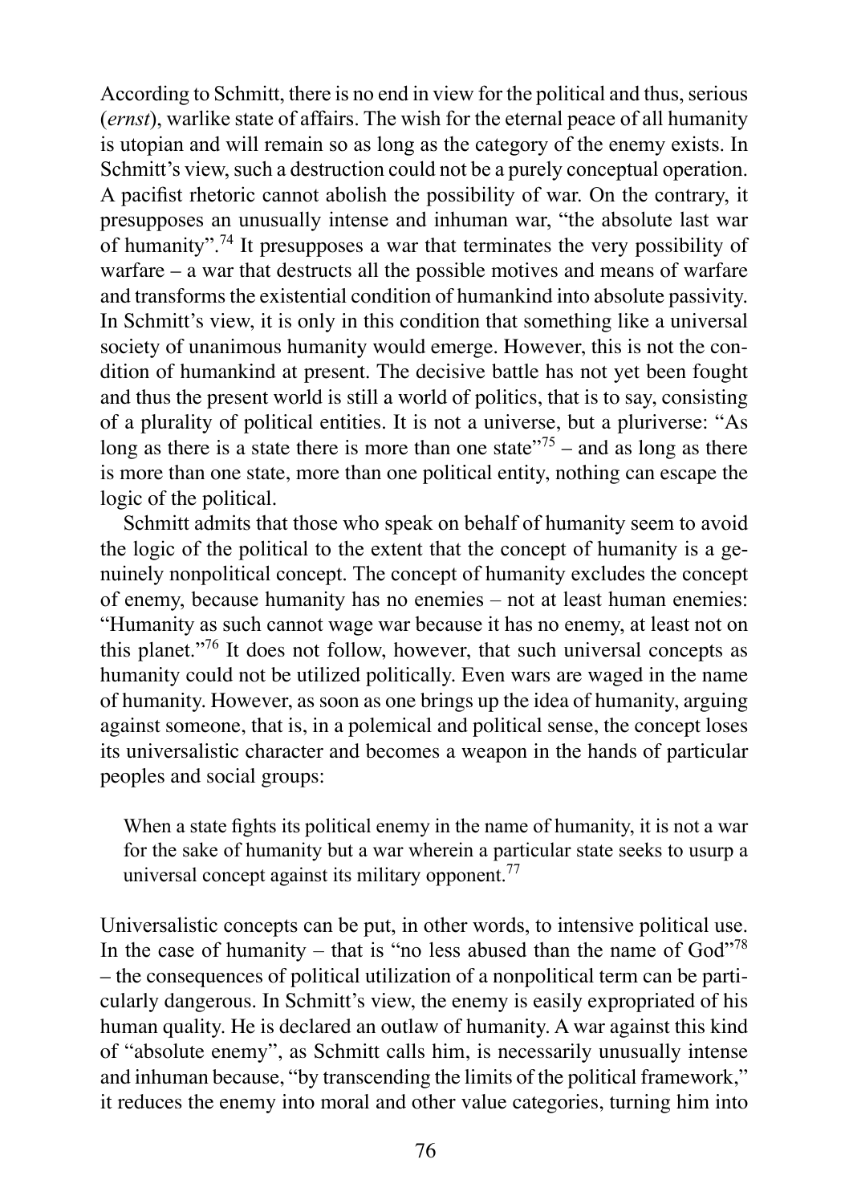According to Schmitt, there is no end in view for the political and thus, serious (*ernst*), warlike state of affairs. The wish for the eternal peace of all humanity is utopian and will remain so as long as the category of the enemy exists. In Schmitt's view, such a destruction could not be a purely conceptual operation. A pacifist rhetoric cannot abolish the possibility of war. On the contrary, it presupposes an unusually intense and inhuman war, "the absolute last war of humanity".[74] It presupposes a war that terminates the very possibility of warfare – a war that destructs all the possible motives and means of warfare and transforms the existential condition of humankind into absolute passivity. In Schmitt's view, it is only in this condition that something like a universal society of unanimous humanity would emerge. However, this is not the condition of humankind at present. The decisive battle has not yet been fought and thus the present world is still a world of politics, that is to say, consisting of a plurality of political entities. It is not a universe, but a pluriverse: "As long as there is a state there is more than one state"[75] – and as long as there is more than one state, more than one political entity, nothing can escape the logic of the political.

Schmitt admits that those who speak on behalf of humanity seem to avoid the logic of the political to the extent that the concept of humanity is a genuinely nonpolitical concept. The concept of humanity excludes the concept of enemy, because humanity has no enemies – not at least human enemies: "Humanity as such cannot wage war because it has no enemy, at least not on this planet."[76] It does not follow, however, that such universal concepts as humanity could not be utilized politically. Even wars are waged in the name of humanity. However, as soon as one brings up the idea of humanity, arguing against someone, that is, in a polemical and political sense, the concept loses its universalistic character and becomes a weapon in the hands of particular peoples and social groups:

> When a state fights its political enemy in the name of humanity, it is not a war for the sake of humanity but a war wherein a particular state seeks to usurp a universal concept against its military opponent.[77]

Universalistic concepts can be put, in other words, to intensive political use. In the case of humanity – that is "no less abused than the name of God"[78] – the consequences of political utilization of a nonpolitical term can be particularly dangerous. In Schmitt's view, the enemy is easily expropriated of his human quality. He is declared an outlaw of humanity. A war against this kind of "absolute enemy", as Schmitt calls him, is necessarily unusually intense and inhuman because, "by transcending the limits of the political framework," it reduces the enemy into moral and other value categories, turning him into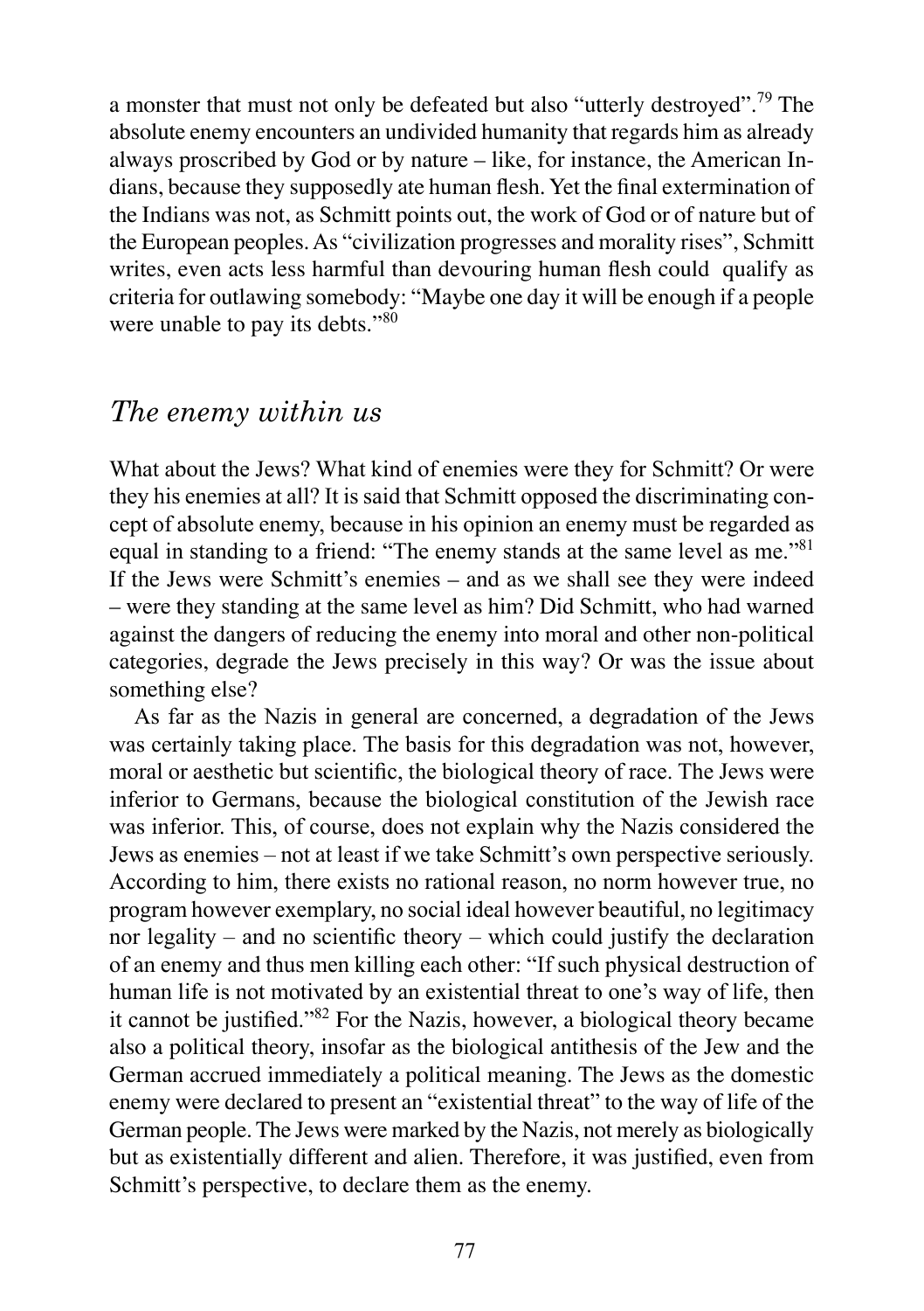a monster that must not only be defeated but also "utterly destroyed".[79] The absolute enemy encounters an undivided humanity that regards him as already always proscribed by God or by nature – like, for instance, the American Indians, because they supposedly ate human flesh. Yet the final extermination of the Indians was not, as Schmitt points out, the work of God or of nature but of the European peoples. As "civilization progresses and morality rises", Schmitt writes, even acts less harmful than devouring human flesh could qualify as criteria for outlawing somebody: "Maybe one day it will be enough if a people were unable to pay its debts."[80]

## *The enemy within us*

What about the Jews? What kind of enemies were they for Schmitt? Or were they his enemies at all? It is said that Schmitt opposed the discriminating concept of absolute enemy, because in his opinion an enemy must be regarded as equal in standing to a friend: "The enemy stands at the same level as me."[81] If the Jews were Schmitt's enemies – and as we shall see they were indeed – were they standing at the same level as him? Did Schmitt, who had warned against the dangers of reducing the enemy into moral and other non-political categories, degrade the Jews precisely in this way? Or was the issue about something else?

As far as the Nazis in general are concerned, a degradation of the Jews was certainly taking place. The basis for this degradation was not, however, moral or aesthetic but scientific, the biological theory of race. The Jews were inferior to Germans, because the biological constitution of the Jewish race was inferior. This, of course, does not explain why the Nazis considered the Jews as enemies – not at least if we take Schmitt's own perspective seriously. According to him, there exists no rational reason, no norm however true, no program however exemplary, no social ideal however beautiful, no legitimacy nor legality – and no scientific theory – which could justify the declaration of an enemy and thus men killing each other: "If such physical destruction of human life is not motivated by an existential threat to one's way of life, then it cannot be justified."[82] For the Nazis, however, a biological theory became also a political theory, insofar as the biological antithesis of the Jew and the German accrued immediately a political meaning. The Jews as the domestic enemy were declared to present an "existential threat" to the way of life of the German people. The Jews were marked by the Nazis, not merely as biologically but as existentially different and alien. Therefore, it was justified, even from Schmitt's perspective, to declare them as the enemy.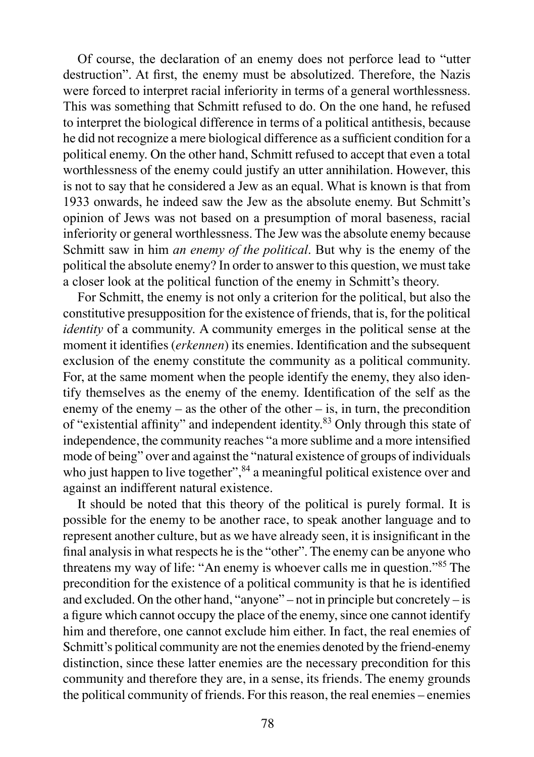Of course, the declaration of an enemy does not perforce lead to "utter destruction". At first, the enemy must be absolutized. Therefore, the Nazis were forced to interpret racial inferiority in terms of a general worthlessness. This was something that Schmitt refused to do. On the one hand, he refused to interpret the biological difference in terms of a political antithesis, because he did not recognize a mere biological difference as a sufficient condition for a political enemy. On the other hand, Schmitt refused to accept that even a total worthlessness of the enemy could justify an utter annihilation. However, this is not to say that he considered a Jew as an equal. What is known is that from 1933 onwards, he indeed saw the Jew as the absolute enemy. But Schmitt's opinion of Jews was not based on a presumption of moral baseness, racial inferiority or general worthlessness. The Jew was the absolute enemy because Schmitt saw in him *an enemy of the political*. But why is the enemy of the political the absolute enemy? In order to answer to this question, we must take a closer look at the political function of the enemy in Schmitt's theory.

For Schmitt, the enemy is not only a criterion for the political, but also the constitutive presupposition for the existence of friends, that is, for the political *identity* of a community. A community emerges in the political sense at the moment it identifies (*erkennen*) its enemies. Identification and the subsequent exclusion of the enemy constitute the community as a political community. For, at the same moment when the people identify the enemy, they also identify themselves as the enemy of the enemy. Identification of the self as the enemy of the enemy – as the other of the other – is, in turn, the precondition of "existential affinity" and independent identity.[83] Only through this state of independence, the community reaches "a more sublime and a more intensified mode of being" over and against the "natural existence of groups of individuals who just happen to live together",[84] a meaningful political existence over and against an indifferent natural existence.

It should be noted that this theory of the political is purely formal. It is possible for the enemy to be another race, to speak another language and to represent another culture, but as we have already seen, it is insignificant in the final analysis in what respects he is the "other". The enemy can be anyone who threatens my way of life: "An enemy is whoever calls me in question."[85] The precondition for the existence of a political community is that he is identified and excluded. On the other hand, "anyone" – not in principle but concretely – is a figure which cannot occupy the place of the enemy, since one cannot identify him and therefore, one cannot exclude him either. In fact, the real enemies of Schmitt's political community are not the enemies denoted by the friend-enemy distinction, since these latter enemies are the necessary precondition for this community and therefore they are, in a sense, its friends. The enemy grounds the political community of friends. For this reason, the real enemies – enemies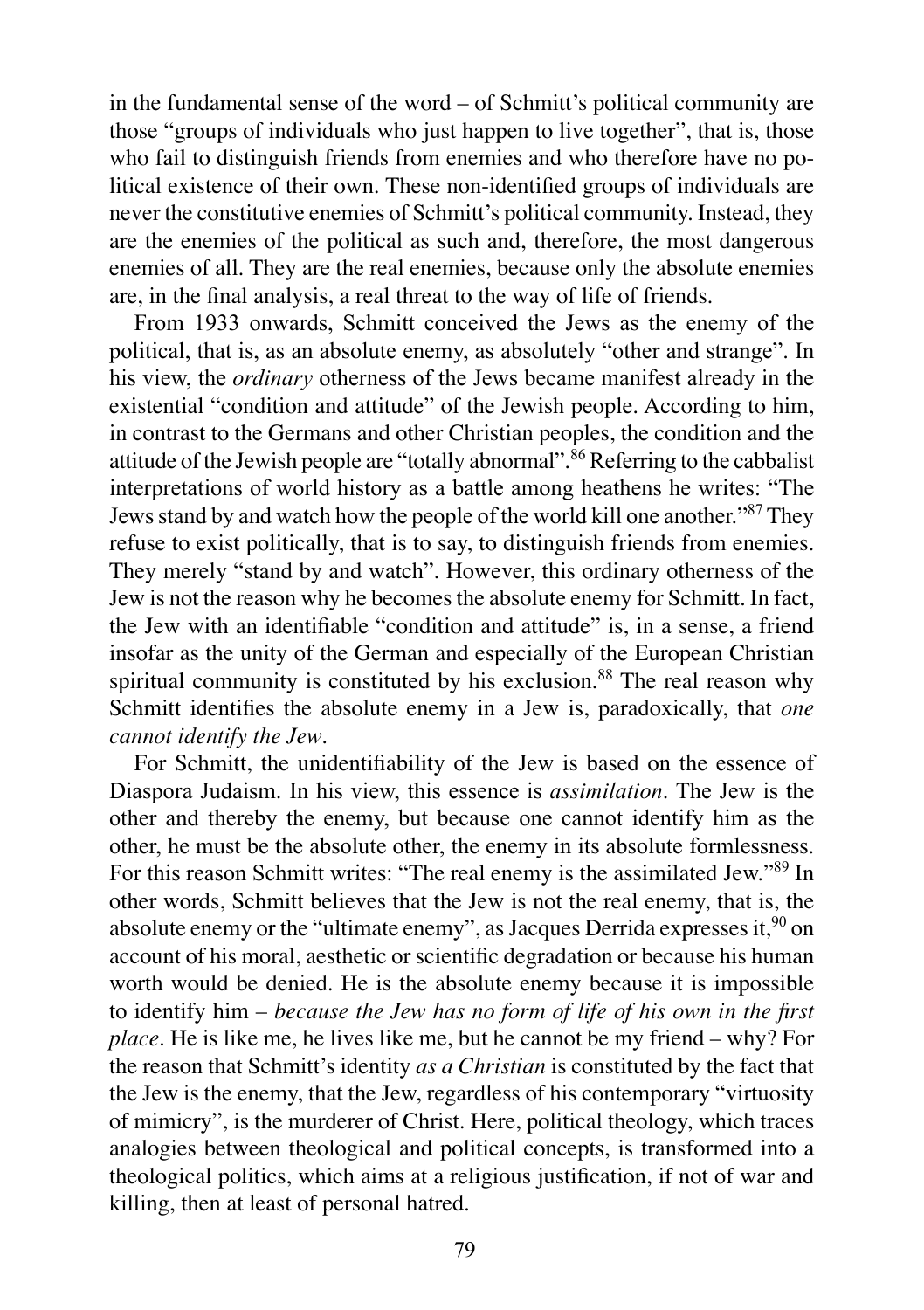in the fundamental sense of the word – of Schmitt's political community are those "groups of individuals who just happen to live together", that is, those who fail to distinguish friends from enemies and who therefore have no political existence of their own. These non-identified groups of individuals are never the constitutive enemies of Schmitt's political community. Instead, they are the enemies of the political as such and, therefore, the most dangerous enemies of all. They are the real enemies, because only the absolute enemies are, in the final analysis, a real threat to the way of life of friends.

From 1933 onwards, Schmitt conceived the Jews as the enemy of the political, that is, as an absolute enemy, as absolutely "other and strange". In his view, the *ordinary* otherness of the Jews became manifest already in the existential "condition and attitude" of the Jewish people. According to him, in contrast to the Germans and other Christian peoples, the condition and the attitude of the Jewish people are "totally abnormal".[86] Referring to the cabbalist interpretations of world history as a battle among heathens he writes: "The Jews stand by and watch how the people of the world kill one another."[87] They refuse to exist politically, that is to say, to distinguish friends from enemies. They merely "stand by and watch". However, this ordinary otherness of the Jew is not the reason why he becomes the absolute enemy for Schmitt. In fact, the Jew with an identifiable "condition and attitude" is, in a sense, a friend insofar as the unity of the German and especially of the European Christian spiritual community is constituted by his exclusion.[88] The real reason why Schmitt identifies the absolute enemy in a Jew is, paradoxically, that *one cannot identify the Jew*.

For Schmitt, the unidentifiability of the Jew is based on the essence of Diaspora Judaism. In his view, this essence is *assimilation*. The Jew is the other and thereby the enemy, but because one cannot identify him as the other, he must be the absolute other, the enemy in its absolute formlessness. For this reason Schmitt writes: "The real enemy is the assimilated Jew."[89] In other words, Schmitt believes that the Jew is not the real enemy, that is, the absolute enemy or the "ultimate enemy", as Jacques Derrida expresses it,[90] on account of his moral, aesthetic or scientific degradation or because his human worth would be denied. He is the absolute enemy because it is impossible to identify him – *because the Jew has no form of life of his own in the first place*. He is like me, he lives like me, but he cannot be my friend – why? For the reason that Schmitt's identity *as a Christian* is constituted by the fact that the Jew is the enemy, that the Jew, regardless of his contemporary "virtuosity of mimicry", is the murderer of Christ. Here, political theology, which traces analogies between theological and political concepts, is transformed into a theological politics, which aims at a religious justification, if not of war and killing, then at least of personal hatred.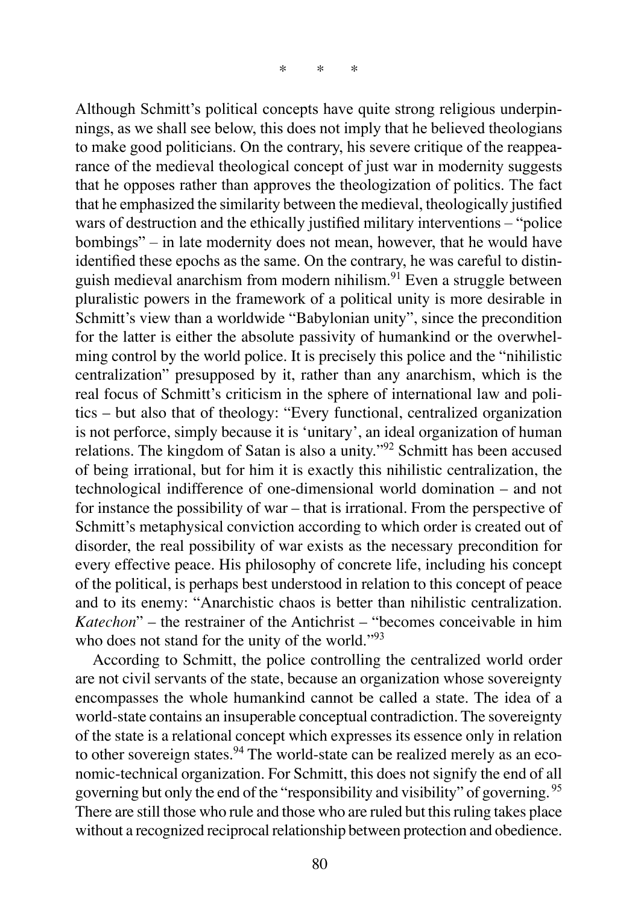\* \* \*

Although Schmitt's political concepts have quite strong religious underpinnings, as we shall see below, this does not imply that he believed theologians to make good politicians. On the contrary, his severe critique of the reappearance of the medieval theological concept of just war in modernity suggests that he opposes rather than approves the theologization of politics. The fact that he emphasized the similarity between the medieval, theologically justified wars of destruction and the ethically justified military interventions – "police bombings" – in late modernity does not mean, however, that he would have identified these epochs as the same. On the contrary, he was careful to distinguish medieval anarchism from modern nihilism.[91] Even a struggle between pluralistic powers in the framework of a political unity is more desirable in Schmitt's view than a worldwide "Babylonian unity", since the precondition for the latter is either the absolute passivity of humankind or the overwhelming control by the world police. It is precisely this police and the "nihilistic centralization" presupposed by it, rather than any anarchism, which is the real focus of Schmitt's criticism in the sphere of international law and politics – but also that of theology: "Every functional, centralized organization is not perforce, simply because it is 'unitary', an ideal organization of human relations. The kingdom of Satan is also a unity."[92] Schmitt has been accused of being irrational, but for him it is exactly this nihilistic centralization, the technological indifference of one-dimensional world domination – and not for instance the possibility of war – that is irrational. From the perspective of Schmitt's metaphysical conviction according to which order is created out of disorder, the real possibility of war exists as the necessary precondition for every effective peace. His philosophy of concrete life, including his concept of the political, is perhaps best understood in relation to this concept of peace and to its enemy: "Anarchistic chaos is better than nihilistic centralization. *Katechon*" – the restrainer of the Antichrist – "becomes conceivable in him who does not stand for the unity of the world."[93]

According to Schmitt, the police controlling the centralized world order are not civil servants of the state, because an organization whose sovereignty encompasses the whole humankind cannot be called a state. The idea of a world-state contains an insuperable conceptual contradiction. The sovereignty of the state is a relational concept which expresses its essence only in relation to other sovereign states.[94] The world-state can be realized merely as an economic-technical organization. For Schmitt, this does not signify the end of all governing but only the end of the "responsibility and visibility" of governing.[95] There are still those who rule and those who are ruled but this ruling takes place without a recognized reciprocal relationship between protection and obedience.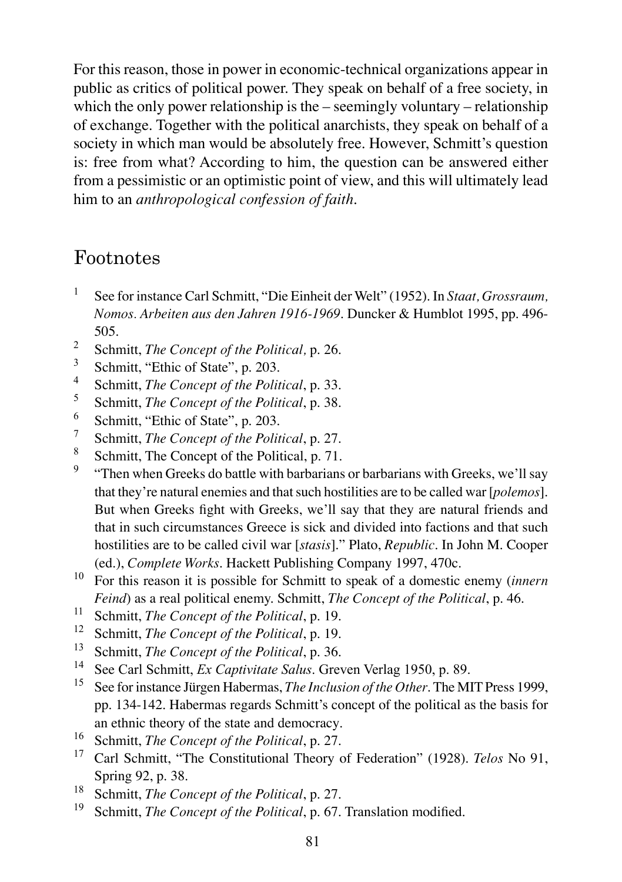For this reason, those in power in economic-technical organizations appear in public as critics of political power. They speak on behalf of a free society, in which the only power relationship is the – seemingly voluntary – relationship of exchange. Together with the political anarchists, they speak on behalf of a society in which man would be absolutely free. However, Schmitt's question is: free from what? According to him, the question can be answered either from a pessimistic or an optimistic point of view, and this will ultimately lead him to an *anthropological confession of faith*.

## Footnotes

1. See for instance Carl Schmitt, "Die Einheit der Welt" (1952). In *Staat, Grossraum, Nomos. Arbeiten aus den Jahren 1916-1969*. Duncker & Humblot 1995, pp. 496-505.
2. Schmitt, *The Concept of the Political,* p. 26.
3. Schmitt, "Ethic of State", p. 203.
4. Schmitt, *The Concept of the Political*, p. 33.
5. Schmitt, *The Concept of the Political*, p. 38.
6. Schmitt, "Ethic of State", p. 203.
7. Schmitt, *The Concept of the Political*, p. 27.
8. Schmitt, The Concept of the Political, p. 71.
9. "Then when Greeks do battle with barbarians or barbarians with Greeks, we'll say that they're natural enemies and that such hostilities are to be called war [*polemos*]. But when Greeks fight with Greeks, we'll say that they are natural friends and that in such circumstances Greece is sick and divided into factions and that such hostilities are to be called civil war [*stasis*]." Plato, *Republic*. In John M. Cooper (ed.), *Complete Works*. Hackett Publishing Company 1997, 470c.
10. For this reason it is possible for Schmitt to speak of a domestic enemy (*innern Feind*) as a real political enemy. Schmitt, *The Concept of the Political*, p. 46.
11. Schmitt, *The Concept of the Political*, p. 19.
12. Schmitt, *The Concept of the Political*, p. 19.
13. Schmitt, *The Concept of the Political*, p. 36.
14. See Carl Schmitt, *Ex Captivitate Salus*. Greven Verlag 1950, p. 89.
15. See for instance Jürgen Habermas, *The Inclusion of the Other*. The MIT Press 1999, pp. 134-142. Habermas regards Schmitt's concept of the political as the basis for an ethnic theory of the state and democracy.
16. Schmitt, *The Concept of the Political*, p. 27.
17. Carl Schmitt, "The Constitutional Theory of Federation" (1928). *Telos* No 91, Spring 92, p. 38.
18. Schmitt, *The Concept of the Political*, p. 27.
19. Schmitt, *The Concept of the Political*, p. 67. Translation modified.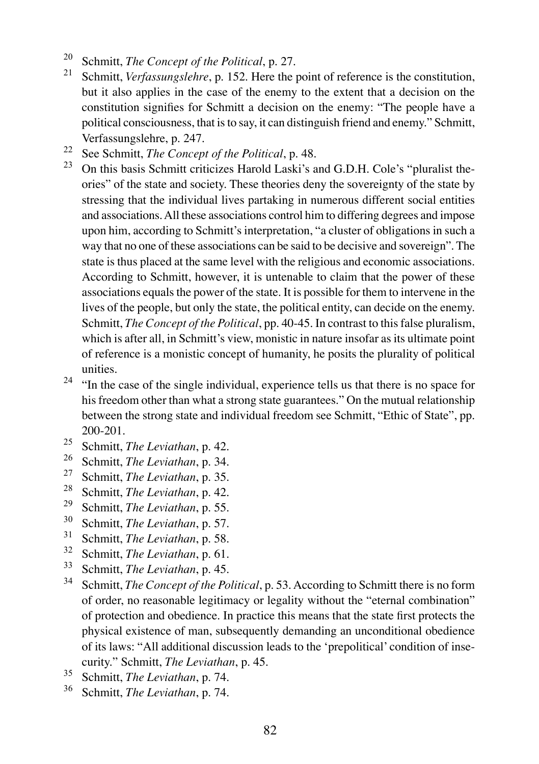[20] Schmitt, *The Concept of the Political*, p. 27.

[21] Schmitt, *Verfassungslehre*, p. 152. Here the point of reference is the constitution, but it also applies in the case of the enemy to the extent that a decision on the constitution signifies for Schmitt a decision on the enemy: "The people have a political consciousness, that is to say, it can distinguish friend and enemy." Schmitt, Verfassungslehre, p. 247.

[22] See Schmitt, *The Concept of the Political*, p. 48.

[23] On this basis Schmitt criticizes Harold Laski's and G.D.H. Cole's "pluralist theories" of the state and society. These theories deny the sovereignty of the state by stressing that the individual lives partaking in numerous different social entities and associations. All these associations control him to differing degrees and impose upon him, according to Schmitt's interpretation, "a cluster of obligations in such a way that no one of these associations can be said to be decisive and sovereign". The state is thus placed at the same level with the religious and economic associations. According to Schmitt, however, it is untenable to claim that the power of these associations equals the power of the state. It is possible for them to intervene in the lives of the people, but only the state, the political entity, can decide on the enemy. Schmitt, *The Concept of the Political*, pp. 40-45. In contrast to this false pluralism, which is after all, in Schmitt's view, monistic in nature insofar as its ultimate point of reference is a monistic concept of humanity, he posits the plurality of political unities.

[24] "In the case of the single individual, experience tells us that there is no space for his freedom other than what a strong state guarantees." On the mutual relationship between the strong state and individual freedom see Schmitt, "Ethic of State", pp. 200-201.

[25] Schmitt, *The Leviathan*, p. 42.

[26] Schmitt, *The Leviathan*, p. 34.

[27] Schmitt, *The Leviathan*, p. 35.

[28] Schmitt, *The Leviathan*, p. 42.

[29] Schmitt, *The Leviathan*, p. 55.

[30] Schmitt, *The Leviathan*, p. 57.

[31] Schmitt, *The Leviathan*, p. 58.

[32] Schmitt, *The Leviathan*, p. 61.

[33] Schmitt, *The Leviathan*, p. 45.

[34] Schmitt, *The Concept of the Political*, p. 53. According to Schmitt there is no form of order, no reasonable legitimacy or legality without the "eternal combination" of protection and obedience. In practice this means that the state first protects the physical existence of man, subsequently demanding an unconditional obedience of its laws: "All additional discussion leads to the 'prepolitical' condition of insecurity." Schmitt, *The Leviathan*, p. 45.

[35] Schmitt, *The Leviathan*, p. 74.

[36] Schmitt, *The Leviathan*, p. 74.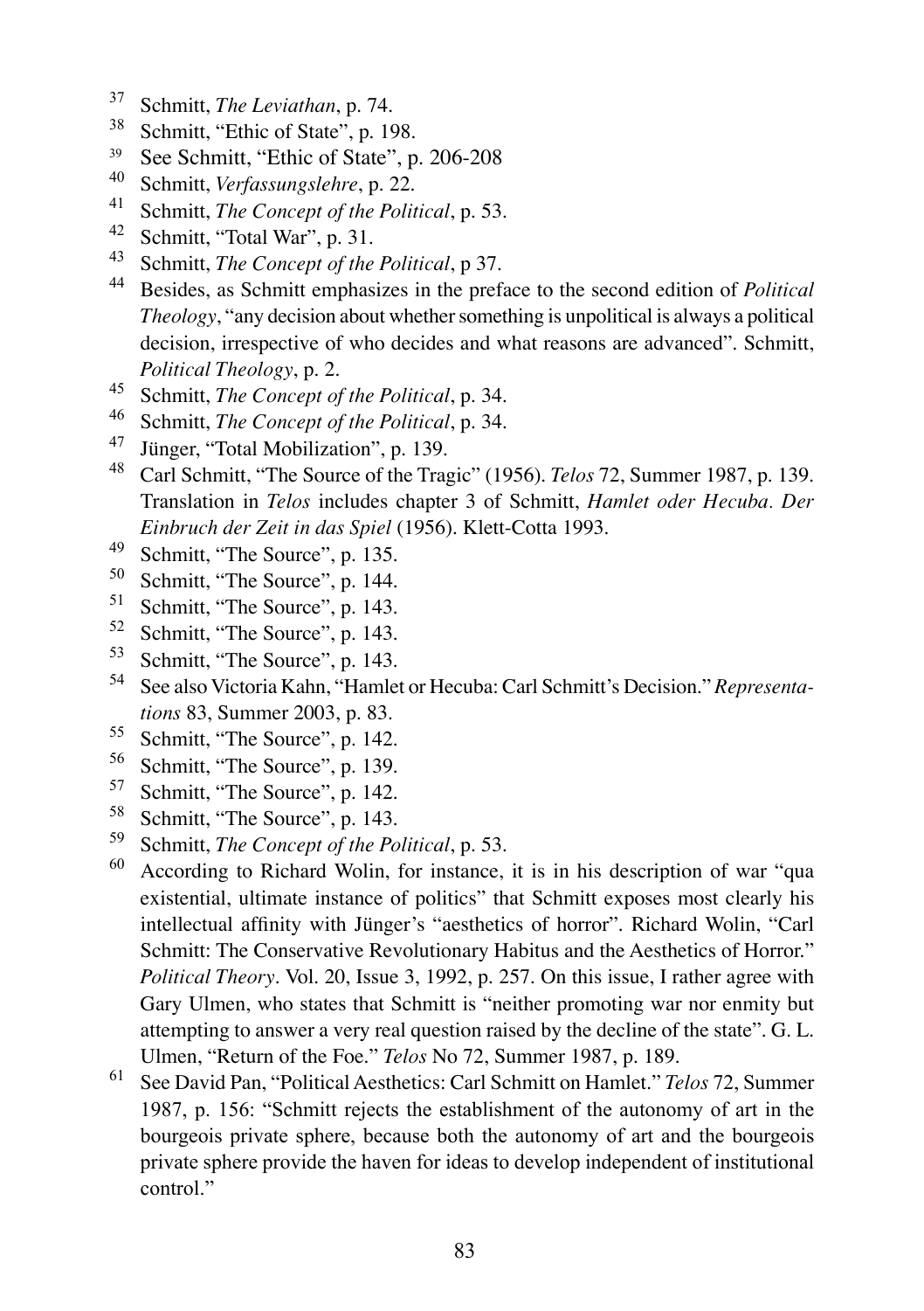[37] Schmitt, *The Leviathan*, p. 74.

[38] Schmitt, "Ethic of State", p. 198.

[39] See Schmitt, "Ethic of State", p. 206-208

[40] Schmitt, *Verfassungslehre*, p. 22.

[41] Schmitt, *The Concept of the Political*, p. 53.

[42] Schmitt, "Total War", p. 31.

[43] Schmitt, *The Concept of the Political*, p 37.

[44] Besides, as Schmitt emphasizes in the preface to the second edition of *Political Theology*, "any decision about whether something is unpolitical is always a political decision, irrespective of who decides and what reasons are advanced". Schmitt, *Political Theology*, p. 2.

[45] Schmitt, *The Concept of the Political*, p. 34.

[46] Schmitt, *The Concept of the Political*, p. 34.

[47] Jünger, "Total Mobilization", p. 139.

[48] Carl Schmitt, "The Source of the Tragic" (1956). *Telos* 72, Summer 1987, p. 139. Translation in *Telos* includes chapter 3 of Schmitt, *Hamlet oder Hecuba. Der Einbruch der Zeit in das Spiel* (1956). Klett-Cotta 1993.

[49] Schmitt, "The Source", p. 135.

[50] Schmitt, "The Source", p. 144.

[51] Schmitt, "The Source", p. 143.

[52] Schmitt, "The Source", p. 143.

[53] Schmitt, "The Source", p. 143.

[54] See also Victoria Kahn, "Hamlet or Hecuba: Carl Schmitt's Decision." *Representations* 83, Summer 2003, p. 83.

[55] Schmitt, "The Source", p. 142.

[56] Schmitt, "The Source", p. 139.

[57] Schmitt, "The Source", p. 142.

[58] Schmitt, "The Source", p. 143.

[59] Schmitt, *The Concept of the Political*, p. 53.

[60] According to Richard Wolin, for instance, it is in his description of war "qua existential, ultimate instance of politics" that Schmitt exposes most clearly his intellectual affinity with Jünger's "aesthetics of horror". Richard Wolin, "Carl Schmitt: The Conservative Revolutionary Habitus and the Aesthetics of Horror." *Political Theory*. Vol. 20, Issue 3, 1992, p. 257. On this issue, I rather agree with Gary Ulmen, who states that Schmitt is "neither promoting war nor enmity but attempting to answer a very real question raised by the decline of the state". G. L. Ulmen, "Return of the Foe." *Telos* No 72, Summer 1987, p. 189.

[61] See David Pan, "Political Aesthetics: Carl Schmitt on Hamlet." *Telos* 72, Summer 1987, p. 156: "Schmitt rejects the establishment of the autonomy of art in the bourgeois private sphere, because both the autonomy of art and the bourgeois private sphere provide the haven for ideas to develop independent of institutional control."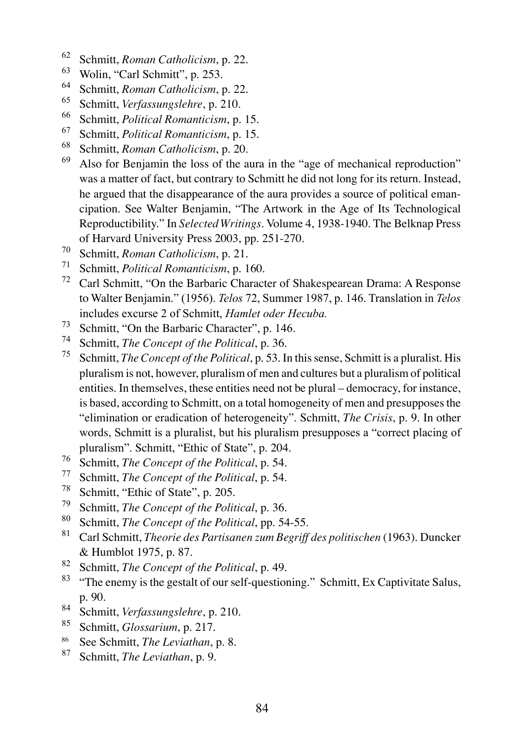[62] Schmitt, *Roman Catholicism*, p. 22.

[63] Wolin, "Carl Schmitt", p. 253.

[64] Schmitt, *Roman Catholicism*, p. 22.

[65] Schmitt, *Verfassungslehre*, p. 210.

[66] Schmitt, *Political Romanticism*, p. 15.

[67] Schmitt, *Political Romanticism*, p. 15.

[68] Schmitt, *Roman Catholicism*, p. 20.

[69] Also for Benjamin the loss of the aura in the "age of mechanical reproduction" was a matter of fact, but contrary to Schmitt he did not long for its return. Instead, he argued that the disappearance of the aura provides a source of political emancipation. See Walter Benjamin, "The Artwork in the Age of Its Technological Reproductibility." In *Selected Writings*. Volume 4, 1938-1940. The Belknap Press of Harvard University Press 2003, pp. 251-270.

[70] Schmitt, *Roman Catholicism*, p. 21.

[71] Schmitt, *Political Romanticism*, p. 160.

[72] Carl Schmitt, "On the Barbaric Character of Shakespearean Drama: A Response to Walter Benjamin." (1956). *Telos* 72, Summer 1987, p. 146. Translation in *Telos* includes excurse 2 of Schmitt, *Hamlet oder Hecuba.*

[73] Schmitt, "On the Barbaric Character", p. 146.

[74] Schmitt, *The Concept of the Political*, p. 36.

[75] Schmitt, *The Concept of the Political*, p. 53. In this sense, Schmitt is a pluralist. His pluralism is not, however, pluralism of men and cultures but a pluralism of political entities. In themselves, these entities need not be plural – democracy, for instance, is based, according to Schmitt, on a total homogeneity of men and presupposes the "elimination or eradication of heterogeneity". Schmitt, *The Crisis*, p. 9. In other words, Schmitt is a pluralist, but his pluralism presupposes a "correct placing of pluralism". Schmitt, "Ethic of State", p. 204.

[76] Schmitt, *The Concept of the Political*, p. 54.

[77] Schmitt, *The Concept of the Political*, p. 54.

[78] Schmitt, "Ethic of State", p. 205.

[79] Schmitt, *The Concept of the Political*, p. 36.

[80] Schmitt, *The Concept of the Political*, pp. 54-55.

[81] Carl Schmitt, *Theorie des Partisanen zum Begriff des politischen* (1963). Duncker & Humblot 1975, p. 87.

[82] Schmitt, *The Concept of the Political*, p. 49.

[83] "The enemy is the gestalt of our self-questioning." Schmitt, Ex Captivitate Salus, p. 90.

[84] Schmitt, *Verfassungslehre*, p. 210.

[85] Schmitt, *Glossarium*, p. 217.

[86] See Schmitt, *The Leviathan*, p. 8.

[87] Schmitt, *The Leviathan*, p. 9.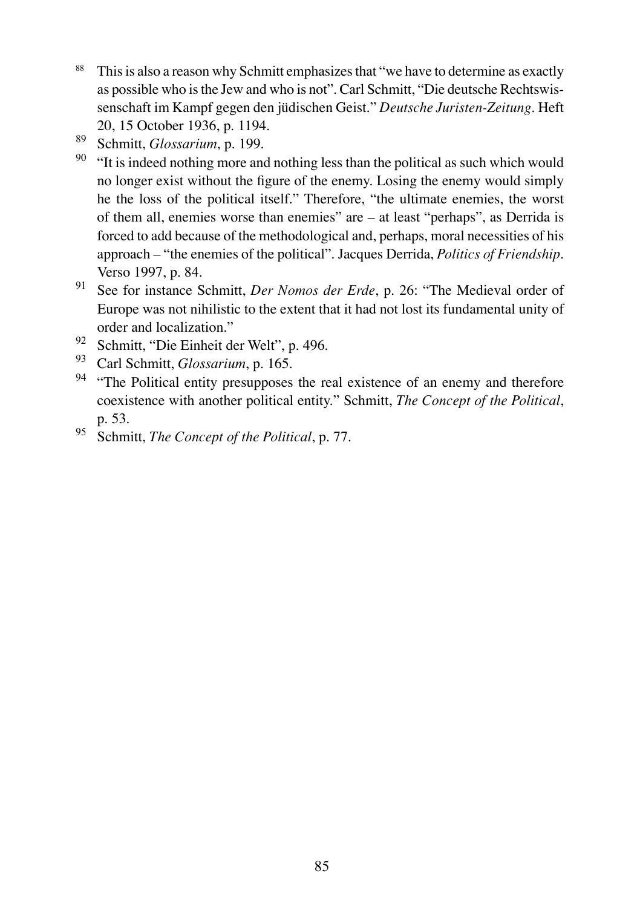[88] This is also a reason why Schmitt emphasizes that "we have to determine as exactly as possible who is the Jew and who is not". Carl Schmitt, "Die deutsche Rechtswissenschaft im Kampf gegen den jüdischen Geist." *Deutsche Juristen-Zeitung*. Heft 20, 15 October 1936, p. 1194.

[89] Schmitt, *Glossarium*, p. 199.

[90] "It is indeed nothing more and nothing less than the political as such which would no longer exist without the figure of the enemy. Losing the enemy would simply he the loss of the political itself." Therefore, "the ultimate enemies, the worst of them all, enemies worse than enemies" are – at least "perhaps", as Derrida is forced to add because of the methodological and, perhaps, moral necessities of his approach – "the enemies of the political". Jacques Derrida, *Politics of Friendship*. Verso 1997, p. 84.

[91] See for instance Schmitt, *Der Nomos der Erde*, p. 26: "The Medieval order of Europe was not nihilistic to the extent that it had not lost its fundamental unity of order and localization."

[92] Schmitt, "Die Einheit der Welt", p. 496.

[93] Carl Schmitt, *Glossarium*, p. 165.

[94] "The Political entity presupposes the real existence of an enemy and therefore coexistence with another political entity." Schmitt, *The Concept of the Political*, p. 53.

[95] Schmitt, *The Concept of the Political*, p. 77.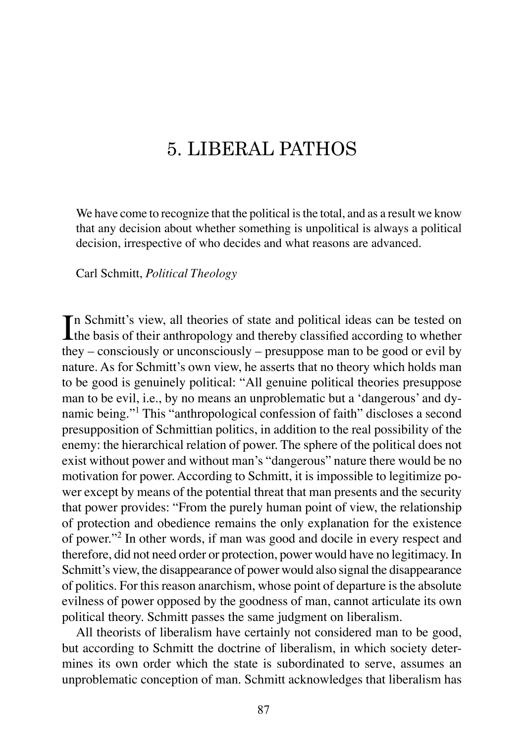# 5. LIBERAL PATHOS

> We have come to recognize that the political is the total, and as a result we know that any decision about whether something is unpolitical is always a political decision, irrespective of who decides and what reasons are advanced.
>
> Carl Schmitt, *Political Theology*

In Schmitt's view, all theories of state and political ideas can be tested on the basis of their anthropology and thereby classified according to whether they – consciously or unconsciously – presuppose man to be good or evil by nature. As for Schmitt's own view, he asserts that no theory which holds man to be good is genuinely political: "All genuine political theories presuppose man to be evil, i.e., by no means an unproblematic but a 'dangerous' and dynamic being."[1] This "anthropological confession of faith" discloses a second presupposition of Schmittian politics, in addition to the real possibility of the enemy: the hierarchical relation of power. The sphere of the political does not exist without power and without man's "dangerous" nature there would be no motivation for power. According to Schmitt, it is impossible to legitimize power except by means of the potential threat that man presents and the security that power provides: "From the purely human point of view, the relationship of protection and obedience remains the only explanation for the existence of power."[2] In other words, if man was good and docile in every respect and therefore, did not need order or protection, power would have no legitimacy. In Schmitt's view, the disappearance of power would also signal the disappearance of politics. For this reason anarchism, whose point of departure is the absolute evilness of power opposed by the goodness of man, cannot articulate its own political theory. Schmitt passes the same judgment on liberalism.

All theorists of liberalism have certainly not considered man to be good, but according to Schmitt the doctrine of liberalism, in which society determines its own order which the state is subordinated to serve, assumes an unproblematic conception of man. Schmitt acknowledges that liberalism has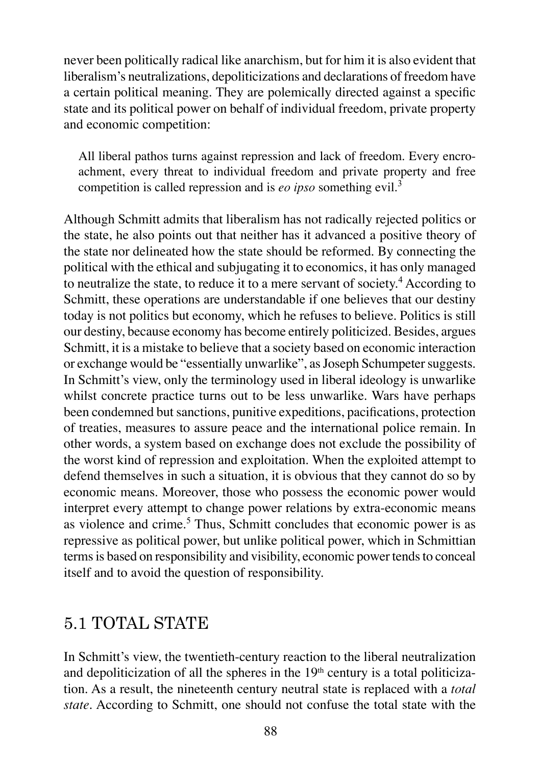never been politically radical like anarchism, but for him it is also evident that liberalism's neutralizations, depoliticizations and declarations of freedom have a certain political meaning. They are polemically directed against a specific state and its political power on behalf of individual freedom, private property and economic competition:

> All liberal pathos turns against repression and lack of freedom. Every encroachment, every threat to individual freedom and private property and free competition is called repression and is *eo ipso* something evil.[3]

Although Schmitt admits that liberalism has not radically rejected politics or the state, he also points out that neither has it advanced a positive theory of the state nor delineated how the state should be reformed. By connecting the political with the ethical and subjugating it to economics, it has only managed to neutralize the state, to reduce it to a mere servant of society.[4] According to Schmitt, these operations are understandable if one believes that our destiny today is not politics but economy, which he refuses to believe. Politics is still our destiny, because economy has become entirely politicized. Besides, argues Schmitt, it is a mistake to believe that a society based on economic interaction or exchange would be "essentially unwarlike", as Joseph Schumpeter suggests. In Schmitt's view, only the terminology used in liberal ideology is unwarlike whilst concrete practice turns out to be less unwarlike. Wars have perhaps been condemned but sanctions, punitive expeditions, pacifications, protection of treaties, measures to assure peace and the international police remain. In other words, a system based on exchange does not exclude the possibility of the worst kind of repression and exploitation. When the exploited attempt to defend themselves in such a situation, it is obvious that they cannot do so by economic means. Moreover, those who possess the economic power would interpret every attempt to change power relations by extra-economic means as violence and crime.[5] Thus, Schmitt concludes that economic power is as repressive as political power, but unlike political power, which in Schmittian terms is based on responsibility and visibility, economic power tends to conceal itself and to avoid the question of responsibility.

## 5.1 TOTAL STATE

In Schmitt's view, the twentieth-century reaction to the liberal neutralization and depoliticization of all the spheres in the 19th century is a total politicization. As a result, the nineteenth century neutral state is replaced with a *total state*. According to Schmitt, one should not confuse the total state with the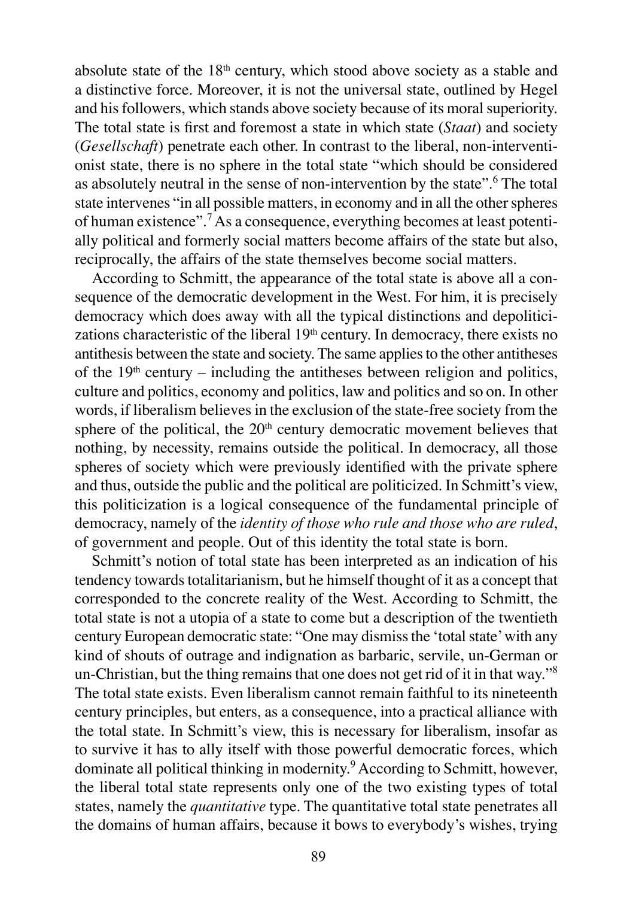absolute state of the 18th century, which stood above society as a stable and a distinctive force. Moreover, it is not the universal state, outlined by Hegel and his followers, which stands above society because of its moral superiority. The total state is first and foremost a state in which state (*Staat*) and society (*Gesellschaft*) penetrate each other. In contrast to the liberal, non-interventionist state, there is no sphere in the total state "which should be considered as absolutely neutral in the sense of non-intervention by the state".[6] The total state intervenes "in all possible matters, in economy and in all the other spheres of human existence".[7] As a consequence, everything becomes at least potentially political and formerly social matters become affairs of the state but also, reciprocally, the affairs of the state themselves become social matters.

According to Schmitt, the appearance of the total state is above all a consequence of the democratic development in the West. For him, it is precisely democracy which does away with all the typical distinctions and depoliticizations characteristic of the liberal 19th century. In democracy, there exists no antithesis between the state and society. The same applies to the other antitheses of the 19th century – including the antitheses between religion and politics, culture and politics, economy and politics, law and politics and so on. In other words, if liberalism believes in the exclusion of the state-free society from the sphere of the political, the 20th century democratic movement believes that nothing, by necessity, remains outside the political. In democracy, all those spheres of society which were previously identified with the private sphere and thus, outside the public and the political are politicized. In Schmitt's view, this politicization is a logical consequence of the fundamental principle of democracy, namely of the *identity of those who rule and those who are ruled*, of government and people. Out of this identity the total state is born.

Schmitt's notion of total state has been interpreted as an indication of his tendency towards totalitarianism, but he himself thought of it as a concept that corresponded to the concrete reality of the West. According to Schmitt, the total state is not a utopia of a state to come but a description of the twentieth century European democratic state: "One may dismiss the 'total state' with any kind of shouts of outrage and indignation as barbaric, servile, un-German or un-Christian, but the thing remains that one does not get rid of it in that way."[8] The total state exists. Even liberalism cannot remain faithful to its nineteenth century principles, but enters, as a consequence, into a practical alliance with the total state. In Schmitt's view, this is necessary for liberalism, insofar as to survive it has to ally itself with those powerful democratic forces, which dominate all political thinking in modernity.[9] According to Schmitt, however, the liberal total state represents only one of the two existing types of total states, namely the *quantitative* type. The quantitative total state penetrates all the domains of human affairs, because it bows to everybody's wishes, trying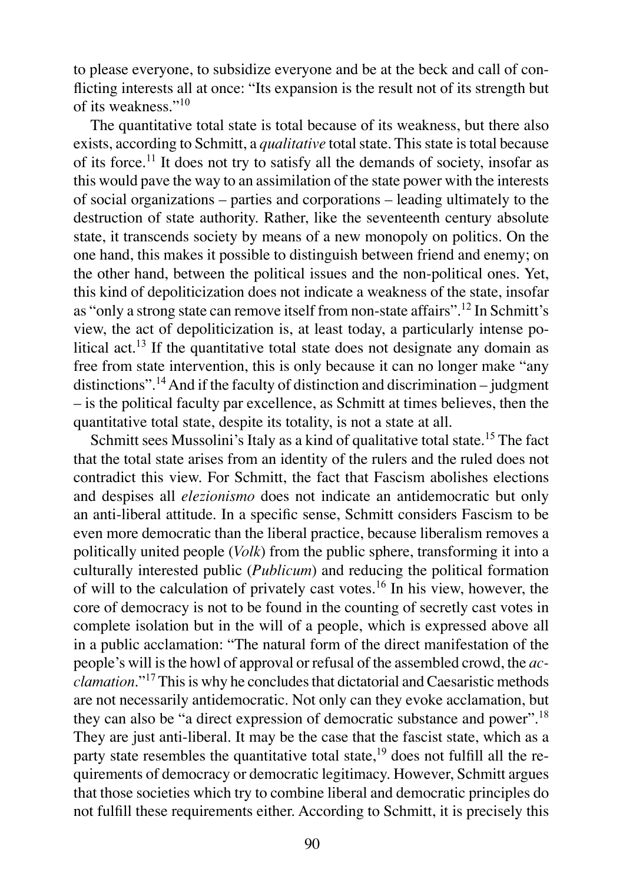to please everyone, to subsidize everyone and be at the beck and call of conflicting interests all at once: "Its expansion is the result not of its strength but of its weakness."[10]

The quantitative total state is total because of its weakness, but there also exists, according to Schmitt, a *qualitative* total state. This state is total because of its force.[11] It does not try to satisfy all the demands of society, insofar as this would pave the way to an assimilation of the state power with the interests of social organizations – parties and corporations – leading ultimately to the destruction of state authority. Rather, like the seventeenth century absolute state, it transcends society by means of a new monopoly on politics. On the one hand, this makes it possible to distinguish between friend and enemy; on the other hand, between the political issues and the non-political ones. Yet, this kind of depoliticization does not indicate a weakness of the state, insofar as "only a strong state can remove itself from non-state affairs".[12] In Schmitt's view, the act of depoliticization is, at least today, a particularly intense political act.[13] If the quantitative total state does not designate any domain as free from state intervention, this is only because it can no longer make "any distinctions".[14] And if the faculty of distinction and discrimination – judgment – is the political faculty par excellence, as Schmitt at times believes, then the quantitative total state, despite its totality, is not a state at all.

Schmitt sees Mussolini's Italy as a kind of qualitative total state.[15] The fact that the total state arises from an identity of the rulers and the ruled does not contradict this view. For Schmitt, the fact that Fascism abolishes elections and despises all *elezionismo* does not indicate an antidemocratic but only an anti-liberal attitude. In a specific sense, Schmitt considers Fascism to be even more democratic than the liberal practice, because liberalism removes a politically united people (*Volk*) from the public sphere, transforming it into a culturally interested public (*Publicum*) and reducing the political formation of will to the calculation of privately cast votes.[16] In his view, however, the core of democracy is not to be found in the counting of secretly cast votes in complete isolation but in the will of a people, which is expressed above all in a public acclamation: "The natural form of the direct manifestation of the people's will is the howl of approval or refusal of the assembled crowd, the *acclamation*."[17] This is why he concludes that dictatorial and Caesaristic methods are not necessarily antidemocratic. Not only can they evoke acclamation, but they can also be "a direct expression of democratic substance and power".[18] They are just anti-liberal. It may be the case that the fascist state, which as a party state resembles the quantitative total state,[19] does not fulfill all the requirements of democracy or democratic legitimacy. However, Schmitt argues that those societies which try to combine liberal and democratic principles do not fulfill these requirements either. According to Schmitt, it is precisely this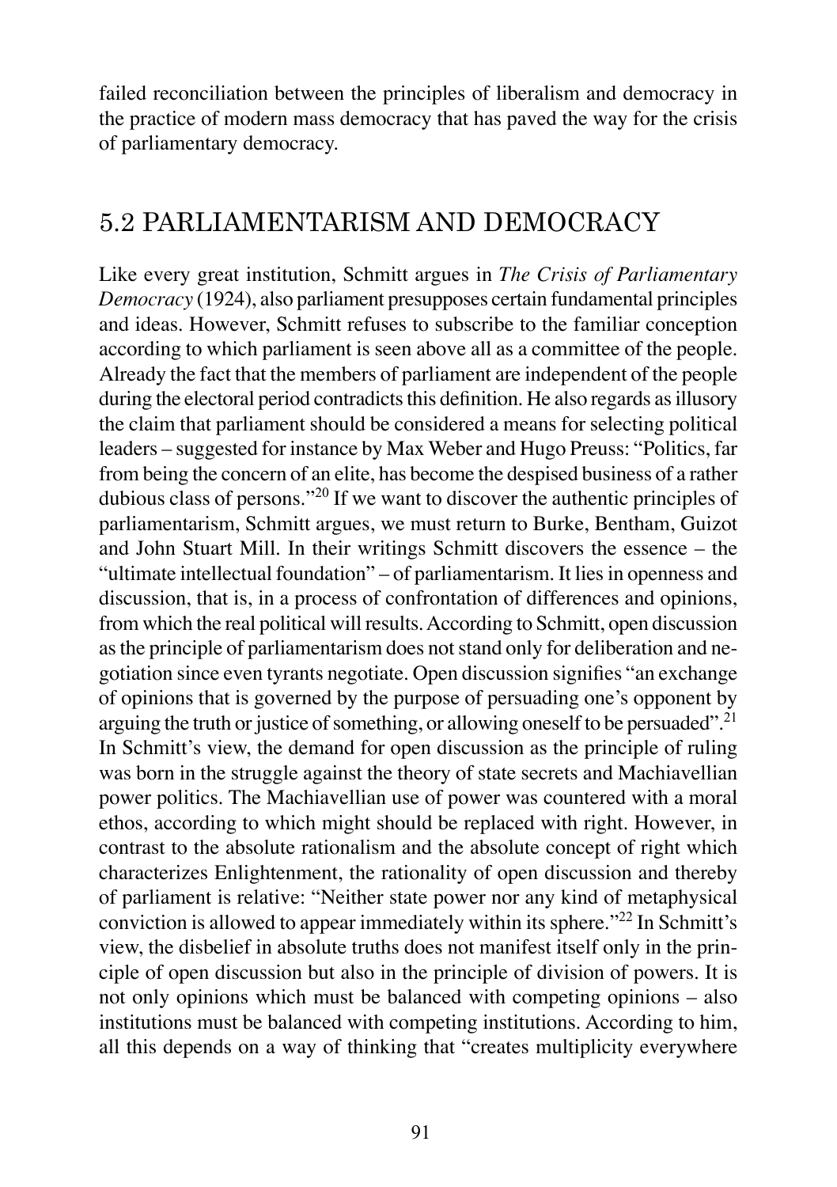failed reconciliation between the principles of liberalism and democracy in the practice of modern mass democracy that has paved the way for the crisis of parliamentary democracy.

## 5.2 PARLIAMENTARISM AND DEMOCRACY

Like every great institution, Schmitt argues in *The Crisis of Parliamentary Democracy* (1924), also parliament presupposes certain fundamental principles and ideas. However, Schmitt refuses to subscribe to the familiar conception according to which parliament is seen above all as a committee of the people. Already the fact that the members of parliament are independent of the people during the electoral period contradicts this definition. He also regards as illusory the claim that parliament should be considered a means for selecting political leaders – suggested for instance by Max Weber and Hugo Preuss: "Politics, far from being the concern of an elite, has become the despised business of a rather dubious class of persons."[20] If we want to discover the authentic principles of parliamentarism, Schmitt argues, we must return to Burke, Bentham, Guizot and John Stuart Mill. In their writings Schmitt discovers the essence – the "ultimate intellectual foundation" – of parliamentarism. It lies in openness and discussion, that is, in a process of confrontation of differences and opinions, from which the real political will results. According to Schmitt, open discussion as the principle of parliamentarism does not stand only for deliberation and negotiation since even tyrants negotiate. Open discussion signifies "an exchange of opinions that is governed by the purpose of persuading one's opponent by arguing the truth or justice of something, or allowing oneself to be persuaded".[21] In Schmitt's view, the demand for open discussion as the principle of ruling was born in the struggle against the theory of state secrets and Machiavellian power politics. The Machiavellian use of power was countered with a moral ethos, according to which might should be replaced with right. However, in contrast to the absolute rationalism and the absolute concept of right which characterizes Enlightenment, the rationality of open discussion and thereby of parliament is relative: "Neither state power nor any kind of metaphysical conviction is allowed to appear immediately within its sphere."[22] In Schmitt's view, the disbelief in absolute truths does not manifest itself only in the principle of open discussion but also in the principle of division of powers. It is not only opinions which must be balanced with competing opinions – also institutions must be balanced with competing institutions. According to him, all this depends on a way of thinking that "creates multiplicity everywhere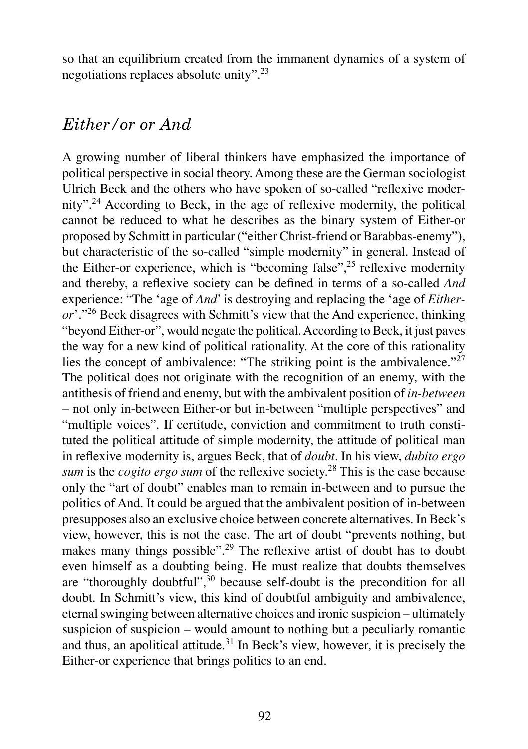so that an equilibrium created from the immanent dynamics of a system of negotiations replaces absolute unity".[23]

## *Either/or or And*

A growing number of liberal thinkers have emphasized the importance of political perspective in social theory. Among these are the German sociologist Ulrich Beck and the others who have spoken of so-called "reflexive modernity".[24] According to Beck, in the age of reflexive modernity, the political cannot be reduced to what he describes as the binary system of Either-or proposed by Schmitt in particular ("either Christ-friend or Barabbas-enemy"), but characteristic of the so-called "simple modernity" in general. Instead of the Either-or experience, which is "becoming false",[25] reflexive modernity and thereby, a reflexive society can be defined in terms of a so-called *And* experience: "The 'age of *And*' is destroying and replacing the 'age of *Either-or*'."[26] Beck disagrees with Schmitt's view that the And experience, thinking "beyond Either-or", would negate the political. According to Beck, it just paves the way for a new kind of political rationality. At the core of this rationality lies the concept of ambivalence: "The striking point is the ambivalence."[27] The political does not originate with the recognition of an enemy, with the antithesis of friend and enemy, but with the ambivalent position of *in-between* – not only in-between Either-or but in-between "multiple perspectives" and "multiple voices". If certitude, conviction and commitment to truth constituted the political attitude of simple modernity, the attitude of political man in reflexive modernity is, argues Beck, that of *doubt*. In his view, *dubito ergo sum* is the *cogito ergo sum* of the reflexive society.[28] This is the case because only the "art of doubt" enables man to remain in-between and to pursue the politics of And. It could be argued that the ambivalent position of in-between presupposes also an exclusive choice between concrete alternatives. In Beck's view, however, this is not the case. The art of doubt "prevents nothing, but makes many things possible".[29] The reflexive artist of doubt has to doubt even himself as a doubting being. He must realize that doubts themselves are "thoroughly doubtful",[30] because self-doubt is the precondition for all doubt. In Schmitt's view, this kind of doubtful ambiguity and ambivalence, eternal swinging between alternative choices and ironic suspicion – ultimately suspicion of suspicion – would amount to nothing but a peculiarly romantic and thus, an apolitical attitude.[31] In Beck's view, however, it is precisely the Either-or experience that brings politics to an end.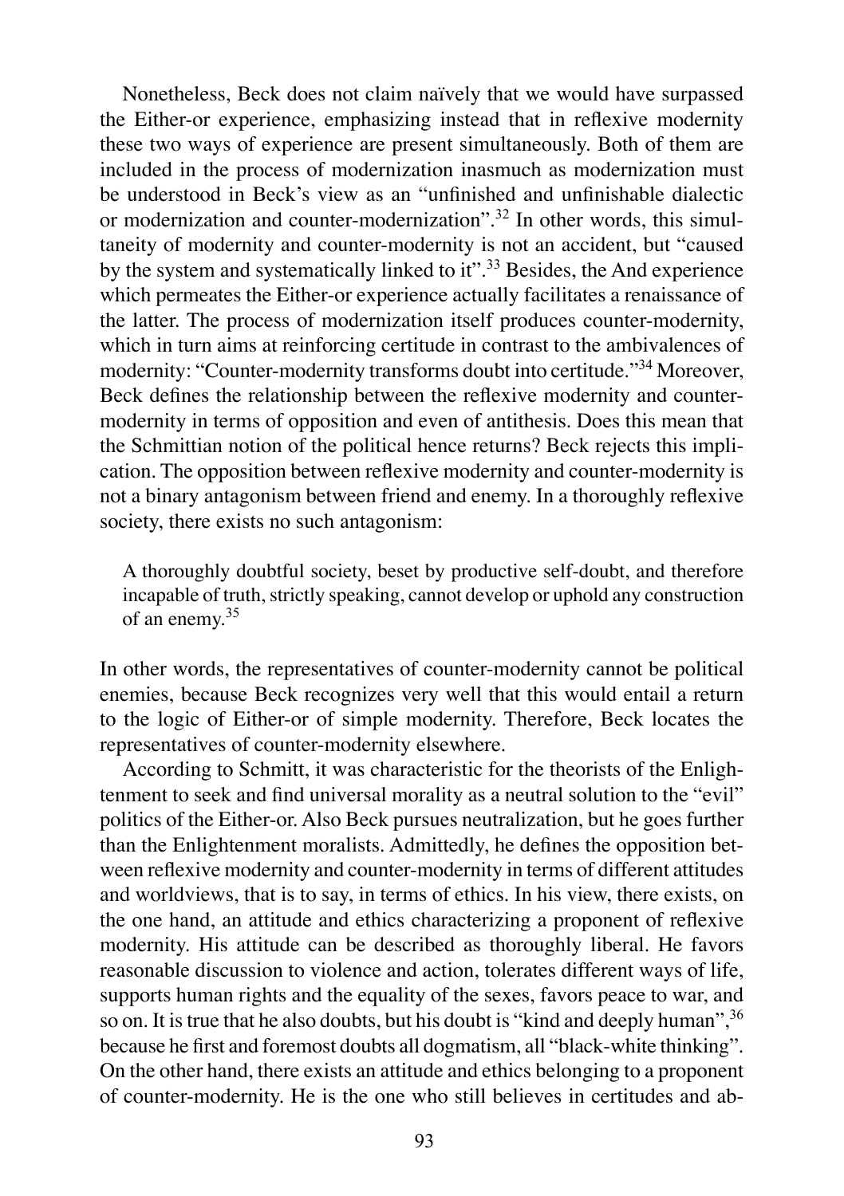Nonetheless, Beck does not claim naïvely that we would have surpassed the Either-or experience, emphasizing instead that in reflexive modernity these two ways of experience are present simultaneously. Both of them are included in the process of modernization inasmuch as modernization must be understood in Beck's view as an "unfinished and unfinishable dialectic or modernization and counter-modernization".[32] In other words, this simultaneity of modernity and counter-modernity is not an accident, but "caused by the system and systematically linked to it".[33] Besides, the And experience which permeates the Either-or experience actually facilitates a renaissance of the latter. The process of modernization itself produces counter-modernity, which in turn aims at reinforcing certitude in contrast to the ambivalences of modernity: "Counter-modernity transforms doubt into certitude."[34] Moreover, Beck defines the relationship between the reflexive modernity and counter-modernity in terms of opposition and even of antithesis. Does this mean that the Schmittian notion of the political hence returns? Beck rejects this implication. The opposition between reflexive modernity and counter-modernity is not a binary antagonism between friend and enemy. In a thoroughly reflexive society, there exists no such antagonism:

> A thoroughly doubtful society, beset by productive self-doubt, and therefore incapable of truth, strictly speaking, cannot develop or uphold any construction of an enemy.[35]

In other words, the representatives of counter-modernity cannot be political enemies, because Beck recognizes very well that this would entail a return to the logic of Either-or of simple modernity. Therefore, Beck locates the representatives of counter-modernity elsewhere.

According to Schmitt, it was characteristic for the theorists of the Enlightenment to seek and find universal morality as a neutral solution to the "evil" politics of the Either-or. Also Beck pursues neutralization, but he goes further than the Enlightenment moralists. Admittedly, he defines the opposition between reflexive modernity and counter-modernity in terms of different attitudes and worldviews, that is to say, in terms of ethics. In his view, there exists, on the one hand, an attitude and ethics characterizing a proponent of reflexive modernity. His attitude can be described as thoroughly liberal. He favors reasonable discussion to violence and action, tolerates different ways of life, supports human rights and the equality of the sexes, favors peace to war, and so on. It is true that he also doubts, but his doubt is "kind and deeply human",[36] because he first and foremost doubts all dogmatism, all "black-white thinking". On the other hand, there exists an attitude and ethics belonging to a proponent of counter-modernity. He is the one who still believes in certitudes and ab-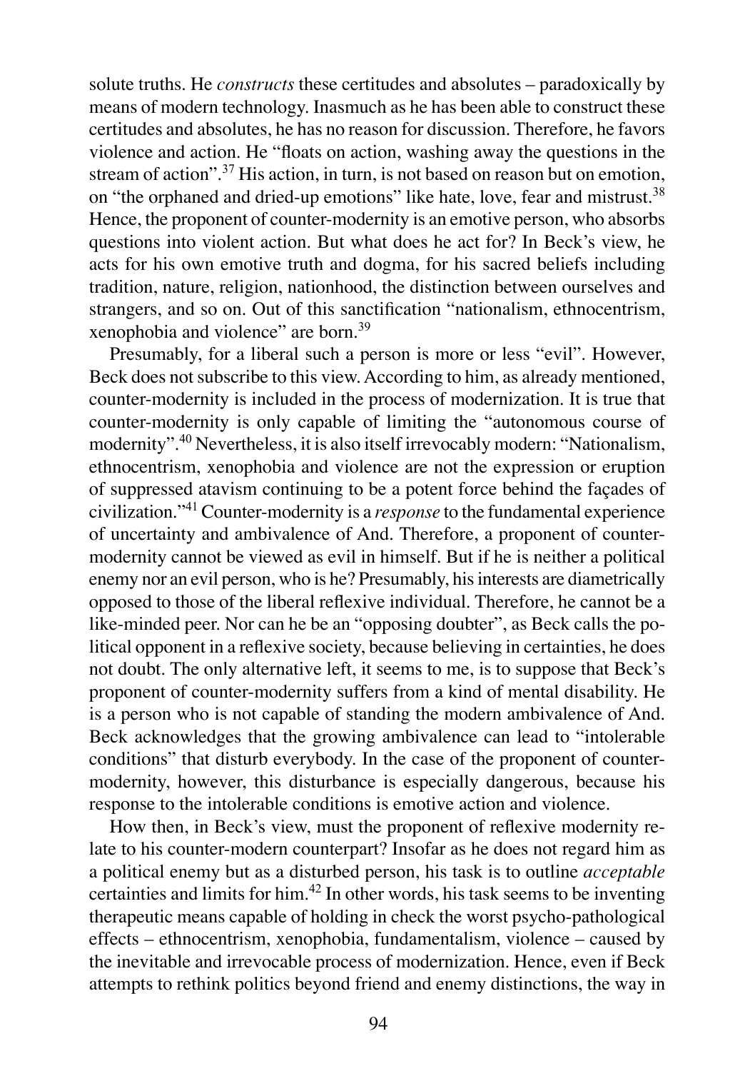solute truths. He *constructs* these certitudes and absolutes – paradoxically by means of modern technology. Inasmuch as he has been able to construct these certitudes and absolutes, he has no reason for discussion. Therefore, he favors violence and action. He "floats on action, washing away the questions in the stream of action".[37] His action, in turn, is not based on reason but on emotion, on "the orphaned and dried-up emotions" like hate, love, fear and mistrust.[38] Hence, the proponent of counter-modernity is an emotive person, who absorbs questions into violent action. But what does he act for? In Beck's view, he acts for his own emotive truth and dogma, for his sacred beliefs including tradition, nature, religion, nationhood, the distinction between ourselves and strangers, and so on. Out of this sanctification "nationalism, ethnocentrism, xenophobia and violence" are born.[39]

Presumably, for a liberal such a person is more or less "evil". However, Beck does not subscribe to this view. According to him, as already mentioned, counter-modernity is included in the process of modernization. It is true that counter-modernity is only capable of limiting the "autonomous course of modernity".[40] Nevertheless, it is also itself irrevocably modern: "Nationalism, ethnocentrism, xenophobia and violence are not the expression or eruption of suppressed atavism continuing to be a potent force behind the façades of civilization."[41] Counter-modernity is a *response* to the fundamental experience of uncertainty and ambivalence of And. Therefore, a proponent of counter-modernity cannot be viewed as evil in himself. But if he is neither a political enemy nor an evil person, who is he? Presumably, his interests are diametrically opposed to those of the liberal reflexive individual. Therefore, he cannot be a like-minded peer. Nor can he be an "opposing doubter", as Beck calls the political opponent in a reflexive society, because believing in certainties, he does not doubt. The only alternative left, it seems to me, is to suppose that Beck's proponent of counter-modernity suffers from a kind of mental disability. He is a person who is not capable of standing the modern ambivalence of And. Beck acknowledges that the growing ambivalence can lead to "intolerable conditions" that disturb everybody. In the case of the proponent of counter-modernity, however, this disturbance is especially dangerous, because his response to the intolerable conditions is emotive action and violence.

How then, in Beck's view, must the proponent of reflexive modernity relate to his counter-modern counterpart? Insofar as he does not regard him as a political enemy but as a disturbed person, his task is to outline *acceptable* certainties and limits for him.[42] In other words, his task seems to be inventing therapeutic means capable of holding in check the worst psycho-pathological effects – ethnocentrism, xenophobia, fundamentalism, violence – caused by the inevitable and irrevocable process of modernization. Hence, even if Beck attempts to rethink politics beyond friend and enemy distinctions, the way in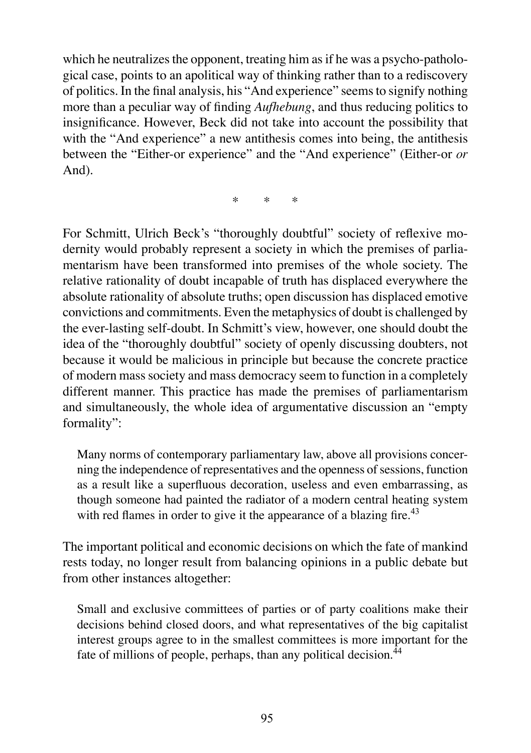which he neutralizes the opponent, treating him as if he was a psycho-pathological case, points to an apolitical way of thinking rather than to a rediscovery of politics. In the final analysis, his "And experience" seems to signify nothing more than a peculiar way of finding *Aufhebung*, and thus reducing politics to insignificance. However, Beck did not take into account the possibility that with the "And experience" a new antithesis comes into being, the antithesis between the "Either-or experience" and the "And experience" (Either-or *or* And).

\*   \*   \*

For Schmitt, Ulrich Beck's "thoroughly doubtful" society of reflexive modernity would probably represent a society in which the premises of parliamentarism have been transformed into premises of the whole society. The relative rationality of doubt incapable of truth has displaced everywhere the absolute rationality of absolute truths; open discussion has displaced emotive convictions and commitments. Even the metaphysics of doubt is challenged by the ever-lasting self-doubt. In Schmitt's view, however, one should doubt the idea of the "thoroughly doubtful" society of openly discussing doubters, not because it would be malicious in principle but because the concrete practice of modern mass society and mass democracy seem to function in a completely different manner. This practice has made the premises of parliamentarism and simultaneously, the whole idea of argumentative discussion an "empty formality":

> Many norms of contemporary parliamentary law, above all provisions concerning the independence of representatives and the openness of sessions, function as a result like a superfluous decoration, useless and even embarrassing, as though someone had painted the radiator of a modern central heating system with red flames in order to give it the appearance of a blazing fire.[43]

The important political and economic decisions on which the fate of mankind rests today, no longer result from balancing opinions in a public debate but from other instances altogether:

> Small and exclusive committees of parties or of party coalitions make their decisions behind closed doors, and what representatives of the big capitalist interest groups agree to in the smallest committees is more important for the fate of millions of people, perhaps, than any political decision.[44]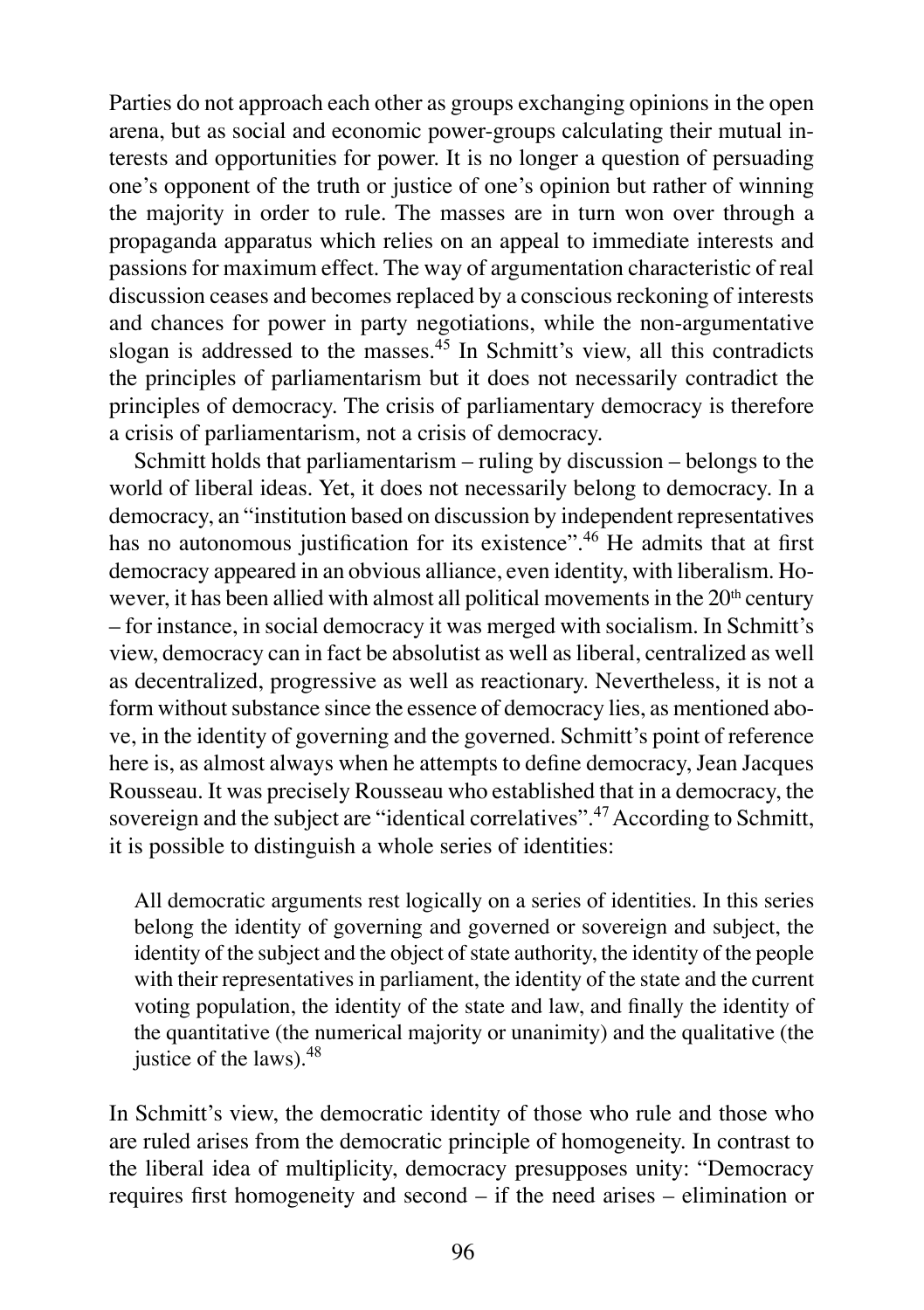Parties do not approach each other as groups exchanging opinions in the open arena, but as social and economic power-groups calculating their mutual interests and opportunities for power. It is no longer a question of persuading one's opponent of the truth or justice of one's opinion but rather of winning the majority in order to rule. The masses are in turn won over through a propaganda apparatus which relies on an appeal to immediate interests and passions for maximum effect. The way of argumentation characteristic of real discussion ceases and becomes replaced by a conscious reckoning of interests and chances for power in party negotiations, while the non-argumentative slogan is addressed to the masses.[45] In Schmitt's view, all this contradicts the principles of parliamentarism but it does not necessarily contradict the principles of democracy. The crisis of parliamentary democracy is therefore a crisis of parliamentarism, not a crisis of democracy.

Schmitt holds that parliamentarism – ruling by discussion – belongs to the world of liberal ideas. Yet, it does not necessarily belong to democracy. In a democracy, an "institution based on discussion by independent representatives has no autonomous justification for its existence".[46] He admits that at first democracy appeared in an obvious alliance, even identity, with liberalism. However, it has been allied with almost all political movements in the 20th century – for instance, in social democracy it was merged with socialism. In Schmitt's view, democracy can in fact be absolutist as well as liberal, centralized as well as decentralized, progressive as well as reactionary. Nevertheless, it is not a form without substance since the essence of democracy lies, as mentioned above, in the identity of governing and the governed. Schmitt's point of reference here is, as almost always when he attempts to define democracy, Jean Jacques Rousseau. It was precisely Rousseau who established that in a democracy, the sovereign and the subject are "identical correlatives".[47] According to Schmitt, it is possible to distinguish a whole series of identities:

> All democratic arguments rest logically on a series of identities. In this series belong the identity of governing and governed or sovereign and subject, the identity of the subject and the object of state authority, the identity of the people with their representatives in parliament, the identity of the state and the current voting population, the identity of the state and law, and finally the identity of the quantitative (the numerical majority or unanimity) and the qualitative (the justice of the laws).[48]

In Schmitt's view, the democratic identity of those who rule and those who are ruled arises from the democratic principle of homogeneity. In contrast to the liberal idea of multiplicity, democracy presupposes unity: "Democracy requires first homogeneity and second – if the need arises – elimination or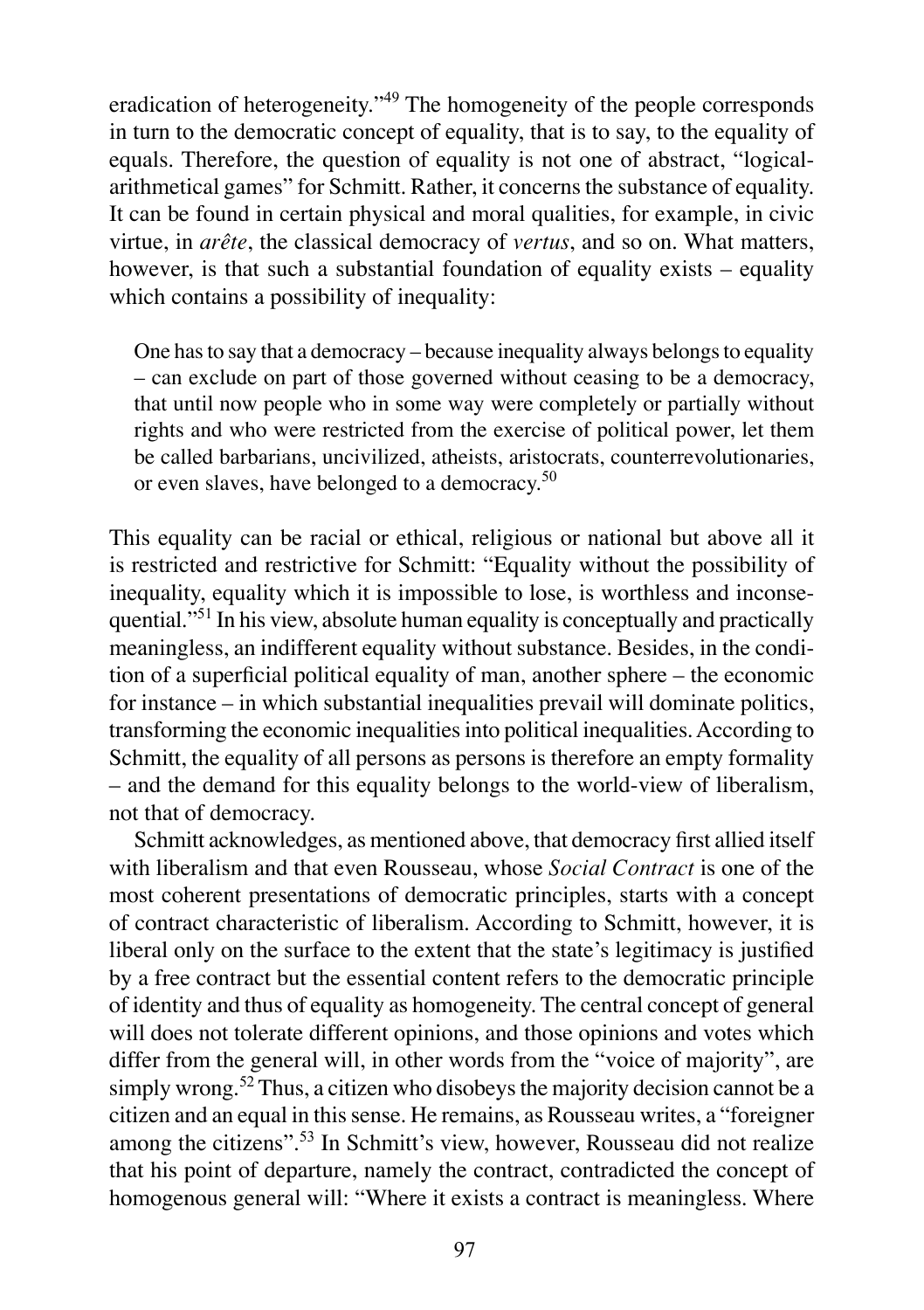eradication of heterogeneity."[49] The homogeneity of the people corresponds in turn to the democratic concept of equality, that is to say, to the equality of equals. Therefore, the question of equality is not one of abstract, "logical-arithmetical games" for Schmitt. Rather, it concerns the substance of equality. It can be found in certain physical and moral qualities, for example, in civic virtue, in *arête*, the classical democracy of *vertus*, and so on. What matters, however, is that such a substantial foundation of equality exists – equality which contains a possibility of inequality:

> One has to say that a democracy – because inequality always belongs to equality – can exclude on part of those governed without ceasing to be a democracy, that until now people who in some way were completely or partially without rights and who were restricted from the exercise of political power, let them be called barbarians, uncivilized, atheists, aristocrats, counterrevolutionaries, or even slaves, have belonged to a democracy.[50]

This equality can be racial or ethical, religious or national but above all it is restricted and restrictive for Schmitt: "Equality without the possibility of inequality, equality which it is impossible to lose, is worthless and inconsequential."[51] In his view, absolute human equality is conceptually and practically meaningless, an indifferent equality without substance. Besides, in the condition of a superficial political equality of man, another sphere – the economic for instance – in which substantial inequalities prevail will dominate politics, transforming the economic inequalities into political inequalities. According to Schmitt, the equality of all persons as persons is therefore an empty formality – and the demand for this equality belongs to the world-view of liberalism, not that of democracy.

Schmitt acknowledges, as mentioned above, that democracy first allied itself with liberalism and that even Rousseau, whose *Social Contract* is one of the most coherent presentations of democratic principles, starts with a concept of contract characteristic of liberalism. According to Schmitt, however, it is liberal only on the surface to the extent that the state's legitimacy is justified by a free contract but the essential content refers to the democratic principle of identity and thus of equality as homogeneity. The central concept of general will does not tolerate different opinions, and those opinions and votes which differ from the general will, in other words from the "voice of majority", are simply wrong.[52] Thus, a citizen who disobeys the majority decision cannot be a citizen and an equal in this sense. He remains, as Rousseau writes, a "foreigner among the citizens".[53] In Schmitt's view, however, Rousseau did not realize that his point of departure, namely the contract, contradicted the concept of homogenous general will: "Where it exists a contract is meaningless. Where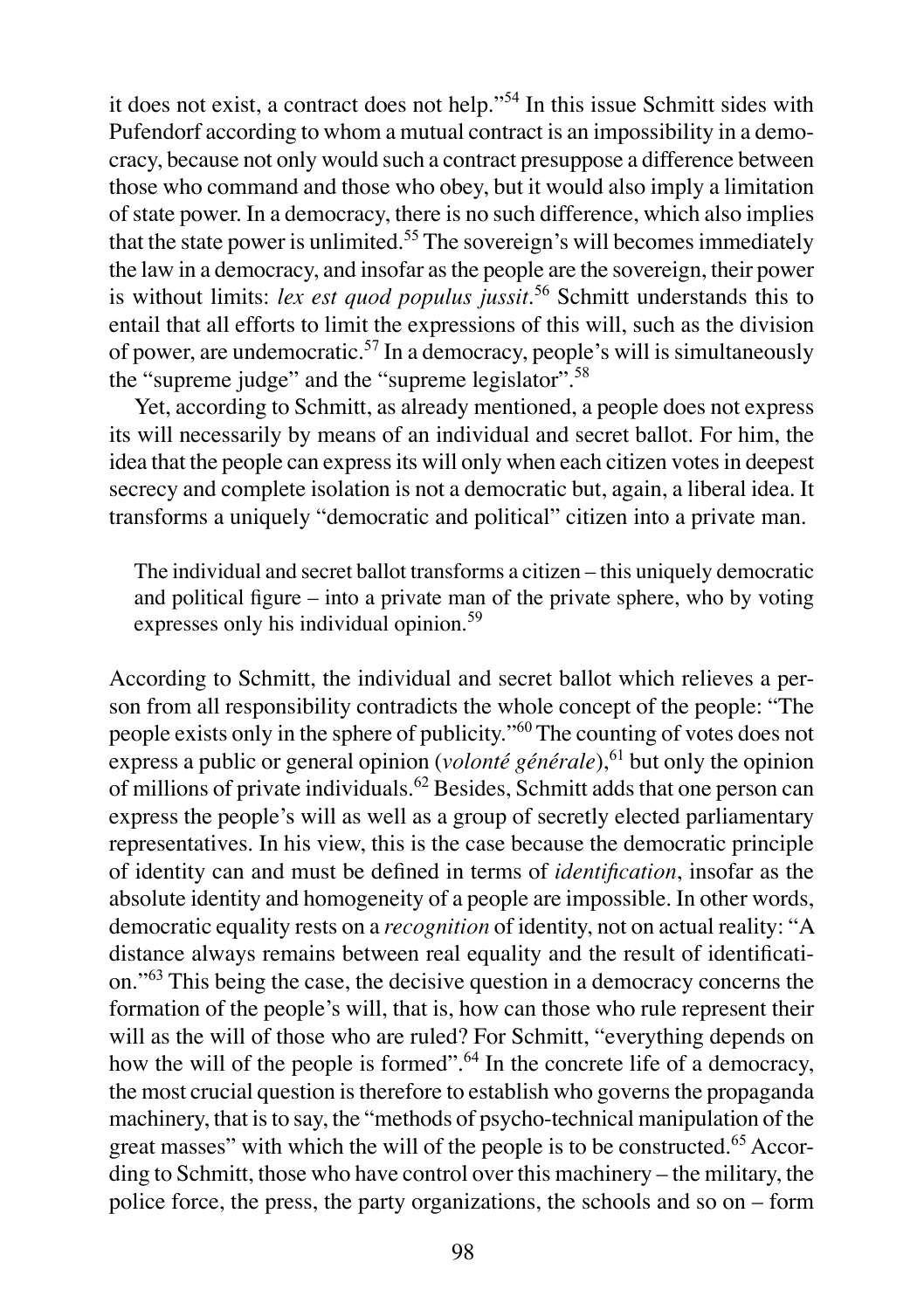it does not exist, a contract does not help."[54] In this issue Schmitt sides with Pufendorf according to whom a mutual contract is an impossibility in a democracy, because not only would such a contract presuppose a difference between those who command and those who obey, but it would also imply a limitation of state power. In a democracy, there is no such difference, which also implies that the state power is unlimited.[55] The sovereign's will becomes immediately the law in a democracy, and insofar as the people are the sovereign, their power is without limits: *lex est quod populus jussit*.[56] Schmitt understands this to entail that all efforts to limit the expressions of this will, such as the division of power, are undemocratic.[57] In a democracy, people's will is simultaneously the "supreme judge" and the "supreme legislator".[58]

Yet, according to Schmitt, as already mentioned, a people does not express its will necessarily by means of an individual and secret ballot. For him, the idea that the people can express its will only when each citizen votes in deepest secrecy and complete isolation is not a democratic but, again, a liberal idea. It transforms a uniquely "democratic and political" citizen into a private man.

> The individual and secret ballot transforms a citizen – this uniquely democratic and political figure – into a private man of the private sphere, who by voting expresses only his individual opinion.[59]

According to Schmitt, the individual and secret ballot which relieves a person from all responsibility contradicts the whole concept of the people: "The people exists only in the sphere of publicity."[60] The counting of votes does not express a public or general opinion (*volonté générale*),[61] but only the opinion of millions of private individuals.[62] Besides, Schmitt adds that one person can express the people's will as well as a group of secretly elected parliamentary representatives. In his view, this is the case because the democratic principle of identity can and must be defined in terms of *identification*, insofar as the absolute identity and homogeneity of a people are impossible. In other words, democratic equality rests on a *recognition* of identity, not on actual reality: "A distance always remains between real equality and the result of identification."[63] This being the case, the decisive question in a democracy concerns the formation of the people's will, that is, how can those who rule represent their will as the will of those who are ruled? For Schmitt, "everything depends on how the will of the people is formed".[64] In the concrete life of a democracy, the most crucial question is therefore to establish who governs the propaganda machinery, that is to say, the "methods of psycho-technical manipulation of the great masses" with which the will of the people is to be constructed.[65] According to Schmitt, those who have control over this machinery – the military, the police force, the press, the party organizations, the schools and so on – form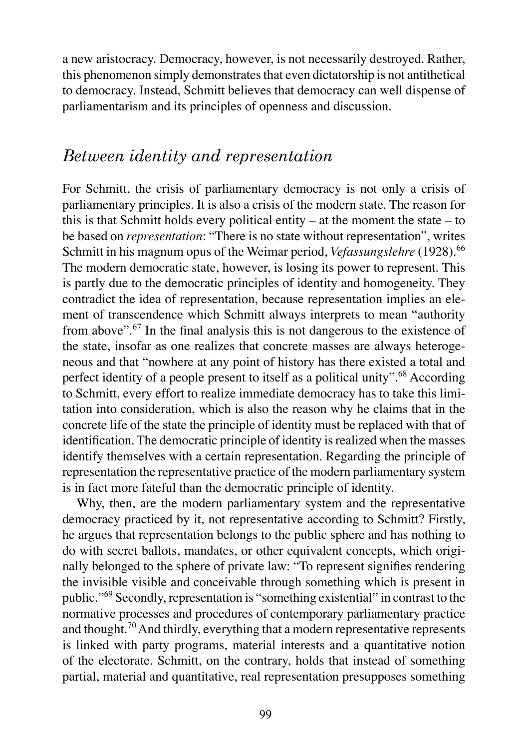a new aristocracy. Democracy, however, is not necessarily destroyed. Rather, this phenomenon simply demonstrates that even dictatorship is not antithetical to democracy. Instead, Schmitt believes that democracy can well dispense of parliamentarism and its principles of openness and discussion.

## *Between identity and representation*

For Schmitt, the crisis of parliamentary democracy is not only a crisis of parliamentary principles. It is also a crisis of the modern state. The reason for this is that Schmitt holds every political entity – at the moment the state – to be based on *representation*: "There is no state without representation", writes Schmitt in his magnum opus of the Weimar period, *Vefassungslehre* (1928).[66] The modern democratic state, however, is losing its power to represent. This is partly due to the democratic principles of identity and homogeneity. They contradict the idea of representation, because representation implies an element of transcendence which Schmitt always interprets to mean "authority from above".[67] In the final analysis this is not dangerous to the existence of the state, insofar as one realizes that concrete masses are always heterogeneous and that "nowhere at any point of history has there existed a total and perfect identity of a people present to itself as a political unity".[68] According to Schmitt, every effort to realize immediate democracy has to take this limitation into consideration, which is also the reason why he claims that in the concrete life of the state the principle of identity must be replaced with that of identification. The democratic principle of identity is realized when the masses identify themselves with a certain representation. Regarding the principle of representation the representative practice of the modern parliamentary system is in fact more fateful than the democratic principle of identity.

Why, then, are the modern parliamentary system and the representative democracy practiced by it, not representative according to Schmitt? Firstly, he argues that representation belongs to the public sphere and has nothing to do with secret ballots, mandates, or other equivalent concepts, which originally belonged to the sphere of private law: "To represent signifies rendering the invisible visible and conceivable through something which is present in public."[69] Secondly, representation is "something existential" in contrast to the normative processes and procedures of contemporary parliamentary practice and thought.[70] And thirdly, everything that a modern representative represents is linked with party programs, material interests and a quantitative notion of the electorate. Schmitt, on the contrary, holds that instead of something partial, material and quantitative, real representation presupposes something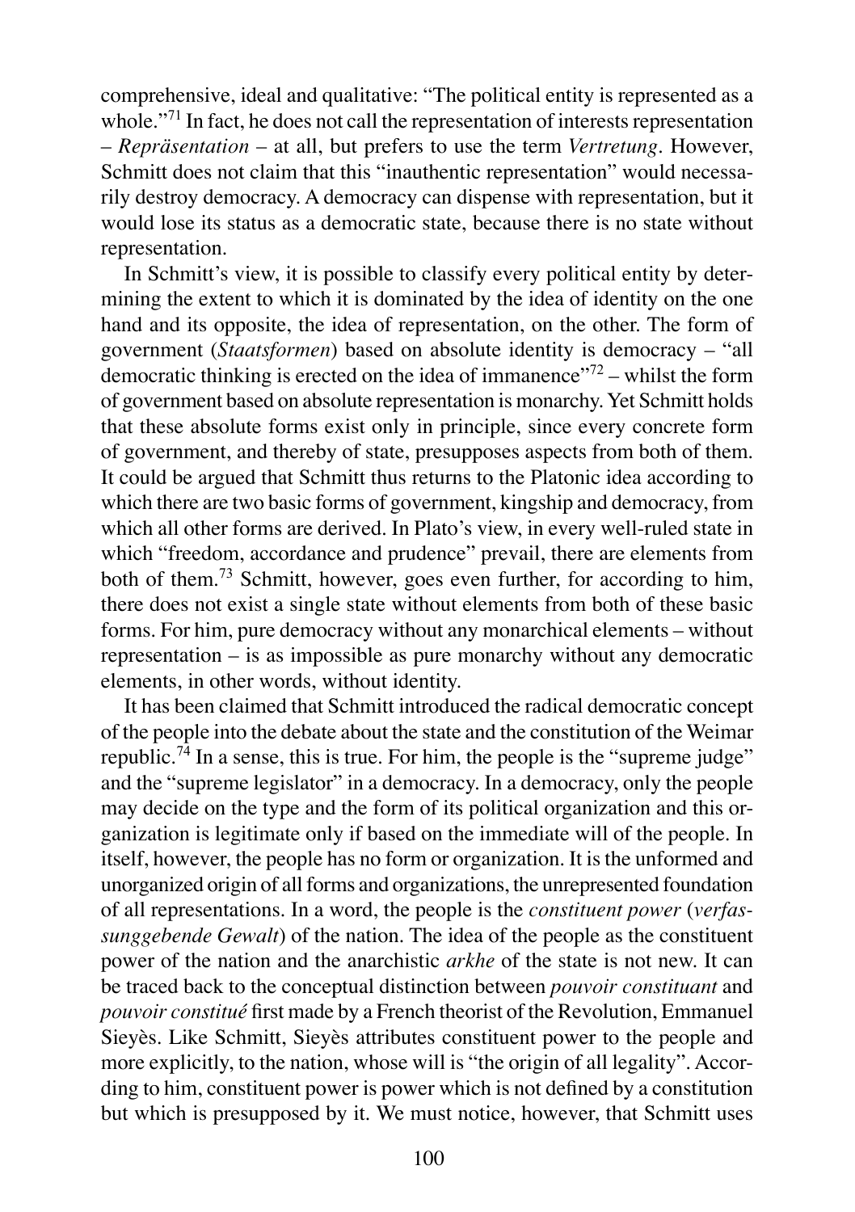comprehensive, ideal and qualitative: "The political entity is represented as a whole."[71] In fact, he does not call the representation of interests representation – *Repräsentation* – at all, but prefers to use the term *Vertretung*. However, Schmitt does not claim that this "inauthentic representation" would necessarily destroy democracy. A democracy can dispense with representation, but it would lose its status as a democratic state, because there is no state without representation.

In Schmitt's view, it is possible to classify every political entity by determining the extent to which it is dominated by the idea of identity on the one hand and its opposite, the idea of representation, on the other. The form of government (*Staatsformen*) based on absolute identity is democracy – "all democratic thinking is erected on the idea of immanence"[72] – whilst the form of government based on absolute representation is monarchy. Yet Schmitt holds that these absolute forms exist only in principle, since every concrete form of government, and thereby of state, presupposes aspects from both of them. It could be argued that Schmitt thus returns to the Platonic idea according to which there are two basic forms of government, kingship and democracy, from which all other forms are derived. In Plato's view, in every well-ruled state in which "freedom, accordance and prudence" prevail, there are elements from both of them.[73] Schmitt, however, goes even further, for according to him, there does not exist a single state without elements from both of these basic forms. For him, pure democracy without any monarchical elements – without representation – is as impossible as pure monarchy without any democratic elements, in other words, without identity.

It has been claimed that Schmitt introduced the radical democratic concept of the people into the debate about the state and the constitution of the Weimar republic.[74] In a sense, this is true. For him, the people is the "supreme judge" and the "supreme legislator" in a democracy. In a democracy, only the people may decide on the type and the form of its political organization and this organization is legitimate only if based on the immediate will of the people. In itself, however, the people has no form or organization. It is the unformed and unorganized origin of all forms and organizations, the unrepresented foundation of all representations. In a word, the people is the *constituent power* (*verfassunggebende Gewalt*) of the nation. The idea of the people as the constituent power of the nation and the anarchistic *arkhe* of the state is not new. It can be traced back to the conceptual distinction between *pouvoir constituant* and *pouvoir constitué* first made by a French theorist of the Revolution, Emmanuel Sieyès. Like Schmitt, Sieyès attributes constituent power to the people and more explicitly, to the nation, whose will is "the origin of all legality". According to him, constituent power is power which is not defined by a constitution but which is presupposed by it. We must notice, however, that Schmitt uses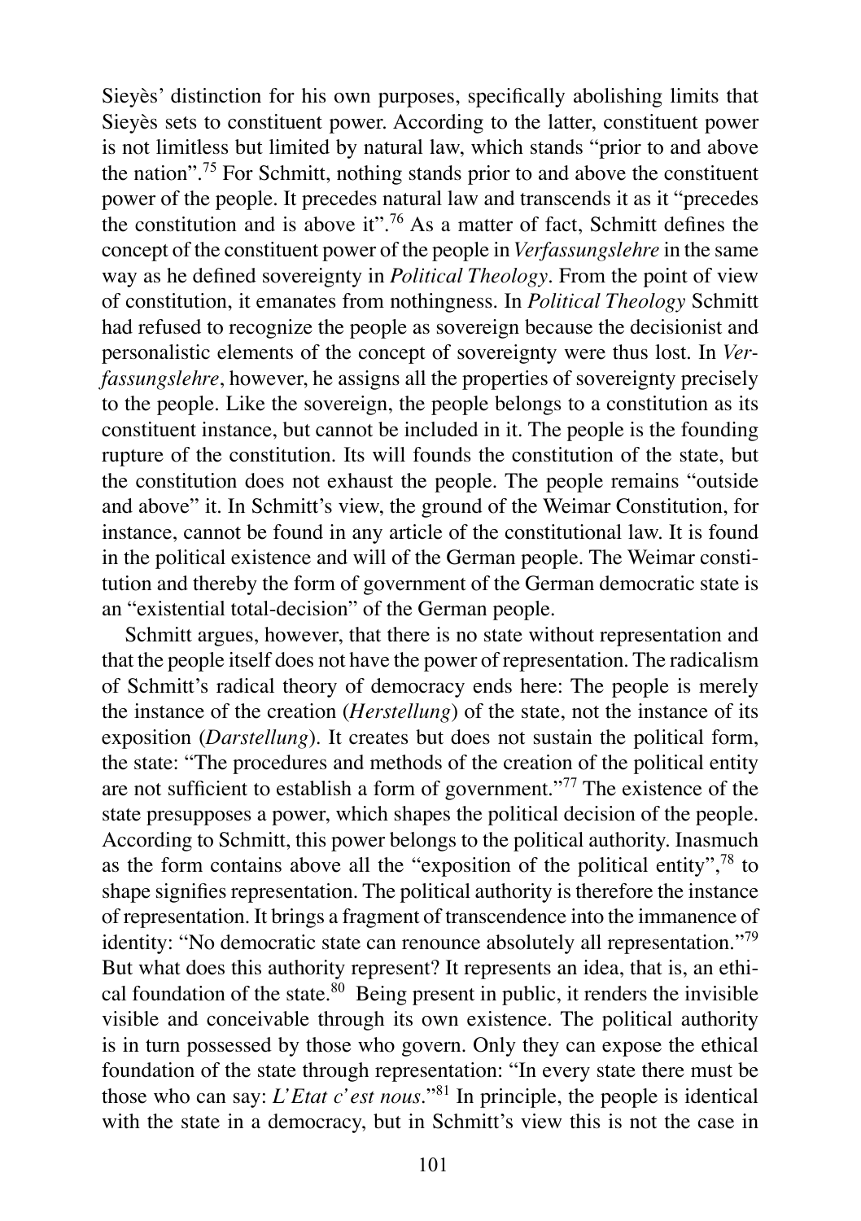Sieyès' distinction for his own purposes, specifically abolishing limits that Sieyès sets to constituent power. According to the latter, constituent power is not limitless but limited by natural law, which stands "prior to and above the nation".[75] For Schmitt, nothing stands prior to and above the constituent power of the people. It precedes natural law and transcends it as it "precedes the constitution and is above it".[76] As a matter of fact, Schmitt defines the concept of the constituent power of the people in *Verfassungslehre* in the same way as he defined sovereignty in *Political Theology*. From the point of view of constitution, it emanates from nothingness. In *Political Theology* Schmitt had refused to recognize the people as sovereign because the decisionist and personalistic elements of the concept of sovereignty were thus lost. In *Verfassungslehre*, however, he assigns all the properties of sovereignty precisely to the people. Like the sovereign, the people belongs to a constitution as its constituent instance, but cannot be included in it. The people is the founding rupture of the constitution. Its will founds the constitution of the state, but the constitution does not exhaust the people. The people remains "outside and above" it. In Schmitt's view, the ground of the Weimar Constitution, for instance, cannot be found in any article of the constitutional law. It is found in the political existence and will of the German people. The Weimar constitution and thereby the form of government of the German democratic state is an "existential total-decision" of the German people.

Schmitt argues, however, that there is no state without representation and that the people itself does not have the power of representation. The radicalism of Schmitt's radical theory of democracy ends here: The people is merely the instance of the creation (*Herstellung*) of the state, not the instance of its exposition (*Darstellung*). It creates but does not sustain the political form, the state: "The procedures and methods of the creation of the political entity are not sufficient to establish a form of government."[77] The existence of the state presupposes a power, which shapes the political decision of the people. According to Schmitt, this power belongs to the political authority. Inasmuch as the form contains above all the "exposition of the political entity",[78] to shape signifies representation. The political authority is therefore the instance of representation. It brings a fragment of transcendence into the immanence of identity: "No democratic state can renounce absolutely all representation."[79] But what does this authority represent? It represents an idea, that is, an ethical foundation of the state.[80] Being present in public, it renders the invisible visible and conceivable through its own existence. The political authority is in turn possessed by those who govern. Only they can expose the ethical foundation of the state through representation: "In every state there must be those who can say: *L'Etat c'est nous*."[81] In principle, the people is identical with the state in a democracy, but in Schmitt's view this is not the case in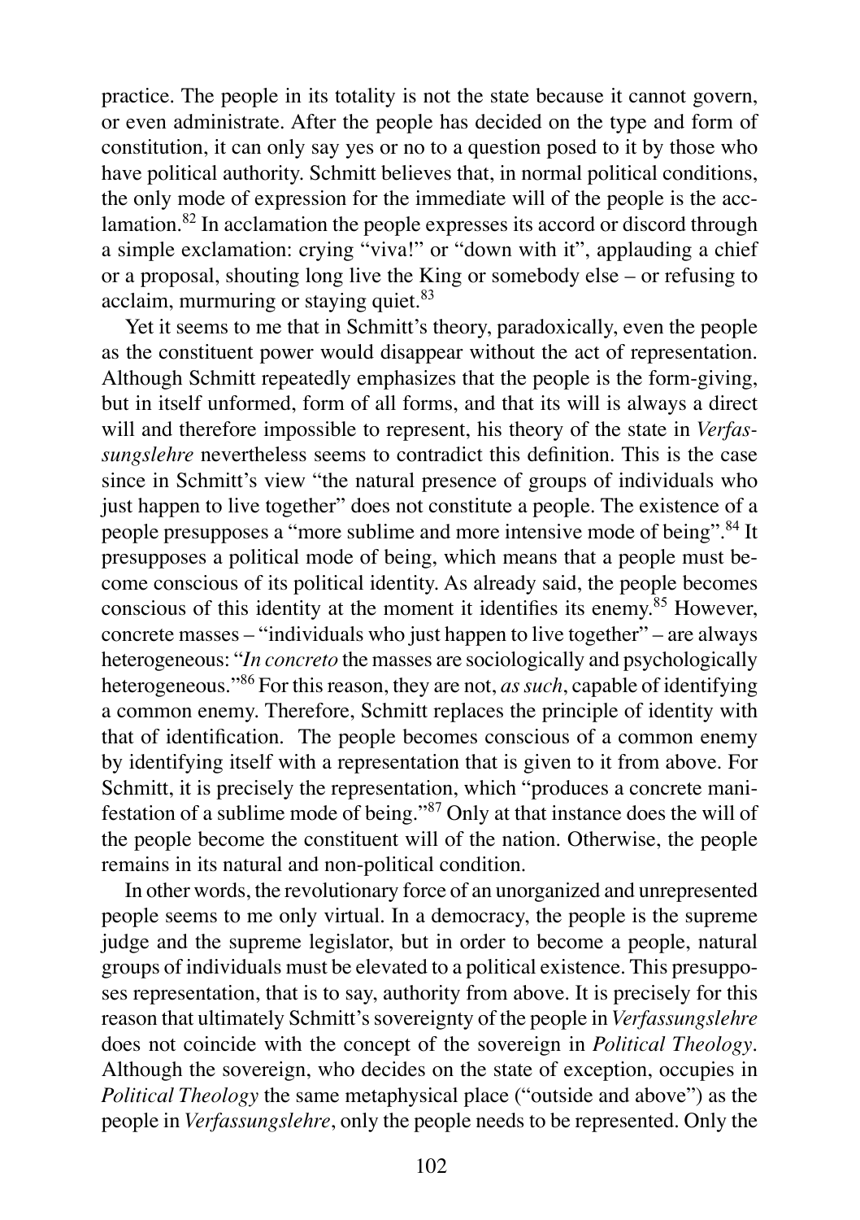practice. The people in its totality is not the state because it cannot govern, or even administrate. After the people has decided on the type and form of constitution, it can only say yes or no to a question posed to it by those who have political authority. Schmitt believes that, in normal political conditions, the only mode of expression for the immediate will of the people is the acclamation.[82] In acclamation the people expresses its accord or discord through a simple exclamation: crying "viva!" or "down with it", applauding a chief or a proposal, shouting long live the King or somebody else – or refusing to acclaim, murmuring or staying quiet.[83]

Yet it seems to me that in Schmitt's theory, paradoxically, even the people as the constituent power would disappear without the act of representation. Although Schmitt repeatedly emphasizes that the people is the form-giving, but in itself unformed, form of all forms, and that its will is always a direct will and therefore impossible to represent, his theory of the state in *Verfassungslehre* nevertheless seems to contradict this definition. This is the case since in Schmitt's view "the natural presence of groups of individuals who just happen to live together" does not constitute a people. The existence of a people presupposes a "more sublime and more intensive mode of being".[84] It presupposes a political mode of being, which means that a people must become conscious of its political identity. As already said, the people becomes conscious of this identity at the moment it identifies its enemy.[85] However, concrete masses – "individuals who just happen to live together" – are always heterogeneous: "*In concreto* the masses are sociologically and psychologically heterogeneous."[86] For this reason, they are not, *as such*, capable of identifying a common enemy. Therefore, Schmitt replaces the principle of identity with that of identification. The people becomes conscious of a common enemy by identifying itself with a representation that is given to it from above. For Schmitt, it is precisely the representation, which "produces a concrete manifestation of a sublime mode of being."[87] Only at that instance does the will of the people become the constituent will of the nation. Otherwise, the people remains in its natural and non-political condition.

In other words, the revolutionary force of an unorganized and unrepresented people seems to me only virtual. In a democracy, the people is the supreme judge and the supreme legislator, but in order to become a people, natural groups of individuals must be elevated to a political existence. This presupposes representation, that is to say, authority from above. It is precisely for this reason that ultimately Schmitt's sovereignty of the people in *Verfassungslehre* does not coincide with the concept of the sovereign in *Political Theology*. Although the sovereign, who decides on the state of exception, occupies in *Political Theology* the same metaphysical place ("outside and above") as the people in *Verfassungslehre*, only the people needs to be represented. Only the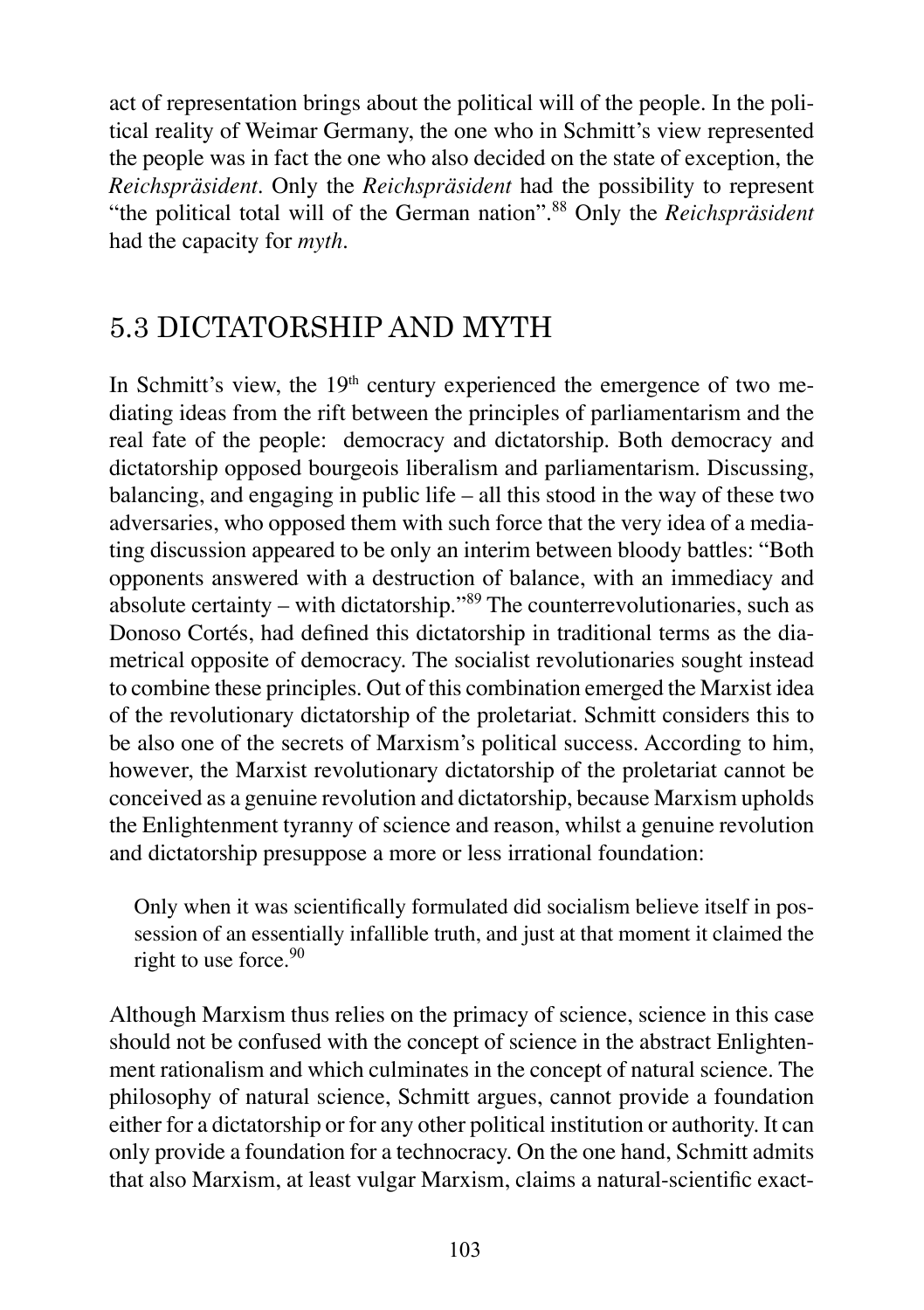act of representation brings about the political will of the people. In the political reality of Weimar Germany, the one who in Schmitt's view represented the people was in fact the one who also decided on the state of exception, the *Reichspräsident*. Only the *Reichspräsident* had the possibility to represent "the political total will of the German nation".[88] Only the *Reichspräsident* had the capacity for *myth*.

## 5.3 DICTATORSHIP AND MYTH

In Schmitt's view, the 19th century experienced the emergence of two mediating ideas from the rift between the principles of parliamentarism and the real fate of the people: democracy and dictatorship. Both democracy and dictatorship opposed bourgeois liberalism and parliamentarism. Discussing, balancing, and engaging in public life – all this stood in the way of these two adversaries, who opposed them with such force that the very idea of a mediating discussion appeared to be only an interim between bloody battles: "Both opponents answered with a destruction of balance, with an immediacy and absolute certainty – with dictatorship."[89] The counterrevolutionaries, such as Donoso Cortés, had defined this dictatorship in traditional terms as the diametrical opposite of democracy. The socialist revolutionaries sought instead to combine these principles. Out of this combination emerged the Marxist idea of the revolutionary dictatorship of the proletariat. Schmitt considers this to be also one of the secrets of Marxism's political success. According to him, however, the Marxist revolutionary dictatorship of the proletariat cannot be conceived as a genuine revolution and dictatorship, because Marxism upholds the Enlightenment tyranny of science and reason, whilst a genuine revolution and dictatorship presuppose a more or less irrational foundation:

> Only when it was scientifically formulated did socialism believe itself in possession of an essentially infallible truth, and just at that moment it claimed the right to use force.[90]

Although Marxism thus relies on the primacy of science, science in this case should not be confused with the concept of science in the abstract Enlightenment rationalism and which culminates in the concept of natural science. The philosophy of natural science, Schmitt argues, cannot provide a foundation either for a dictatorship or for any other political institution or authority. It can only provide a foundation for a technocracy. On the one hand, Schmitt admits that also Marxism, at least vulgar Marxism, claims a natural-scientific exact-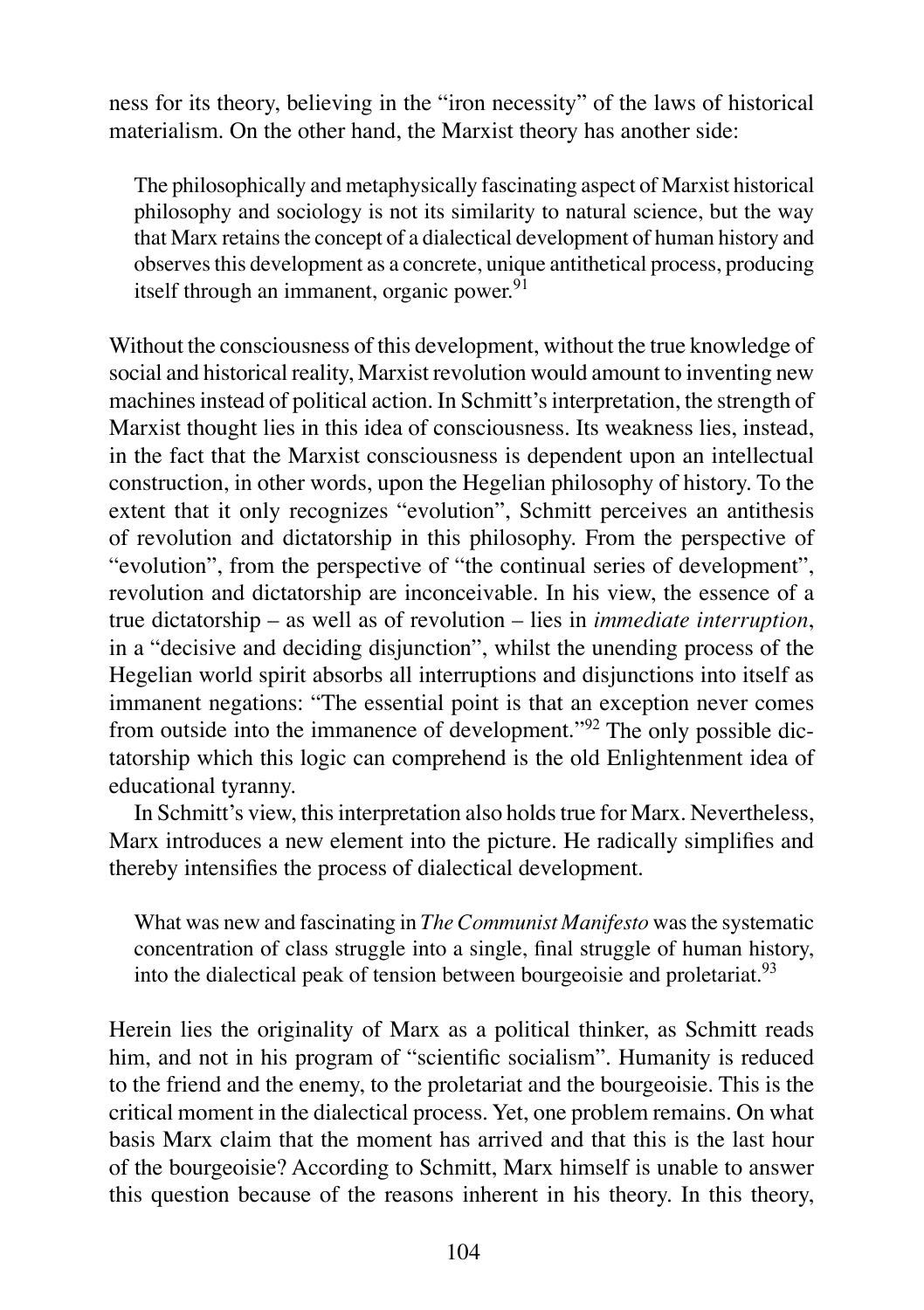ness for its theory, believing in the "iron necessity" of the laws of historical materialism. On the other hand, the Marxist theory has another side:

> The philosophically and metaphysically fascinating aspect of Marxist historical philosophy and sociology is not its similarity to natural science, but the way that Marx retains the concept of a dialectical development of human history and observes this development as a concrete, unique antithetical process, producing itself through an immanent, organic power.[91]

Without the consciousness of this development, without the true knowledge of social and historical reality, Marxist revolution would amount to inventing new machines instead of political action. In Schmitt's interpretation, the strength of Marxist thought lies in this idea of consciousness. Its weakness lies, instead, in the fact that the Marxist consciousness is dependent upon an intellectual construction, in other words, upon the Hegelian philosophy of history. To the extent that it only recognizes "evolution", Schmitt perceives an antithesis of revolution and dictatorship in this philosophy. From the perspective of "evolution", from the perspective of "the continual series of development", revolution and dictatorship are inconceivable. In his view, the essence of a true dictatorship – as well as of revolution – lies in *immediate interruption*, in a "decisive and deciding disjunction", whilst the unending process of the Hegelian world spirit absorbs all interruptions and disjunctions into itself as immanent negations: "The essential point is that an exception never comes from outside into the immanence of development."[92] The only possible dictatorship which this logic can comprehend is the old Enlightenment idea of educational tyranny.

In Schmitt's view, this interpretation also holds true for Marx. Nevertheless, Marx introduces a new element into the picture. He radically simplifies and thereby intensifies the process of dialectical development.

> What was new and fascinating in *The Communist Manifesto* was the systematic concentration of class struggle into a single, final struggle of human history, into the dialectical peak of tension between bourgeoisie and proletariat.[93]

Herein lies the originality of Marx as a political thinker, as Schmitt reads him, and not in his program of "scientific socialism". Humanity is reduced to the friend and the enemy, to the proletariat and the bourgeoisie. This is the critical moment in the dialectical process. Yet, one problem remains. On what basis Marx claim that the moment has arrived and that this is the last hour of the bourgeoisie? According to Schmitt, Marx himself is unable to answer this question because of the reasons inherent in his theory. In this theory,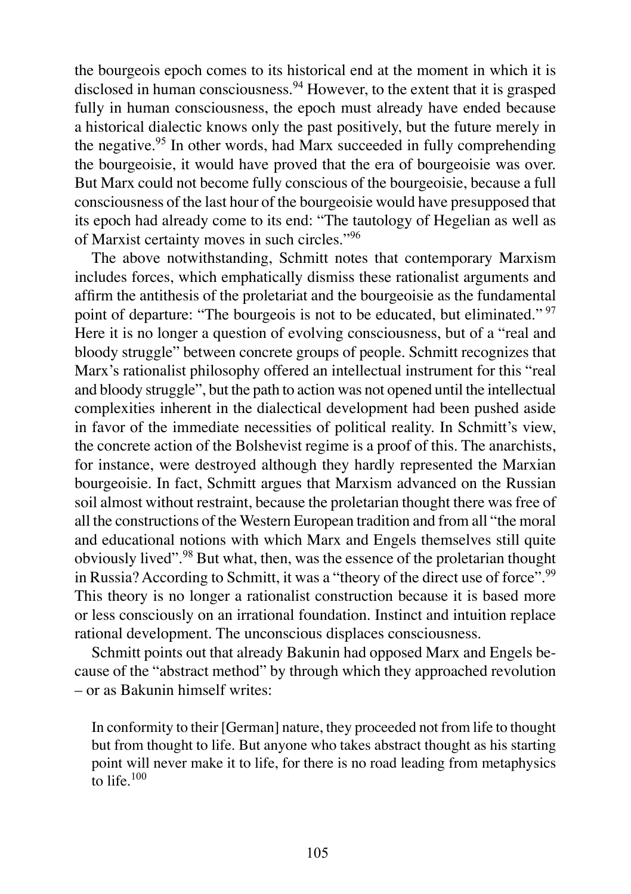the bourgeois epoch comes to its historical end at the moment in which it is disclosed in human consciousness.[94] However, to the extent that it is grasped fully in human consciousness, the epoch must already have ended because a historical dialectic knows only the past positively, but the future merely in the negative.[95] In other words, had Marx succeeded in fully comprehending the bourgeoisie, it would have proved that the era of bourgeoisie was over. But Marx could not become fully conscious of the bourgeoisie, because a full consciousness of the last hour of the bourgeoisie would have presupposed that its epoch had already come to its end: "The tautology of Hegelian as well as of Marxist certainty moves in such circles."[96]

The above notwithstanding, Schmitt notes that contemporary Marxism includes forces, which emphatically dismiss these rationalist arguments and affirm the antithesis of the proletariat and the bourgeoisie as the fundamental point of departure: "The bourgeois is not to be educated, but eliminated." [97] Here it is no longer a question of evolving consciousness, but of a "real and bloody struggle" between concrete groups of people. Schmitt recognizes that Marx's rationalist philosophy offered an intellectual instrument for this "real and bloody struggle", but the path to action was not opened until the intellectual complexities inherent in the dialectical development had been pushed aside in favor of the immediate necessities of political reality. In Schmitt's view, the concrete action of the Bolshevist regime is a proof of this. The anarchists, for instance, were destroyed although they hardly represented the Marxian bourgeoisie. In fact, Schmitt argues that Marxism advanced on the Russian soil almost without restraint, because the proletarian thought there was free of all the constructions of the Western European tradition and from all "the moral and educational notions with which Marx and Engels themselves still quite obviously lived".[98] But what, then, was the essence of the proletarian thought in Russia? According to Schmitt, it was a "theory of the direct use of force".[99] This theory is no longer a rationalist construction because it is based more or less consciously on an irrational foundation. Instinct and intuition replace rational development. The unconscious displaces consciousness.

Schmitt points out that already Bakunin had opposed Marx and Engels because of the "abstract method" by through which they approached revolution – or as Bakunin himself writes:

> In conformity to their [German] nature, they proceeded not from life to thought but from thought to life. But anyone who takes abstract thought as his starting point will never make it to life, for there is no road leading from metaphysics to life.[100]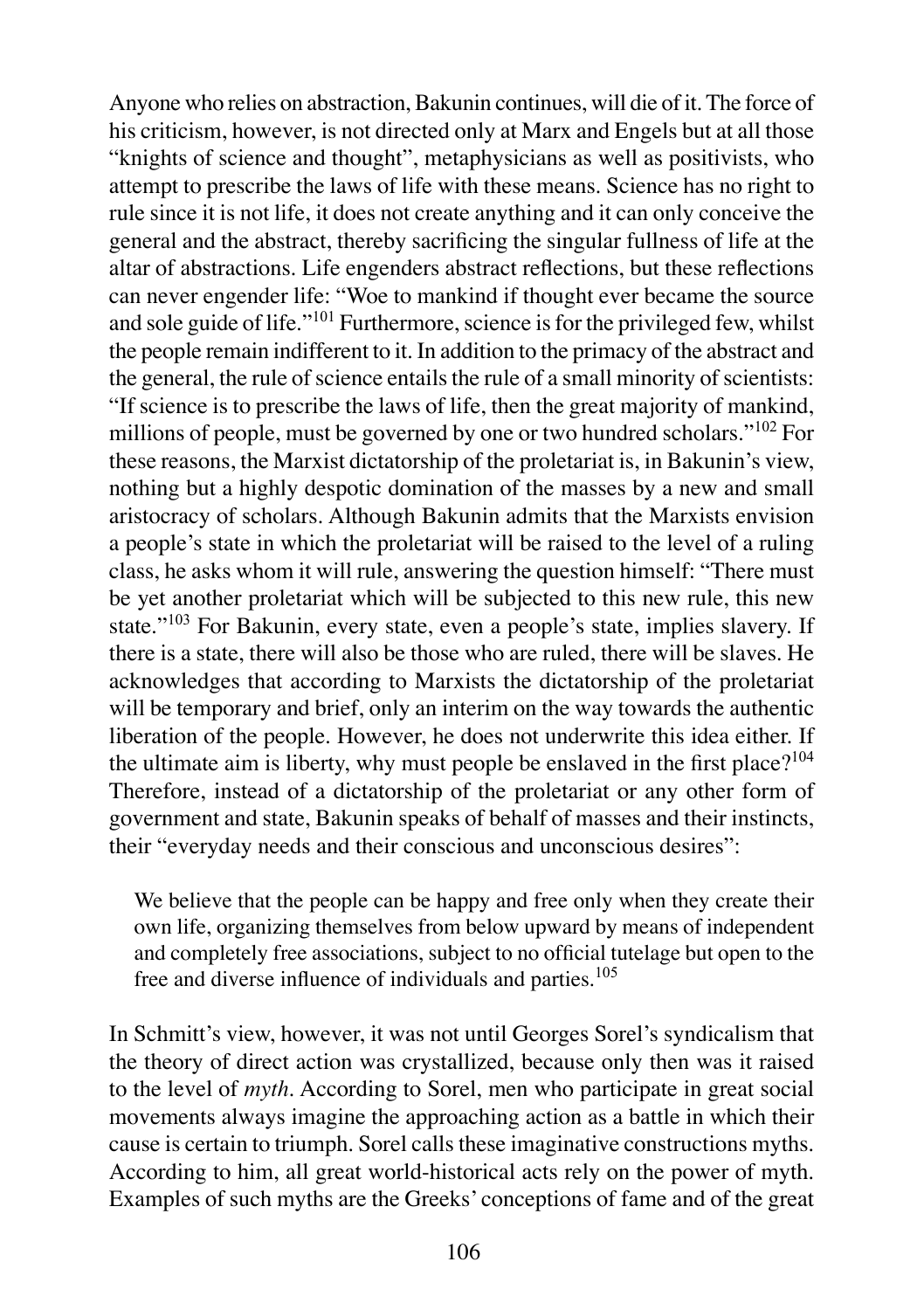Anyone who relies on abstraction, Bakunin continues, will die of it. The force of his criticism, however, is not directed only at Marx and Engels but at all those "knights of science and thought", metaphysicians as well as positivists, who attempt to prescribe the laws of life with these means. Science has no right to rule since it is not life, it does not create anything and it can only conceive the general and the abstract, thereby sacrificing the singular fullness of life at the altar of abstractions. Life engenders abstract reflections, but these reflections can never engender life: "Woe to mankind if thought ever became the source and sole guide of life."[101] Furthermore, science is for the privileged few, whilst the people remain indifferent to it. In addition to the primacy of the abstract and the general, the rule of science entails the rule of a small minority of scientists: "If science is to prescribe the laws of life, then the great majority of mankind, millions of people, must be governed by one or two hundred scholars."[102] For these reasons, the Marxist dictatorship of the proletariat is, in Bakunin's view, nothing but a highly despotic domination of the masses by a new and small aristocracy of scholars. Although Bakunin admits that the Marxists envision a people's state in which the proletariat will be raised to the level of a ruling class, he asks whom it will rule, answering the question himself: "There must be yet another proletariat which will be subjected to this new rule, this new state."[103] For Bakunin, every state, even a people's state, implies slavery. If there is a state, there will also be those who are ruled, there will be slaves. He acknowledges that according to Marxists the dictatorship of the proletariat will be temporary and brief, only an interim on the way towards the authentic liberation of the people. However, he does not underwrite this idea either. If the ultimate aim is liberty, why must people be enslaved in the first place?[104] Therefore, instead of a dictatorship of the proletariat or any other form of government and state, Bakunin speaks of behalf of masses and their instincts, their "everyday needs and their conscious and unconscious desires":

> We believe that the people can be happy and free only when they create their own life, organizing themselves from below upward by means of independent and completely free associations, subject to no official tutelage but open to the free and diverse influence of individuals and parties.[105]

In Schmitt's view, however, it was not until Georges Sorel's syndicalism that the theory of direct action was crystallized, because only then was it raised to the level of *myth*. According to Sorel, men who participate in great social movements always imagine the approaching action as a battle in which their cause is certain to triumph. Sorel calls these imaginative constructions myths. According to him, all great world-historical acts rely on the power of myth. Examples of such myths are the Greeks' conceptions of fame and of the great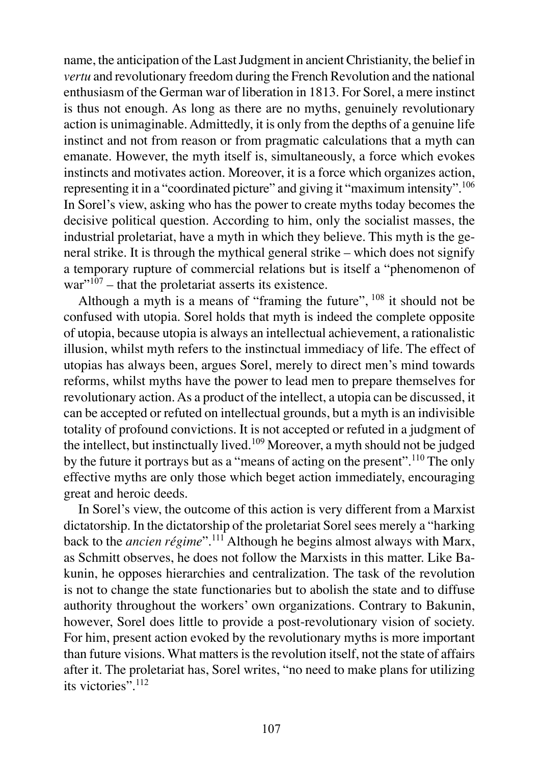name, the anticipation of the Last Judgment in ancient Christianity, the belief in *vertu* and revolutionary freedom during the French Revolution and the national enthusiasm of the German war of liberation in 1813. For Sorel, a mere instinct is thus not enough. As long as there are no myths, genuinely revolutionary action is unimaginable. Admittedly, it is only from the depths of a genuine life instinct and not from reason or from pragmatic calculations that a myth can emanate. However, the myth itself is, simultaneously, a force which evokes instincts and motivates action. Moreover, it is a force which organizes action, representing it in a "coordinated picture" and giving it "maximum intensity".[106] In Sorel's view, asking who has the power to create myths today becomes the decisive political question. According to him, only the socialist masses, the industrial proletariat, have a myth in which they believe. This myth is the general strike. It is through the mythical general strike – which does not signify a temporary rupture of commercial relations but is itself a "phenomenon of war"[107] – that the proletariat asserts its existence.

Although a myth is a means of "framing the future", [108] it should not be confused with utopia. Sorel holds that myth is indeed the complete opposite of utopia, because utopia is always an intellectual achievement, a rationalistic illusion, whilst myth refers to the instinctual immediacy of life. The effect of utopias has always been, argues Sorel, merely to direct men's mind towards reforms, whilst myths have the power to lead men to prepare themselves for revolutionary action. As a product of the intellect, a utopia can be discussed, it can be accepted or refuted on intellectual grounds, but a myth is an indivisible totality of profound convictions. It is not accepted or refuted in a judgment of the intellect, but instinctually lived.[109] Moreover, a myth should not be judged by the future it portrays but as a "means of acting on the present".[110] The only effective myths are only those which beget action immediately, encouraging great and heroic deeds.

In Sorel's view, the outcome of this action is very different from a Marxist dictatorship. In the dictatorship of the proletariat Sorel sees merely a "harking back to the *ancien régime*".[111] Although he begins almost always with Marx, as Schmitt observes, he does not follow the Marxists in this matter. Like Bakunin, he opposes hierarchies and centralization. The task of the revolution is not to change the state functionaries but to abolish the state and to diffuse authority throughout the workers' own organizations. Contrary to Bakunin, however, Sorel does little to provide a post-revolutionary vision of society. For him, present action evoked by the revolutionary myths is more important than future visions. What matters is the revolution itself, not the state of affairs after it. The proletariat has, Sorel writes, "no need to make plans for utilizing its victories".[112]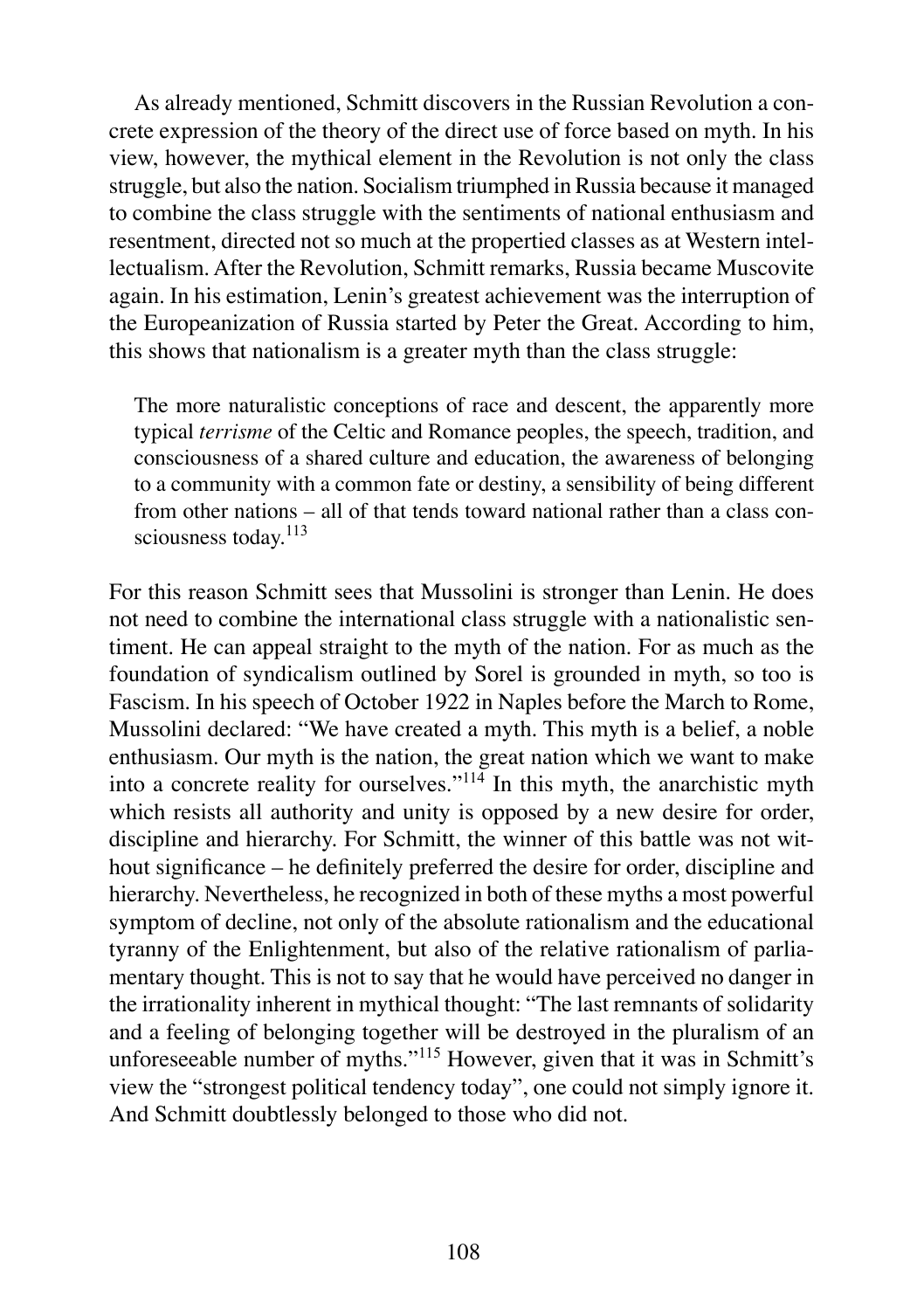As already mentioned, Schmitt discovers in the Russian Revolution a concrete expression of the theory of the direct use of force based on myth. In his view, however, the mythical element in the Revolution is not only the class struggle, but also the nation. Socialism triumphed in Russia because it managed to combine the class struggle with the sentiments of national enthusiasm and resentment, directed not so much at the propertied classes as at Western intellectualism. After the Revolution, Schmitt remarks, Russia became Muscovite again. In his estimation, Lenin's greatest achievement was the interruption of the Europeanization of Russia started by Peter the Great. According to him, this shows that nationalism is a greater myth than the class struggle:

> The more naturalistic conceptions of race and descent, the apparently more typical *terrisme* of the Celtic and Romance peoples, the speech, tradition, and consciousness of a shared culture and education, the awareness of belonging to a community with a common fate or destiny, a sensibility of being different from other nations – all of that tends toward national rather than a class consciousness today.[113]

For this reason Schmitt sees that Mussolini is stronger than Lenin. He does not need to combine the international class struggle with a nationalistic sentiment. He can appeal straight to the myth of the nation. For as much as the foundation of syndicalism outlined by Sorel is grounded in myth, so too is Fascism. In his speech of October 1922 in Naples before the March to Rome, Mussolini declared: "We have created a myth. This myth is a belief, a noble enthusiasm. Our myth is the nation, the great nation which we want to make into a concrete reality for ourselves."[114] In this myth, the anarchistic myth which resists all authority and unity is opposed by a new desire for order, discipline and hierarchy. For Schmitt, the winner of this battle was not without significance – he definitely preferred the desire for order, discipline and hierarchy. Nevertheless, he recognized in both of these myths a most powerful symptom of decline, not only of the absolute rationalism and the educational tyranny of the Enlightenment, but also of the relative rationalism of parliamentary thought. This is not to say that he would have perceived no danger in the irrationality inherent in mythical thought: "The last remnants of solidarity and a feeling of belonging together will be destroyed in the pluralism of an unforeseeable number of myths."[115] However, given that it was in Schmitt's view the "strongest political tendency today", one could not simply ignore it. And Schmitt doubtlessly belonged to those who did not.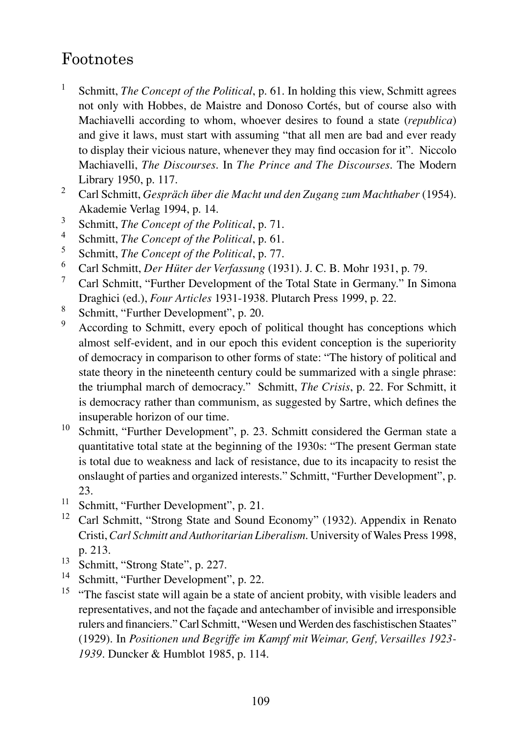# Footnotes

[1] Schmitt, *The Concept of the Political*, p. 61. In holding this view, Schmitt agrees not only with Hobbes, de Maistre and Donoso Cortés, but of course also with Machiavelli according to whom, whoever desires to found a state (*republica*) and give it laws, must start with assuming "that all men are bad and ever ready to display their vicious nature, whenever they may find occasion for it". Niccolo Machiavelli, *The Discourses*. In *The Prince and The Discourses*. The Modern Library 1950, p. 117.

[2] Carl Schmitt, *Gespräch über die Macht und den Zugang zum Machthaber* (1954). Akademie Verlag 1994, p. 14.

[3] Schmitt, *The Concept of the Political*, p. 71.

[4] Schmitt, *The Concept of the Political*, p. 61.

[5] Schmitt, *The Concept of the Political*, p. 77.

[6] Carl Schmitt, *Der Hüter der Verfassung* (1931). J. C. B. Mohr 1931, p. 79.

[7] Carl Schmitt, "Further Development of the Total State in Germany." In Simona Draghici (ed.), *Four Articles* 1931-1938. Plutarch Press 1999, p. 22.

[8] Schmitt, "Further Development", p. 20.

[9] According to Schmitt, every epoch of political thought has conceptions which almost self-evident, and in our epoch this evident conception is the superiority of democracy in comparison to other forms of state: "The history of political and state theory in the nineteenth century could be summarized with a single phrase: the triumphal march of democracy." Schmitt, *The Crisis*, p. 22. For Schmitt, it is democracy rather than communism, as suggested by Sartre, which defines the insuperable horizon of our time.

[10] Schmitt, "Further Development", p. 23. Schmitt considered the German state a quantitative total state at the beginning of the 1930s: "The present German state is total due to weakness and lack of resistance, due to its incapacity to resist the onslaught of parties and organized interests." Schmitt, "Further Development", p. 23.

[11] Schmitt, "Further Development", p. 21.

[12] Carl Schmitt, "Strong State and Sound Economy" (1932). Appendix in Renato Cristi, *Carl Schmitt and Authoritarian Liberalism*. University of Wales Press 1998, p. 213.

[13] Schmitt, "Strong State", p. 227.

[14] Schmitt, "Further Development", p. 22.

[15] "The fascist state will again be a state of ancient probity, with visible leaders and representatives, and not the façade and antechamber of invisible and irresponsible rulers and financiers." Carl Schmitt, "Wesen und Werden des faschistischen Staates" (1929). In *Positionen und Begriffe im Kampf mit Weimar, Genf, Versailles 1923-1939*. Duncker & Humblot 1985, p. 114.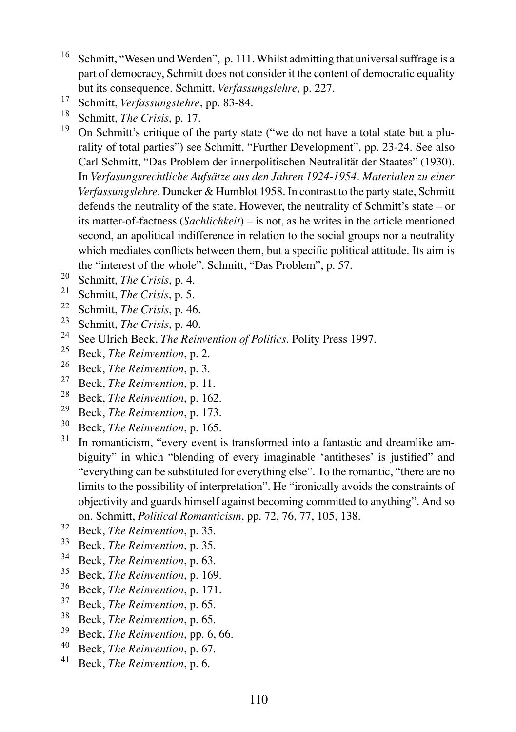16 Schmitt, "Wesen und Werden", p. 111. Whilst admitting that universal suffrage is a part of democracy, Schmitt does not consider it the content of democratic equality but its consequence. Schmitt, *Verfassungslehre*, p. 227.

17 Schmitt, *Verfassungslehre*, pp. 83-84.

18 Schmitt, *The Crisis*, p. 17.

19 On Schmitt's critique of the party state ("we do not have a total state but a plurality of total parties") see Schmitt, "Further Development", pp. 23-24. See also Carl Schmitt, "Das Problem der innerpolitischen Neutralität der Staates" (1930). In *Verfasungsrechtliche Aufsätze aus den Jahren 1924-1954. Materialen zu einer Verfassungslehre*. Duncker & Humblot 1958. In contrast to the party state, Schmitt defends the neutrality of the state. However, the neutrality of Schmitt's state – or its matter-of-factness (*Sachlichkeit*) – is not, as he writes in the article mentioned second, an apolitical indifference in relation to the social groups nor a neutrality which mediates conflicts between them, but a specific political attitude. Its aim is the "interest of the whole". Schmitt, "Das Problem", p. 57.

20 Schmitt, *The Crisis*, p. 4.

21 Schmitt, *The Crisis*, p. 5.

22 Schmitt, *The Crisis*, p. 46.

23 Schmitt, *The Crisis*, p. 40.

24 See Ulrich Beck, *The Reinvention of Politics*. Polity Press 1997.

25 Beck, *The Reinvention*, p. 2.

26 Beck, *The Reinvention*, p. 3.

27 Beck, *The Reinvention*, p. 11.

28 Beck, *The Reinvention*, p. 162.

29 Beck, *The Reinvention*, p. 173.

30 Beck, *The Reinvention*, p. 165.

31 In romanticism, "every event is transformed into a fantastic and dreamlike ambiguity" in which "blending of every imaginable 'antitheses' is justified" and "everything can be substituted for everything else". To the romantic, "there are no limits to the possibility of interpretation". He "ironically avoids the constraints of objectivity and guards himself against becoming committed to anything". And so on. Schmitt, *Political Romanticism*, pp. 72, 76, 77, 105, 138.

32 Beck, *The Reinvention*, p. 35.

33 Beck, *The Reinvention*, p. 35.

34 Beck, *The Reinvention*, p. 63.

35 Beck, *The Reinvention*, p. 169.

36 Beck, *The Reinvention*, p. 171.

37 Beck, *The Reinvention*, p. 65.

38 Beck, *The Reinvention*, p. 65.

39 Beck, *The Reinvention*, pp. 6, 66.

40 Beck, *The Reinvention*, p. 67.

41 Beck, *The Reinvention*, p. 6.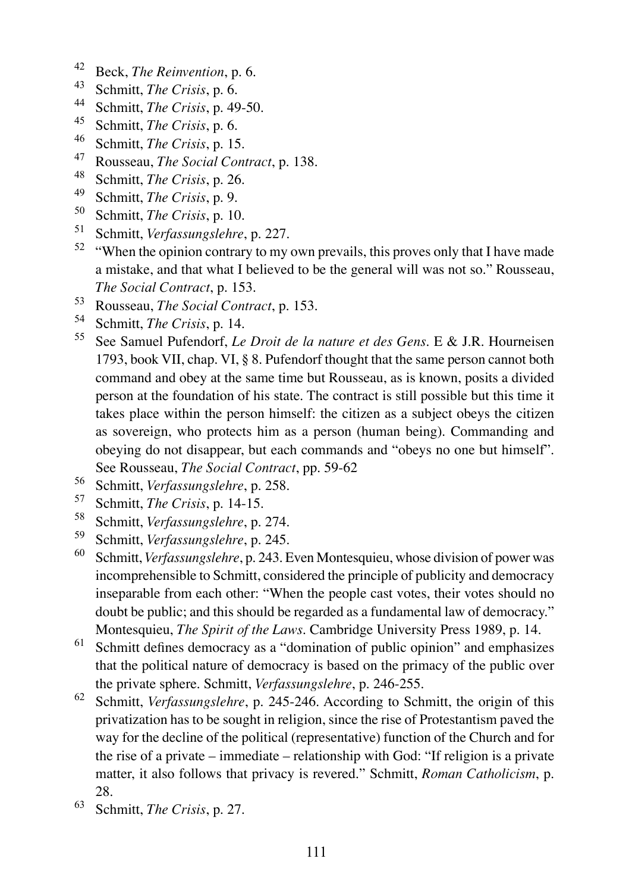42 Beck, *The Reinvention*, p. 6.

43 Schmitt, *The Crisis*, p. 6.

44 Schmitt, *The Crisis*, p. 49-50.

45 Schmitt, *The Crisis*, p. 6.

46 Schmitt, *The Crisis*, p. 15.

47 Rousseau, *The Social Contract*, p. 138.

48 Schmitt, *The Crisis*, p. 26.

49 Schmitt, *The Crisis*, p. 9.

50 Schmitt, *The Crisis*, p. 10.

51 Schmitt, *Verfassungslehre*, p. 227.

52 "When the opinion contrary to my own prevails, this proves only that I have made a mistake, and that what I believed to be the general will was not so." Rousseau, *The Social Contract*, p. 153.

53 Rousseau, *The Social Contract*, p. 153.

54 Schmitt, *The Crisis*, p. 14.

55 See Samuel Pufendorf, *Le Droit de la nature et des Gens*. E & J.R. Hourneisen 1793, book VII, chap. VI, § 8. Pufendorf thought that the same person cannot both command and obey at the same time but Rousseau, as is known, posits a divided person at the foundation of his state. The contract is still possible but this time it takes place within the person himself: the citizen as a subject obeys the citizen as sovereign, who protects him as a person (human being). Commanding and obeying do not disappear, but each commands and "obeys no one but himself". See Rousseau, *The Social Contract*, pp. 59-62

56 Schmitt, *Verfassungslehre*, p. 258.

57 Schmitt, *The Crisis*, p. 14-15.

58 Schmitt, *Verfassungslehre*, p. 274.

59 Schmitt, *Verfassungslehre*, p. 245.

60 Schmitt, *Verfassungslehre*, p. 243. Even Montesquieu, whose division of power was incomprehensible to Schmitt, considered the principle of publicity and democracy inseparable from each other: "When the people cast votes, their votes should no doubt be public; and this should be regarded as a fundamental law of democracy." Montesquieu, *The Spirit of the Laws*. Cambridge University Press 1989, p. 14.

61 Schmitt defines democracy as a "domination of public opinion" and emphasizes that the political nature of democracy is based on the primacy of the public over the private sphere. Schmitt, *Verfassungslehre*, p. 246-255.

62 Schmitt, *Verfassungslehre*, p. 245-246. According to Schmitt, the origin of this privatization has to be sought in religion, since the rise of Protestantism paved the way for the decline of the political (representative) function of the Church and for the rise of a private – immediate – relationship with God: "If religion is a private matter, it also follows that privacy is revered." Schmitt, *Roman Catholicism*, p. 28.

63 Schmitt, *The Crisis*, p. 27.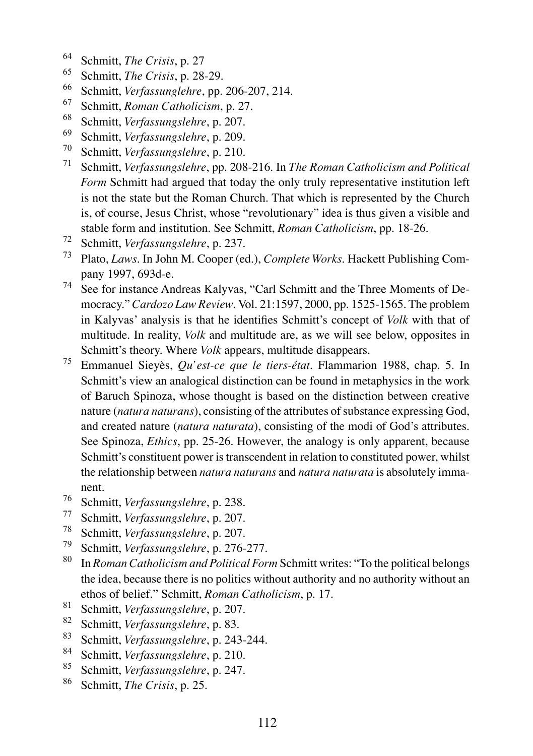64 Schmitt, *The Crisis*, p. 27
65 Schmitt, *The Crisis*, p. 28-29.
66 Schmitt, *Verfassunglehre*, pp. 206-207, 214.
67 Schmitt, *Roman Catholicism*, p. 27.
68 Schmitt, *Verfassungslehre*, p. 207.
69 Schmitt, *Verfassungslehre*, p. 209.
70 Schmitt, *Verfassungslehre*, p. 210.
71 Schmitt, *Verfassungslehre*, pp. 208-216. In *The Roman Catholicism and Political Form* Schmitt had argued that today the only truly representative institution left is not the state but the Roman Church. That which is represented by the Church is, of course, Jesus Christ, whose "revolutionary" idea is thus given a visible and stable form and institution. See Schmitt, *Roman Catholicism*, pp. 18-26.
72 Schmitt, *Verfassungslehre*, p. 237.
73 Plato, *Laws*. In John M. Cooper (ed.), *Complete Works*. Hackett Publishing Company 1997, 693d-e.
74 See for instance Andreas Kalyvas, "Carl Schmitt and the Three Moments of Democracy." *Cardozo Law Review*. Vol. 21:1597, 2000, pp. 1525-1565. The problem in Kalyvas' analysis is that he identifies Schmitt's concept of *Volk* with that of multitude. In reality, *Volk* and multitude are, as we will see below, opposites in Schmitt's theory. Where *Volk* appears, multitude disappears.
75 Emmanuel Sieyès, *Qu'est-ce que le tiers-état*. Flammarion 1988, chap. 5. In Schmitt's view an analogical distinction can be found in metaphysics in the work of Baruch Spinoza, whose thought is based on the distinction between creative nature (*natura naturans*), consisting of the attributes of substance expressing God, and created nature (*natura naturata*), consisting of the modi of God's attributes. See Spinoza, *Ethics*, pp. 25-26. However, the analogy is only apparent, because Schmitt's constituent power is transcendent in relation to constituted power, whilst the relationship between *natura naturans* and *natura naturata* is absolutely immanent.
76 Schmitt, *Verfassungslehre*, p. 238.
77 Schmitt, *Verfassungslehre*, p. 207.
78 Schmitt, *Verfassungslehre*, p. 207.
79 Schmitt, *Verfassungslehre*, p. 276-277.
80 In *Roman Catholicism and Political Form* Schmitt writes: "To the political belongs the idea, because there is no politics without authority and no authority without an ethos of belief." Schmitt, *Roman Catholicism*, p. 17.
81 Schmitt, *Verfassungslehre*, p. 207.
82 Schmitt, *Verfassungslehre*, p. 83.
83 Schmitt, *Verfassungslehre*, p. 243-244.
84 Schmitt, *Verfassungslehre*, p. 210.
85 Schmitt, *Verfassungslehre*, p. 247.
86 Schmitt, *The Crisis*, p. 25.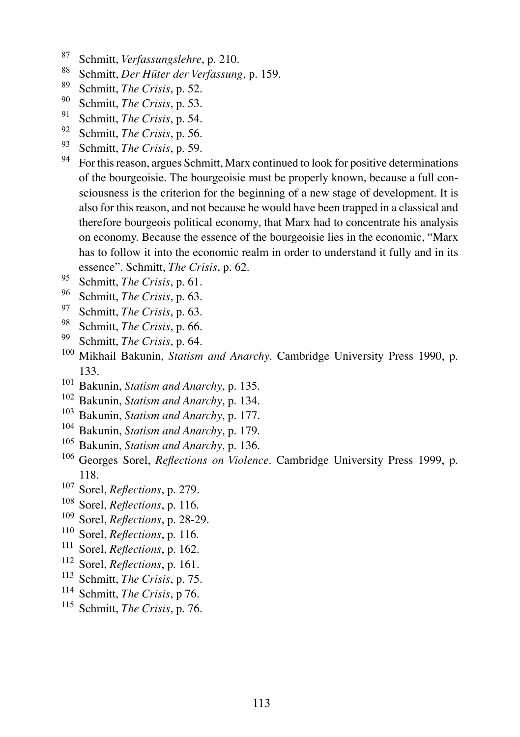[87] Schmitt, *Verfassungslehre*, p. 210.

[88] Schmitt, *Der Hüter der Verfassung*, p. 159.

[89] Schmitt, *The Crisis*, p. 52.

[90] Schmitt, *The Crisis*, p. 53.

[91] Schmitt, *The Crisis*, p. 54.

[92] Schmitt, *The Crisis*, p. 56.

[93] Schmitt, *The Crisis*, p. 59.

[94] For this reason, argues Schmitt, Marx continued to look for positive determinations of the bourgeoisie. The bourgeoisie must be properly known, because a full consciousness is the criterion for the beginning of a new stage of development. It is also for this reason, and not because he would have been trapped in a classical and therefore bourgeois political economy, that Marx had to concentrate his analysis on economy. Because the essence of the bourgeoisie lies in the economic, "Marx has to follow it into the economic realm in order to understand it fully and in its essence". Schmitt, *The Crisis*, p. 62.

[95] Schmitt, *The Crisis*, p. 61.

[96] Schmitt, *The Crisis*, p. 63.

[97] Schmitt, *The Crisis*, p. 63.

[98] Schmitt, *The Crisis*, p. 66.

[99] Schmitt, *The Crisis*, p. 64.

[100] Mikhail Bakunin, *Statism and Anarchy*. Cambridge University Press 1990, p. 133.

[101] Bakunin, *Statism and Anarchy*, p. 135.

[102] Bakunin, *Statism and Anarchy*, p. 134.

[103] Bakunin, *Statism and Anarchy*, p. 177.

[104] Bakunin, *Statism and Anarchy*, p. 179.

[105] Bakunin, *Statism and Anarchy*, p. 136.

[106] Georges Sorel, *Reflections on Violence*. Cambridge University Press 1999, p. 118.

[107] Sorel, *Reflections*, p. 279.

[108] Sorel, *Reflections*, p. 116.

[109] Sorel, *Reflections*, p. 28-29.

[110] Sorel, *Reflections*, p. 116.

[111] Sorel, *Reflections*, p. 162.

[112] Sorel, *Reflections*, p. 161.

[113] Schmitt, *The Crisis*, p. 75.

[114] Schmitt, *The Crisis*, p 76.

[115] Schmitt, *The Crisis*, p. 76.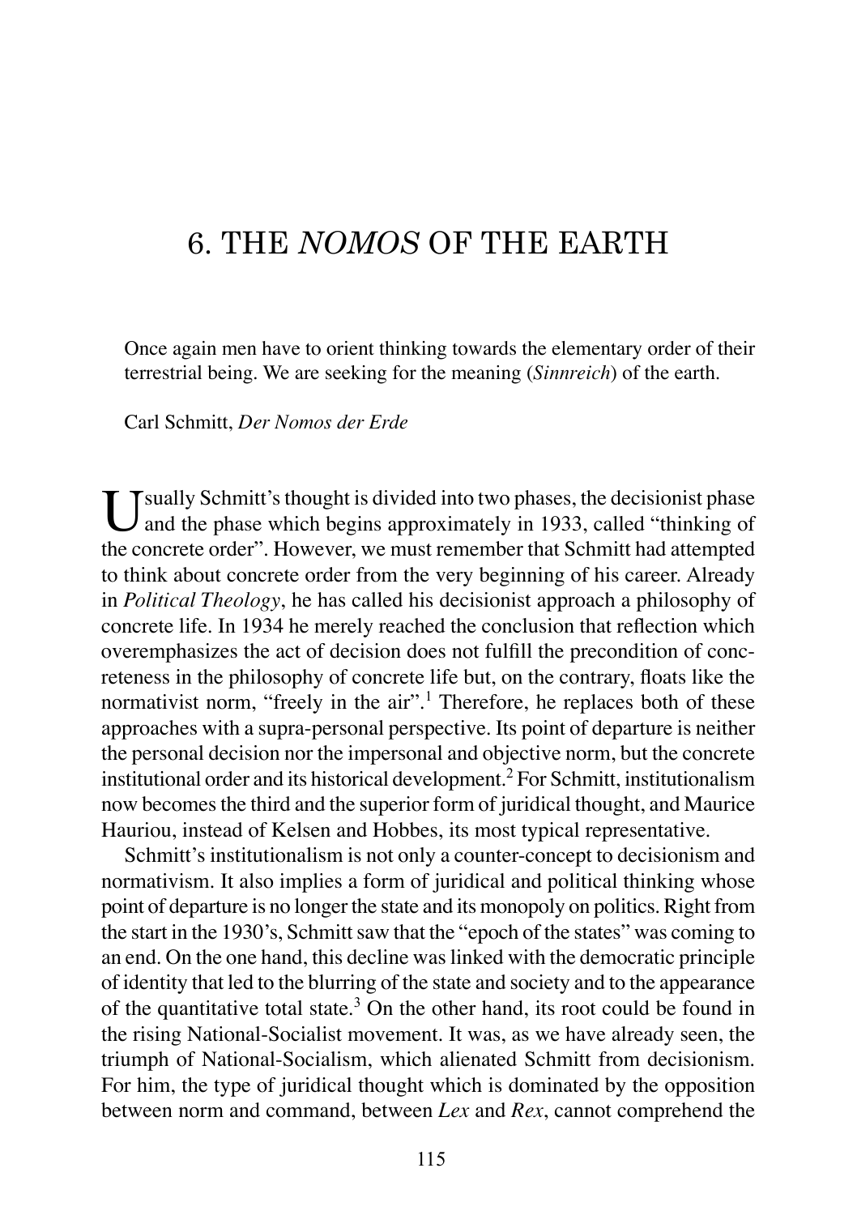# 6. THE *NOMOS* OF THE EARTH

> Once again men have to orient thinking towards the elementary order of their terrestrial being. We are seeking for the meaning (*Sinnreich*) of the earth.
>
> Carl Schmitt, *Der Nomos der Erde*

Usually Schmitt's thought is divided into two phases, the decisionist phase and the phase which begins approximately in 1933, called "thinking of the concrete order". However, we must remember that Schmitt had attempted to think about concrete order from the very beginning of his career. Already in *Political Theology*, he has called his decisionist approach a philosophy of concrete life. In 1934 he merely reached the conclusion that reflection which overemphasizes the act of decision does not fulfill the precondition of concreteness in the philosophy of concrete life but, on the contrary, floats like the normativist norm, "freely in the air".[1] Therefore, he replaces both of these approaches with a supra-personal perspective. Its point of departure is neither the personal decision nor the impersonal and objective norm, but the concrete institutional order and its historical development.[2] For Schmitt, institutionalism now becomes the third and the superior form of juridical thought, and Maurice Hauriou, instead of Kelsen and Hobbes, its most typical representative.

Schmitt's institutionalism is not only a counter-concept to decisionism and normativism. It also implies a form of juridical and political thinking whose point of departure is no longer the state and its monopoly on politics. Right from the start in the 1930's, Schmitt saw that the "epoch of the states" was coming to an end. On the one hand, this decline was linked with the democratic principle of identity that led to the blurring of the state and society and to the appearance of the quantitative total state.[3] On the other hand, its root could be found in the rising National-Socialist movement. It was, as we have already seen, the triumph of National-Socialism, which alienated Schmitt from decisionism. For him, the type of juridical thought which is dominated by the opposition between norm and command, between *Lex* and *Rex*, cannot comprehend the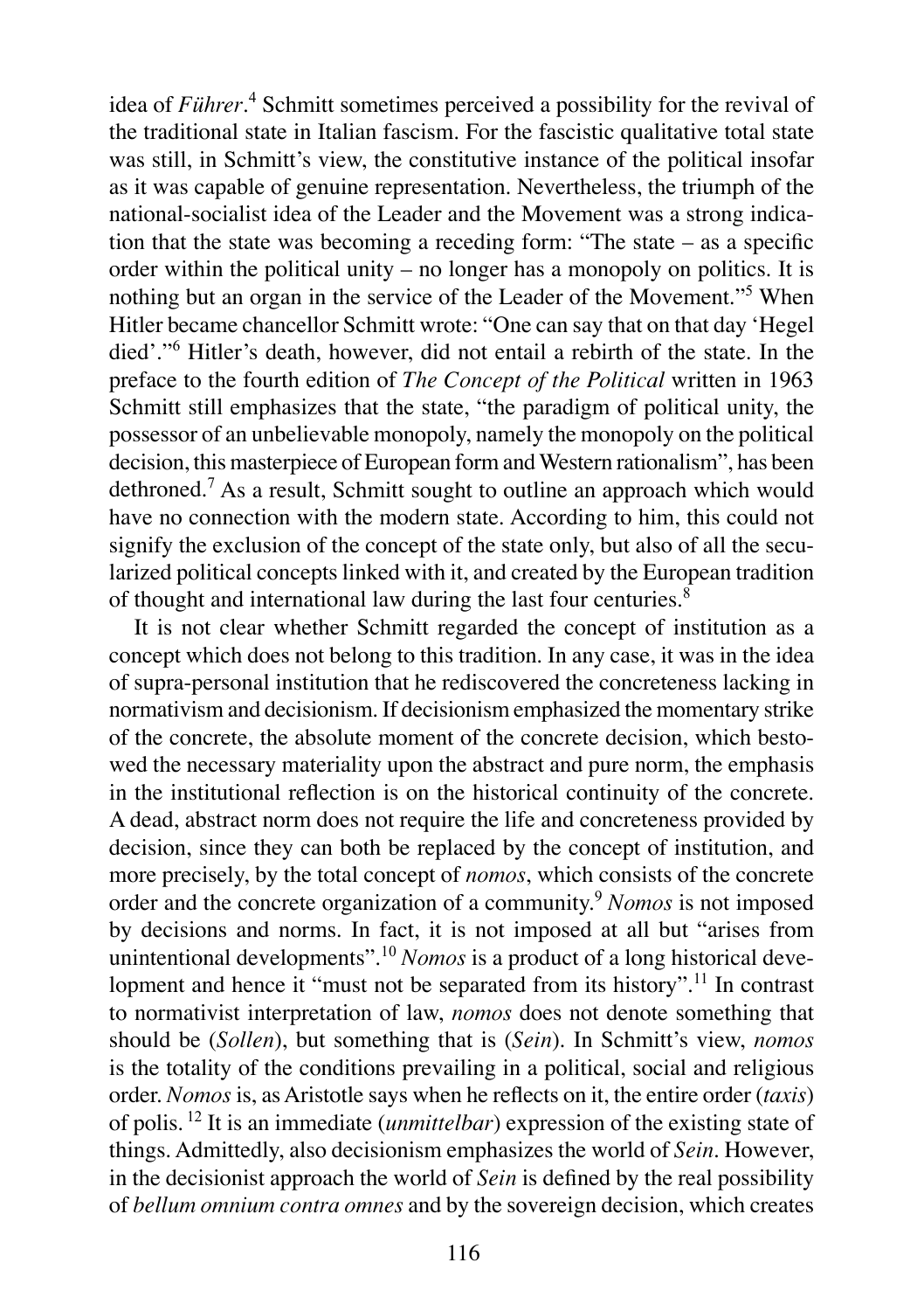idea of *Führer*.[4] Schmitt sometimes perceived a possibility for the revival of the traditional state in Italian fascism. For the fascistic qualitative total state was still, in Schmitt's view, the constitutive instance of the political insofar as it was capable of genuine representation. Nevertheless, the triumph of the national-socialist idea of the Leader and the Movement was a strong indication that the state was becoming a receding form: "The state – as a specific order within the political unity – no longer has a monopoly on politics. It is nothing but an organ in the service of the Leader of the Movement."[5] When Hitler became chancellor Schmitt wrote: "One can say that on that day 'Hegel died'."[6] Hitler's death, however, did not entail a rebirth of the state. In the preface to the fourth edition of *The Concept of the Political* written in 1963 Schmitt still emphasizes that the state, "the paradigm of political unity, the possessor of an unbelievable monopoly, namely the monopoly on the political decision, this masterpiece of European form and Western rationalism", has been dethroned.[7] As a result, Schmitt sought to outline an approach which would have no connection with the modern state. According to him, this could not signify the exclusion of the concept of the state only, but also of all the secularized political concepts linked with it, and created by the European tradition of thought and international law during the last four centuries.[8]

It is not clear whether Schmitt regarded the concept of institution as a concept which does not belong to this tradition. In any case, it was in the idea of supra-personal institution that he rediscovered the concreteness lacking in normativism and decisionism. If decisionism emphasized the momentary strike of the concrete, the absolute moment of the concrete decision, which bestowed the necessary materiality upon the abstract and pure norm, the emphasis in the institutional reflection is on the historical continuity of the concrete. A dead, abstract norm does not require the life and concreteness provided by decision, since they can both be replaced by the concept of institution, and more precisely, by the total concept of *nomos*, which consists of the concrete order and the concrete organization of a community.[9] *Nomos* is not imposed by decisions and norms. In fact, it is not imposed at all but "arises from unintentional developments".[10] *Nomos* is a product of a long historical development and hence it "must not be separated from its history".[11] In contrast to normativist interpretation of law, *nomos* does not denote something that should be (*Sollen*), but something that is (*Sein*). In Schmitt's view, *nomos* is the totality of the conditions prevailing in a political, social and religious order. *Nomos* is, as Aristotle says when he reflects on it, the entire order (*taxis*) of polis. [12] It is an immediate (*unmittelbar*) expression of the existing state of things. Admittedly, also decisionism emphasizes the world of *Sein*. However, in the decisionist approach the world of *Sein* is defined by the real possibility of *bellum omnium contra omnes* and by the sovereign decision, which creates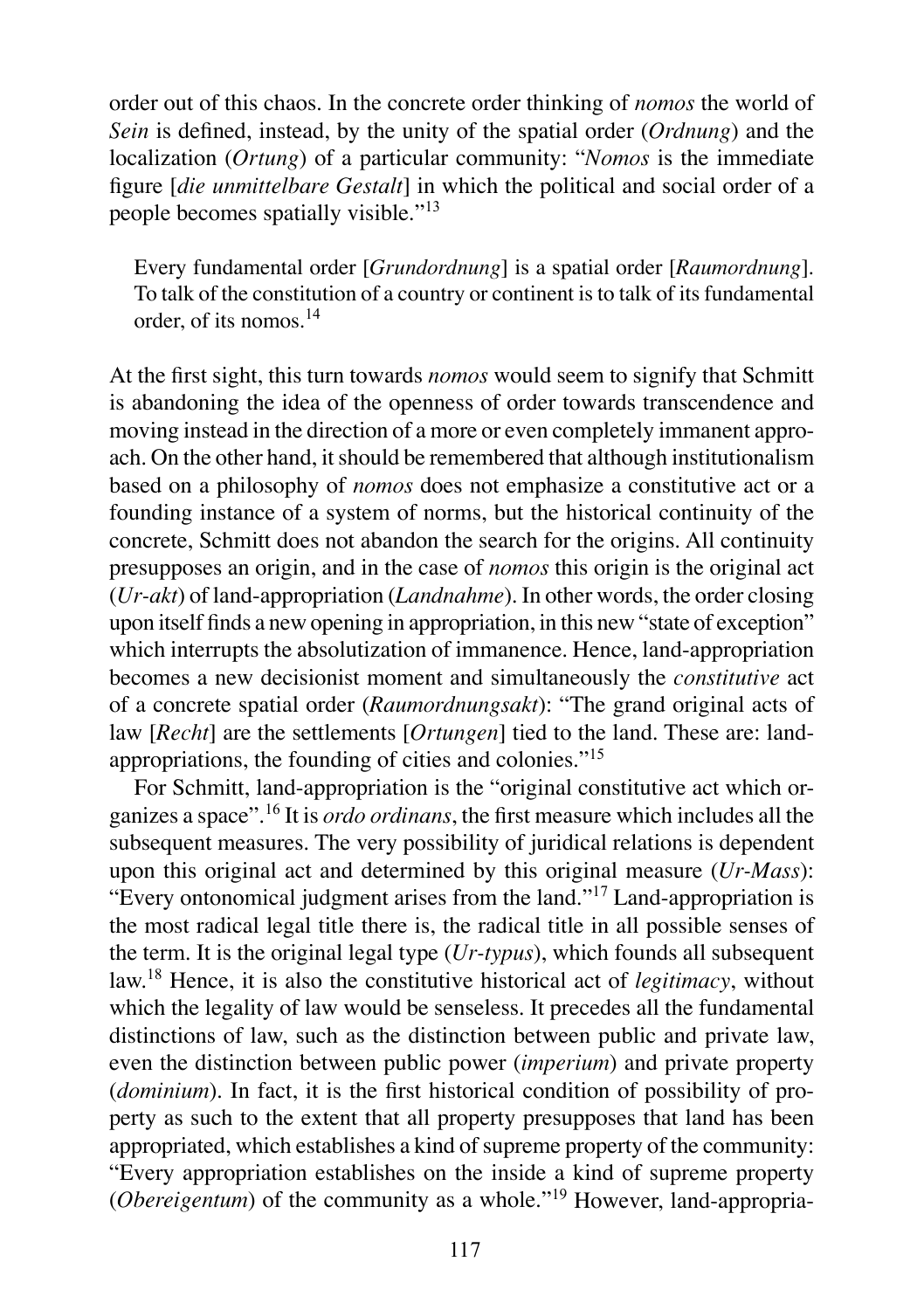order out of this chaos. In the concrete order thinking of *nomos* the world of *Sein* is defined, instead, by the unity of the spatial order (*Ordnung*) and the localization (*Ortung*) of a particular community: "*Nomos* is the immediate figure [*die unmittelbare Gestalt*] in which the political and social order of a people becomes spatially visible."[13]

> Every fundamental order [*Grundordnung*] is a spatial order [*Raumordnung*]. To talk of the constitution of a country or continent is to talk of its fundamental order, of its nomos.[14]

At the first sight, this turn towards *nomos* would seem to signify that Schmitt is abandoning the idea of the openness of order towards transcendence and moving instead in the direction of a more or even completely immanent approach. On the other hand, it should be remembered that although institutionalism based on a philosophy of *nomos* does not emphasize a constitutive act or a founding instance of a system of norms, but the historical continuity of the concrete, Schmitt does not abandon the search for the origins. All continuity presupposes an origin, and in the case of *nomos* this origin is the original act (*Ur-akt*) of land-appropriation (*Landnahme*). In other words, the order closing upon itself finds a new opening in appropriation, in this new "state of exception" which interrupts the absolutization of immanence. Hence, land-appropriation becomes a new decisionist moment and simultaneously the *constitutive* act of a concrete spatial order (*Raumordnungsakt*): "The grand original acts of law [*Recht*] are the settlements [*Ortungen*] tied to the land. These are: land-appropriations, the founding of cities and colonies."[15]

For Schmitt, land-appropriation is the "original constitutive act which organizes a space".[16] It is *ordo ordinans*, the first measure which includes all the subsequent measures. The very possibility of juridical relations is dependent upon this original act and determined by this original measure (*Ur-Mass*): "Every ontonomical judgment arises from the land."[17] Land-appropriation is the most radical legal title there is, the radical title in all possible senses of the term. It is the original legal type (*Ur-typus*), which founds all subsequent law.[18] Hence, it is also the constitutive historical act of *legitimacy*, without which the legality of law would be senseless. It precedes all the fundamental distinctions of law, such as the distinction between public and private law, even the distinction between public power (*imperium*) and private property (*dominium*). In fact, it is the first historical condition of possibility of property as such to the extent that all property presupposes that land has been appropriated, which establishes a kind of supreme property of the community: "Every appropriation establishes on the inside a kind of supreme property (*Obereigentum*) of the community as a whole."[19] However, land-appropria-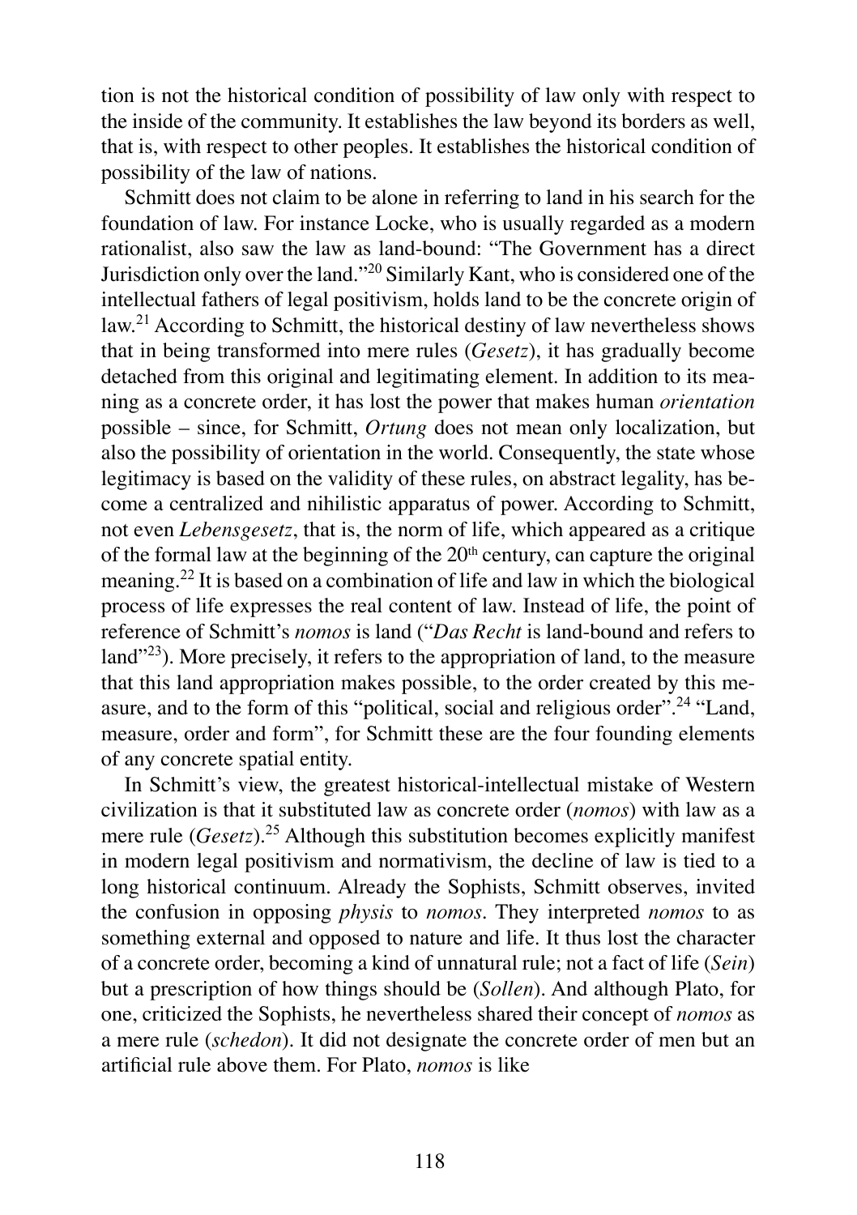tion is not the historical condition of possibility of law only with respect to the inside of the community. It establishes the law beyond its borders as well, that is, with respect to other peoples. It establishes the historical condition of possibility of the law of nations.

Schmitt does not claim to be alone in referring to land in his search for the foundation of law. For instance Locke, who is usually regarded as a modern rationalist, also saw the law as land-bound: "The Government has a direct Jurisdiction only over the land."[20] Similarly Kant, who is considered one of the intellectual fathers of legal positivism, holds land to be the concrete origin of law.[21] According to Schmitt, the historical destiny of law nevertheless shows that in being transformed into mere rules (*Gesetz*), it has gradually become detached from this original and legitimating element. In addition to its meaning as a concrete order, it has lost the power that makes human *orientation* possible – since, for Schmitt, *Ortung* does not mean only localization, but also the possibility of orientation in the world. Consequently, the state whose legitimacy is based on the validity of these rules, on abstract legality, has become a centralized and nihilistic apparatus of power. According to Schmitt, not even *Lebensgesetz*, that is, the norm of life, which appeared as a critique of the formal law at the beginning of the 20th century, can capture the original meaning.[22] It is based on a combination of life and law in which the biological process of life expresses the real content of law. Instead of life, the point of reference of Schmitt's *nomos* is land ("*Das Recht* is land-bound and refers to land"[23]). More precisely, it refers to the appropriation of land, to the measure that this land appropriation makes possible, to the order created by this measure, and to the form of this "political, social and religious order".[24] "Land, measure, order and form", for Schmitt these are the four founding elements of any concrete spatial entity.

In Schmitt's view, the greatest historical-intellectual mistake of Western civilization is that it substituted law as concrete order (*nomos*) with law as a mere rule (*Gesetz*).[25] Although this substitution becomes explicitly manifest in modern legal positivism and normativism, the decline of law is tied to a long historical continuum. Already the Sophists, Schmitt observes, invited the confusion in opposing *physis* to *nomos*. They interpreted *nomos* to as something external and opposed to nature and life. It thus lost the character of a concrete order, becoming a kind of unnatural rule; not a fact of life (*Sein*) but a prescription of how things should be (*Sollen*). And although Plato, for one, criticized the Sophists, he nevertheless shared their concept of *nomos* as a mere rule (*schedon*). It did not designate the concrete order of men but an artificial rule above them. For Plato, *nomos* is like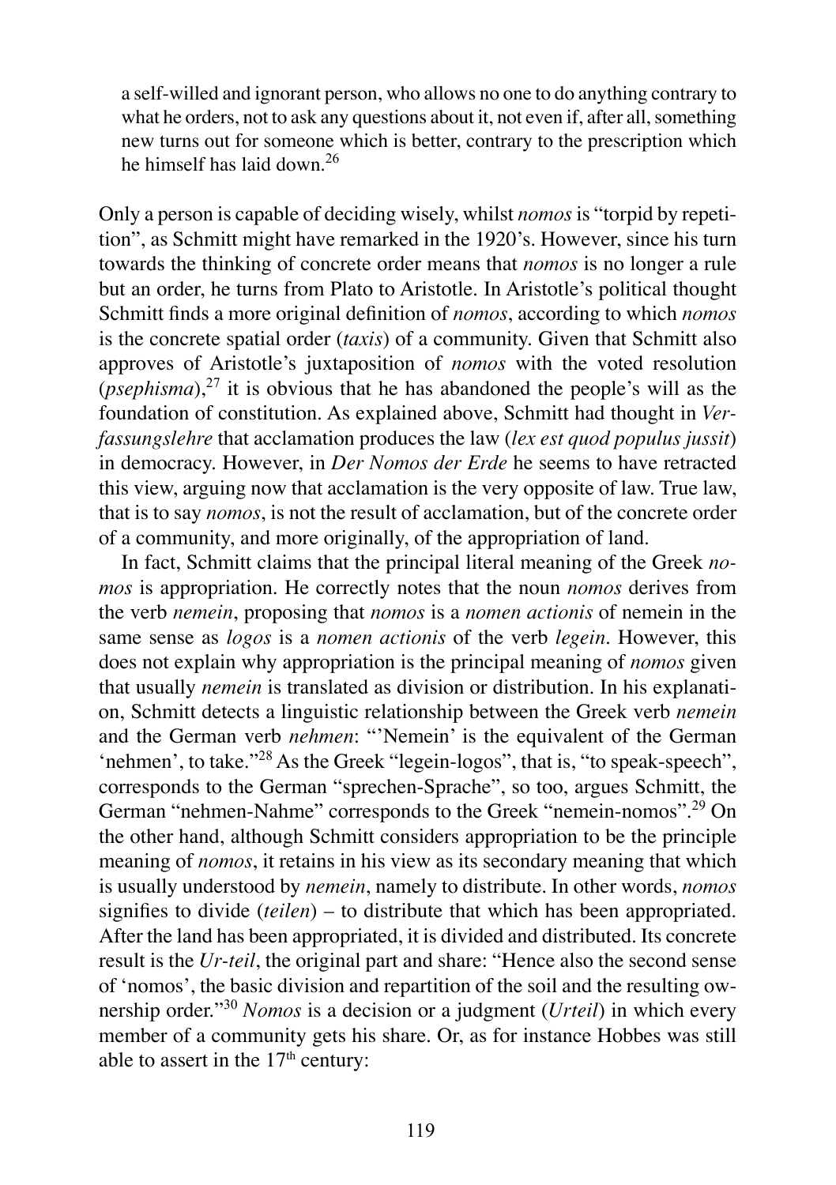a self-willed and ignorant person, who allows no one to do anything contrary to what he orders, not to ask any questions about it, not even if, after all, something new turns out for someone which is better, contrary to the prescription which he himself has laid down.[26]

Only a person is capable of deciding wisely, whilst *nomos* is "torpid by repetition", as Schmitt might have remarked in the 1920's. However, since his turn towards the thinking of concrete order means that *nomos* is no longer a rule but an order, he turns from Plato to Aristotle. In Aristotle's political thought Schmitt finds a more original definition of *nomos*, according to which *nomos* is the concrete spatial order (*taxis*) of a community. Given that Schmitt also approves of Aristotle's juxtaposition of *nomos* with the voted resolution (*psephisma*),[27] it is obvious that he has abandoned the people's will as the foundation of constitution. As explained above, Schmitt had thought in *Verfassungslehre* that acclamation produces the law (*lex est quod populus jussit*) in democracy. However, in *Der Nomos der Erde* he seems to have retracted this view, arguing now that acclamation is the very opposite of law. True law, that is to say *nomos*, is not the result of acclamation, but of the concrete order of a community, and more originally, of the appropriation of land.

In fact, Schmitt claims that the principal literal meaning of the Greek *nomos* is appropriation. He correctly notes that the noun *nomos* derives from the verb *nemein*, proposing that *nomos* is a *nomen actionis* of nemein in the same sense as *logos* is a *nomen actionis* of the verb *legein*. However, this does not explain why appropriation is the principal meaning of *nomos* given that usually *nemein* is translated as division or distribution. In his explanation, Schmitt detects a linguistic relationship between the Greek verb *nemein* and the German verb *nehmen*: "'Nemein' is the equivalent of the German 'nehmen', to take."[28] As the Greek "legein-logos", that is, "to speak-speech", corresponds to the German "sprechen-Sprache", so too, argues Schmitt, the German "nehmen-Nahme" corresponds to the Greek "nemein-nomos".[29] On the other hand, although Schmitt considers appropriation to be the principle meaning of *nomos*, it retains in his view as its secondary meaning that which is usually understood by *nemein*, namely to distribute. In other words, *nomos* signifies to divide (*teilen*) – to distribute that which has been appropriated. After the land has been appropriated, it is divided and distributed. Its concrete result is the *Ur-teil*, the original part and share: "Hence also the second sense of 'nomos', the basic division and repartition of the soil and the resulting ownership order."[30] *Nomos* is a decision or a judgment (*Urteil*) in which every member of a community gets his share. Or, as for instance Hobbes was still able to assert in the 17th century: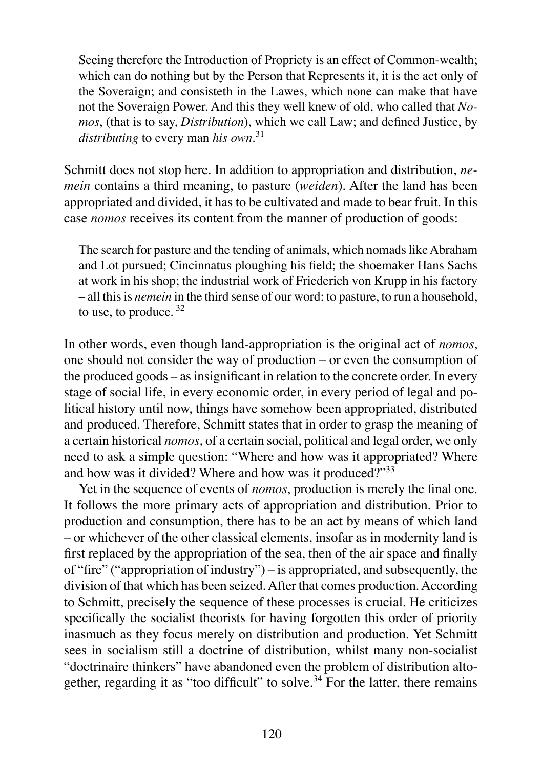> Seeing therefore the Introduction of Propriety is an effect of Common-wealth; which can do nothing but by the Person that Represents it, it is the act only of the Soveraign; and consisteth in the Lawes, which none can make that have not the Soveraign Power. And this they well knew of old, who called that *Nomos*, (that is to say, *Distribution*), which we call Law; and defined Justice, by *distributing* to every man *his own*.[31]

Schmitt does not stop here. In addition to appropriation and distribution, *nemein* contains a third meaning, to pasture (*weiden*). After the land has been appropriated and divided, it has to be cultivated and made to bear fruit. In this case *nomos* receives its content from the manner of production of goods:

> The search for pasture and the tending of animals, which nomads like Abraham and Lot pursued; Cincinnatus ploughing his field; the shoemaker Hans Sachs at work in his shop; the industrial work of Friederich von Krupp in his factory – all this is *nemein* in the third sense of our word: to pasture, to run a household, to use, to produce. [32]

In other words, even though land-appropriation is the original act of *nomos*, one should not consider the way of production – or even the consumption of the produced goods – as insignificant in relation to the concrete order. In every stage of social life, in every economic order, in every period of legal and political history until now, things have somehow been appropriated, distributed and produced. Therefore, Schmitt states that in order to grasp the meaning of a certain historical *nomos*, of a certain social, political and legal order, we only need to ask a simple question: "Where and how was it appropriated? Where and how was it divided? Where and how was it produced?"[33]

Yet in the sequence of events of *nomos*, production is merely the final one. It follows the more primary acts of appropriation and distribution. Prior to production and consumption, there has to be an act by means of which land – or whichever of the other classical elements, insofar as in modernity land is first replaced by the appropriation of the sea, then of the air space and finally of "fire" ("appropriation of industry") – is appropriated, and subsequently, the division of that which has been seized. After that comes production. According to Schmitt, precisely the sequence of these processes is crucial. He criticizes specifically the socialist theorists for having forgotten this order of priority inasmuch as they focus merely on distribution and production. Yet Schmitt sees in socialism still a doctrine of distribution, whilst many non-socialist "doctrinaire thinkers" have abandoned even the problem of distribution altogether, regarding it as "too difficult" to solve.[34] For the latter, there remains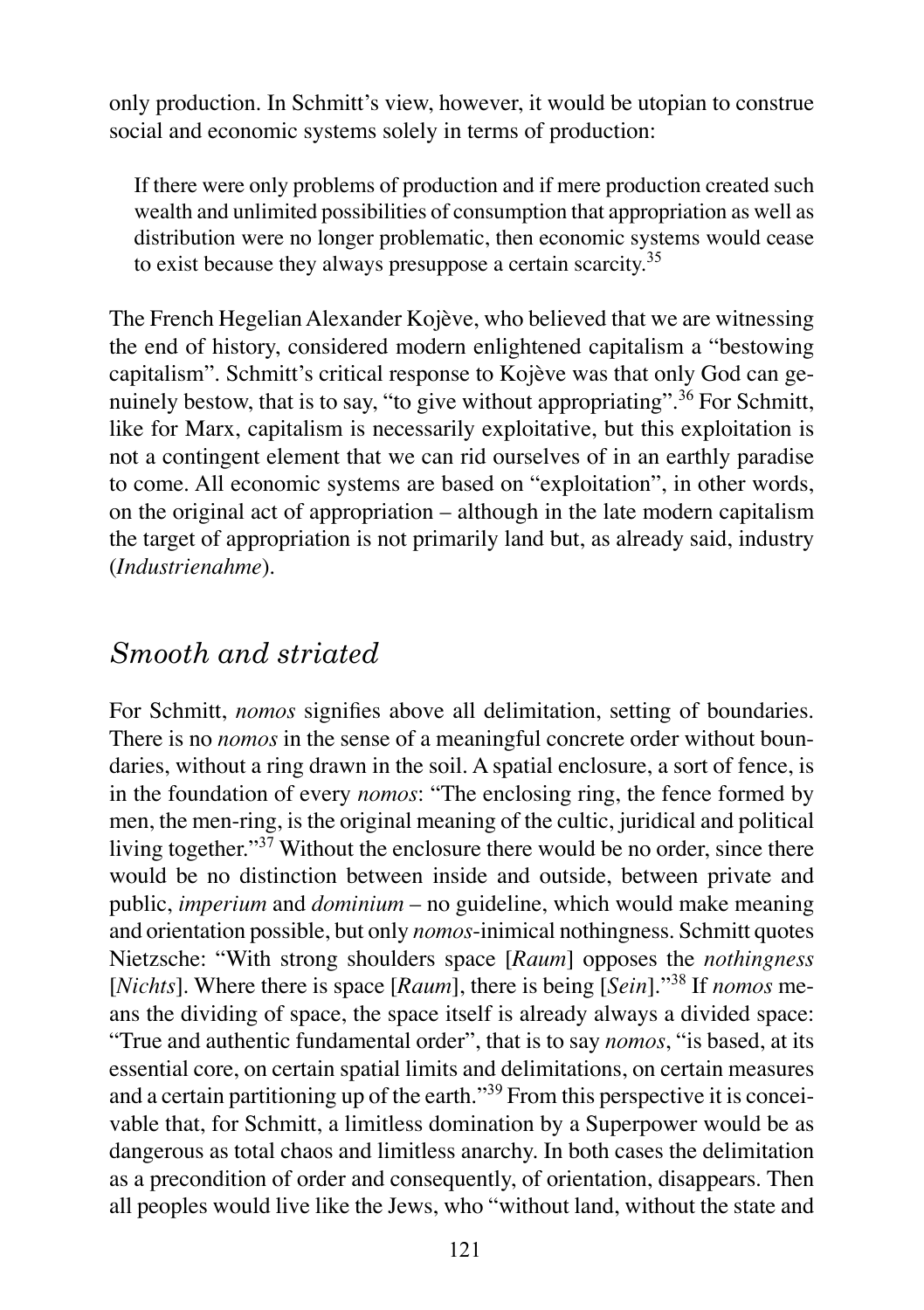only production. In Schmitt's view, however, it would be utopian to construe social and economic systems solely in terms of production:

> If there were only problems of production and if mere production created such wealth and unlimited possibilities of consumption that appropriation as well as distribution were no longer problematic, then economic systems would cease to exist because they always presuppose a certain scarcity.[35]

The French Hegelian Alexander Kojève, who believed that we are witnessing the end of history, considered modern enlightened capitalism a "bestowing capitalism". Schmitt's critical response to Kojève was that only God can genuinely bestow, that is to say, "to give without appropriating".[36] For Schmitt, like for Marx, capitalism is necessarily exploitative, but this exploitation is not a contingent element that we can rid ourselves of in an earthly paradise to come. All economic systems are based on "exploitation", in other words, on the original act of appropriation – although in the late modern capitalism the target of appropriation is not primarily land but, as already said, industry (*Industrienahme*).

## *Smooth and striated*

For Schmitt, *nomos* signifies above all delimitation, setting of boundaries. There is no *nomos* in the sense of a meaningful concrete order without boundaries, without a ring drawn in the soil. A spatial enclosure, a sort of fence, is in the foundation of every *nomos*: "The enclosing ring, the fence formed by men, the men-ring, is the original meaning of the cultic, juridical and political living together."[37] Without the enclosure there would be no order, since there would be no distinction between inside and outside, between private and public, *imperium* and *dominium* – no guideline, which would make meaning and orientation possible, but only *nomos*-inimical nothingness. Schmitt quotes Nietzsche: "With strong shoulders space [*Raum*] opposes the *nothingness* [*Nichts*]. Where there is space [*Raum*], there is being [*Sein*]."[38] If *nomos* means the dividing of space, the space itself is already always a divided space: "True and authentic fundamental order", that is to say *nomos*, "is based, at its essential core, on certain spatial limits and delimitations, on certain measures and a certain partitioning up of the earth."[39] From this perspective it is conceivable that, for Schmitt, a limitless domination by a Superpower would be as dangerous as total chaos and limitless anarchy. In both cases the delimitation as a precondition of order and consequently, of orientation, disappears. Then all peoples would live like the Jews, who "without land, without the state and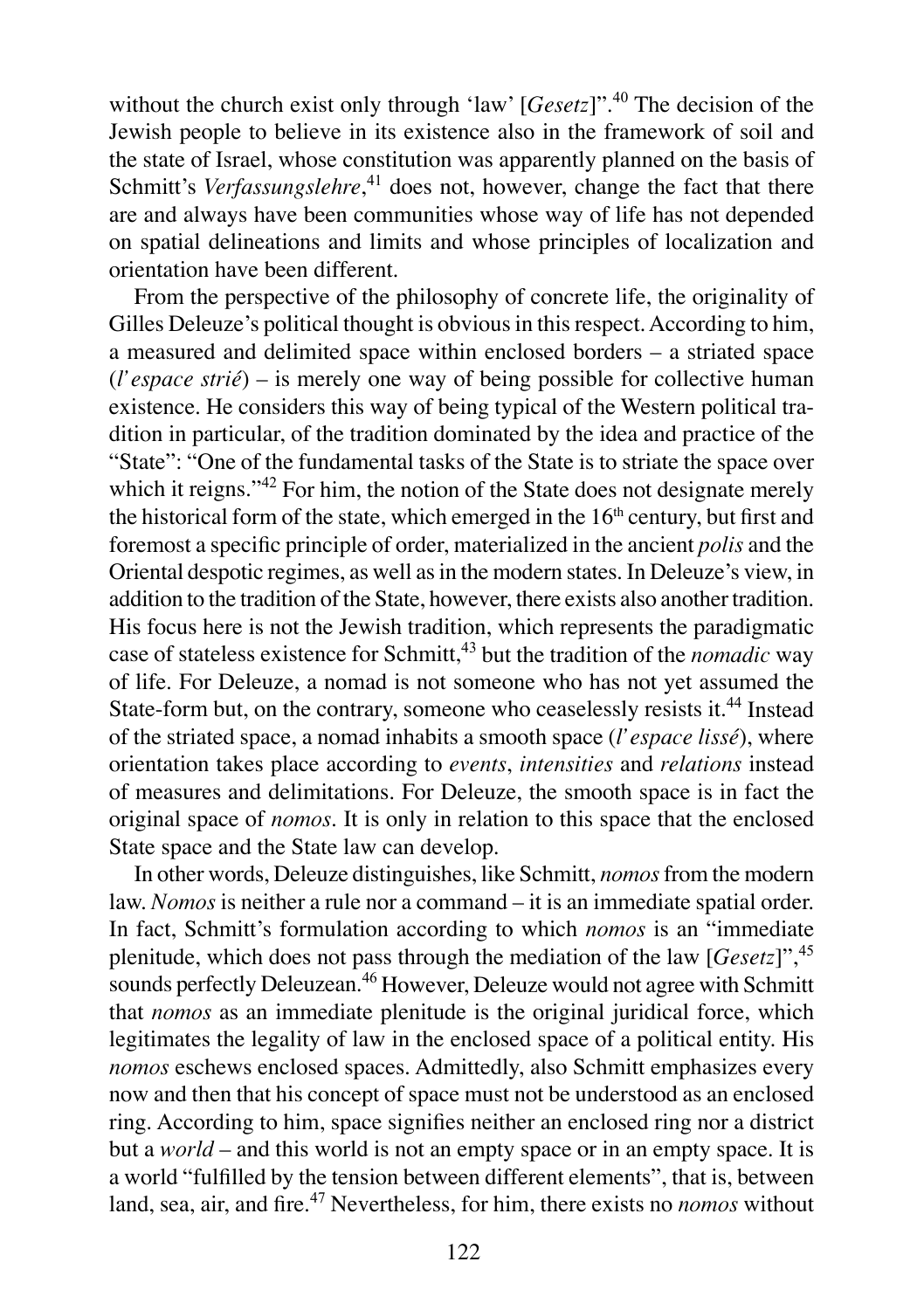without the church exist only through 'law' [*Gesetz*]".[40] The decision of the Jewish people to believe in its existence also in the framework of soil and the state of Israel, whose constitution was apparently planned on the basis of Schmitt's *Verfassungslehre*,[41] does not, however, change the fact that there are and always have been communities whose way of life has not depended on spatial delineations and limits and whose principles of localization and orientation have been different.

From the perspective of the philosophy of concrete life, the originality of Gilles Deleuze's political thought is obvious in this respect. According to him, a measured and delimited space within enclosed borders – a striated space (*l'espace strié*) – is merely one way of being possible for collective human existence. He considers this way of being typical of the Western political tradition in particular, of the tradition dominated by the idea and practice of the "State": "One of the fundamental tasks of the State is to striate the space over which it reigns."[42] For him, the notion of the State does not designate merely the historical form of the state, which emerged in the 16th century, but first and foremost a specific principle of order, materialized in the ancient *polis* and the Oriental despotic regimes, as well as in the modern states. In Deleuze's view, in addition to the tradition of the State, however, there exists also another tradition. His focus here is not the Jewish tradition, which represents the paradigmatic case of stateless existence for Schmitt,[43] but the tradition of the *nomadic* way of life. For Deleuze, a nomad is not someone who has not yet assumed the State-form but, on the contrary, someone who ceaselessly resists it.[44] Instead of the striated space, a nomad inhabits a smooth space (*l'espace lissé*), where orientation takes place according to *events*, *intensities* and *relations* instead of measures and delimitations. For Deleuze, the smooth space is in fact the original space of *nomos*. It is only in relation to this space that the enclosed State space and the State law can develop.

In other words, Deleuze distinguishes, like Schmitt, *nomos* from the modern law. *Nomos* is neither a rule nor a command – it is an immediate spatial order. In fact, Schmitt's formulation according to which *nomos* is an "immediate plenitude, which does not pass through the mediation of the law [*Gesetz*]",[45] sounds perfectly Deleuzean.[46] However, Deleuze would not agree with Schmitt that *nomos* as an immediate plenitude is the original juridical force, which legitimates the legality of law in the enclosed space of a political entity. His *nomos* eschews enclosed spaces. Admittedly, also Schmitt emphasizes every now and then that his concept of space must not be understood as an enclosed ring. According to him, space signifies neither an enclosed ring nor a district but a *world* – and this world is not an empty space or in an empty space. It is a world "fulfilled by the tension between different elements", that is, between land, sea, air, and fire.[47] Nevertheless, for him, there exists no *nomos* without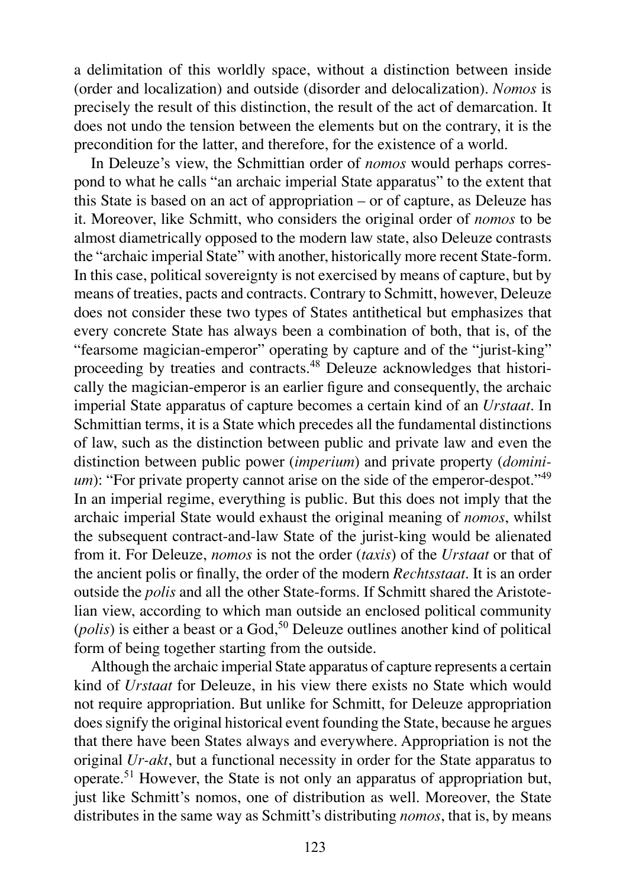a delimitation of this worldly space, without a distinction between inside (order and localization) and outside (disorder and delocalization). *Nomos* is precisely the result of this distinction, the result of the act of demarcation. It does not undo the tension between the elements but on the contrary, it is the precondition for the latter, and therefore, for the existence of a world.

In Deleuze's view, the Schmittian order of *nomos* would perhaps correspond to what he calls "an archaic imperial State apparatus" to the extent that this State is based on an act of appropriation – or of capture, as Deleuze has it. Moreover, like Schmitt, who considers the original order of *nomos* to be almost diametrically opposed to the modern law state, also Deleuze contrasts the "archaic imperial State" with another, historically more recent State-form. In this case, political sovereignty is not exercised by means of capture, but by means of treaties, pacts and contracts. Contrary to Schmitt, however, Deleuze does not consider these two types of States antithetical but emphasizes that every concrete State has always been a combination of both, that is, of the "fearsome magician-emperor" operating by capture and of the "jurist-king" proceeding by treaties and contracts.[48] Deleuze acknowledges that historically the magician-emperor is an earlier figure and consequently, the archaic imperial State apparatus of capture becomes a certain kind of an *Urstaat*. In Schmittian terms, it is a State which precedes all the fundamental distinctions of law, such as the distinction between public and private law and even the distinction between public power (*imperium*) and private property (*dominium*): "For private property cannot arise on the side of the emperor-despot."[49] In an imperial regime, everything is public. But this does not imply that the archaic imperial State would exhaust the original meaning of *nomos*, whilst the subsequent contract-and-law State of the jurist-king would be alienated from it. For Deleuze, *nomos* is not the order (*taxis*) of the *Urstaat* or that of the ancient polis or finally, the order of the modern *Rechtsstaat*. It is an order outside the *polis* and all the other State-forms. If Schmitt shared the Aristotelian view, according to which man outside an enclosed political community (*polis*) is either a beast or a God,[50] Deleuze outlines another kind of political form of being together starting from the outside.

Although the archaic imperial State apparatus of capture represents a certain kind of *Urstaat* for Deleuze, in his view there exists no State which would not require appropriation. But unlike for Schmitt, for Deleuze appropriation does signify the original historical event founding the State, because he argues that there have been States always and everywhere. Appropriation is not the original *Ur-akt*, but a functional necessity in order for the State apparatus to operate.[51] However, the State is not only an apparatus of appropriation but, just like Schmitt's nomos, one of distribution as well. Moreover, the State distributes in the same way as Schmitt's distributing *nomos*, that is, by means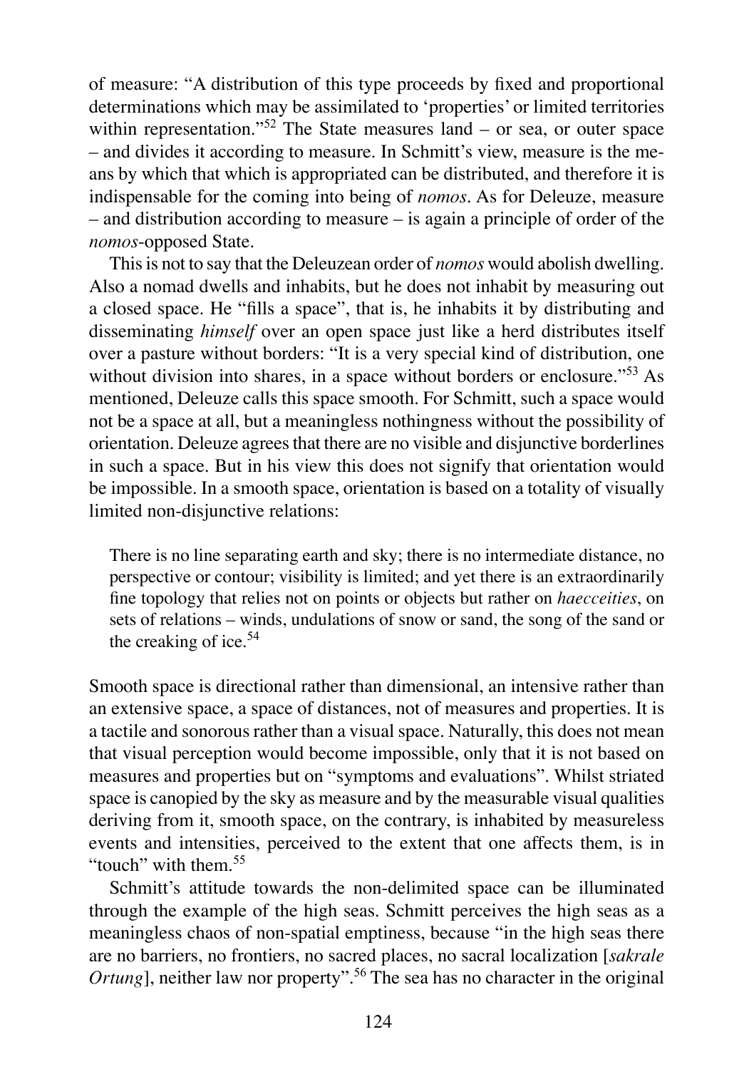of measure: "A distribution of this type proceeds by fixed and proportional determinations which may be assimilated to 'properties' or limited territories within representation."[52] The State measures land – or sea, or outer space – and divides it according to measure. In Schmitt's view, measure is the means by which that which is appropriated can be distributed, and therefore it is indispensable for the coming into being of *nomos*. As for Deleuze, measure – and distribution according to measure – is again a principle of order of the *nomos*-opposed State.

This is not to say that the Deleuzean order of *nomos* would abolish dwelling. Also a nomad dwells and inhabits, but he does not inhabit by measuring out a closed space. He "fills a space", that is, he inhabits it by distributing and disseminating *himself* over an open space just like a herd distributes itself over a pasture without borders: "It is a very special kind of distribution, one without division into shares, in a space without borders or enclosure."[53] As mentioned, Deleuze calls this space smooth. For Schmitt, such a space would not be a space at all, but a meaningless nothingness without the possibility of orientation. Deleuze agrees that there are no visible and disjunctive borderlines in such a space. But in his view this does not signify that orientation would be impossible. In a smooth space, orientation is based on a totality of visually limited non-disjunctive relations:

> There is no line separating earth and sky; there is no intermediate distance, no perspective or contour; visibility is limited; and yet there is an extraordinarily fine topology that relies not on points or objects but rather on *haecceities*, on sets of relations – winds, undulations of snow or sand, the song of the sand or the creaking of ice.[54]

Smooth space is directional rather than dimensional, an intensive rather than an extensive space, a space of distances, not of measures and properties. It is a tactile and sonorous rather than a visual space. Naturally, this does not mean that visual perception would become impossible, only that it is not based on measures and properties but on "symptoms and evaluations". Whilst striated space is canopied by the sky as measure and by the measurable visual qualities deriving from it, smooth space, on the contrary, is inhabited by measureless events and intensities, perceived to the extent that one affects them, is in "touch" with them.[55]

Schmitt's attitude towards the non-delimited space can be illuminated through the example of the high seas. Schmitt perceives the high seas as a meaningless chaos of non-spatial emptiness, because "in the high seas there are no barriers, no frontiers, no sacred places, no sacral localization [*sakrale Ortung*], neither law nor property".[56] The sea has no character in the original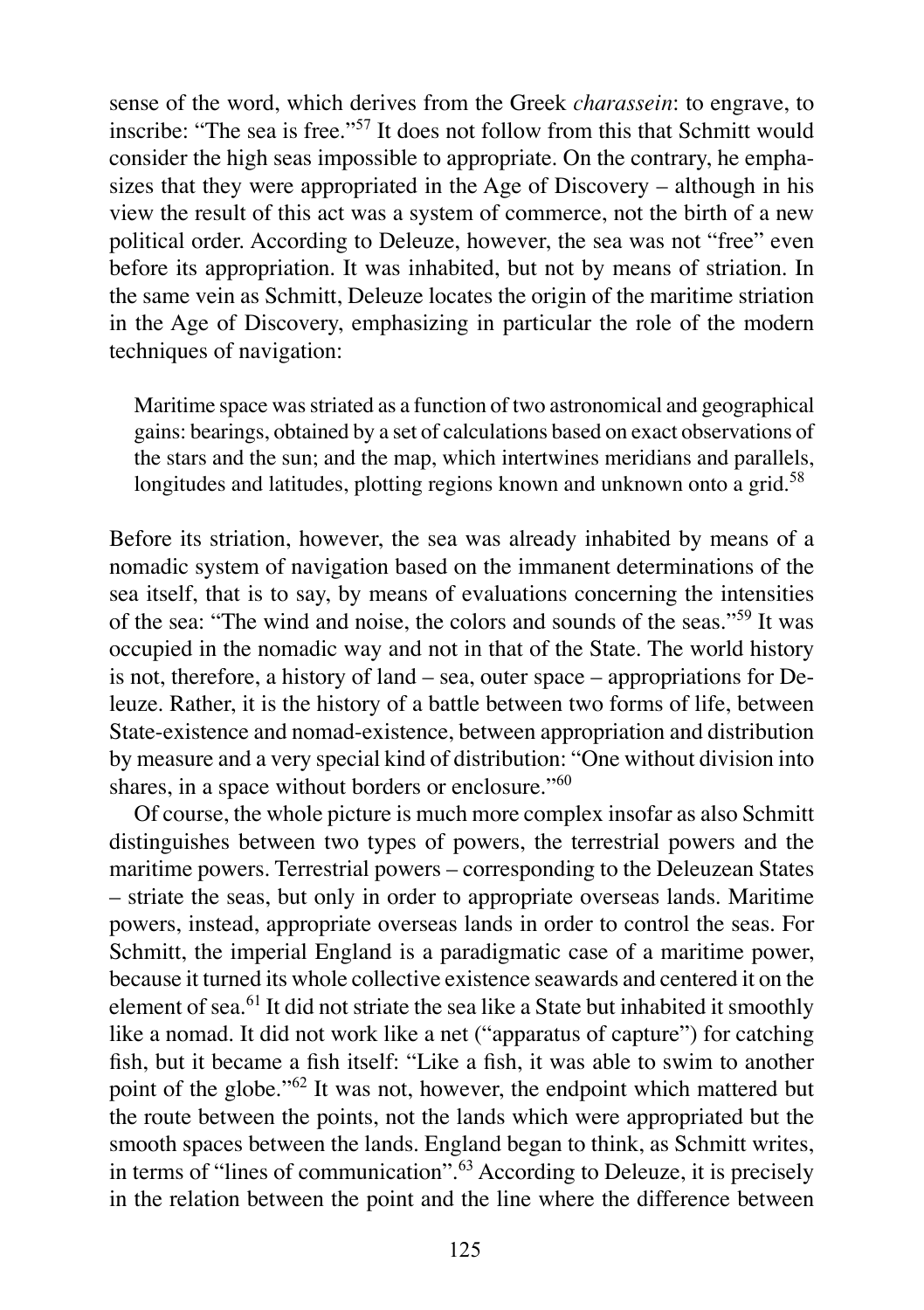sense of the word, which derives from the Greek *charassein*: to engrave, to inscribe: "The sea is free."[57] It does not follow from this that Schmitt would consider the high seas impossible to appropriate. On the contrary, he emphasizes that they were appropriated in the Age of Discovery – although in his view the result of this act was a system of commerce, not the birth of a new political order. According to Deleuze, however, the sea was not "free" even before its appropriation. It was inhabited, but not by means of striation. In the same vein as Schmitt, Deleuze locates the origin of the maritime striation in the Age of Discovery, emphasizing in particular the role of the modern techniques of navigation:

> Maritime space was striated as a function of two astronomical and geographical gains: bearings, obtained by a set of calculations based on exact observations of the stars and the sun; and the map, which intertwines meridians and parallels, longitudes and latitudes, plotting regions known and unknown onto a grid.[58]

Before its striation, however, the sea was already inhabited by means of a nomadic system of navigation based on the immanent determinations of the sea itself, that is to say, by means of evaluations concerning the intensities of the sea: "The wind and noise, the colors and sounds of the seas."[59] It was occupied in the nomadic way and not in that of the State. The world history is not, therefore, a history of land – sea, outer space – appropriations for Deleuze. Rather, it is the history of a battle between two forms of life, between State-existence and nomad-existence, between appropriation and distribution by measure and a very special kind of distribution: "One without division into shares, in a space without borders or enclosure."[60]

Of course, the whole picture is much more complex insofar as also Schmitt distinguishes between two types of powers, the terrestrial powers and the maritime powers. Terrestrial powers – corresponding to the Deleuzean States – striate the seas, but only in order to appropriate overseas lands. Maritime powers, instead, appropriate overseas lands in order to control the seas. For Schmitt, the imperial England is a paradigmatic case of a maritime power, because it turned its whole collective existence seawards and centered it on the element of sea.[61] It did not striate the sea like a State but inhabited it smoothly like a nomad. It did not work like a net ("apparatus of capture") for catching fish, but it became a fish itself: "Like a fish, it was able to swim to another point of the globe."[62] It was not, however, the endpoint which mattered but the route between the points, not the lands which were appropriated but the smooth spaces between the lands. England began to think, as Schmitt writes, in terms of "lines of communication".[63] According to Deleuze, it is precisely in the relation between the point and the line where the difference between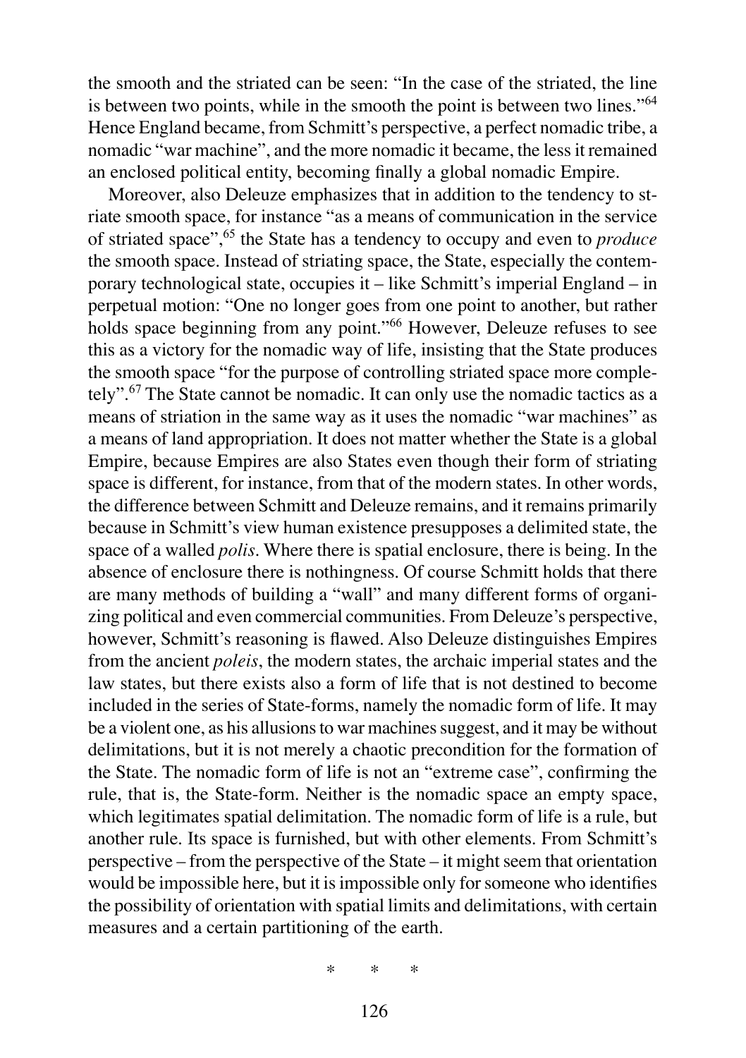the smooth and the striated can be seen: "In the case of the striated, the line is between two points, while in the smooth the point is between two lines."[64] Hence England became, from Schmitt's perspective, a perfect nomadic tribe, a nomadic "war machine", and the more nomadic it became, the less it remained an enclosed political entity, becoming finally a global nomadic Empire.

Moreover, also Deleuze emphasizes that in addition to the tendency to striate smooth space, for instance "as a means of communication in the service of striated space",[65] the State has a tendency to occupy and even to *produce* the smooth space. Instead of striating space, the State, especially the contemporary technological state, occupies it – like Schmitt's imperial England – in perpetual motion: "One no longer goes from one point to another, but rather holds space beginning from any point."[66] However, Deleuze refuses to see this as a victory for the nomadic way of life, insisting that the State produces the smooth space "for the purpose of controlling striated space more completely".[67] The State cannot be nomadic. It can only use the nomadic tactics as a means of striation in the same way as it uses the nomadic "war machines" as a means of land appropriation. It does not matter whether the State is a global Empire, because Empires are also States even though their form of striating space is different, for instance, from that of the modern states. In other words, the difference between Schmitt and Deleuze remains, and it remains primarily because in Schmitt's view human existence presupposes a delimited state, the space of a walled *polis*. Where there is spatial enclosure, there is being. In the absence of enclosure there is nothingness. Of course Schmitt holds that there are many methods of building a "wall" and many different forms of organizing political and even commercial communities. From Deleuze's perspective, however, Schmitt's reasoning is flawed. Also Deleuze distinguishes Empires from the ancient *poleis*, the modern states, the archaic imperial states and the law states, but there exists also a form of life that is not destined to become included in the series of State-forms, namely the nomadic form of life. It may be a violent one, as his allusions to war machines suggest, and it may be without delimitations, but it is not merely a chaotic precondition for the formation of the State. The nomadic form of life is not an "extreme case", confirming the rule, that is, the State-form. Neither is the nomadic space an empty space, which legitimates spatial delimitation. The nomadic form of life is a rule, but another rule. Its space is furnished, but with other elements. From Schmitt's perspective – from the perspective of the State – it might seem that orientation would be impossible here, but it is impossible only for someone who identifies the possibility of orientation with spatial limits and delimitations, with certain measures and a certain partitioning of the earth.

\* \* \*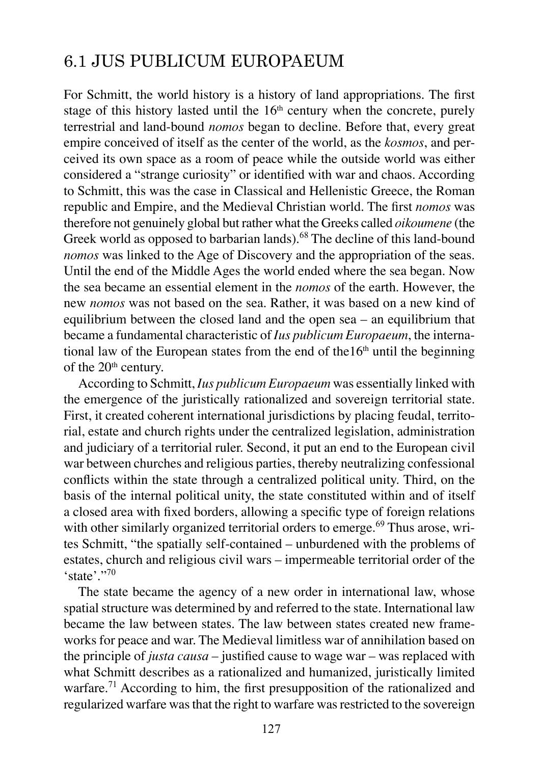## 6.1 JUS PUBLICUM EUROPAEUM

For Schmitt, the world history is a history of land appropriations. The first stage of this history lasted until the 16th century when the concrete, purely terrestrial and land-bound *nomos* began to decline. Before that, every great empire conceived of itself as the center of the world, as the *kosmos*, and perceived its own space as a room of peace while the outside world was either considered a "strange curiosity" or identified with war and chaos. According to Schmitt, this was the case in Classical and Hellenistic Greece, the Roman republic and Empire, and the Medieval Christian world. The first *nomos* was therefore not genuinely global but rather what the Greeks called *oikoumene* (the Greek world as opposed to barbarian lands).[68] The decline of this land-bound *nomos* was linked to the Age of Discovery and the appropriation of the seas. Until the end of the Middle Ages the world ended where the sea began. Now the sea became an essential element in the *nomos* of the earth. However, the new *nomos* was not based on the sea. Rather, it was based on a new kind of equilibrium between the closed land and the open sea – an equilibrium that became a fundamental characteristic of *Ius publicum Europaeum*, the international law of the European states from the end of the16th until the beginning of the 20th century.

According to Schmitt, *Ius publicum Europaeum* was essentially linked with the emergence of the juristically rationalized and sovereign territorial state. First, it created coherent international jurisdictions by placing feudal, territorial, estate and church rights under the centralized legislation, administration and judiciary of a territorial ruler. Second, it put an end to the European civil war between churches and religious parties, thereby neutralizing confessional conflicts within the state through a centralized political unity. Third, on the basis of the internal political unity, the state constituted within and of itself a closed area with fixed borders, allowing a specific type of foreign relations with other similarly organized territorial orders to emerge.[69] Thus arose, writes Schmitt, "the spatially self-contained – unburdened with the problems of estates, church and religious civil wars – impermeable territorial order of the 'state'."[70]

The state became the agency of a new order in international law, whose spatial structure was determined by and referred to the state. International law became the law between states. The law between states created new frameworks for peace and war. The Medieval limitless war of annihilation based on the principle of *justa causa* – justified cause to wage war – was replaced with what Schmitt describes as a rationalized and humanized, juristically limited warfare.[71] According to him, the first presupposition of the rationalized and regularized warfare was that the right to warfare was restricted to the sovereign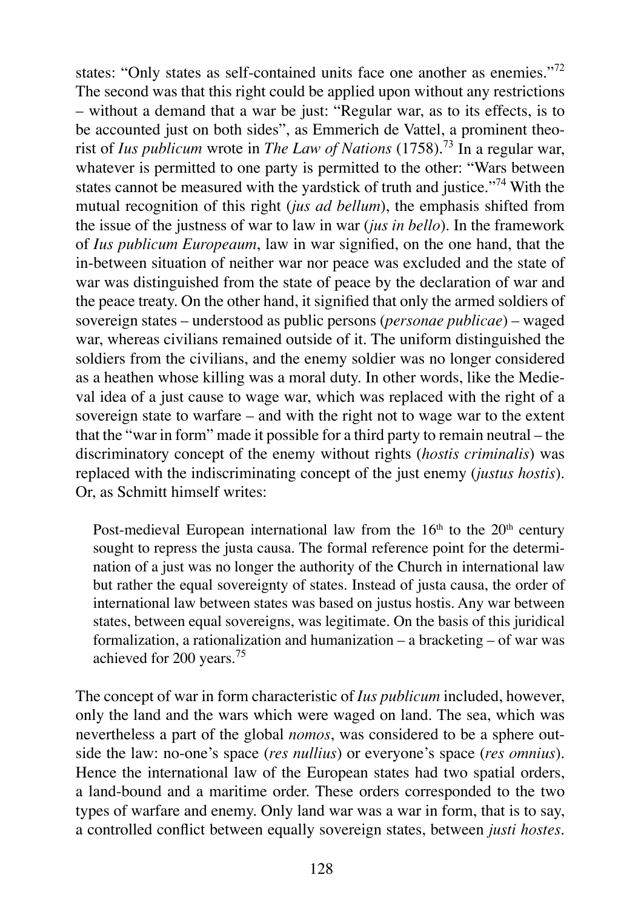states: "Only states as self-contained units face one another as enemies."[72] The second was that this right could be applied upon without any restrictions – without a demand that a war be just: "Regular war, as to its effects, is to be accounted just on both sides", as Emmerich de Vattel, a prominent theorist of *Ius publicum* wrote in *The Law of Nations* (1758).[73] In a regular war, whatever is permitted to one party is permitted to the other: "Wars between states cannot be measured with the yardstick of truth and justice."[74] With the mutual recognition of this right (*jus ad bellum*), the emphasis shifted from the issue of the justness of war to law in war (*jus in bello*). In the framework of *Ius publicum Europeaum*, law in war signified, on the one hand, that the in-between situation of neither war nor peace was excluded and the state of war was distinguished from the state of peace by the declaration of war and the peace treaty. On the other hand, it signified that only the armed soldiers of sovereign states – understood as public persons (*personae publicae*) – waged war, whereas civilians remained outside of it. The uniform distinguished the soldiers from the civilians, and the enemy soldier was no longer considered as a heathen whose killing was a moral duty. In other words, like the Medieval idea of a just cause to wage war, which was replaced with the right of a sovereign state to warfare – and with the right not to wage war to the extent that the "war in form" made it possible for a third party to remain neutral – the discriminatory concept of the enemy without rights (*hostis criminalis*) was replaced with the indiscriminating concept of the just enemy (*justus hostis*). Or, as Schmitt himself writes:

> Post-medieval European international law from the 16th to the 20th century sought to repress the justa causa. The formal reference point for the determination of a just was no longer the authority of the Church in international law but rather the equal sovereignty of states. Instead of justa causa, the order of international law between states was based on justus hostis. Any war between states, between equal sovereigns, was legitimate. On the basis of this juridical formalization, a rationalization and humanization – a bracketing – of war was achieved for 200 years.[75]

The concept of war in form characteristic of *Ius publicum* included, however, only the land and the wars which were waged on land. The sea, which was nevertheless a part of the global *nomos*, was considered to be a sphere outside the law: no-one's space (*res nullius*) or everyone's space (*res omnius*). Hence the international law of the European states had two spatial orders, a land-bound and a maritime order. These orders corresponded to the two types of warfare and enemy. Only land war was a war in form, that is to say, a controlled conflict between equally sovereign states, between *justi hostes*.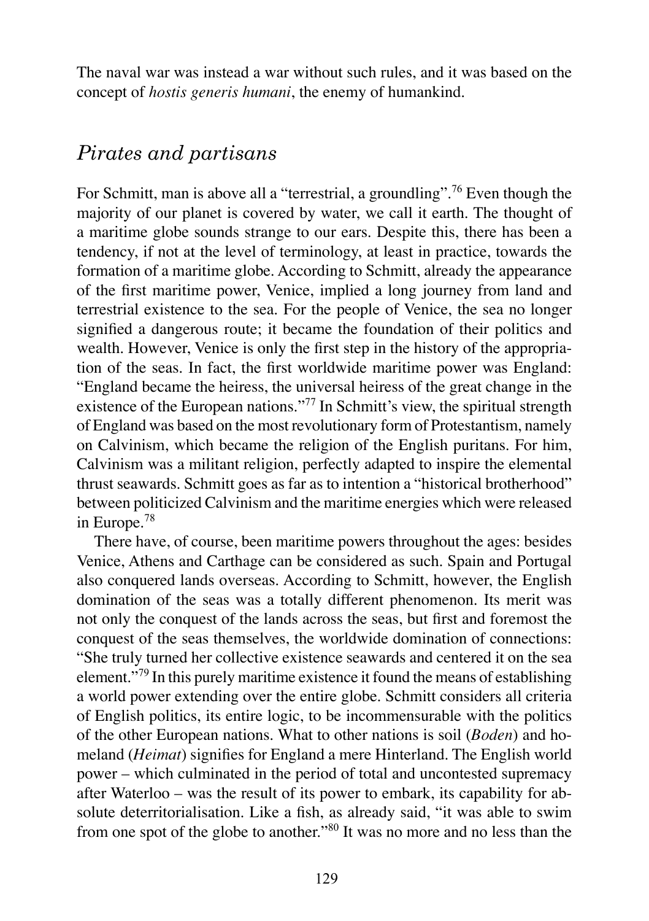The naval war was instead a war without such rules, and it was based on the concept of *hostis generis humani*, the enemy of humankind.

## *Pirates and partisans*

For Schmitt, man is above all a "terrestrial, a groundling".[76] Even though the majority of our planet is covered by water, we call it earth. The thought of a maritime globe sounds strange to our ears. Despite this, there has been a tendency, if not at the level of terminology, at least in practice, towards the formation of a maritime globe. According to Schmitt, already the appearance of the first maritime power, Venice, implied a long journey from land and terrestrial existence to the sea. For the people of Venice, the sea no longer signified a dangerous route; it became the foundation of their politics and wealth. However, Venice is only the first step in the history of the appropriation of the seas. In fact, the first worldwide maritime power was England: "England became the heiress, the universal heiress of the great change in the existence of the European nations."[77] In Schmitt's view, the spiritual strength of England was based on the most revolutionary form of Protestantism, namely on Calvinism, which became the religion of the English puritans. For him, Calvinism was a militant religion, perfectly adapted to inspire the elemental thrust seawards. Schmitt goes as far as to intention a "historical brotherhood" between politicized Calvinism and the maritime energies which were released in Europe.[78]

There have, of course, been maritime powers throughout the ages: besides Venice, Athens and Carthage can be considered as such. Spain and Portugal also conquered lands overseas. According to Schmitt, however, the English domination of the seas was a totally different phenomenon. Its merit was not only the conquest of the lands across the seas, but first and foremost the conquest of the seas themselves, the worldwide domination of connections: "She truly turned her collective existence seawards and centered it on the sea element."[79] In this purely maritime existence it found the means of establishing a world power extending over the entire globe. Schmitt considers all criteria of English politics, its entire logic, to be incommensurable with the politics of the other European nations. What to other nations is soil (*Boden*) and homeland (*Heimat*) signifies for England a mere Hinterland. The English world power – which culminated in the period of total and uncontested supremacy after Waterloo – was the result of its power to embark, its capability for absolute deterritorialisation. Like a fish, as already said, "it was able to swim from one spot of the globe to another."[80] It was no more and no less than the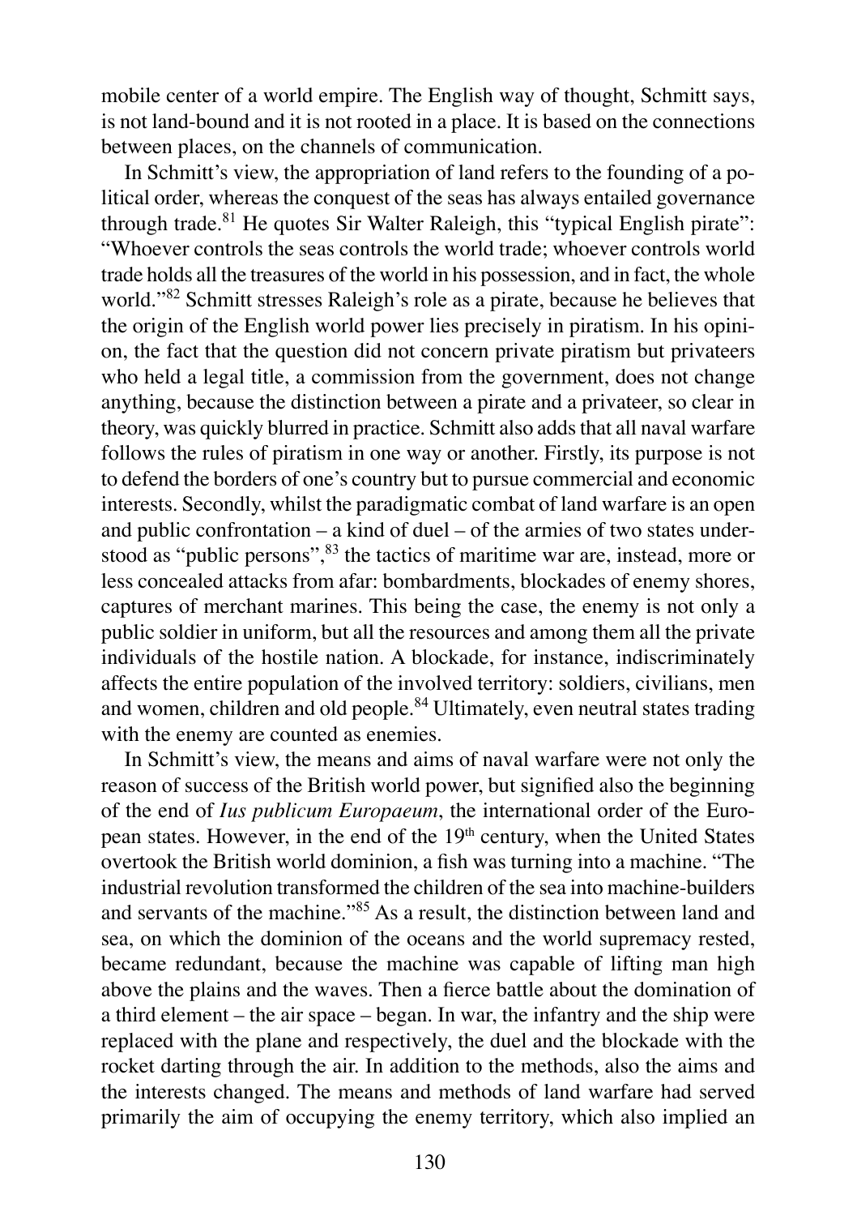mobile center of a world empire. The English way of thought, Schmitt says, is not land-bound and it is not rooted in a place. It is based on the connections between places, on the channels of communication.

In Schmitt's view, the appropriation of land refers to the founding of a political order, whereas the conquest of the seas has always entailed governance through trade.[81] He quotes Sir Walter Raleigh, this "typical English pirate": "Whoever controls the seas controls the world trade; whoever controls world trade holds all the treasures of the world in his possession, and in fact, the whole world."[82] Schmitt stresses Raleigh's role as a pirate, because he believes that the origin of the English world power lies precisely in piratism. In his opinion, the fact that the question did not concern private piratism but privateers who held a legal title, a commission from the government, does not change anything, because the distinction between a pirate and a privateer, so clear in theory, was quickly blurred in practice. Schmitt also adds that all naval warfare follows the rules of piratism in one way or another. Firstly, its purpose is not to defend the borders of one's country but to pursue commercial and economic interests. Secondly, whilst the paradigmatic combat of land warfare is an open and public confrontation – a kind of duel – of the armies of two states understood as "public persons",[83] the tactics of maritime war are, instead, more or less concealed attacks from afar: bombardments, blockades of enemy shores, captures of merchant marines. This being the case, the enemy is not only a public soldier in uniform, but all the resources and among them all the private individuals of the hostile nation. A blockade, for instance, indiscriminately affects the entire population of the involved territory: soldiers, civilians, men and women, children and old people.[84] Ultimately, even neutral states trading with the enemy are counted as enemies.

In Schmitt's view, the means and aims of naval warfare were not only the reason of success of the British world power, but signified also the beginning of the end of *Ius publicum Europaeum*, the international order of the European states. However, in the end of the 19th century, when the United States overtook the British world dominion, a fish was turning into a machine. "The industrial revolution transformed the children of the sea into machine-builders and servants of the machine."[85] As a result, the distinction between land and sea, on which the dominion of the oceans and the world supremacy rested, became redundant, because the machine was capable of lifting man high above the plains and the waves. Then a fierce battle about the domination of a third element – the air space – began. In war, the infantry and the ship were replaced with the plane and respectively, the duel and the blockade with the rocket darting through the air. In addition to the methods, also the aims and the interests changed. The means and methods of land warfare had served primarily the aim of occupying the enemy territory, which also implied an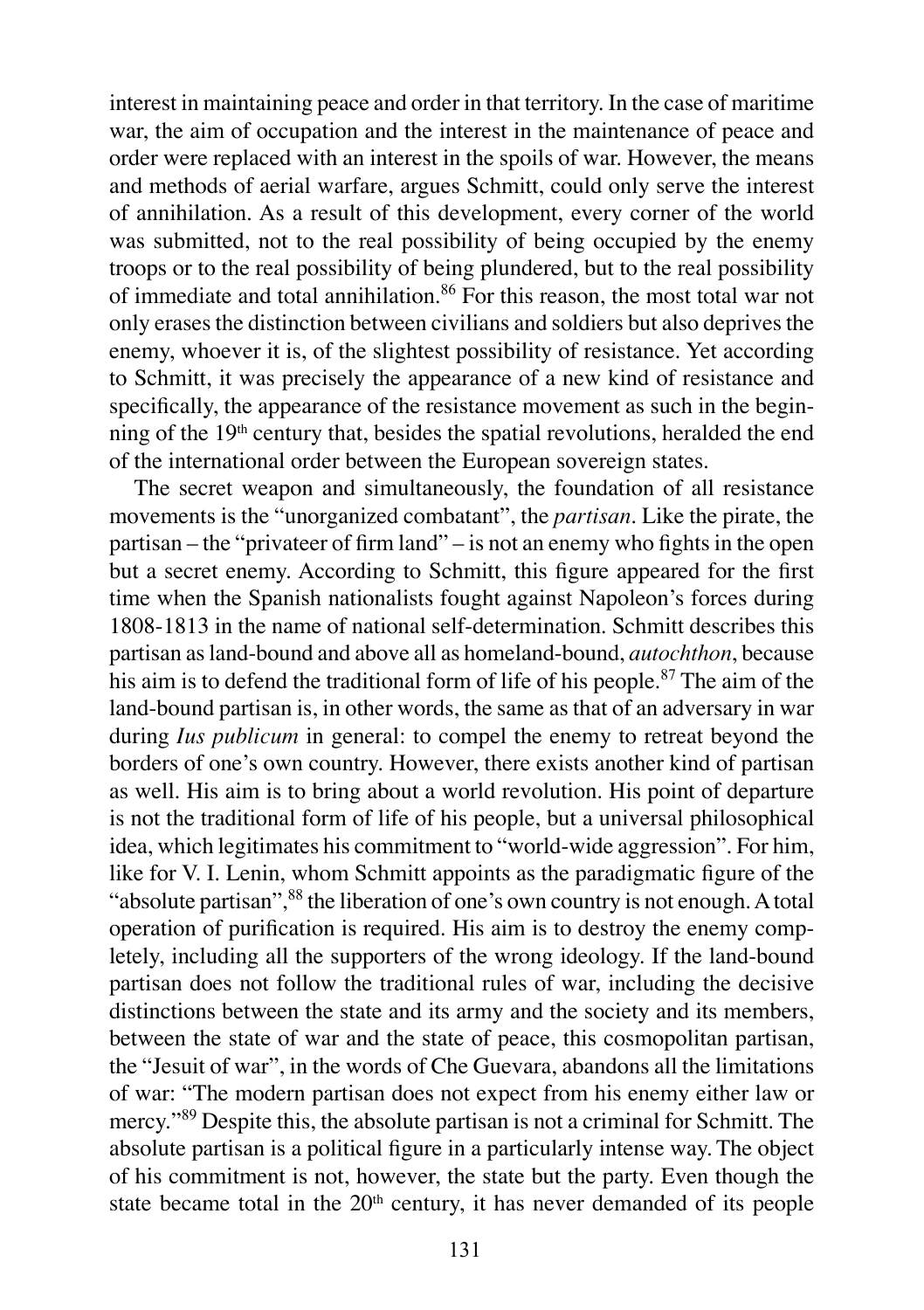interest in maintaining peace and order in that territory. In the case of maritime war, the aim of occupation and the interest in the maintenance of peace and order were replaced with an interest in the spoils of war. However, the means and methods of aerial warfare, argues Schmitt, could only serve the interest of annihilation. As a result of this development, every corner of the world was submitted, not to the real possibility of being occupied by the enemy troops or to the real possibility of being plundered, but to the real possibility of immediate and total annihilation.[86] For this reason, the most total war not only erases the distinction between civilians and soldiers but also deprives the enemy, whoever it is, of the slightest possibility of resistance. Yet according to Schmitt, it was precisely the appearance of a new kind of resistance and specifically, the appearance of the resistance movement as such in the beginning of the 19th century that, besides the spatial revolutions, heralded the end of the international order between the European sovereign states.

The secret weapon and simultaneously, the foundation of all resistance movements is the "unorganized combatant", the *partisan*. Like the pirate, the partisan – the "privateer of firm land" – is not an enemy who fights in the open but a secret enemy. According to Schmitt, this figure appeared for the first time when the Spanish nationalists fought against Napoleon's forces during 1808-1813 in the name of national self-determination. Schmitt describes this partisan as land-bound and above all as homeland-bound, *autochthon*, because his aim is to defend the traditional form of life of his people.[87] The aim of the land-bound partisan is, in other words, the same as that of an adversary in war during *Ius publicum* in general: to compel the enemy to retreat beyond the borders of one's own country. However, there exists another kind of partisan as well. His aim is to bring about a world revolution. His point of departure is not the traditional form of life of his people, but a universal philosophical idea, which legitimates his commitment to "world-wide aggression". For him, like for V. I. Lenin, whom Schmitt appoints as the paradigmatic figure of the "absolute partisan",[88] the liberation of one's own country is not enough. A total operation of purification is required. His aim is to destroy the enemy completely, including all the supporters of the wrong ideology. If the land-bound partisan does not follow the traditional rules of war, including the decisive distinctions between the state and its army and the society and its members, between the state of war and the state of peace, this cosmopolitan partisan, the "Jesuit of war", in the words of Che Guevara, abandons all the limitations of war: "The modern partisan does not expect from his enemy either law or mercy."[89] Despite this, the absolute partisan is not a criminal for Schmitt. The absolute partisan is a political figure in a particularly intense way. The object of his commitment is not, however, the state but the party. Even though the state became total in the 20th century, it has never demanded of its people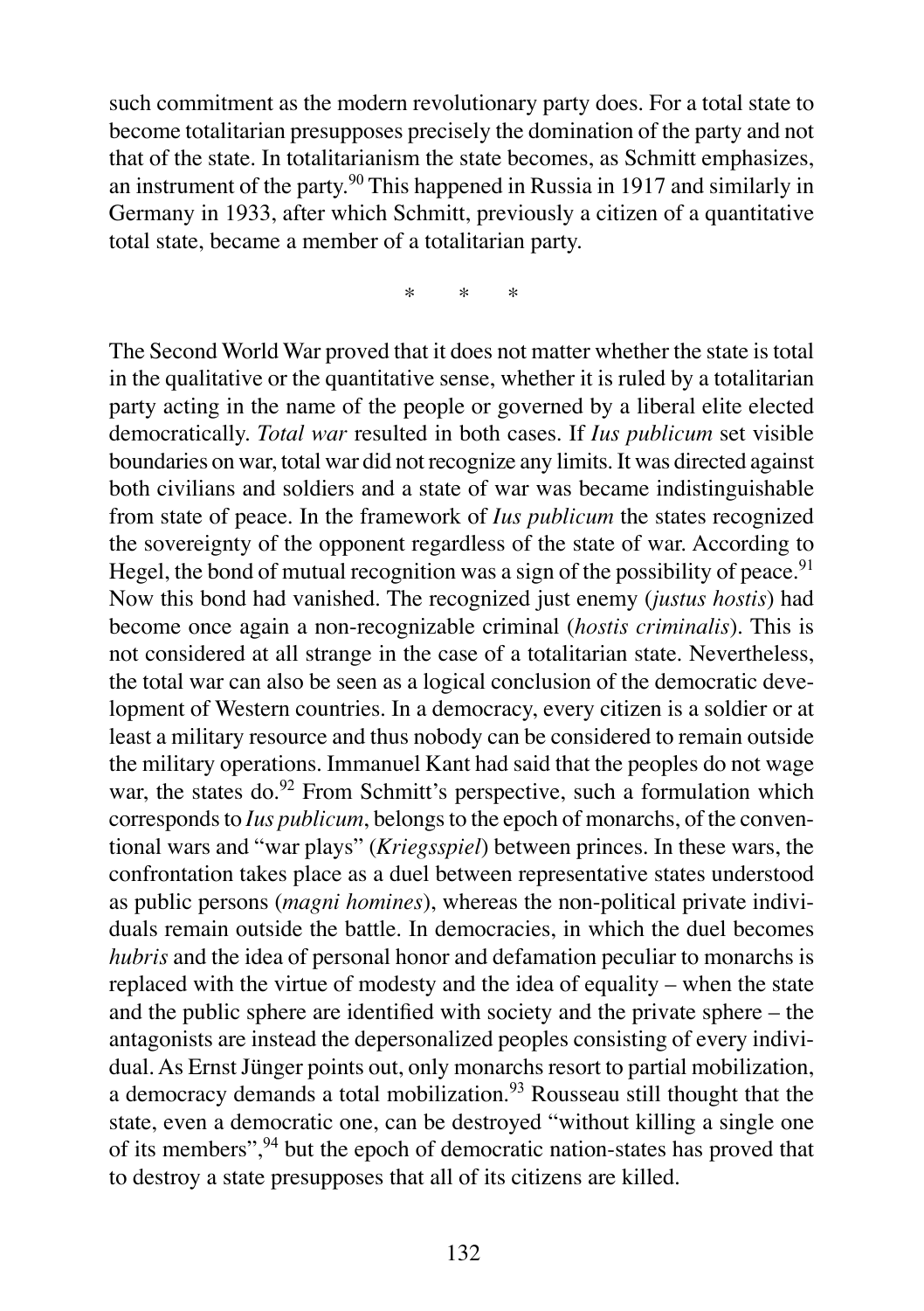such commitment as the modern revolutionary party does. For a total state to become totalitarian presupposes precisely the domination of the party and not that of the state. In totalitarianism the state becomes, as Schmitt emphasizes, an instrument of the party.[90] This happened in Russia in 1917 and similarly in Germany in 1933, after which Schmitt, previously a citizen of a quantitative total state, became a member of a totalitarian party.

\*     \*     \*

The Second World War proved that it does not matter whether the state is total in the qualitative or the quantitative sense, whether it is ruled by a totalitarian party acting in the name of the people or governed by a liberal elite elected democratically. *Total war* resulted in both cases. If *Ius publicum* set visible boundaries on war, total war did not recognize any limits. It was directed against both civilians and soldiers and a state of war was became indistinguishable from state of peace. In the framework of *Ius publicum* the states recognized the sovereignty of the opponent regardless of the state of war. According to Hegel, the bond of mutual recognition was a sign of the possibility of peace.[91] Now this bond had vanished. The recognized just enemy (*justus hostis*) had become once again a non-recognizable criminal (*hostis criminalis*). This is not considered at all strange in the case of a totalitarian state. Nevertheless, the total war can also be seen as a logical conclusion of the democratic development of Western countries. In a democracy, every citizen is a soldier or at least a military resource and thus nobody can be considered to remain outside the military operations. Immanuel Kant had said that the peoples do not wage war, the states do.[92] From Schmitt's perspective, such a formulation which corresponds to *Ius publicum*, belongs to the epoch of monarchs, of the conventional wars and "war plays" (*Kriegsspiel*) between princes. In these wars, the confrontation takes place as a duel between representative states understood as public persons (*magni homines*), whereas the non-political private individuals remain outside the battle. In democracies, in which the duel becomes *hubris* and the idea of personal honor and defamation peculiar to monarchs is replaced with the virtue of modesty and the idea of equality – when the state and the public sphere are identified with society and the private sphere – the antagonists are instead the depersonalized peoples consisting of every individual. As Ernst Jünger points out, only monarchs resort to partial mobilization, a democracy demands a total mobilization.[93] Rousseau still thought that the state, even a democratic one, can be destroyed "without killing a single one of its members",[94] but the epoch of democratic nation-states has proved that to destroy a state presupposes that all of its citizens are killed.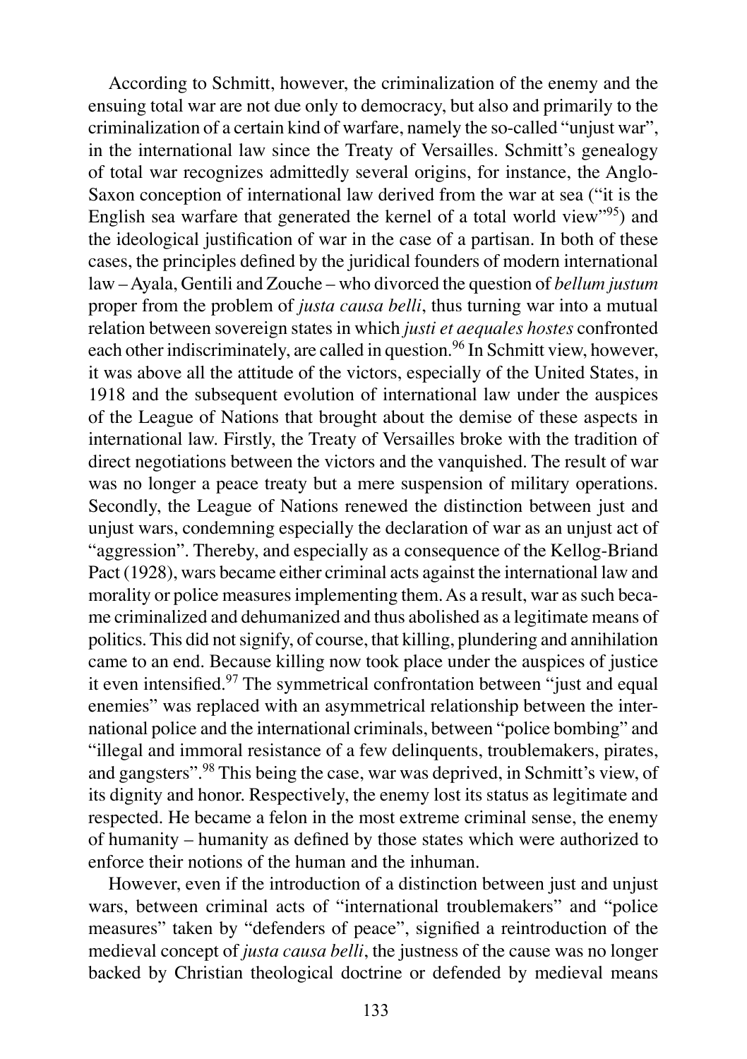According to Schmitt, however, the criminalization of the enemy and the ensuing total war are not due only to democracy, but also and primarily to the criminalization of a certain kind of warfare, namely the so-called "unjust war", in the international law since the Treaty of Versailles. Schmitt's genealogy of total war recognizes admittedly several origins, for instance, the Anglo-Saxon conception of international law derived from the war at sea ("it is the English sea warfare that generated the kernel of a total world view"[95]) and the ideological justification of war in the case of a partisan. In both of these cases, the principles defined by the juridical founders of modern international law – Ayala, Gentili and Zouche – who divorced the question of *bellum justum* proper from the problem of *justa causa belli*, thus turning war into a mutual relation between sovereign states in which *justi et aequales hostes* confronted each other indiscriminately, are called in question.[96] In Schmitt view, however, it was above all the attitude of the victors, especially of the United States, in 1918 and the subsequent evolution of international law under the auspices of the League of Nations that brought about the demise of these aspects in international law. Firstly, the Treaty of Versailles broke with the tradition of direct negotiations between the victors and the vanquished. The result of war was no longer a peace treaty but a mere suspension of military operations. Secondly, the League of Nations renewed the distinction between just and unjust wars, condemning especially the declaration of war as an unjust act of "aggression". Thereby, and especially as a consequence of the Kellog-Briand Pact (1928), wars became either criminal acts against the international law and morality or police measures implementing them. As a result, war as such became criminalized and dehumanized and thus abolished as a legitimate means of politics. This did not signify, of course, that killing, plundering and annihilation came to an end. Because killing now took place under the auspices of justice it even intensified.[97] The symmetrical confrontation between "just and equal enemies" was replaced with an asymmetrical relationship between the international police and the international criminals, between "police bombing" and "illegal and immoral resistance of a few delinquents, troublemakers, pirates, and gangsters".[98] This being the case, war was deprived, in Schmitt's view, of its dignity and honor. Respectively, the enemy lost its status as legitimate and respected. He became a felon in the most extreme criminal sense, the enemy of humanity – humanity as defined by those states which were authorized to enforce their notions of the human and the inhuman.

However, even if the introduction of a distinction between just and unjust wars, between criminal acts of "international troublemakers" and "police measures" taken by "defenders of peace", signified a reintroduction of the medieval concept of *justa causa belli*, the justness of the cause was no longer backed by Christian theological doctrine or defended by medieval means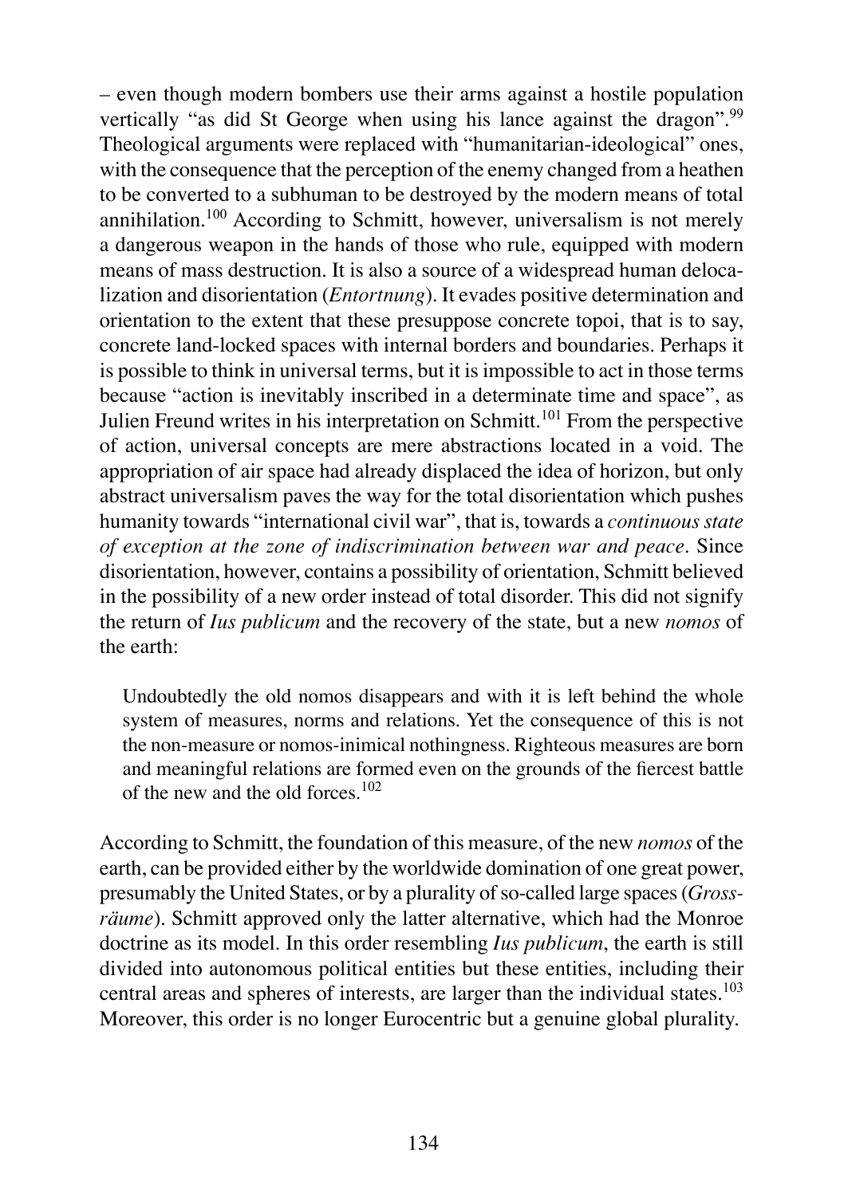– even though modern bombers use their arms against a hostile population vertically "as did St George when using his lance against the dragon".[99] Theological arguments were replaced with "humanitarian-ideological" ones, with the consequence that the perception of the enemy changed from a heathen to be converted to a subhuman to be destroyed by the modern means of total annihilation.[100] According to Schmitt, however, universalism is not merely a dangerous weapon in the hands of those who rule, equipped with modern means of mass destruction. It is also a source of a widespread human delocalization and disorientation (*Entortnung*). It evades positive determination and orientation to the extent that these presuppose concrete topoi, that is to say, concrete land-locked spaces with internal borders and boundaries. Perhaps it is possible to think in universal terms, but it is impossible to act in those terms because "action is inevitably inscribed in a determinate time and space", as Julien Freund writes in his interpretation on Schmitt.[101] From the perspective of action, universal concepts are mere abstractions located in a void. The appropriation of air space had already displaced the idea of horizon, but only abstract universalism paves the way for the total disorientation which pushes humanity towards "international civil war", that is, towards a *continuous state of exception at the zone of indiscrimination between war and peace*. Since disorientation, however, contains a possibility of orientation, Schmitt believed in the possibility of a new order instead of total disorder. This did not signify the return of *Ius publicum* and the recovery of the state, but a new *nomos* of the earth:

> Undoubtedly the old nomos disappears and with it is left behind the whole system of measures, norms and relations. Yet the consequence of this is not the non-measure or nomos-inimical nothingness. Righteous measures are born and meaningful relations are formed even on the grounds of the fiercest battle of the new and the old forces.[102]

According to Schmitt, the foundation of this measure, of the new *nomos* of the earth, can be provided either by the worldwide domination of one great power, presumably the United States, or by a plurality of so-called large spaces (*Grossräume*). Schmitt approved only the latter alternative, which had the Monroe doctrine as its model. In this order resembling *Ius publicum*, the earth is still divided into autonomous political entities but these entities, including their central areas and spheres of interests, are larger than the individual states.[103] Moreover, this order is no longer Eurocentric but a genuine global plurality.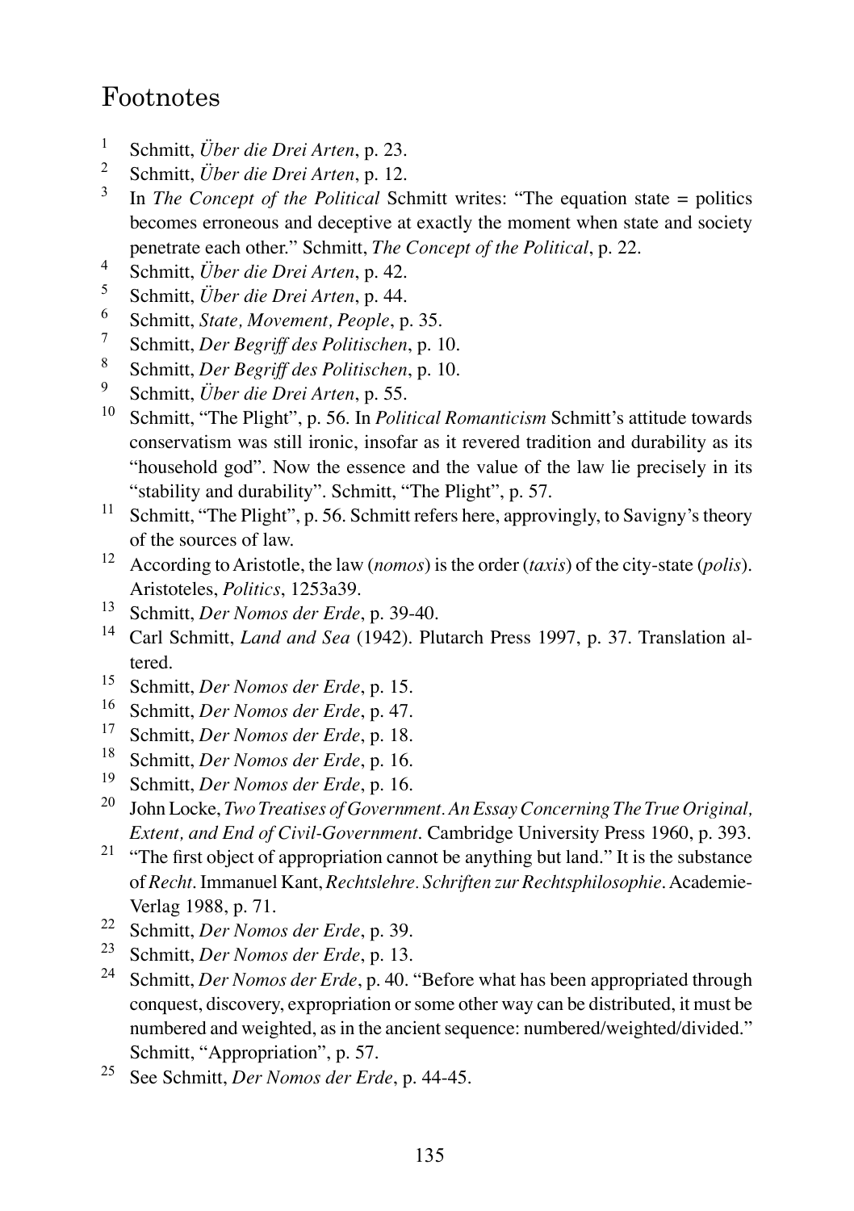## Footnotes

[1] Schmitt, *Über die Drei Arten*, p. 23.

[2] Schmitt, *Über die Drei Arten*, p. 12.

[3] In *The Concept of the Political* Schmitt writes: "The equation state = politics becomes erroneous and deceptive at exactly the moment when state and society penetrate each other." Schmitt, *The Concept of the Political*, p. 22.

[4] Schmitt, *Über die Drei Arten*, p. 42.

[5] Schmitt, *Über die Drei Arten*, p. 44.

[6] Schmitt, *State, Movement, People*, p. 35.

[7] Schmitt, *Der Begriff des Politischen*, p. 10.

[8] Schmitt, *Der Begriff des Politischen*, p. 10.

[9] Schmitt, *Über die Drei Arten*, p. 55.

[10] Schmitt, "The Plight", p. 56. In *Political Romanticism* Schmitt's attitude towards conservatism was still ironic, insofar as it revered tradition and durability as its "household god". Now the essence and the value of the law lie precisely in its "stability and durability". Schmitt, "The Plight", p. 57.

[11] Schmitt, "The Plight", p. 56. Schmitt refers here, approvingly, to Savigny's theory of the sources of law.

[12] According to Aristotle, the law (*nomos*) is the order (*taxis*) of the city-state (*polis*). Aristoteles, *Politics*, 1253a39.

[13] Schmitt, *Der Nomos der Erde*, p. 39-40.

[14] Carl Schmitt, *Land and Sea* (1942). Plutarch Press 1997, p. 37. Translation altered.

[15] Schmitt, *Der Nomos der Erde*, p. 15.

[16] Schmitt, *Der Nomos der Erde*, p. 47.

[17] Schmitt, *Der Nomos der Erde*, p. 18.

[18] Schmitt, *Der Nomos der Erde*, p. 16.

[19] Schmitt, *Der Nomos der Erde*, p. 16.

[20] John Locke, *Two Treatises of Government. An Essay Concerning The True Original, Extent, and End of Civil-Government*. Cambridge University Press 1960, p. 393.

[21] "The first object of appropriation cannot be anything but land." It is the substance of *Recht*. Immanuel Kant, *Rechtslehre. Schriften zur Rechtsphilosophie*. Academie-Verlag 1988, p. 71.

[22] Schmitt, *Der Nomos der Erde*, p. 39.

[23] Schmitt, *Der Nomos der Erde*, p. 13.

[24] Schmitt, *Der Nomos der Erde*, p. 40. "Before what has been appropriated through conquest, discovery, expropriation or some other way can be distributed, it must be numbered and weighted, as in the ancient sequence: numbered/weighted/divided." Schmitt, "Appropriation", p. 57.

[25] See Schmitt, *Der Nomos der Erde*, p. 44-45.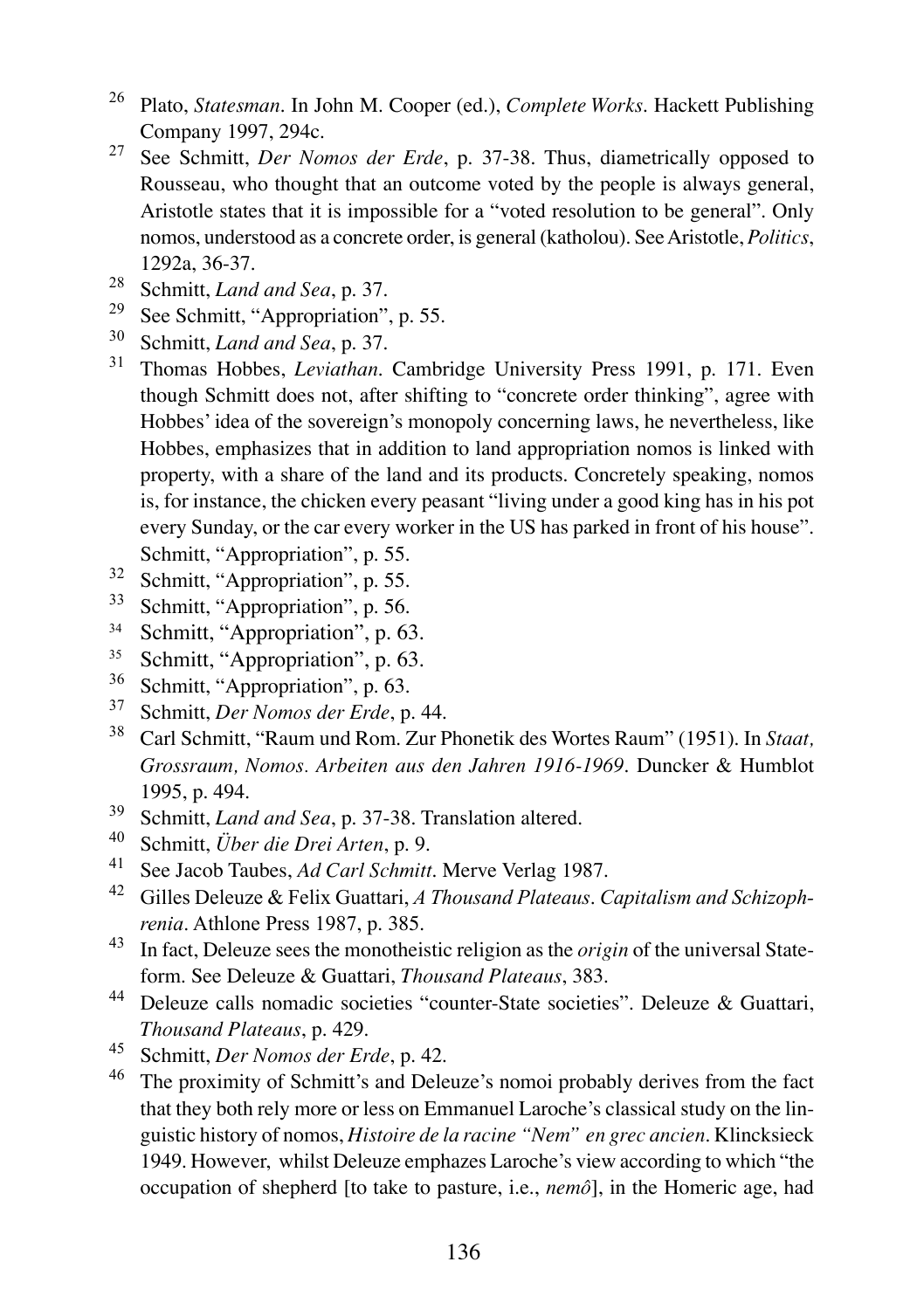[26] Plato, *Statesman*. In John M. Cooper (ed.), *Complete Works*. Hackett Publishing Company 1997, 294c.

[27] See Schmitt, *Der Nomos der Erde*, p. 37-38. Thus, diametrically opposed to Rousseau, who thought that an outcome voted by the people is always general, Aristotle states that it is impossible for a "voted resolution to be general". Only nomos, understood as a concrete order, is general (katholou). See Aristotle, *Politics*, 1292a, 36-37.

[28] Schmitt, *Land and Sea*, p. 37.

[29] See Schmitt, "Appropriation", p. 55.

[30] Schmitt, *Land and Sea*, p. 37.

[31] Thomas Hobbes, *Leviathan*. Cambridge University Press 1991, p. 171. Even though Schmitt does not, after shifting to "concrete order thinking", agree with Hobbes' idea of the sovereign's monopoly concerning laws, he nevertheless, like Hobbes, emphasizes that in addition to land appropriation nomos is linked with property, with a share of the land and its products. Concretely speaking, nomos is, for instance, the chicken every peasant "living under a good king has in his pot every Sunday, or the car every worker in the US has parked in front of his house". Schmitt, "Appropriation", p. 55.

[32] Schmitt, "Appropriation", p. 55.

[33] Schmitt, "Appropriation", p. 56.

[34] Schmitt, "Appropriation", p. 63.

[35] Schmitt, "Appropriation", p. 63.

[36] Schmitt, "Appropriation", p. 63.

[37] Schmitt, *Der Nomos der Erde*, p. 44.

[38] Carl Schmitt, "Raum und Rom. Zur Phonetik des Wortes Raum" (1951). In *Staat, Grossraum, Nomos. Arbeiten aus den Jahren 1916-1969*. Duncker & Humblot 1995, p. 494.

[39] Schmitt, *Land and Sea*, p. 37-38. Translation altered.

[40] Schmitt, *Über die Drei Arten*, p. 9.

[41] See Jacob Taubes, *Ad Carl Schmitt*. Merve Verlag 1987.

[42] Gilles Deleuze & Felix Guattari, *A Thousand Plateaus. Capitalism and Schizophrenia*. Athlone Press 1987, p. 385.

[43] In fact, Deleuze sees the monotheistic religion as the *origin* of the universal State-form. See Deleuze & Guattari, *Thousand Plateaus*, 383.

[44] Deleuze calls nomadic societies "counter-State societies". Deleuze & Guattari, *Thousand Plateaus*, p. 429.

[45] Schmitt, *Der Nomos der Erde*, p. 42.

[46] The proximity of Schmitt's and Deleuze's nomoi probably derives from the fact that they both rely more or less on Emmanuel Laroche's classical study on the linguistic history of nomos, *Histoire de la racine "Nem" en grec ancien*. Klincksieck 1949. However, whilst Deleuze emphazes Laroche's view according to which "the occupation of shepherd [to take to pasture, i.e., *nemô*], in the Homeric age, had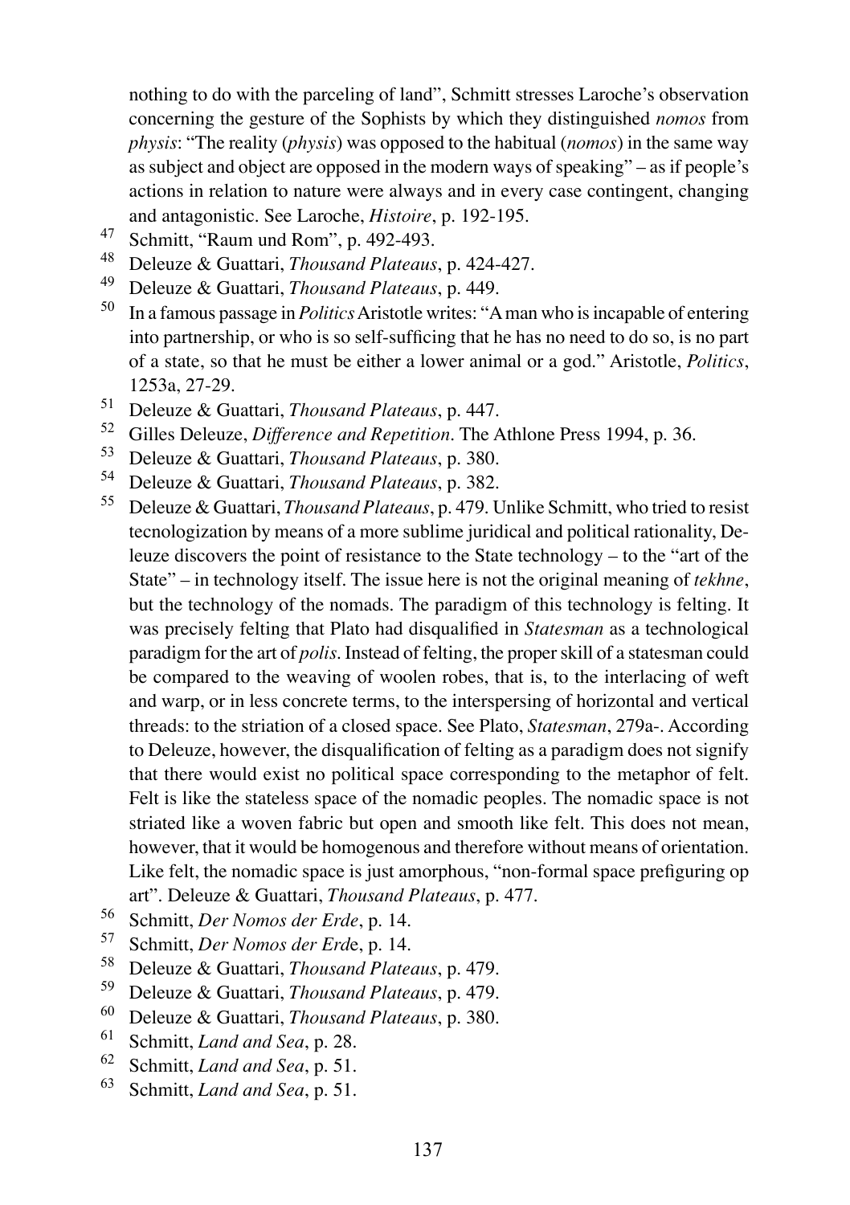nothing to do with the parceling of land", Schmitt stresses Laroche's observation concerning the gesture of the Sophists by which they distinguished *nomos* from *physis*: "The reality (*physis*) was opposed to the habitual (*nomos*) in the same way as subject and object are opposed in the modern ways of speaking" – as if people's actions in relation to nature were always and in every case contingent, changing and antagonistic. See Laroche, *Histoire*, p. 192-195.

47 Schmitt, "Raum und Rom", p. 492-493.

48 Deleuze & Guattari, *Thousand Plateaus*, p. 424-427.

49 Deleuze & Guattari, *Thousand Plateaus*, p. 449.

50 In a famous passage in *Politics* Aristotle writes: "A man who is incapable of entering into partnership, or who is so self-sufficing that he has no need to do so, is no part of a state, so that he must be either a lower animal or a god." Aristotle, *Politics*, 1253a, 27-29.

51 Deleuze & Guattari, *Thousand Plateaus*, p. 447.

52 Gilles Deleuze, *Difference and Repetition*. The Athlone Press 1994, p. 36.

53 Deleuze & Guattari, *Thousand Plateaus*, p. 380.

54 Deleuze & Guattari, *Thousand Plateaus*, p. 382.

55 Deleuze & Guattari, *Thousand Plateaus*, p. 479. Unlike Schmitt, who tried to resist tecnologization by means of a more sublime juridical and political rationality, Deleuze discovers the point of resistance to the State technology – to the "art of the State" – in technology itself. The issue here is not the original meaning of *tekhne*, but the technology of the nomads. The paradigm of this technology is felting. It was precisely felting that Plato had disqualified in *Statesman* as a technological paradigm for the art of *polis*. Instead of felting, the proper skill of a statesman could be compared to the weaving of woolen robes, that is, to the interlacing of weft and warp, or in less concrete terms, to the interspersing of horizontal and vertical threads: to the striation of a closed space. See Plato, *Statesman*, 279a-. According to Deleuze, however, the disqualification of felting as a paradigm does not signify that there would exist no political space corresponding to the metaphor of felt. Felt is like the stateless space of the nomadic peoples. The nomadic space is not striated like a woven fabric but open and smooth like felt. This does not mean, however, that it would be homogenous and therefore without means of orientation. Like felt, the nomadic space is just amorphous, "non-formal space prefiguring op art". Deleuze & Guattari, *Thousand Plateaus*, p. 477.

56 Schmitt, *Der Nomos der Erde*, p. 14.

57 Schmitt, *Der Nomos der Erd*e, p. 14.

58 Deleuze & Guattari, *Thousand Plateaus*, p. 479.

59 Deleuze & Guattari, *Thousand Plateaus*, p. 479.

60 Deleuze & Guattari, *Thousand Plateaus*, p. 380.

61 Schmitt, *Land and Sea*, p. 28.

62 Schmitt, *Land and Sea*, p. 51.

63 Schmitt, *Land and Sea*, p. 51.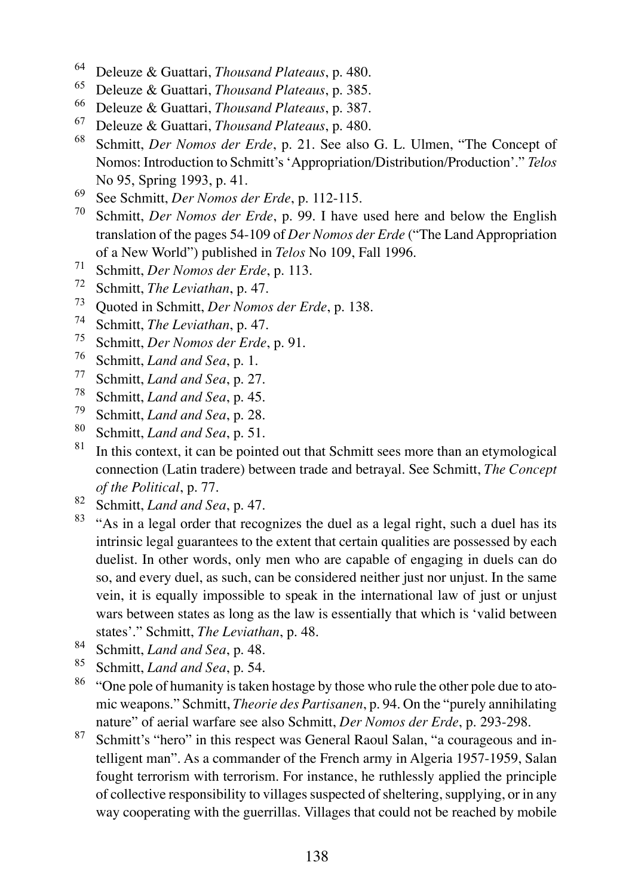64 Deleuze & Guattari, *Thousand Plateaus*, p. 480.

65 Deleuze & Guattari, *Thousand Plateaus*, p. 385.

66 Deleuze & Guattari, *Thousand Plateaus*, p. 387.

67 Deleuze & Guattari, *Thousand Plateaus*, p. 480.

68 Schmitt, *Der Nomos der Erde*, p. 21. See also G. L. Ulmen, "The Concept of Nomos: Introduction to Schmitt's 'Appropriation/Distribution/Production'." *Telos* No 95, Spring 1993, p. 41.

69 See Schmitt, *Der Nomos der Erde*, p. 112-115.

70 Schmitt, *Der Nomos der Erde*, p. 99. I have used here and below the English translation of the pages 54-109 of *Der Nomos der Erde* ("The Land Appropriation of a New World") published in *Telos* No 109, Fall 1996.

71 Schmitt, *Der Nomos der Erde*, p. 113.

72 Schmitt, *The Leviathan*, p. 47.

73 Quoted in Schmitt, *Der Nomos der Erde*, p. 138.

74 Schmitt, *The Leviathan*, p. 47.

75 Schmitt, *Der Nomos der Erde*, p. 91.

76 Schmitt, *Land and Sea*, p. 1.

77 Schmitt, *Land and Sea*, p. 27.

78 Schmitt, *Land and Sea*, p. 45.

79 Schmitt, *Land and Sea*, p. 28.

80 Schmitt, *Land and Sea*, p. 51.

81 In this context, it can be pointed out that Schmitt sees more than an etymological connection (Latin tradere) between trade and betrayal. See Schmitt, *The Concept of the Political*, p. 77.

82 Schmitt, *Land and Sea*, p. 47.

83 "As in a legal order that recognizes the duel as a legal right, such a duel has its intrinsic legal guarantees to the extent that certain qualities are possessed by each duelist. In other words, only men who are capable of engaging in duels can do so, and every duel, as such, can be considered neither just nor unjust. In the same vein, it is equally impossible to speak in the international law of just or unjust wars between states as long as the law is essentially that which is 'valid between states'." Schmitt, *The Leviathan*, p. 48.

84 Schmitt, *Land and Sea*, p. 48.

85 Schmitt, *Land and Sea*, p. 54.

86 "One pole of humanity is taken hostage by those who rule the other pole due to atomic weapons." Schmitt, *Theorie des Partisanen*, p. 94. On the "purely annihilating nature" of aerial warfare see also Schmitt, *Der Nomos der Erde*, p. 293-298.

87 Schmitt's "hero" in this respect was General Raoul Salan, "a courageous and intelligent man". As a commander of the French army in Algeria 1957-1959, Salan fought terrorism with terrorism. For instance, he ruthlessly applied the principle of collective responsibility to villages suspected of sheltering, supplying, or in any way cooperating with the guerrillas. Villages that could not be reached by mobile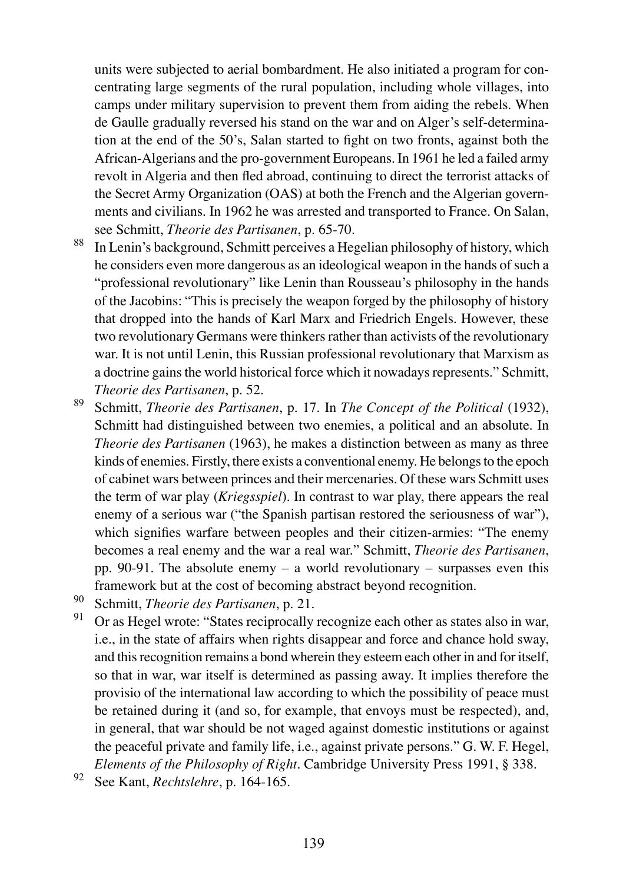units were subjected to aerial bombardment. He also initiated a program for concentrating large segments of the rural population, including whole villages, into camps under military supervision to prevent them from aiding the rebels. When de Gaulle gradually reversed his stand on the war and on Alger's self-determination at the end of the 50's, Salan started to fight on two fronts, against both the African-Algerians and the pro-government Europeans. In 1961 he led a failed army revolt in Algeria and then fled abroad, continuing to direct the terrorist attacks of the Secret Army Organization (OAS) at both the French and the Algerian governments and civilians. In 1962 he was arrested and transported to France. On Salan, see Schmitt, *Theorie des Partisanen*, p. 65-70.

[88] In Lenin's background, Schmitt perceives a Hegelian philosophy of history, which he considers even more dangerous as an ideological weapon in the hands of such a "professional revolutionary" like Lenin than Rousseau's philosophy in the hands of the Jacobins: "This is precisely the weapon forged by the philosophy of history that dropped into the hands of Karl Marx and Friedrich Engels. However, these two revolutionary Germans were thinkers rather than activists of the revolutionary war. It is not until Lenin, this Russian professional revolutionary that Marxism as a doctrine gains the world historical force which it nowadays represents." Schmitt, *Theorie des Partisanen*, p. 52.

[89] Schmitt, *Theorie des Partisanen*, p. 17. In *The Concept of the Political* (1932), Schmitt had distinguished between two enemies, a political and an absolute. In *Theorie des Partisanen* (1963), he makes a distinction between as many as three kinds of enemies. Firstly, there exists a conventional enemy. He belongs to the epoch of cabinet wars between princes and their mercenaries. Of these wars Schmitt uses the term of war play (*Kriegsspiel*). In contrast to war play, there appears the real enemy of a serious war ("the Spanish partisan restored the seriousness of war"), which signifies warfare between peoples and their citizen-armies: "The enemy becomes a real enemy and the war a real war." Schmitt, *Theorie des Partisanen*, pp. 90-91. The absolute enemy – a world revolutionary – surpasses even this framework but at the cost of becoming abstract beyond recognition.

[90] Schmitt, *Theorie des Partisanen*, p. 21.

[91] Or as Hegel wrote: "States reciprocally recognize each other as states also in war, i.e., in the state of affairs when rights disappear and force and chance hold sway, and this recognition remains a bond wherein they esteem each other in and for itself, so that in war, war itself is determined as passing away. It implies therefore the provisio of the international law according to which the possibility of peace must be retained during it (and so, for example, that envoys must be respected), and, in general, that war should be not waged against domestic institutions or against the peaceful private and family life, i.e., against private persons." G. W. F. Hegel, *Elements of the Philosophy of Right*. Cambridge University Press 1991, § 338.

[92] See Kant, *Rechtslehre*, p. 164-165.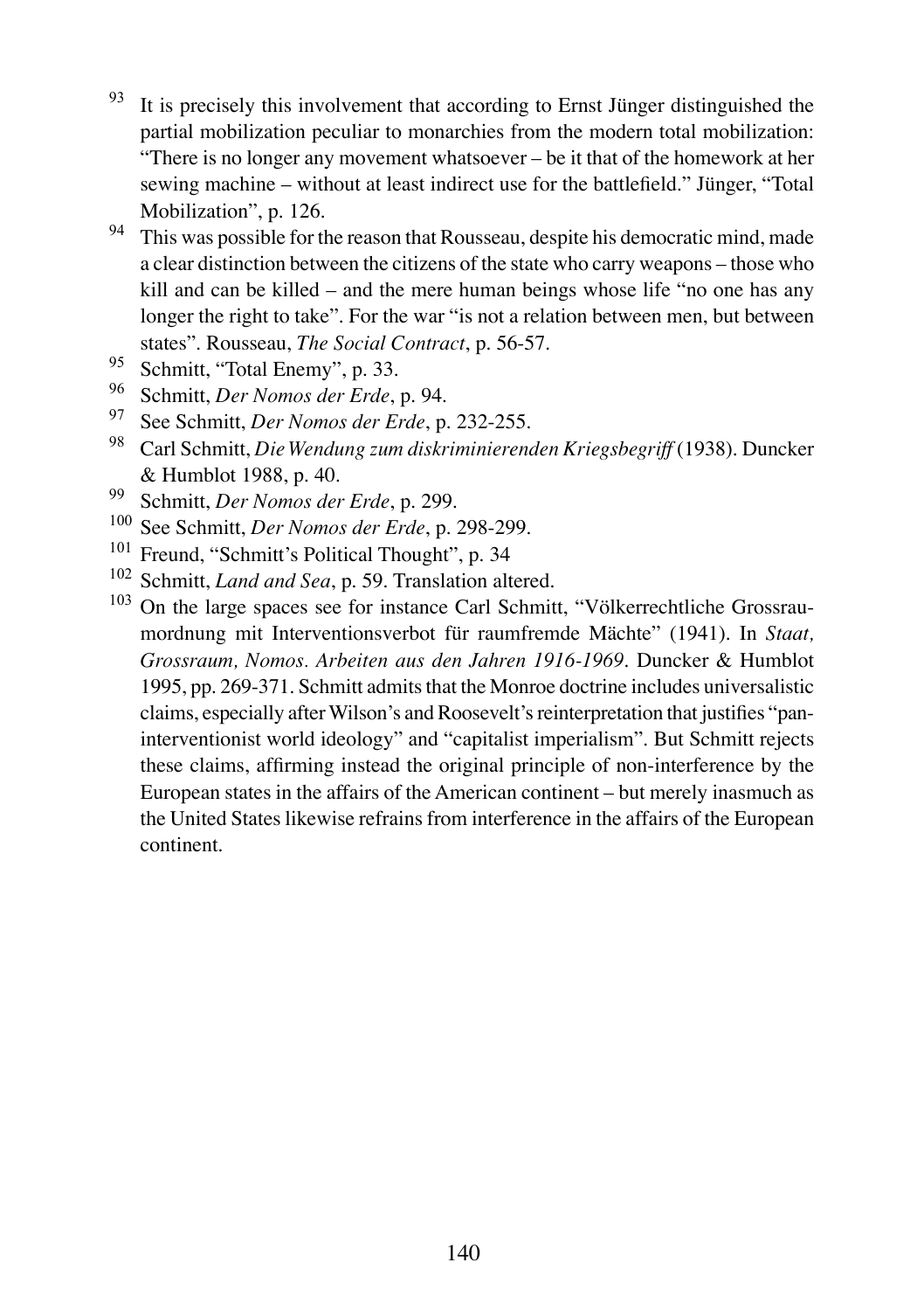93 It is precisely this involvement that according to Ernst Jünger distinguished the partial mobilization peculiar to monarchies from the modern total mobilization: "There is no longer any movement whatsoever – be it that of the homework at her sewing machine – without at least indirect use for the battlefield." Jünger, "Total Mobilization", p. 126.

94 This was possible for the reason that Rousseau, despite his democratic mind, made a clear distinction between the citizens of the state who carry weapons – those who kill and can be killed – and the mere human beings whose life "no one has any longer the right to take". For the war "is not a relation between men, but between states". Rousseau, *The Social Contract*, p. 56-57.

95 Schmitt, "Total Enemy", p. 33.

96 Schmitt, *Der Nomos der Erde*, p. 94.

97 See Schmitt, *Der Nomos der Erde*, p. 232-255.

98 Carl Schmitt, *Die Wendung zum diskriminierenden Kriegsbegriff* (1938). Duncker & Humblot 1988, p. 40.

99 Schmitt, *Der Nomos der Erde*, p. 299.

100 See Schmitt, *Der Nomos der Erde*, p. 298-299.

101 Freund, "Schmitt's Political Thought", p. 34

102 Schmitt, *Land and Sea*, p. 59. Translation altered.

103 On the large spaces see for instance Carl Schmitt, "Völkerrechtliche Grossraumordnung mit Interventionsverbot für raumfremde Mächte" (1941). In *Staat, Grossraum, Nomos. Arbeiten aus den Jahren 1916-1969*. Duncker & Humblot 1995, pp. 269-371. Schmitt admits that the Monroe doctrine includes universalistic claims, especially after Wilson's and Roosevelt's reinterpretation that justifies "pan-interventionist world ideology" and "capitalist imperialism". But Schmitt rejects these claims, affirming instead the original principle of non-interference by the European states in the affairs of the American continent – but merely inasmuch as the United States likewise refrains from interference in the affairs of the European continent.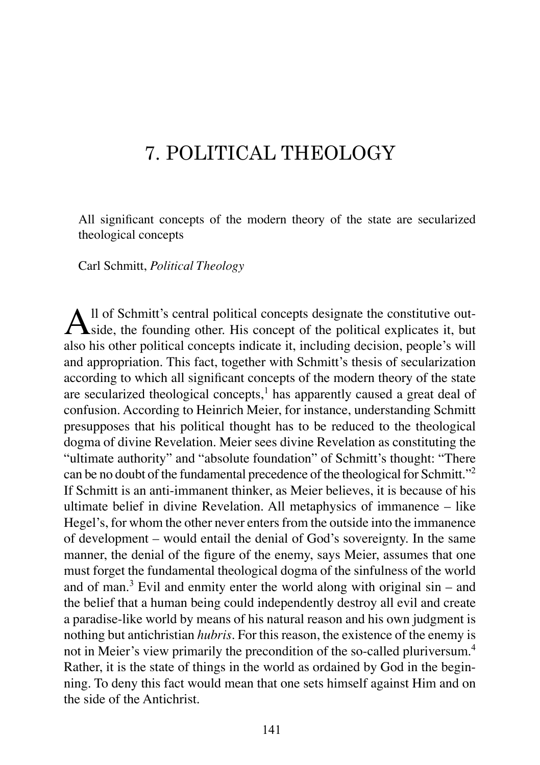# 7. POLITICAL THEOLOGY

All significant concepts of the modern theory of the state are secularized theological concepts

Carl Schmitt, *Political Theology*

All of Schmitt's central political concepts designate the constitutive outside, the founding other. His concept of the political explicates it, but also his other political concepts indicate it, including decision, people's will and appropriation. This fact, together with Schmitt's thesis of secularization according to which all significant concepts of the modern theory of the state are secularized theological concepts,[1] has apparently caused a great deal of confusion. According to Heinrich Meier, for instance, understanding Schmitt presupposes that his political thought has to be reduced to the theological dogma of divine Revelation. Meier sees divine Revelation as constituting the "ultimate authority" and "absolute foundation" of Schmitt's thought: "There can be no doubt of the fundamental precedence of the theological for Schmitt."[2] If Schmitt is an anti-immanent thinker, as Meier believes, it is because of his ultimate belief in divine Revelation. All metaphysics of immanence – like Hegel's, for whom the other never enters from the outside into the immanence of development – would entail the denial of God's sovereignty. In the same manner, the denial of the figure of the enemy, says Meier, assumes that one must forget the fundamental theological dogma of the sinfulness of the world and of man.[3] Evil and enmity enter the world along with original sin – and the belief that a human being could independently destroy all evil and create a paradise-like world by means of his natural reason and his own judgment is nothing but antichristian *hubris*. For this reason, the existence of the enemy is not in Meier's view primarily the precondition of the so-called pluriversum.[4] Rather, it is the state of things in the world as ordained by God in the beginning. To deny this fact would mean that one sets himself against Him and on the side of the Antichrist.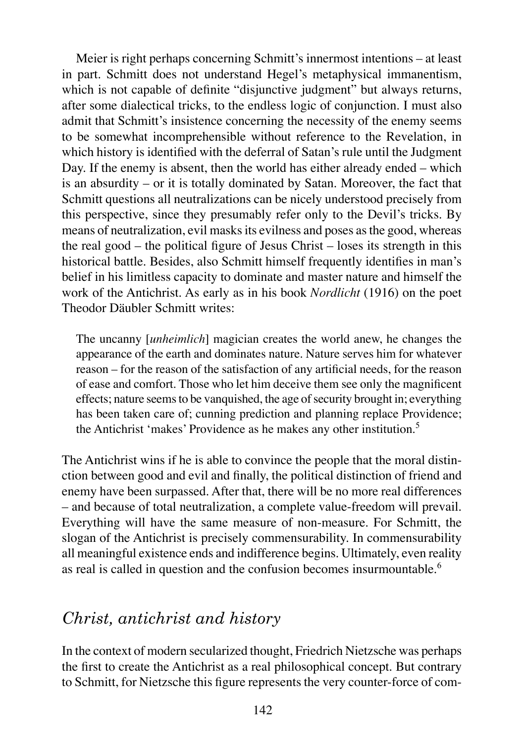Meier is right perhaps concerning Schmitt's innermost intentions – at least in part. Schmitt does not understand Hegel's metaphysical immanentism, which is not capable of definite "disjunctive judgment" but always returns, after some dialectical tricks, to the endless logic of conjunction. I must also admit that Schmitt's insistence concerning the necessity of the enemy seems to be somewhat incomprehensible without reference to the Revelation, in which history is identified with the deferral of Satan's rule until the Judgment Day. If the enemy is absent, then the world has either already ended – which is an absurdity – or it is totally dominated by Satan. Moreover, the fact that Schmitt questions all neutralizations can be nicely understood precisely from this perspective, since they presumably refer only to the Devil's tricks. By means of neutralization, evil masks its evilness and poses as the good, whereas the real good – the political figure of Jesus Christ – loses its strength in this historical battle. Besides, also Schmitt himself frequently identifies in man's belief in his limitless capacity to dominate and master nature and himself the work of the Antichrist. As early as in his book *Nordlicht* (1916) on the poet Theodor Däubler Schmitt writes:

> The uncanny [*unheimlich*] magician creates the world anew, he changes the appearance of the earth and dominates nature. Nature serves him for whatever reason – for the reason of the satisfaction of any artificial needs, for the reason of ease and comfort. Those who let him deceive them see only the magnificent effects; nature seems to be vanquished, the age of security brought in; everything has been taken care of; cunning prediction and planning replace Providence; the Antichrist 'makes' Providence as he makes any other institution.[5]

The Antichrist wins if he is able to convince the people that the moral distinction between good and evil and finally, the political distinction of friend and enemy have been surpassed. After that, there will be no more real differences – and because of total neutralization, a complete value-freedom will prevail. Everything will have the same measure of non-measure. For Schmitt, the slogan of the Antichrist is precisely commensurability. In commensurability all meaningful existence ends and indifference begins. Ultimately, even reality as real is called in question and the confusion becomes insurmountable.[6]

## *Christ, antichrist and history*

In the context of modern secularized thought, Friedrich Nietzsche was perhaps the first to create the Antichrist as a real philosophical concept. But contrary to Schmitt, for Nietzsche this figure represents the very counter-force of com-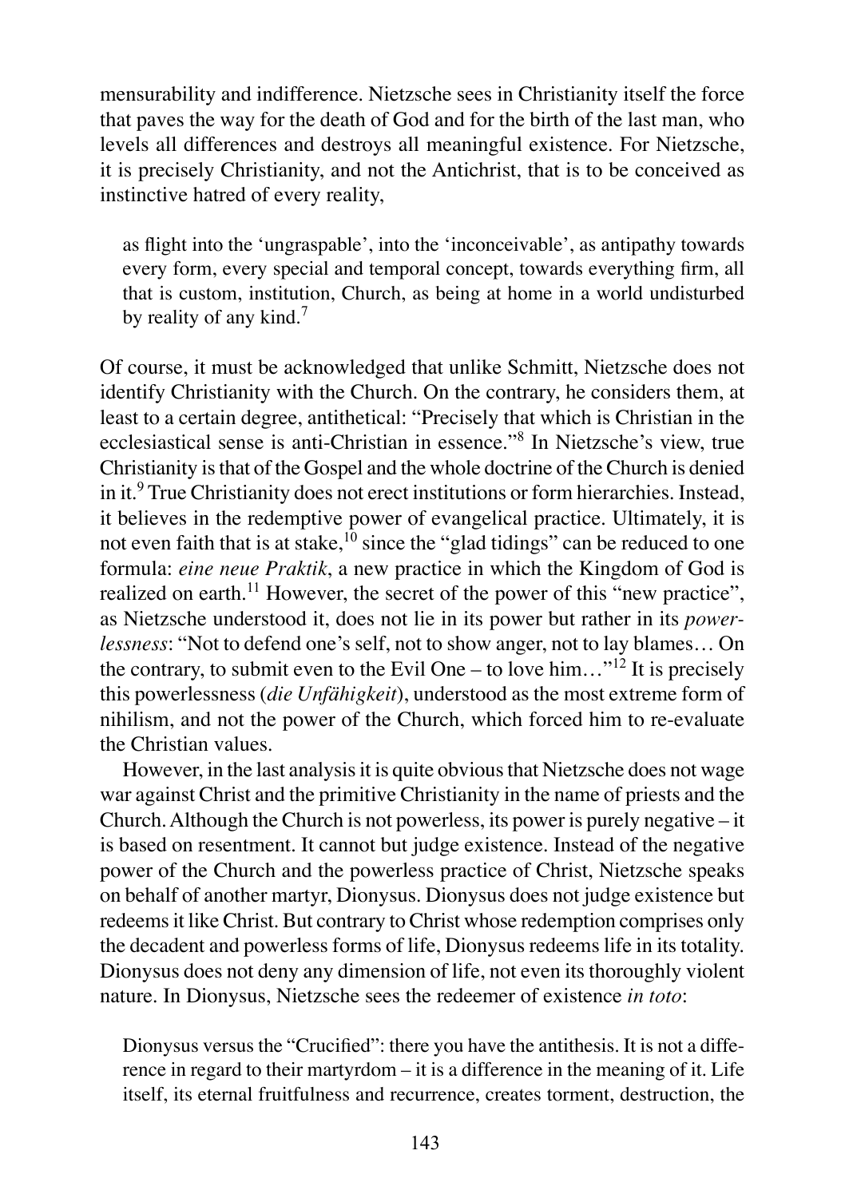mensurability and indifference. Nietzsche sees in Christianity itself the force that paves the way for the death of God and for the birth of the last man, who levels all differences and destroys all meaningful existence. For Nietzsche, it is precisely Christianity, and not the Antichrist, that is to be conceived as instinctive hatred of every reality,

> as flight into the 'ungraspable', into the 'inconceivable', as antipathy towards every form, every special and temporal concept, towards everything firm, all that is custom, institution, Church, as being at home in a world undisturbed by reality of any kind.[7]

Of course, it must be acknowledged that unlike Schmitt, Nietzsche does not identify Christianity with the Church. On the contrary, he considers them, at least to a certain degree, antithetical: "Precisely that which is Christian in the ecclesiastical sense is anti-Christian in essence."[8] In Nietzsche's view, true Christianity is that of the Gospel and the whole doctrine of the Church is denied in it.[9] True Christianity does not erect institutions or form hierarchies. Instead, it believes in the redemptive power of evangelical practice. Ultimately, it is not even faith that is at stake,[10] since the "glad tidings" can be reduced to one formula: *eine neue Praktik*, a new practice in which the Kingdom of God is realized on earth.[11] However, the secret of the power of this "new practice", as Nietzsche understood it, does not lie in its power but rather in its *powerlessness*: "Not to defend one's self, not to show anger, not to lay blames… On the contrary, to submit even to the Evil One – to love him…"[12] It is precisely this powerlessness (*die Unfähigkeit*), understood as the most extreme form of nihilism, and not the power of the Church, which forced him to re-evaluate the Christian values.

However, in the last analysis it is quite obvious that Nietzsche does not wage war against Christ and the primitive Christianity in the name of priests and the Church. Although the Church is not powerless, its power is purely negative – it is based on resentment. It cannot but judge existence. Instead of the negative power of the Church and the powerless practice of Christ, Nietzsche speaks on behalf of another martyr, Dionysus. Dionysus does not judge existence but redeems it like Christ. But contrary to Christ whose redemption comprises only the decadent and powerless forms of life, Dionysus redeems life in its totality. Dionysus does not deny any dimension of life, not even its thoroughly violent nature. In Dionysus, Nietzsche sees the redeemer of existence *in toto*:

> Dionysus versus the "Crucified": there you have the antithesis. It is not a difference in regard to their martyrdom – it is a difference in the meaning of it. Life itself, its eternal fruitfulness and recurrence, creates torment, destruction, the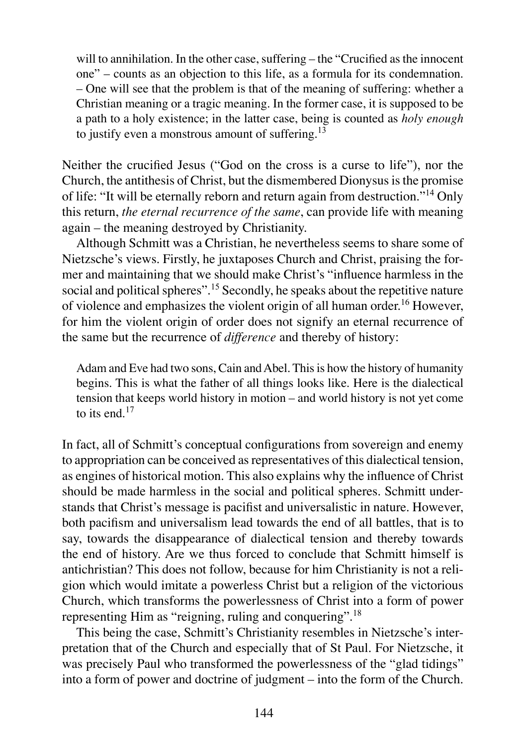> will to annihilation. In the other case, suffering – the "Crucified as the innocent one" – counts as an objection to this life, as a formula for its condemnation. – One will see that the problem is that of the meaning of suffering: whether a Christian meaning or a tragic meaning. In the former case, it is supposed to be a path to a holy existence; in the latter case, being is counted as *holy enough* to justify even a monstrous amount of suffering.[13]

Neither the crucified Jesus ("God on the cross is a curse to life"), nor the Church, the antithesis of Christ, but the dismembered Dionysus is the promise of life: "It will be eternally reborn and return again from destruction."[14] Only this return, *the eternal recurrence of the same*, can provide life with meaning again – the meaning destroyed by Christianity.

Although Schmitt was a Christian, he nevertheless seems to share some of Nietzsche's views. Firstly, he juxtaposes Church and Christ, praising the former and maintaining that we should make Christ's "influence harmless in the social and political spheres".[15] Secondly, he speaks about the repetitive nature of violence and emphasizes the violent origin of all human order.[16] However, for him the violent origin of order does not signify an eternal recurrence of the same but the recurrence of *difference* and thereby of history:

> Adam and Eve had two sons, Cain and Abel. This is how the history of humanity begins. This is what the father of all things looks like. Here is the dialectical tension that keeps world history in motion – and world history is not yet come to its end.[17]

In fact, all of Schmitt's conceptual configurations from sovereign and enemy to appropriation can be conceived as representatives of this dialectical tension, as engines of historical motion. This also explains why the influence of Christ should be made harmless in the social and political spheres. Schmitt understands that Christ's message is pacifist and universalistic in nature. However, both pacifism and universalism lead towards the end of all battles, that is to say, towards the disappearance of dialectical tension and thereby towards the end of history. Are we thus forced to conclude that Schmitt himself is antichristian? This does not follow, because for him Christianity is not a religion which would imitate a powerless Christ but a religion of the victorious Church, which transforms the powerlessness of Christ into a form of power representing Him as "reigning, ruling and conquering".[18]

This being the case, Schmitt's Christianity resembles in Nietzsche's interpretation that of the Church and especially that of St Paul. For Nietzsche, it was precisely Paul who transformed the powerlessness of the "glad tidings" into a form of power and doctrine of judgment – into the form of the Church.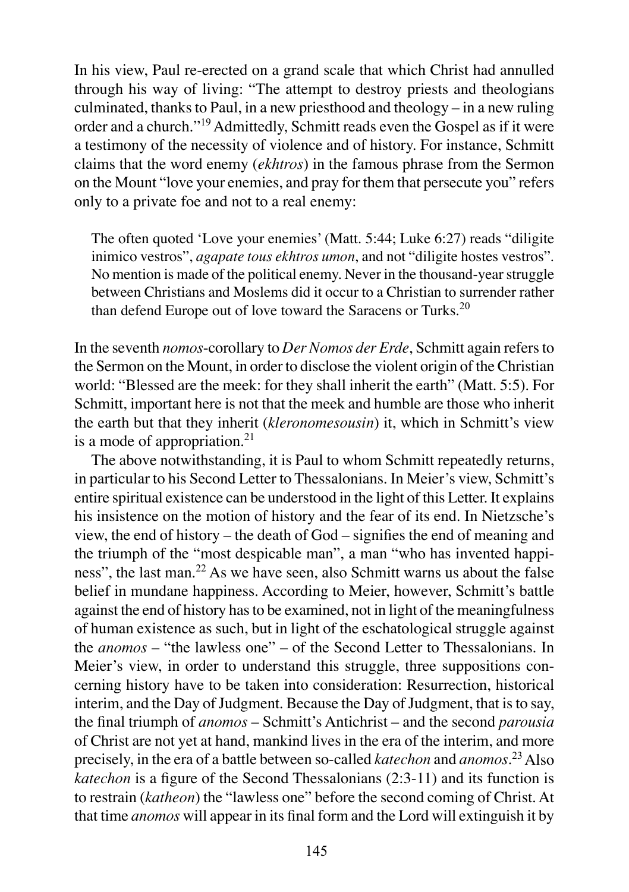In his view, Paul re-erected on a grand scale that which Christ had annulled through his way of living: "The attempt to destroy priests and theologians culminated, thanks to Paul, in a new priesthood and theology – in a new ruling order and a church."[19] Admittedly, Schmitt reads even the Gospel as if it were a testimony of the necessity of violence and of history. For instance, Schmitt claims that the word enemy (*ekhtros*) in the famous phrase from the Sermon on the Mount "love your enemies, and pray for them that persecute you" refers only to a private foe and not to a real enemy:

> The often quoted 'Love your enemies' (Matt. 5:44; Luke 6:27) reads "diligite inimico vestros", *agapate tous ekhtros umon*, and not "diligite hostes vestros". No mention is made of the political enemy. Never in the thousand-year struggle between Christians and Moslems did it occur to a Christian to surrender rather than defend Europe out of love toward the Saracens or Turks.[20]

In the seventh *nomos*-corollary to *Der Nomos der Erde*, Schmitt again refers to the Sermon on the Mount, in order to disclose the violent origin of the Christian world: "Blessed are the meek: for they shall inherit the earth" (Matt. 5:5). For Schmitt, important here is not that the meek and humble are those who inherit the earth but that they inherit (*kleronomesousin*) it, which in Schmitt's view is a mode of appropriation.[21]

The above notwithstanding, it is Paul to whom Schmitt repeatedly returns, in particular to his Second Letter to Thessalonians. In Meier's view, Schmitt's entire spiritual existence can be understood in the light of this Letter. It explains his insistence on the motion of history and the fear of its end. In Nietzsche's view, the end of history – the death of God – signifies the end of meaning and the triumph of the "most despicable man", a man "who has invented happiness", the last man.[22] As we have seen, also Schmitt warns us about the false belief in mundane happiness. According to Meier, however, Schmitt's battle against the end of history has to be examined, not in light of the meaningfulness of human existence as such, but in light of the eschatological struggle against the *anomos* – "the lawless one" – of the Second Letter to Thessalonians. In Meier's view, in order to understand this struggle, three suppositions concerning history have to be taken into consideration: Resurrection, historical interim, and the Day of Judgment. Because the Day of Judgment, that is to say, the final triumph of *anomos* – Schmitt's Antichrist – and the second *parousia* of Christ are not yet at hand, mankind lives in the era of the interim, and more precisely, in the era of a battle between so-called *katechon* and *anomos*.[23] Also *katechon* is a figure of the Second Thessalonians (2:3-11) and its function is to restrain (*katheon*) the "lawless one" before the second coming of Christ. At that time *anomos* will appear in its final form and the Lord will extinguish it by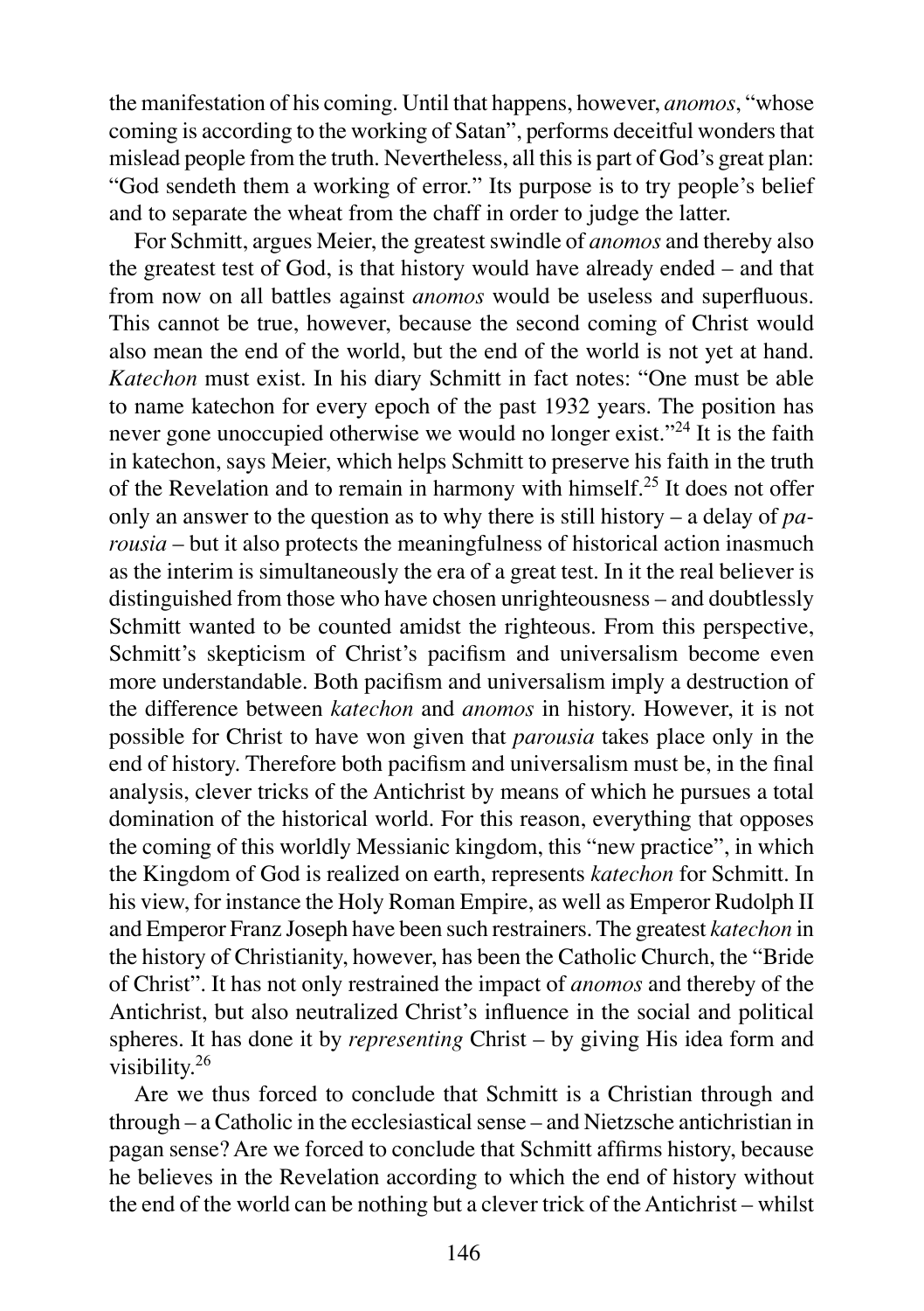the manifestation of his coming. Until that happens, however, *anomos*, "whose coming is according to the working of Satan", performs deceitful wonders that mislead people from the truth. Nevertheless, all this is part of God's great plan: "God sendeth them a working of error." Its purpose is to try people's belief and to separate the wheat from the chaff in order to judge the latter.

For Schmitt, argues Meier, the greatest swindle of *anomos* and thereby also the greatest test of God, is that history would have already ended – and that from now on all battles against *anomos* would be useless and superfluous. This cannot be true, however, because the second coming of Christ would also mean the end of the world, but the end of the world is not yet at hand. *Katechon* must exist. In his diary Schmitt in fact notes: "One must be able to name katechon for every epoch of the past 1932 years. The position has never gone unoccupied otherwise we would no longer exist."[24] It is the faith in katechon, says Meier, which helps Schmitt to preserve his faith in the truth of the Revelation and to remain in harmony with himself.[25] It does not offer only an answer to the question as to why there is still history – a delay of *parousia* – but it also protects the meaningfulness of historical action inasmuch as the interim is simultaneously the era of a great test. In it the real believer is distinguished from those who have chosen unrighteousness – and doubtlessly Schmitt wanted to be counted amidst the righteous. From this perspective, Schmitt's skepticism of Christ's pacifism and universalism become even more understandable. Both pacifism and universalism imply a destruction of the difference between *katechon* and *anomos* in history. However, it is not possible for Christ to have won given that *parousia* takes place only in the end of history. Therefore both pacifism and universalism must be, in the final analysis, clever tricks of the Antichrist by means of which he pursues a total domination of the historical world. For this reason, everything that opposes the coming of this worldly Messianic kingdom, this "new practice", in which the Kingdom of God is realized on earth, represents *katechon* for Schmitt. In his view, for instance the Holy Roman Empire, as well as Emperor Rudolph II and Emperor Franz Joseph have been such restrainers. The greatest *katechon* in the history of Christianity, however, has been the Catholic Church, the "Bride of Christ". It has not only restrained the impact of *anomos* and thereby of the Antichrist, but also neutralized Christ's influence in the social and political spheres. It has done it by *representing* Christ – by giving His idea form and visibility.[26]

Are we thus forced to conclude that Schmitt is a Christian through and through – a Catholic in the ecclesiastical sense – and Nietzsche antichristian in pagan sense? Are we forced to conclude that Schmitt affirms history, because he believes in the Revelation according to which the end of history without the end of the world can be nothing but a clever trick of the Antichrist – whilst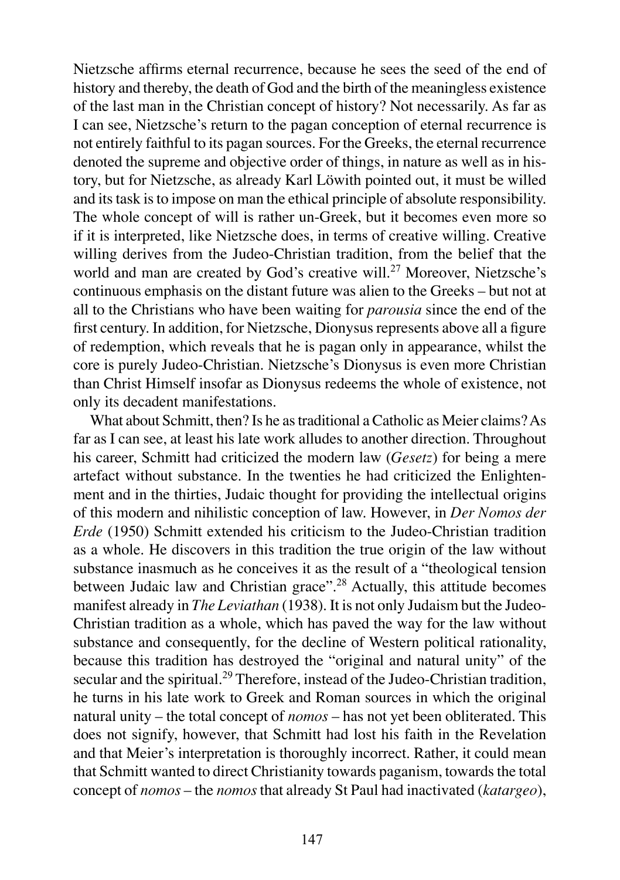Nietzsche affirms eternal recurrence, because he sees the seed of the end of history and thereby, the death of God and the birth of the meaningless existence of the last man in the Christian concept of history? Not necessarily. As far as I can see, Nietzsche's return to the pagan conception of eternal recurrence is not entirely faithful to its pagan sources. For the Greeks, the eternal recurrence denoted the supreme and objective order of things, in nature as well as in history, but for Nietzsche, as already Karl Löwith pointed out, it must be willed and its task is to impose on man the ethical principle of absolute responsibility. The whole concept of will is rather un-Greek, but it becomes even more so if it is interpreted, like Nietzsche does, in terms of creative willing. Creative willing derives from the Judeo-Christian tradition, from the belief that the world and man are created by God's creative will.[27] Moreover, Nietzsche's continuous emphasis on the distant future was alien to the Greeks – but not at all to the Christians who have been waiting for *parousia* since the end of the first century. In addition, for Nietzsche, Dionysus represents above all a figure of redemption, which reveals that he is pagan only in appearance, whilst the core is purely Judeo-Christian. Nietzsche's Dionysus is even more Christian than Christ Himself insofar as Dionysus redeems the whole of existence, not only its decadent manifestations.

What about Schmitt, then? Is he as traditional a Catholic as Meier claims? As far as I can see, at least his late work alludes to another direction. Throughout his career, Schmitt had criticized the modern law (*Gesetz*) for being a mere artefact without substance. In the twenties he had criticized the Enlightenment and in the thirties, Judaic thought for providing the intellectual origins of this modern and nihilistic conception of law. However, in *Der Nomos der Erde* (1950) Schmitt extended his criticism to the Judeo-Christian tradition as a whole. He discovers in this tradition the true origin of the law without substance inasmuch as he conceives it as the result of a "theological tension between Judaic law and Christian grace".[28] Actually, this attitude becomes manifest already in *The Leviathan* (1938). It is not only Judaism but the Judeo-Christian tradition as a whole, which has paved the way for the law without substance and consequently, for the decline of Western political rationality, because this tradition has destroyed the "original and natural unity" of the secular and the spiritual.[29] Therefore, instead of the Judeo-Christian tradition, he turns in his late work to Greek and Roman sources in which the original natural unity – the total concept of *nomos* – has not yet been obliterated. This does not signify, however, that Schmitt had lost his faith in the Revelation and that Meier's interpretation is thoroughly incorrect. Rather, it could mean that Schmitt wanted to direct Christianity towards paganism, towards the total concept of *nomos* – the *nomos* that already St Paul had inactivated (*katargeo*),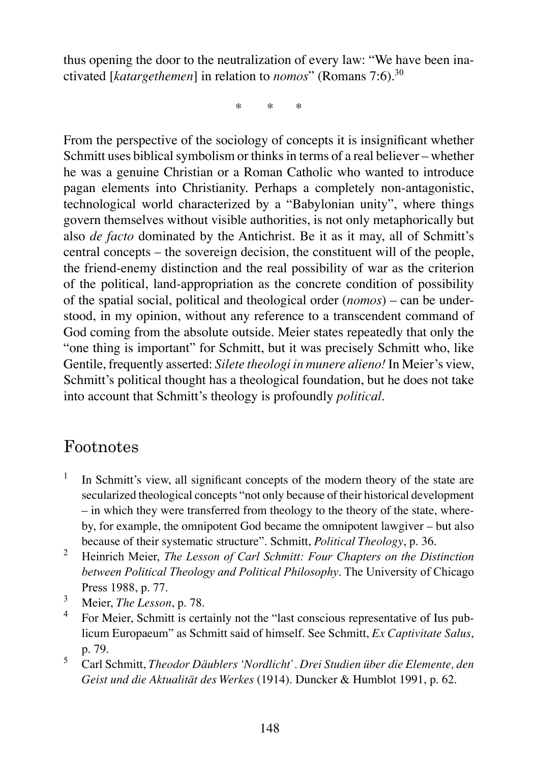thus opening the door to the neutralization of every law: "We have been inactivated [*katargethemen*] in relation to *nomos*" (Romans 7:6).[30]

\* \* \*

From the perspective of the sociology of concepts it is insignificant whether Schmitt uses biblical symbolism or thinks in terms of a real believer – whether he was a genuine Christian or a Roman Catholic who wanted to introduce pagan elements into Christianity. Perhaps a completely non-antagonistic, technological world characterized by a "Babylonian unity", where things govern themselves without visible authorities, is not only metaphorically but also *de facto* dominated by the Antichrist. Be it as it may, all of Schmitt's central concepts – the sovereign decision, the constituent will of the people, the friend-enemy distinction and the real possibility of war as the criterion of the political, land-appropriation as the concrete condition of possibility of the spatial social, political and theological order (*nomos*) – can be understood, in my opinion, without any reference to a transcendent command of God coming from the absolute outside. Meier states repeatedly that only the "one thing is important" for Schmitt, but it was precisely Schmitt who, like Gentile, frequently asserted: *Silete theologi in munere alieno!* In Meier's view, Schmitt's political thought has a theological foundation, but he does not take into account that Schmitt's theology is profoundly *political*.

## Footnotes

1. In Schmitt's view, all significant concepts of the modern theory of the state are secularized theological concepts "not only because of their historical development – in which they were transferred from theology to the theory of the state, whereby, for example, the omnipotent God became the omnipotent lawgiver – but also because of their systematic structure". Schmitt, *Political Theology*, p. 36.
2. Heinrich Meier, *The Lesson of Carl Schmitt: Four Chapters on the Distinction between Political Theology and Political Philosophy*. The University of Chicago Press 1988, p. 77.
3. Meier, *The Lesson*, p. 78.
4. For Meier, Schmitt is certainly not the "last conscious representative of Ius publicum Europaeum" as Schmitt said of himself. See Schmitt, *Ex Captivitate Salus*, p. 79.
5. Carl Schmitt, *Theodor Däublers 'Nordlicht'. Drei Studien über die Elemente, den Geist und die Aktualität des Werkes* (1914). Duncker & Humblot 1991, p. 62.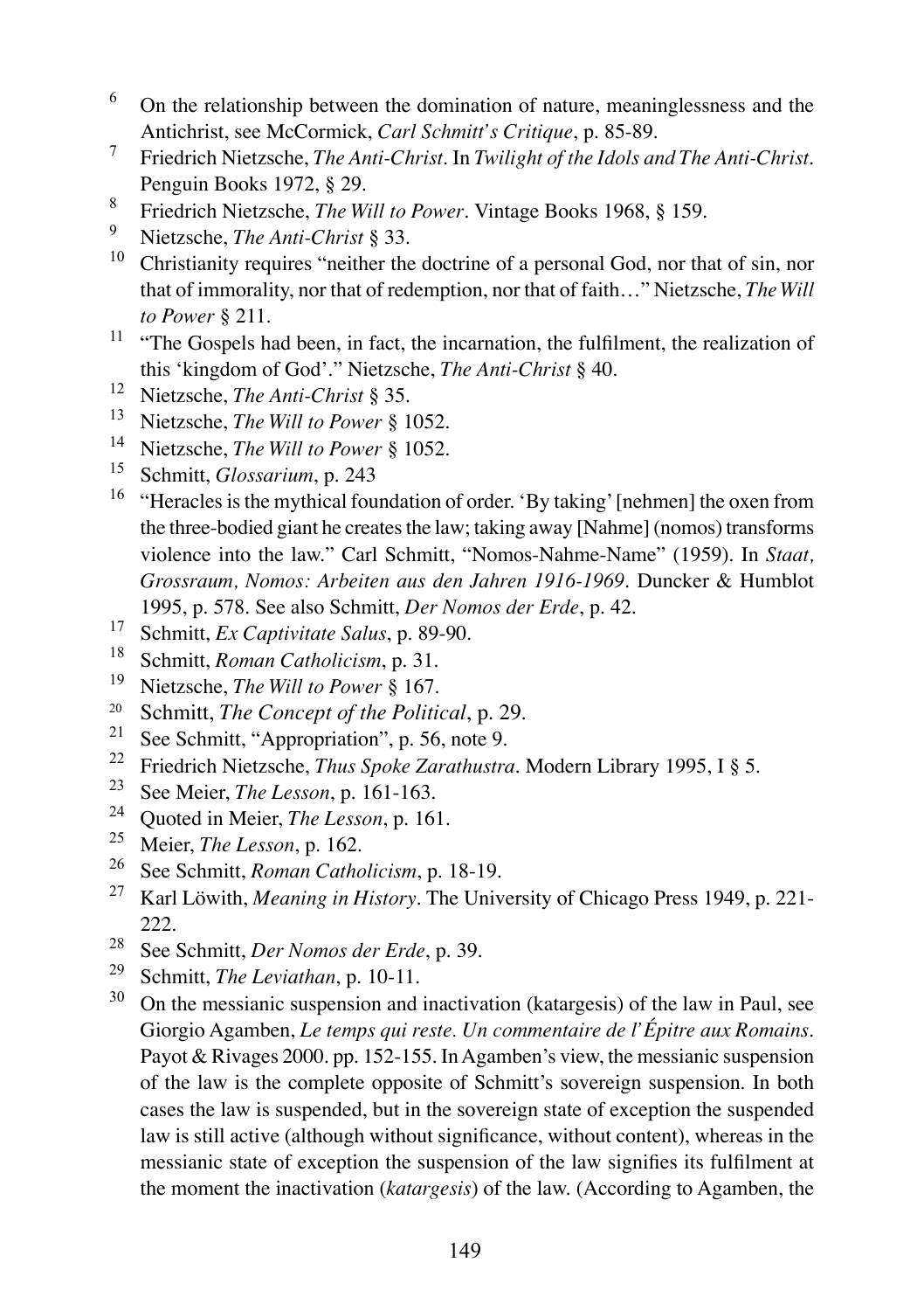[6] On the relationship between the domination of nature, meaninglessness and the Antichrist, see McCormick, *Carl Schmitt's Critique*, p. 85-89.

[7] Friedrich Nietzsche, *The Anti-Christ*. In *Twilight of the Idols and The Anti-Christ*. Penguin Books 1972, § 29.

[8] Friedrich Nietzsche, *The Will to Power*. Vintage Books 1968, § 159.

[9] Nietzsche, *The Anti-Christ* § 33.

[10] Christianity requires "neither the doctrine of a personal God, nor that of sin, nor that of immorality, nor that of redemption, nor that of faith…" Nietzsche, *The Will to Power* § 211.

[11] "The Gospels had been, in fact, the incarnation, the fulfilment, the realization of this 'kingdom of God'." Nietzsche, *The Anti-Christ* § 40.

[12] Nietzsche, *The Anti-Christ* § 35.

[13] Nietzsche, *The Will to Power* § 1052.

[14] Nietzsche, *The Will to Power* § 1052.

[15] Schmitt, *Glossarium*, p. 243

[16] "Heracles is the mythical foundation of order. 'By taking' [nehmen] the oxen from the three-bodied giant he creates the law; taking away [Nahme] (nomos) transforms violence into the law." Carl Schmitt, "Nomos-Nahme-Name" (1959). In *Staat, Grossraum, Nomos: Arbeiten aus den Jahren 1916-1969*. Duncker & Humblot 1995, p. 578. See also Schmitt, *Der Nomos der Erde*, p. 42.

[17] Schmitt, *Ex Captivitate Salus*, p. 89-90.

[18] Schmitt, *Roman Catholicism*, p. 31.

[19] Nietzsche, *The Will to Power* § 167.

[20] Schmitt, *The Concept of the Political*, p. 29.

[21] See Schmitt, "Appropriation", p. 56, note 9.

[22] Friedrich Nietzsche, *Thus Spoke Zarathustra*. Modern Library 1995, I § 5.

[23] See Meier, *The Lesson*, p. 161-163.

[24] Quoted in Meier, *The Lesson*, p. 161.

[25] Meier, *The Lesson*, p. 162.

[26] See Schmitt, *Roman Catholicism*, p. 18-19.

[27] Karl Löwith, *Meaning in History*. The University of Chicago Press 1949, p. 221-222.

[28] See Schmitt, *Der Nomos der Erde*, p. 39.

[29] Schmitt, *The Leviathan*, p. 10-11.

[30] On the messianic suspension and inactivation (katargesis) of the law in Paul, see Giorgio Agamben, *Le temps qui reste. Un commentaire de l'Épitre aux Romains*. Payot & Rivages 2000. pp. 152-155. In Agamben's view, the messianic suspension of the law is the complete opposite of Schmitt's sovereign suspension. In both cases the law is suspended, but in the sovereign state of exception the suspended law is still active (although without significance, without content), whereas in the messianic state of exception the suspension of the law signifies its fulfilment at the moment the inactivation (*katargesis*) of the law. (According to Agamben, the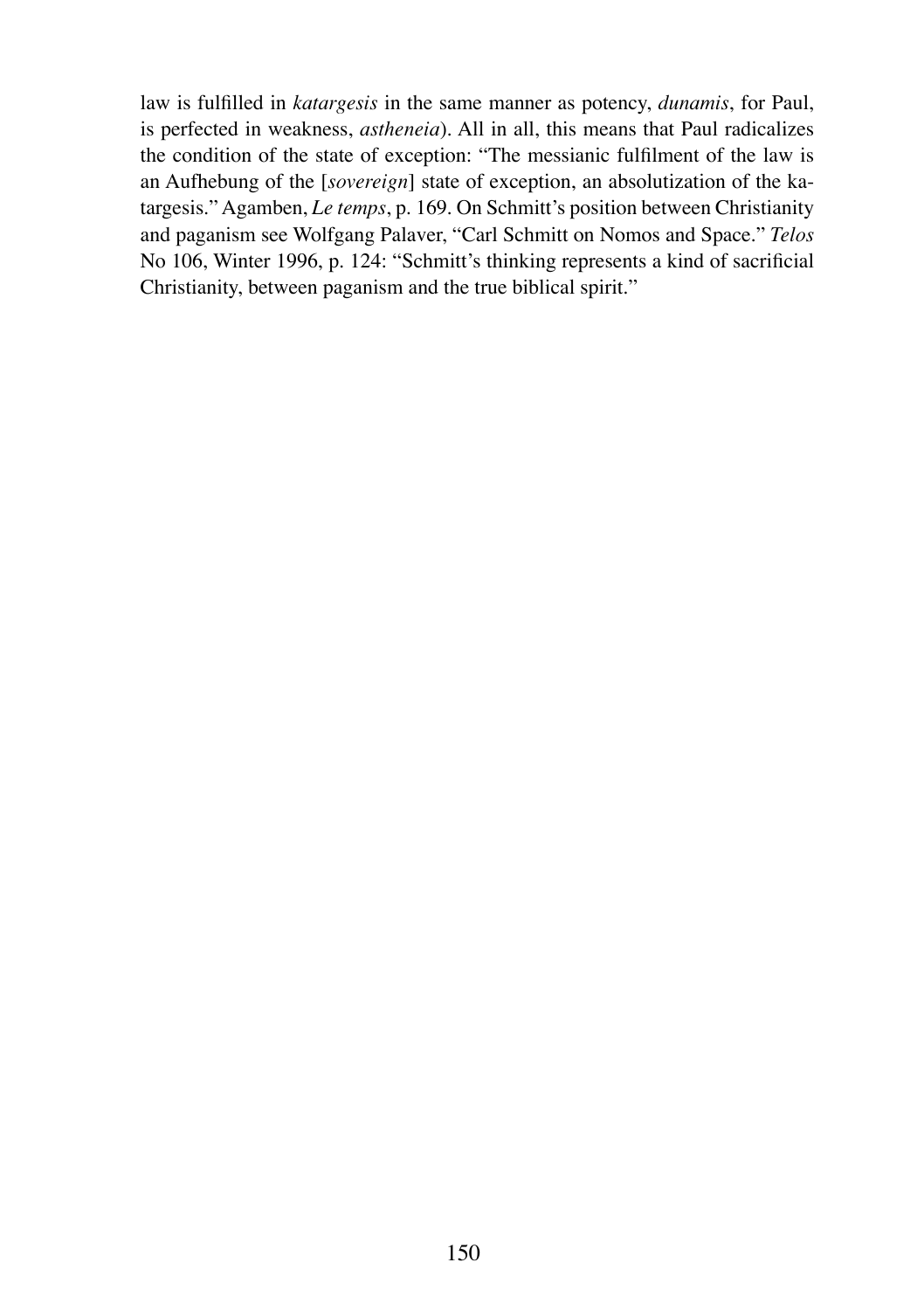law is fulfilled in *katargesis* in the same manner as potency, *dunamis*, for Paul, is perfected in weakness, *astheneia*). All in all, this means that Paul radicalizes the condition of the state of exception: "The messianic fulfilment of the law is an Aufhebung of the [*sovereign*] state of exception, an absolutization of the katargesis." Agamben, *Le temps*, p. 169. On Schmitt's position between Christianity and paganism see Wolfgang Palaver, "Carl Schmitt on Nomos and Space." *Telos* No 106, Winter 1996, p. 124: "Schmitt's thinking represents a kind of sacrificial Christianity, between paganism and the true biblical spirit."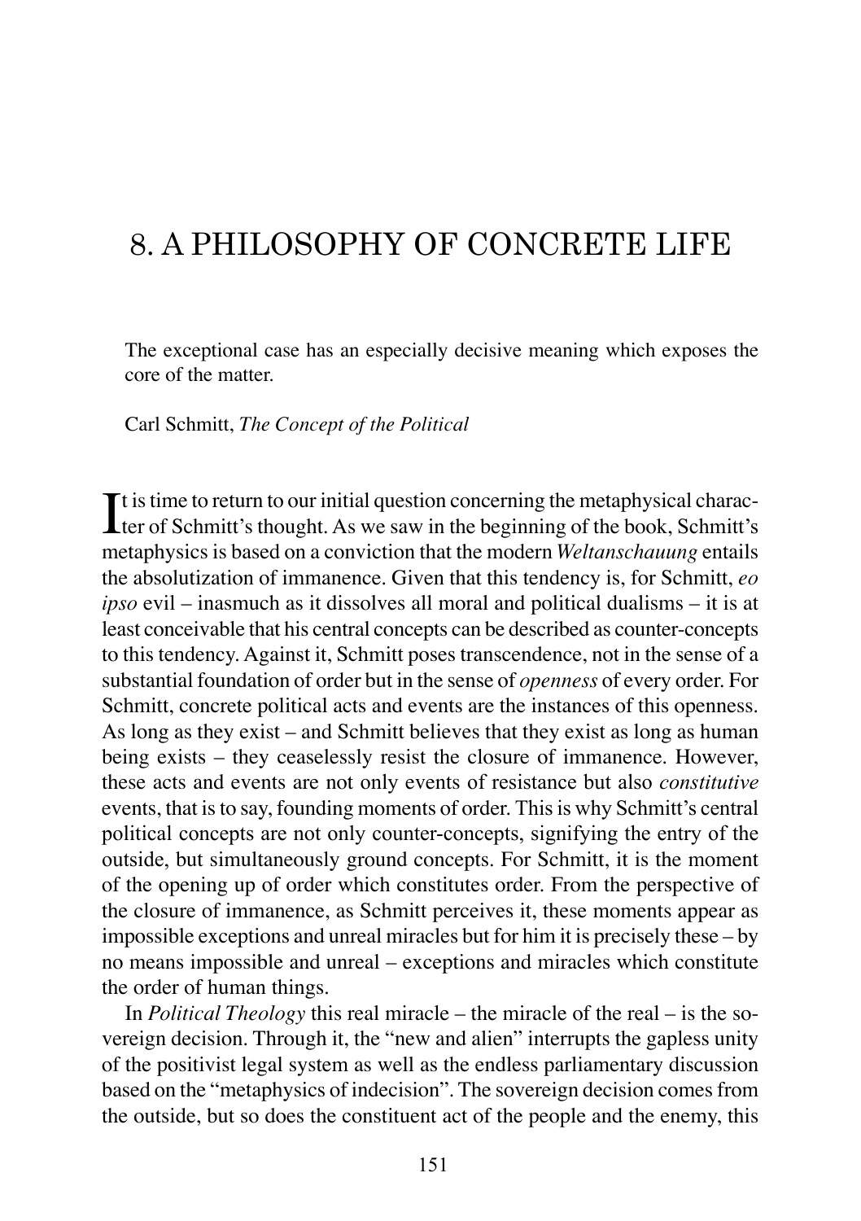# 8. A PHILOSOPHY OF CONCRETE LIFE

The exceptional case has an especially decisive meaning which exposes the core of the matter.

Carl Schmitt, *The Concept of the Political*

It is time to return to our initial question concerning the metaphysical character of Schmitt's thought. As we saw in the beginning of the book, Schmitt's metaphysics is based on a conviction that the modern *Weltanschauung* entails the absolutization of immanence. Given that this tendency is, for Schmitt, *eo ipso* evil – inasmuch as it dissolves all moral and political dualisms – it is at least conceivable that his central concepts can be described as counter-concepts to this tendency. Against it, Schmitt poses transcendence, not in the sense of a substantial foundation of order but in the sense of *openness* of every order. For Schmitt, concrete political acts and events are the instances of this openness. As long as they exist – and Schmitt believes that they exist as long as human being exists – they ceaselessly resist the closure of immanence. However, these acts and events are not only events of resistance but also *constitutive* events, that is to say, founding moments of order. This is why Schmitt's central political concepts are not only counter-concepts, signifying the entry of the outside, but simultaneously ground concepts. For Schmitt, it is the moment of the opening up of order which constitutes order. From the perspective of the closure of immanence, as Schmitt perceives it, these moments appear as impossible exceptions and unreal miracles but for him it is precisely these – by no means impossible and unreal – exceptions and miracles which constitute the order of human things.

In *Political Theology* this real miracle – the miracle of the real – is the sovereign decision. Through it, the "new and alien" interrupts the gapless unity of the positivist legal system as well as the endless parliamentary discussion based on the "metaphysics of indecision". The sovereign decision comes from the outside, but so does the constituent act of the people and the enemy, this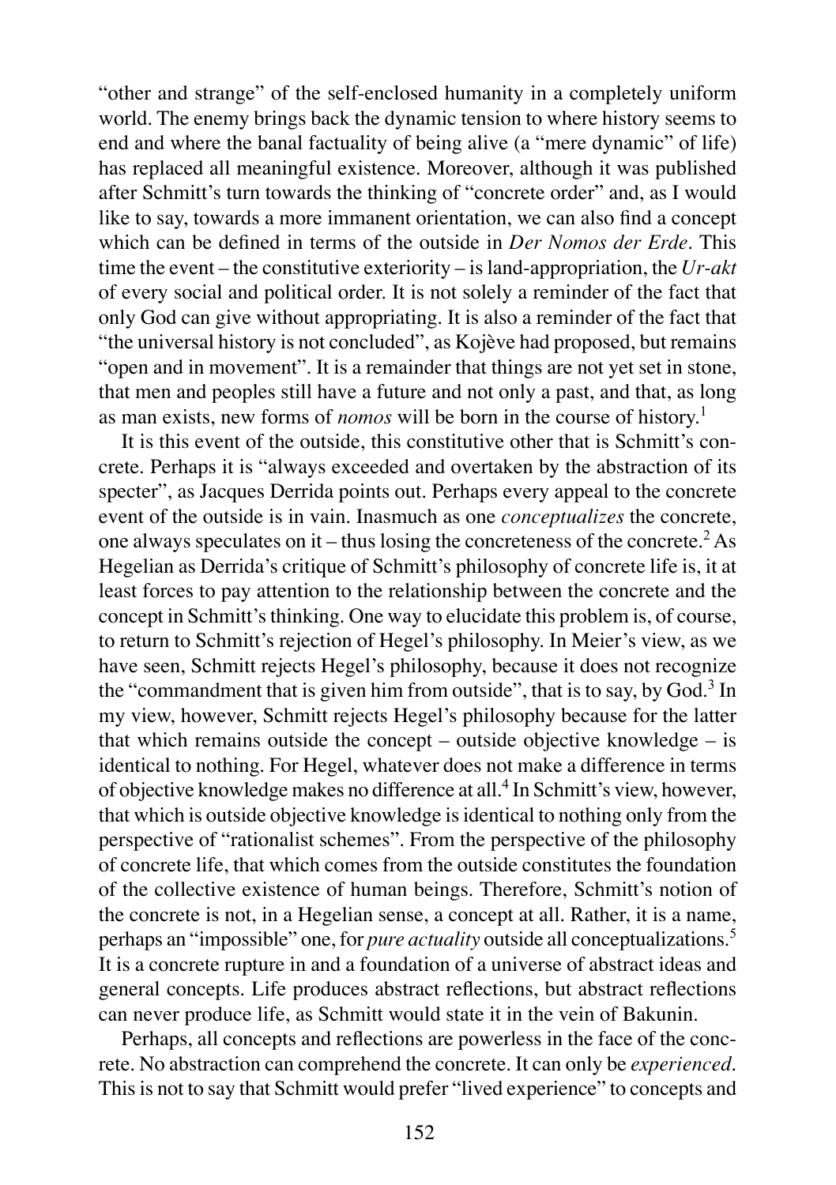"other and strange" of the self-enclosed humanity in a completely uniform world. The enemy brings back the dynamic tension to where history seems to end and where the banal factuality of being alive (a "mere dynamic" of life) has replaced all meaningful existence. Moreover, although it was published after Schmitt's turn towards the thinking of "concrete order" and, as I would like to say, towards a more immanent orientation, we can also find a concept which can be defined in terms of the outside in *Der Nomos der Erde*. This time the event – the constitutive exteriority – is land-appropriation, the *Ur-akt* of every social and political order. It is not solely a reminder of the fact that only God can give without appropriating. It is also a reminder of the fact that "the universal history is not concluded", as Kojève had proposed, but remains "open and in movement". It is a remainder that things are not yet set in stone, that men and peoples still have a future and not only a past, and that, as long as man exists, new forms of *nomos* will be born in the course of history.[1]

It is this event of the outside, this constitutive other that is Schmitt's concrete. Perhaps it is "always exceeded and overtaken by the abstraction of its specter", as Jacques Derrida points out. Perhaps every appeal to the concrete event of the outside is in vain. Inasmuch as one *conceptualizes* the concrete, one always speculates on it – thus losing the concreteness of the concrete.[2] As Hegelian as Derrida's critique of Schmitt's philosophy of concrete life is, it at least forces to pay attention to the relationship between the concrete and the concept in Schmitt's thinking. One way to elucidate this problem is, of course, to return to Schmitt's rejection of Hegel's philosophy. In Meier's view, as we have seen, Schmitt rejects Hegel's philosophy, because it does not recognize the "commandment that is given him from outside", that is to say, by God.[3] In my view, however, Schmitt rejects Hegel's philosophy because for the latter that which remains outside the concept – outside objective knowledge – is identical to nothing. For Hegel, whatever does not make a difference in terms of objective knowledge makes no difference at all.[4] In Schmitt's view, however, that which is outside objective knowledge is identical to nothing only from the perspective of "rationalist schemes". From the perspective of the philosophy of concrete life, that which comes from the outside constitutes the foundation of the collective existence of human beings. Therefore, Schmitt's notion of the concrete is not, in a Hegelian sense, a concept at all. Rather, it is a name, perhaps an "impossible" one, for *pure actuality* outside all conceptualizations.[5] It is a concrete rupture in and a foundation of a universe of abstract ideas and general concepts. Life produces abstract reflections, but abstract reflections can never produce life, as Schmitt would state it in the vein of Bakunin.

Perhaps, all concepts and reflections are powerless in the face of the concrete. No abstraction can comprehend the concrete. It can only be *experienced*. This is not to say that Schmitt would prefer "lived experience" to concepts and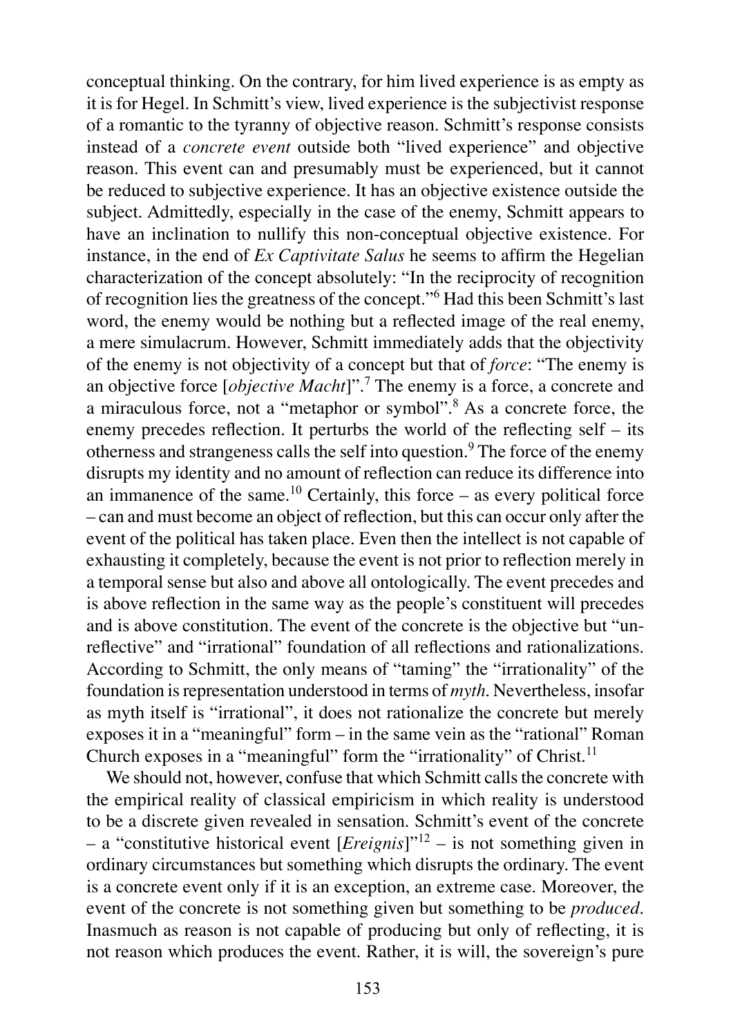conceptual thinking. On the contrary, for him lived experience is as empty as it is for Hegel. In Schmitt's view, lived experience is the subjectivist response of a romantic to the tyranny of objective reason. Schmitt's response consists instead of a *concrete event* outside both "lived experience" and objective reason. This event can and presumably must be experienced, but it cannot be reduced to subjective experience. It has an objective existence outside the subject. Admittedly, especially in the case of the enemy, Schmitt appears to have an inclination to nullify this non-conceptual objective existence. For instance, in the end of *Ex Captivitate Salus* he seems to affirm the Hegelian characterization of the concept absolutely: "In the reciprocity of recognition of recognition lies the greatness of the concept."[6] Had this been Schmitt's last word, the enemy would be nothing but a reflected image of the real enemy, a mere simulacrum. However, Schmitt immediately adds that the objectivity of the enemy is not objectivity of a concept but that of *force*: "The enemy is an objective force [*objective Macht*]".[7] The enemy is a force, a concrete and a miraculous force, not a "metaphor or symbol".[8] As a concrete force, the enemy precedes reflection. It perturbs the world of the reflecting self – its otherness and strangeness calls the self into question.[9] The force of the enemy disrupts my identity and no amount of reflection can reduce its difference into an immanence of the same.[10] Certainly, this force – as every political force – can and must become an object of reflection, but this can occur only after the event of the political has taken place. Even then the intellect is not capable of exhausting it completely, because the event is not prior to reflection merely in a temporal sense but also and above all ontologically. The event precedes and is above reflection in the same way as the people's constituent will precedes and is above constitution. The event of the concrete is the objective but "un-reflective" and "irrational" foundation of all reflections and rationalizations. According to Schmitt, the only means of "taming" the "irrationality" of the foundation is representation understood in terms of *myth*. Nevertheless, insofar as myth itself is "irrational", it does not rationalize the concrete but merely exposes it in a "meaningful" form – in the same vein as the "rational" Roman Church exposes in a "meaningful" form the "irrationality" of Christ.[11]

We should not, however, confuse that which Schmitt calls the concrete with the empirical reality of classical empiricism in which reality is understood to be a discrete given revealed in sensation. Schmitt's event of the concrete – a "constitutive historical event [*Ereignis*]"[12] – is not something given in ordinary circumstances but something which disrupts the ordinary. The event is a concrete event only if it is an exception, an extreme case. Moreover, the event of the concrete is not something given but something to be *produced*. Inasmuch as reason is not capable of producing but only of reflecting, it is not reason which produces the event. Rather, it is will, the sovereign's pure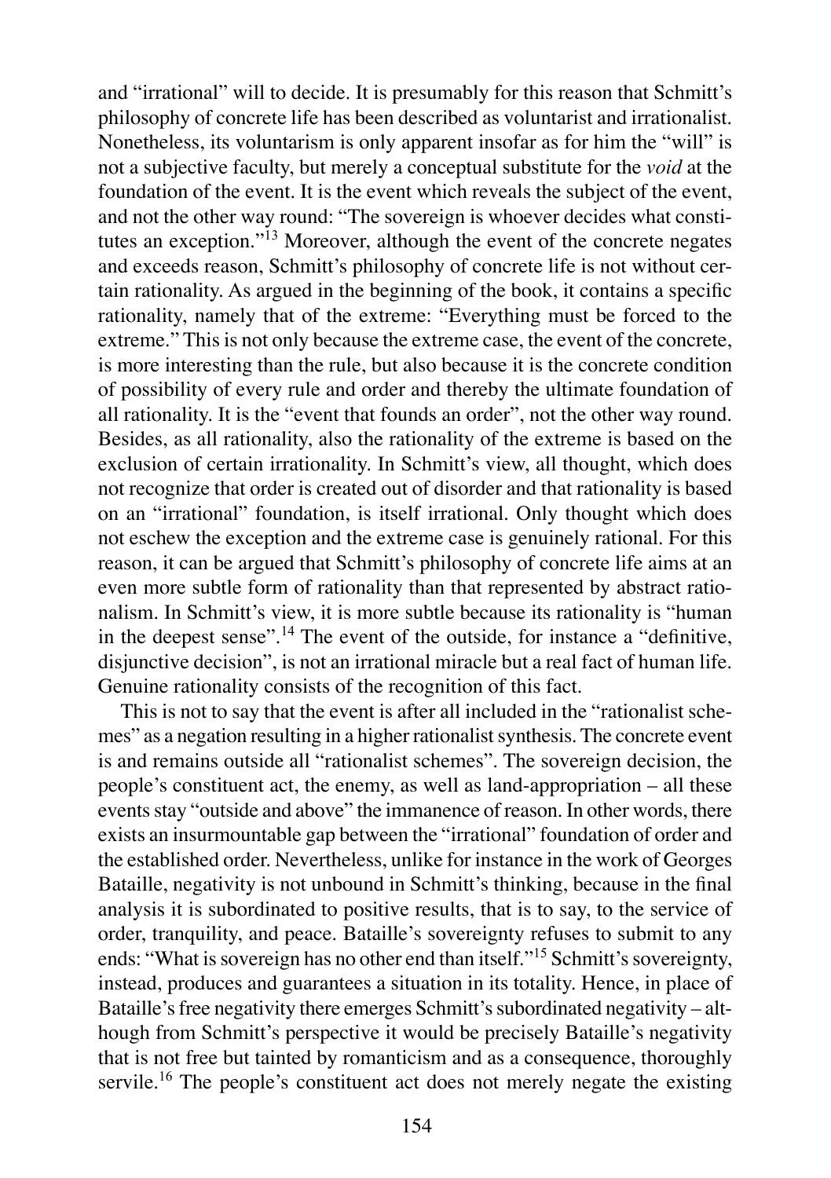and "irrational" will to decide. It is presumably for this reason that Schmitt's philosophy of concrete life has been described as voluntarist and irrationalist. Nonetheless, its voluntarism is only apparent insofar as for him the "will" is not a subjective faculty, but merely a conceptual substitute for the *void* at the foundation of the event. It is the event which reveals the subject of the event, and not the other way round: "The sovereign is whoever decides what constitutes an exception."[13] Moreover, although the event of the concrete negates and exceeds reason, Schmitt's philosophy of concrete life is not without certain rationality. As argued in the beginning of the book, it contains a specific rationality, namely that of the extreme: "Everything must be forced to the extreme." This is not only because the extreme case, the event of the concrete, is more interesting than the rule, but also because it is the concrete condition of possibility of every rule and order and thereby the ultimate foundation of all rationality. It is the "event that founds an order", not the other way round. Besides, as all rationality, also the rationality of the extreme is based on the exclusion of certain irrationality. In Schmitt's view, all thought, which does not recognize that order is created out of disorder and that rationality is based on an "irrational" foundation, is itself irrational. Only thought which does not eschew the exception and the extreme case is genuinely rational. For this reason, it can be argued that Schmitt's philosophy of concrete life aims at an even more subtle form of rationality than that represented by abstract rationalism. In Schmitt's view, it is more subtle because its rationality is "human in the deepest sense".[14] The event of the outside, for instance a "definitive, disjunctive decision", is not an irrational miracle but a real fact of human life. Genuine rationality consists of the recognition of this fact.

This is not to say that the event is after all included in the "rationalist schemes" as a negation resulting in a higher rationalist synthesis. The concrete event is and remains outside all "rationalist schemes". The sovereign decision, the people's constituent act, the enemy, as well as land-appropriation – all these events stay "outside and above" the immanence of reason. In other words, there exists an insurmountable gap between the "irrational" foundation of order and the established order. Nevertheless, unlike for instance in the work of Georges Bataille, negativity is not unbound in Schmitt's thinking, because in the final analysis it is subordinated to positive results, that is to say, to the service of order, tranquility, and peace. Bataille's sovereignty refuses to submit to any ends: "What is sovereign has no other end than itself."[15] Schmitt's sovereignty, instead, produces and guarantees a situation in its totality. Hence, in place of Bataille's free negativity there emerges Schmitt's subordinated negativity – although from Schmitt's perspective it would be precisely Bataille's negativity that is not free but tainted by romanticism and as a consequence, thoroughly servile.[16] The people's constituent act does not merely negate the existing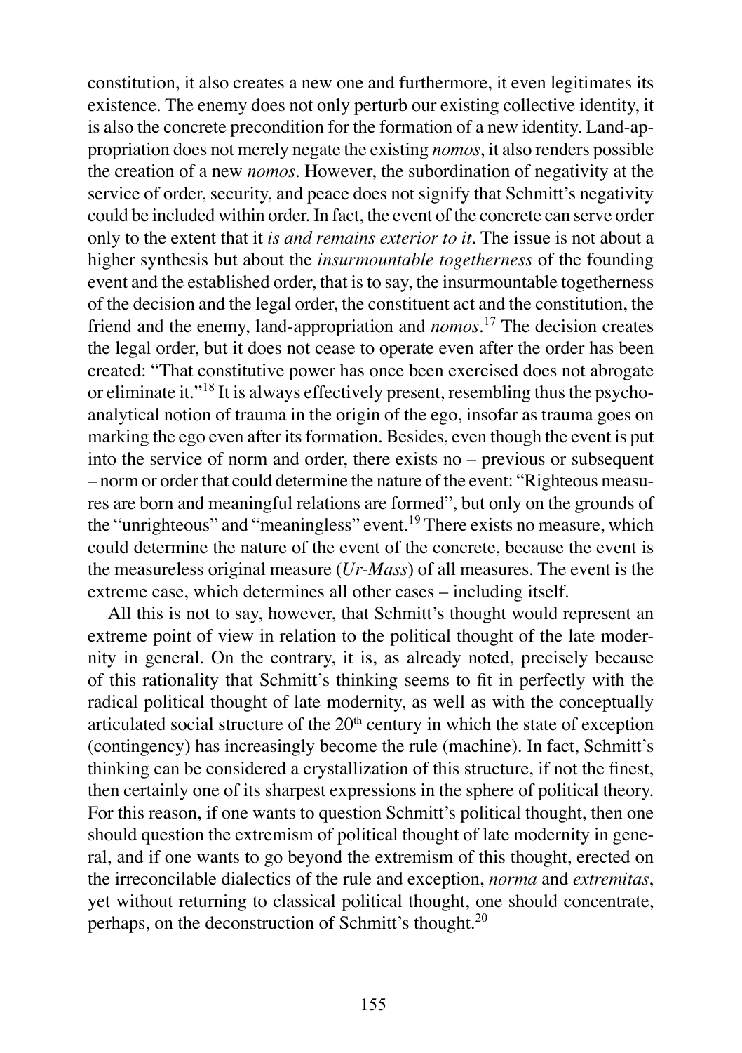constitution, it also creates a new one and furthermore, it even legitimates its existence. The enemy does not only perturb our existing collective identity, it is also the concrete precondition for the formation of a new identity. Land-appropriation does not merely negate the existing *nomos*, it also renders possible the creation of a new *nomos*. However, the subordination of negativity at the service of order, security, and peace does not signify that Schmitt's negativity could be included within order. In fact, the event of the concrete can serve order only to the extent that it *is and remains exterior to it*. The issue is not about a higher synthesis but about the *insurmountable togetherness* of the founding event and the established order, that is to say, the insurmountable togetherness of the decision and the legal order, the constituent act and the constitution, the friend and the enemy, land-appropriation and *nomos*.[17] The decision creates the legal order, but it does not cease to operate even after the order has been created: "That constitutive power has once been exercised does not abrogate or eliminate it."[18] It is always effectively present, resembling thus the psychoanalytical notion of trauma in the origin of the ego, insofar as trauma goes on marking the ego even after its formation. Besides, even though the event is put into the service of norm and order, there exists no – previous or subsequent – norm or order that could determine the nature of the event: "Righteous measures are born and meaningful relations are formed", but only on the grounds of the "unrighteous" and "meaningless" event.[19] There exists no measure, which could determine the nature of the event of the concrete, because the event is the measureless original measure (*Ur-Mass*) of all measures. The event is the extreme case, which determines all other cases – including itself.

All this is not to say, however, that Schmitt's thought would represent an extreme point of view in relation to the political thought of the late modernity in general. On the contrary, it is, as already noted, precisely because of this rationality that Schmitt's thinking seems to fit in perfectly with the radical political thought of late modernity, as well as with the conceptually articulated social structure of the 20th century in which the state of exception (contingency) has increasingly become the rule (machine). In fact, Schmitt's thinking can be considered a crystallization of this structure, if not the finest, then certainly one of its sharpest expressions in the sphere of political theory. For this reason, if one wants to question Schmitt's political thought, then one should question the extremism of political thought of late modernity in general, and if one wants to go beyond the extremism of this thought, erected on the irreconcilable dialectics of the rule and exception, *norma* and *extremitas*, yet without returning to classical political thought, one should concentrate, perhaps, on the deconstruction of Schmitt's thought.[20]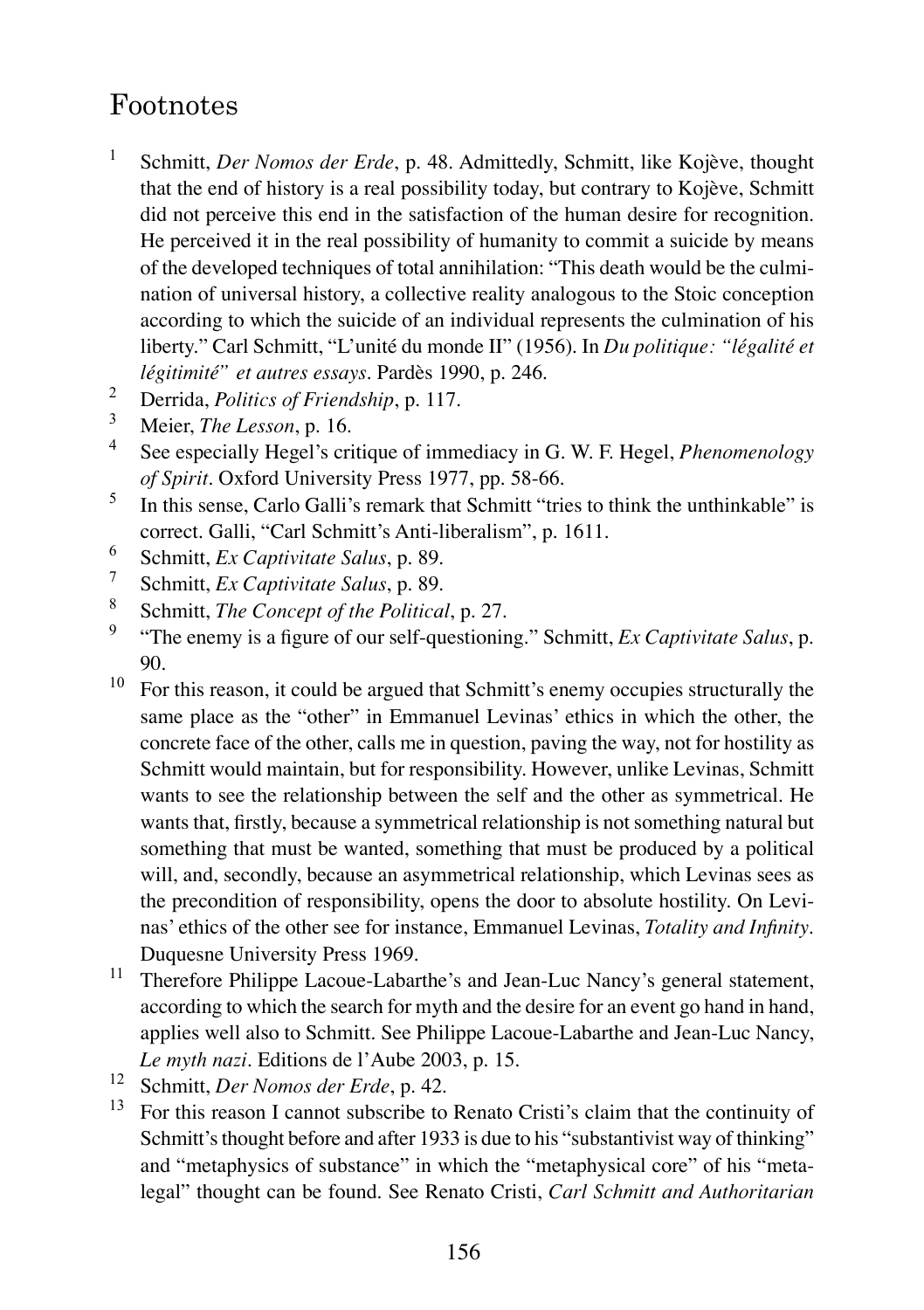# Footnotes

1. Schmitt, *Der Nomos der Erde*, p. 48. Admittedly, Schmitt, like Kojève, thought that the end of history is a real possibility today, but contrary to Kojève, Schmitt did not perceive this end in the satisfaction of the human desire for recognition. He perceived it in the real possibility of humanity to commit a suicide by means of the developed techniques of total annihilation: "This death would be the culmination of universal history, a collective reality analogous to the Stoic conception according to which the suicide of an individual represents the culmination of his liberty." Carl Schmitt, "L'unité du monde II" (1956). In *Du politique: "légalité et légitimité" et autres essays*. Pardès 1990, p. 246.
2. Derrida, *Politics of Friendship*, p. 117.
3. Meier, *The Lesson*, p. 16.
4. See especially Hegel's critique of immediacy in G. W. F. Hegel, *Phenomenology of Spirit*. Oxford University Press 1977, pp. 58-66.
5. In this sense, Carlo Galli's remark that Schmitt "tries to think the unthinkable" is correct. Galli, "Carl Schmitt's Anti-liberalism", p. 1611.
6. Schmitt, *Ex Captivitate Salus*, p. 89.
7. Schmitt, *Ex Captivitate Salus*, p. 89.
8. Schmitt, *The Concept of the Political*, p. 27.
9. "The enemy is a figure of our self-questioning." Schmitt, *Ex Captivitate Salus*, p. 90.
10. For this reason, it could be argued that Schmitt's enemy occupies structurally the same place as the "other" in Emmanuel Levinas' ethics in which the other, the concrete face of the other, calls me in question, paving the way, not for hostility as Schmitt would maintain, but for responsibility. However, unlike Levinas, Schmitt wants to see the relationship between the self and the other as symmetrical. He wants that, firstly, because a symmetrical relationship is not something natural but something that must be wanted, something that must be produced by a political will, and, secondly, because an asymmetrical relationship, which Levinas sees as the precondition of responsibility, opens the door to absolute hostility. On Levinas' ethics of the other see for instance, Emmanuel Levinas, *Totality and Infinity*. Duquesne University Press 1969.
11. Therefore Philippe Lacoue-Labarthe's and Jean-Luc Nancy's general statement, according to which the search for myth and the desire for an event go hand in hand, applies well also to Schmitt. See Philippe Lacoue-Labarthe and Jean-Luc Nancy, *Le myth nazi*. Editions de l'Aube 2003, p. 15.
12. Schmitt, *Der Nomos der Erde*, p. 42.
13. For this reason I cannot subscribe to Renato Cristi's claim that the continuity of Schmitt's thought before and after 1933 is due to his "substantivist way of thinking" and "metaphysics of substance" in which the "metaphysical core" of his "metalegal" thought can be found. See Renato Cristi, *Carl Schmitt and Authoritarian*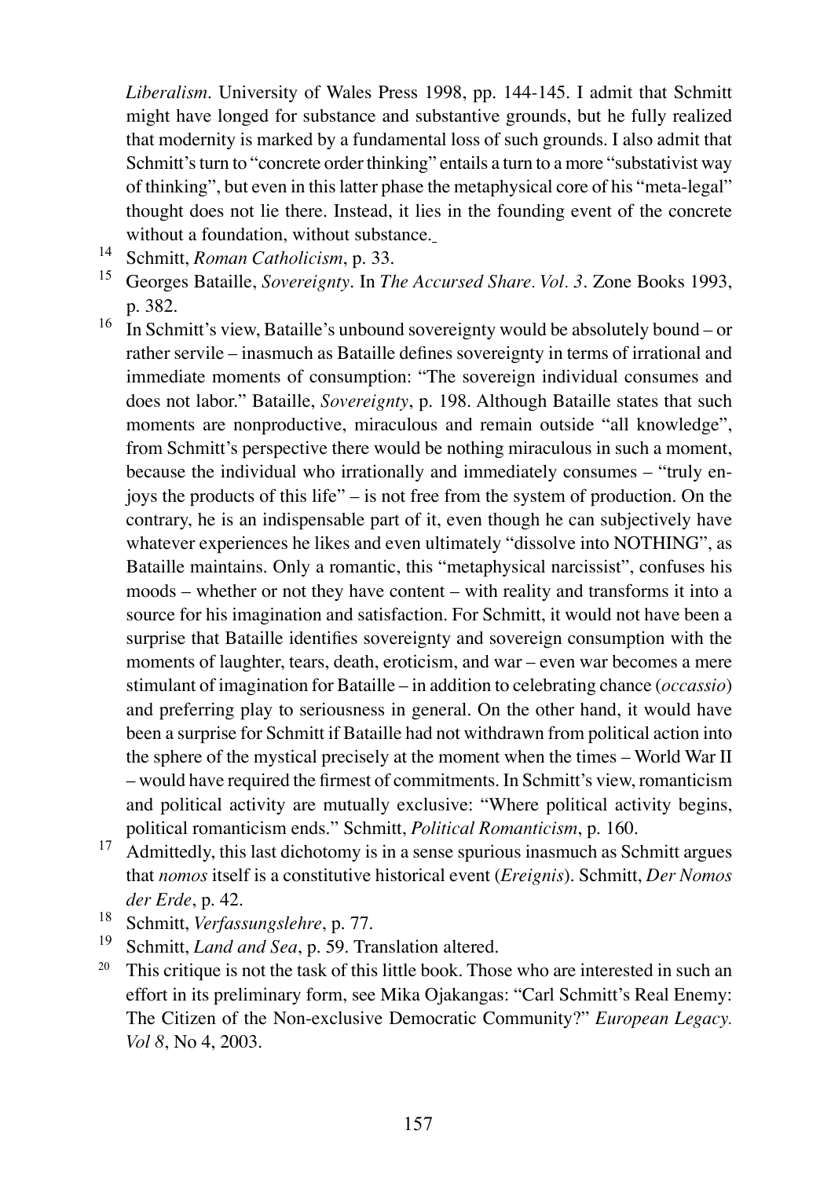*Liberalism*. University of Wales Press 1998, pp. 144-145. I admit that Schmitt might have longed for substance and substantive grounds, but he fully realized that modernity is marked by a fundamental loss of such grounds. I also admit that Schmitt's turn to "concrete order thinking" entails a turn to a more "substativist way of thinking", but even in this latter phase the metaphysical core of his "meta-legal" thought does not lie there. Instead, it lies in the founding event of the concrete without a foundation, without substance.

[14] Schmitt, *Roman Catholicism*, p. 33.

[15] Georges Bataille, *Sovereignty*. In *The Accursed Share. Vol. 3*. Zone Books 1993, p. 382.

[16] In Schmitt's view, Bataille's unbound sovereignty would be absolutely bound – or rather servile – inasmuch as Bataille defines sovereignty in terms of irrational and immediate moments of consumption: "The sovereign individual consumes and does not labor." Bataille, *Sovereignty*, p. 198. Although Bataille states that such moments are nonproductive, miraculous and remain outside "all knowledge", from Schmitt's perspective there would be nothing miraculous in such a moment, because the individual who irrationally and immediately consumes – "truly enjoys the products of this life" – is not free from the system of production. On the contrary, he is an indispensable part of it, even though he can subjectively have whatever experiences he likes and even ultimately "dissolve into NOTHING", as Bataille maintains. Only a romantic, this "metaphysical narcissist", confuses his moods – whether or not they have content – with reality and transforms it into a source for his imagination and satisfaction. For Schmitt, it would not have been a surprise that Bataille identifies sovereignty and sovereign consumption with the moments of laughter, tears, death, eroticism, and war – even war becomes a mere stimulant of imagination for Bataille – in addition to celebrating chance (*occassio*) and preferring play to seriousness in general. On the other hand, it would have been a surprise for Schmitt if Bataille had not withdrawn from political action into the sphere of the mystical precisely at the moment when the times – World War II – would have required the firmest of commitments. In Schmitt's view, romanticism and political activity are mutually exclusive: "Where political activity begins, political romanticism ends." Schmitt, *Political Romanticism*, p. 160.

[17] Admittedly, this last dichotomy is in a sense spurious inasmuch as Schmitt argues that *nomos* itself is a constitutive historical event (*Ereignis*). Schmitt, *Der Nomos der Erde*, p. 42.

[18] Schmitt, *Verfassungslehre*, p. 77.

[19] Schmitt, *Land and Sea*, p. 59. Translation altered.

[20] This critique is not the task of this little book. Those who are interested in such an effort in its preliminary form, see Mika Ojakangas: "Carl Schmitt's Real Enemy: The Citizen of the Non-exclusive Democratic Community?" *European Legacy. Vol 8*, No 4, 2003.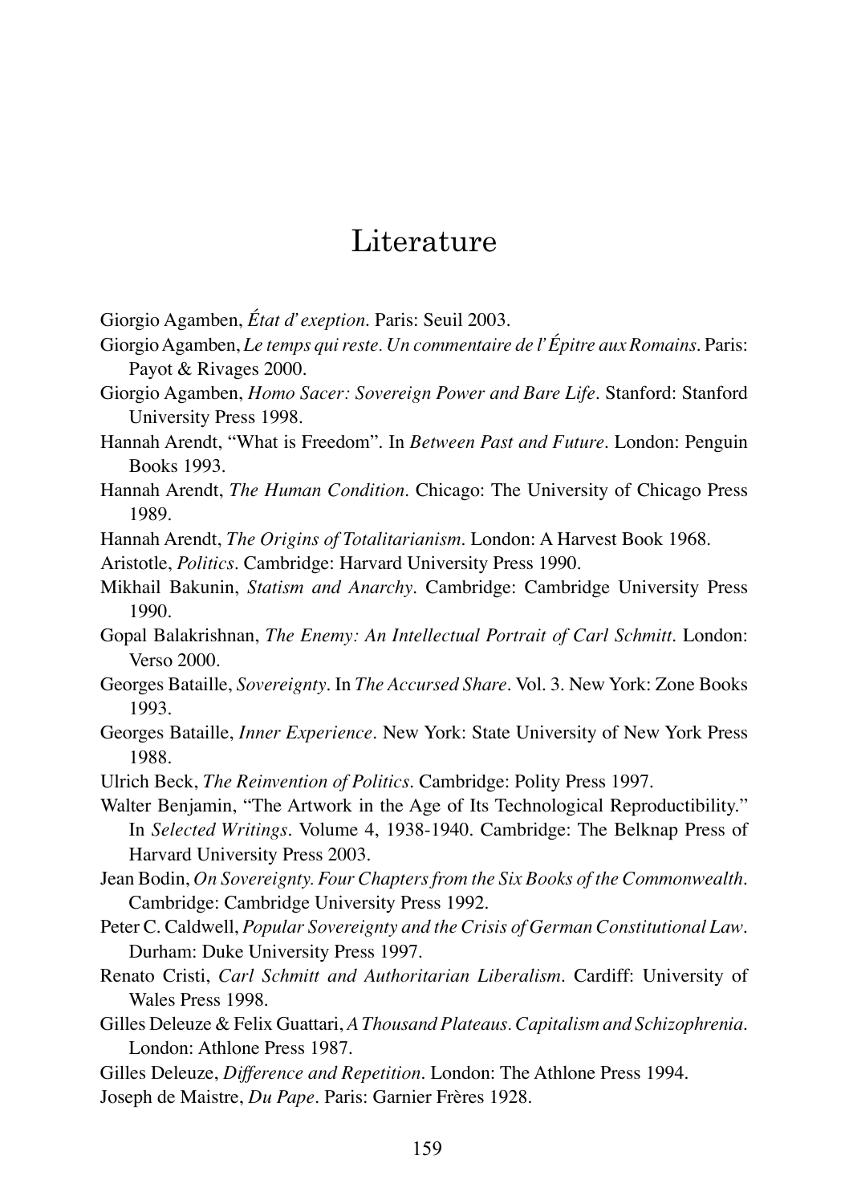# Literature

Giorgio Agamben, *État d' exeption*. Paris: Seuil 2003.

Giorgio Agamben, *Le temps qui reste. Un commentaire de l' Épitre aux Romains*. Paris: Payot & Rivages 2000.

Giorgio Agamben, *Homo Sacer: Sovereign Power and Bare Life*. Stanford: Stanford University Press 1998.

Hannah Arendt, "What is Freedom". In *Between Past and Future*. London: Penguin Books 1993.

Hannah Arendt, *The Human Condition*. Chicago: The University of Chicago Press 1989.

Hannah Arendt, *The Origins of Totalitarianism*. London: A Harvest Book 1968.

Aristotle, *Politics*. Cambridge: Harvard University Press 1990.

Mikhail Bakunin, *Statism and Anarchy*. Cambridge: Cambridge University Press 1990.

Gopal Balakrishnan, *The Enemy: An Intellectual Portrait of Carl Schmitt*. London: Verso 2000.

Georges Bataille, *Sovereignty*. In *The Accursed Share*. Vol. 3. New York: Zone Books 1993.

Georges Bataille, *Inner Experience*. New York: State University of New York Press 1988.

Ulrich Beck, *The Reinvention of Politics*. Cambridge: Polity Press 1997.

Walter Benjamin, "The Artwork in the Age of Its Technological Reproductibility." In *Selected Writings*. Volume 4, 1938-1940. Cambridge: The Belknap Press of Harvard University Press 2003.

Jean Bodin, *On Sovereignty. Four Chapters from the Six Books of the Commonwealth*. Cambridge: Cambridge University Press 1992.

Peter C. Caldwell, *Popular Sovereignty and the Crisis of German Constitutional Law*. Durham: Duke University Press 1997.

Renato Cristi, *Carl Schmitt and Authoritarian Liberalism*. Cardiff: University of Wales Press 1998.

Gilles Deleuze & Felix Guattari, *A Thousand Plateaus. Capitalism and Schizophrenia*. London: Athlone Press 1987.

Gilles Deleuze, *Difference and Repetition*. London: The Athlone Press 1994.

Joseph de Maistre, *Du Pape*. Paris: Garnier Frères 1928.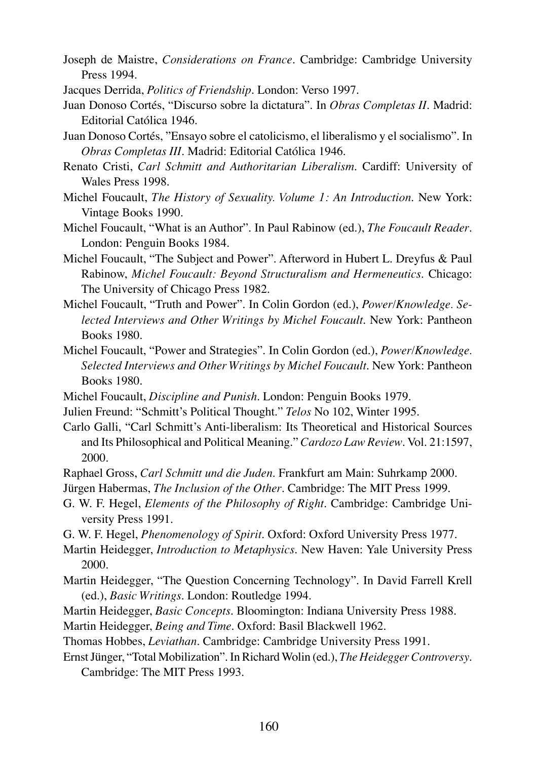Joseph de Maistre, *Considerations on France*. Cambridge: Cambridge University Press 1994.

Jacques Derrida, *Politics of Friendship*. London: Verso 1997.

Juan Donoso Cortés, "Discurso sobre la dictatura". In *Obras Completas II*. Madrid: Editorial Católica 1946.

Juan Donoso Cortés, "Ensayo sobre el catolicismo, el liberalismo y el socialismo". In *Obras Completas III*. Madrid: Editorial Católica 1946.

Renato Cristi, *Carl Schmitt and Authoritarian Liberalism*. Cardiff: University of Wales Press 1998.

Michel Foucault, *The History of Sexuality. Volume 1: An Introduction*. New York: Vintage Books 1990.

Michel Foucault, "What is an Author". In Paul Rabinow (ed.), *The Foucault Reader*. London: Penguin Books 1984.

Michel Foucault, "The Subject and Power". Afterword in Hubert L. Dreyfus & Paul Rabinow, *Michel Foucault: Beyond Structuralism and Hermeneutics*. Chicago: The University of Chicago Press 1982.

Michel Foucault, "Truth and Power". In Colin Gordon (ed.), *Power/Knowledge. Selected Interviews and Other Writings by Michel Foucault*. New York: Pantheon Books 1980.

Michel Foucault, "Power and Strategies". In Colin Gordon (ed.), *Power/Knowledge. Selected Interviews and Other Writings by Michel Foucault*. New York: Pantheon Books 1980.

Michel Foucault, *Discipline and Punish*. London: Penguin Books 1979.

Julien Freund: "Schmitt's Political Thought." *Telos* No 102, Winter 1995.

Carlo Galli, "Carl Schmitt's Anti-liberalism: Its Theoretical and Historical Sources and Its Philosophical and Political Meaning." *Cardozo Law Review*. Vol. 21:1597, 2000.

Raphael Gross, *Carl Schmitt und die Juden*. Frankfurt am Main: Suhrkamp 2000.

Jürgen Habermas, *The Inclusion of the Other*. Cambridge: The MIT Press 1999.

G. W. F. Hegel, *Elements of the Philosophy of Right*. Cambridge: Cambridge University Press 1991.

G. W. F. Hegel, *Phenomenology of Spirit*. Oxford: Oxford University Press 1977.

Martin Heidegger, *Introduction to Metaphysics*. New Haven: Yale University Press 2000.

Martin Heidegger, "The Question Concerning Technology". In David Farrell Krell (ed.), *Basic Writings*. London: Routledge 1994.

Martin Heidegger, *Basic Concepts*. Bloomington: Indiana University Press 1988.

Martin Heidegger, *Being and Time*. Oxford: Basil Blackwell 1962.

Thomas Hobbes, *Leviathan*. Cambridge: Cambridge University Press 1991.

Ernst Jünger, "Total Mobilization". In Richard Wolin (ed.), *The Heidegger Controversy*. Cambridge: The MIT Press 1993.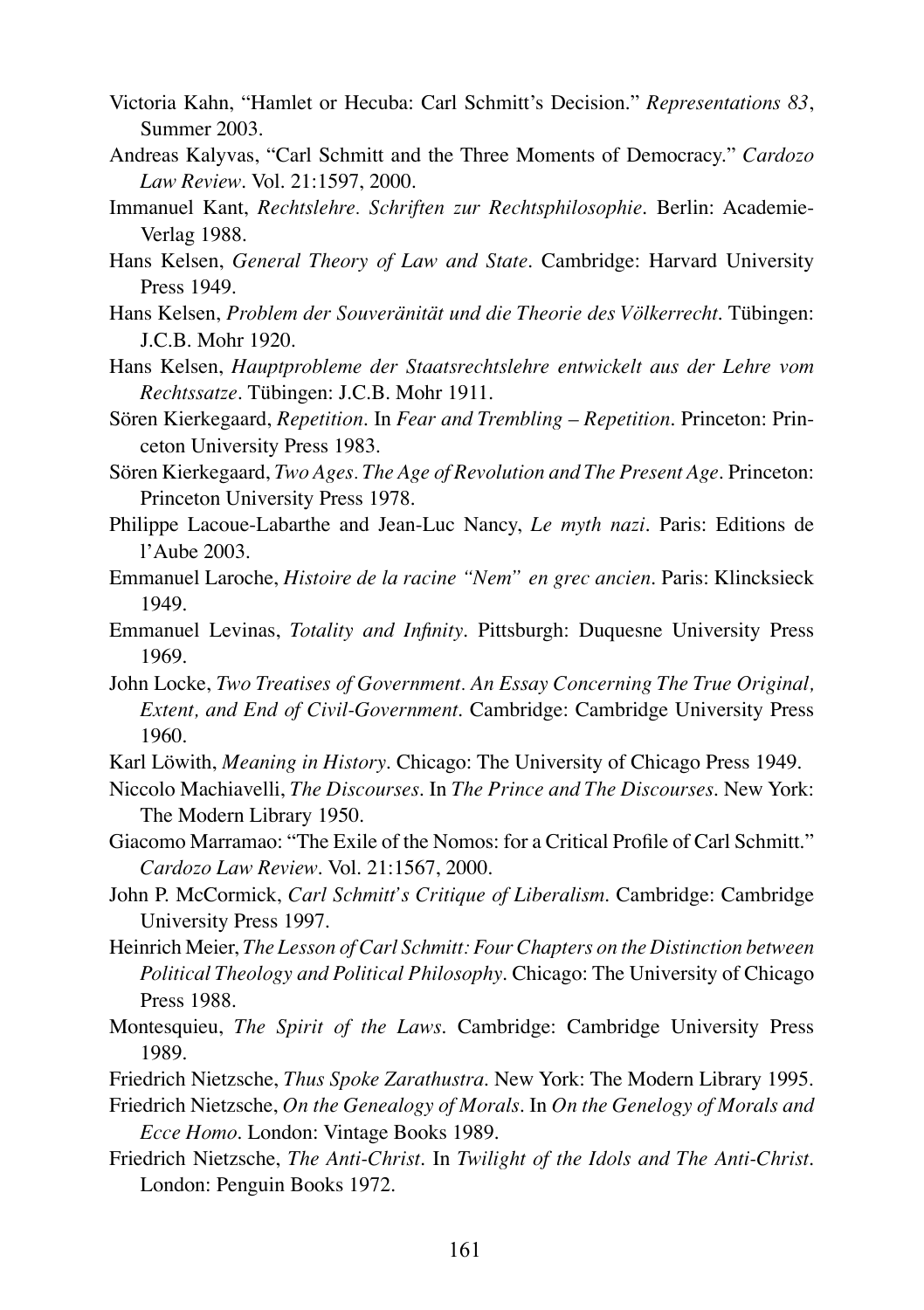Victoria Kahn, "Hamlet or Hecuba: Carl Schmitt's Decision." *Representations 83*, Summer 2003.

Andreas Kalyvas, "Carl Schmitt and the Three Moments of Democracy." *Cardozo Law Review*. Vol. 21:1597, 2000.

Immanuel Kant, *Rechtslehre. Schriften zur Rechtsphilosophie*. Berlin: Academie-Verlag 1988.

Hans Kelsen, *General Theory of Law and State*. Cambridge: Harvard University Press 1949.

Hans Kelsen, *Problem der Souveränität und die Theorie des Völkerrecht*. Tübingen: J.C.B. Mohr 1920.

Hans Kelsen, *Hauptprobleme der Staatsrechtslehre entwickelt aus der Lehre vom Rechtssatze*. Tübingen: J.C.B. Mohr 1911.

Sören Kierkegaard, *Repetition*. In *Fear and Trembling – Repetition*. Princeton: Princeton University Press 1983.

Sören Kierkegaard, *Two Ages. The Age of Revolution and The Present Age*. Princeton: Princeton University Press 1978.

Philippe Lacoue-Labarthe and Jean-Luc Nancy, *Le myth nazi*. Paris: Editions de l'Aube 2003.

Emmanuel Laroche, *Histoire de la racine "Nem" en grec ancien*. Paris: Klincksieck 1949.

Emmanuel Levinas, *Totality and Infinity*. Pittsburgh: Duquesne University Press 1969.

John Locke, *Two Treatises of Government. An Essay Concerning The True Original, Extent, and End of Civil-Government*. Cambridge: Cambridge University Press 1960.

Karl Löwith, *Meaning in History*. Chicago: The University of Chicago Press 1949.

Niccolo Machiavelli, *The Discourses*. In *The Prince and The Discourses*. New York: The Modern Library 1950.

Giacomo Marramao: "The Exile of the Nomos: for a Critical Profile of Carl Schmitt." *Cardozo Law Review*. Vol. 21:1567, 2000.

John P. McCormick, *Carl Schmitt's Critique of Liberalism*. Cambridge: Cambridge University Press 1997.

Heinrich Meier, *The Lesson of Carl Schmitt: Four Chapters on the Distinction between Political Theology and Political Philosophy*. Chicago: The University of Chicago Press 1988.

Montesquieu, *The Spirit of the Laws*. Cambridge: Cambridge University Press 1989.

Friedrich Nietzsche, *Thus Spoke Zarathustra*. New York: The Modern Library 1995.

Friedrich Nietzsche, *On the Genealogy of Morals*. In *On the Genelogy of Morals and Ecce Homo*. London: Vintage Books 1989.

Friedrich Nietzsche, *The Anti-Christ*. In *Twilight of the Idols and The Anti-Christ*. London: Penguin Books 1972.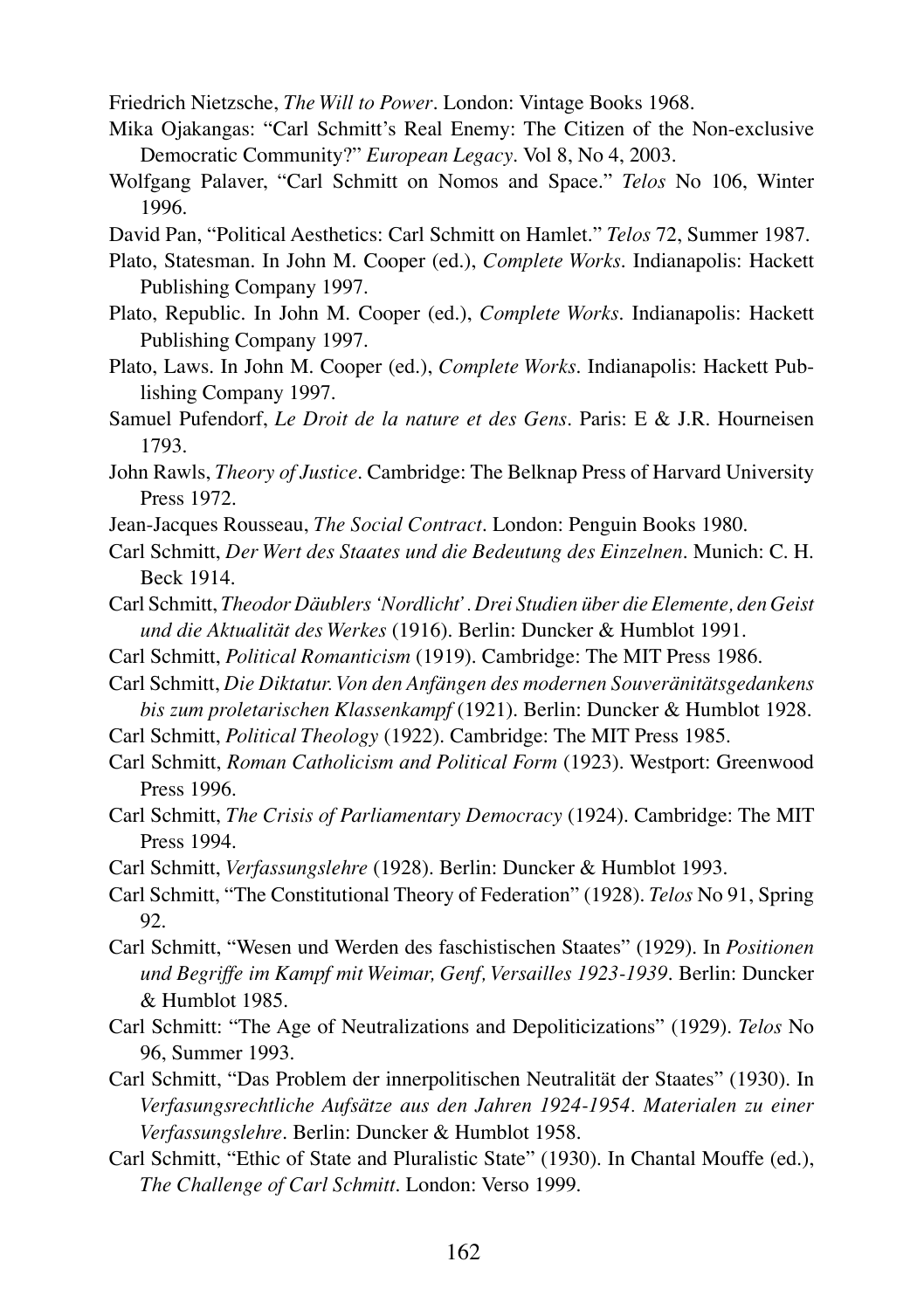Friedrich Nietzsche, *The Will to Power*. London: Vintage Books 1968.

Mika Ojakangas: "Carl Schmitt's Real Enemy: The Citizen of the Non-exclusive Democratic Community?" *European Legacy*. Vol 8, No 4, 2003.

Wolfgang Palaver, "Carl Schmitt on Nomos and Space." *Telos* No 106, Winter 1996.

David Pan, "Political Aesthetics: Carl Schmitt on Hamlet." *Telos* 72, Summer 1987.

Plato, Statesman. In John M. Cooper (ed.), *Complete Works*. Indianapolis: Hackett Publishing Company 1997.

Plato, Republic. In John M. Cooper (ed.), *Complete Works*. Indianapolis: Hackett Publishing Company 1997.

Plato, Laws. In John M. Cooper (ed.), *Complete Works*. Indianapolis: Hackett Publishing Company 1997.

Samuel Pufendorf, *Le Droit de la nature et des Gens*. Paris: E & J.R. Hourneisen 1793.

John Rawls, *Theory of Justice*. Cambridge: The Belknap Press of Harvard University Press 1972.

Jean-Jacques Rousseau, *The Social Contract*. London: Penguin Books 1980.

Carl Schmitt, *Der Wert des Staates und die Bedeutung des Einzelnen*. Munich: C. H. Beck 1914.

Carl Schmitt, *Theodor Däublers 'Nordlicht'. Drei Studien über die Elemente, den Geist und die Aktualität des Werkes* (1916). Berlin: Duncker & Humblot 1991.

Carl Schmitt, *Political Romanticism* (1919). Cambridge: The MIT Press 1986.

Carl Schmitt, *Die Diktatur. Von den Anfängen des modernen Souveränitätsgedankens bis zum proletarischen Klassenkampf* (1921). Berlin: Duncker & Humblot 1928.

Carl Schmitt, *Political Theology* (1922). Cambridge: The MIT Press 1985.

Carl Schmitt, *Roman Catholicism and Political Form* (1923). Westport: Greenwood Press 1996.

Carl Schmitt, *The Crisis of Parliamentary Democracy* (1924). Cambridge: The MIT Press 1994.

Carl Schmitt, *Verfassungslehre* (1928). Berlin: Duncker & Humblot 1993.

Carl Schmitt, "The Constitutional Theory of Federation" (1928). *Telos* No 91, Spring 92.

Carl Schmitt, "Wesen und Werden des faschistischen Staates" (1929). In *Positionen und Begriffe im Kampf mit Weimar, Genf, Versailles 1923-1939*. Berlin: Duncker & Humblot 1985.

Carl Schmitt: "The Age of Neutralizations and Depoliticizations" (1929). *Telos* No 96, Summer 1993.

Carl Schmitt, "Das Problem der innerpolitischen Neutralität der Staates" (1930). In *Verfasungsrechtliche Aufsätze aus den Jahren 1924-1954. Materialen zu einer Verfassungslehre*. Berlin: Duncker & Humblot 1958.

Carl Schmitt, "Ethic of State and Pluralistic State" (1930). In Chantal Mouffe (ed.), *The Challenge of Carl Schmitt*. London: Verso 1999.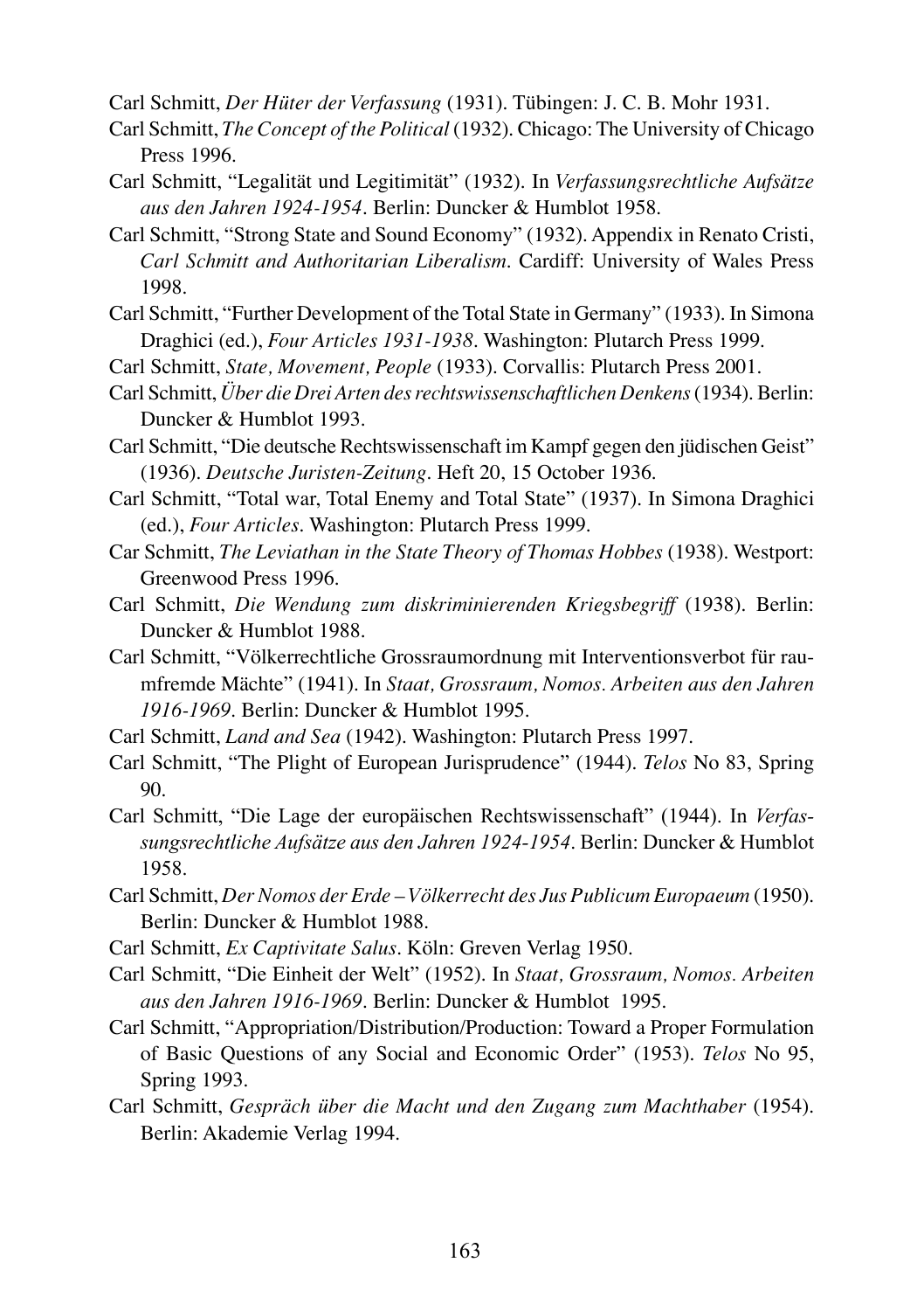Carl Schmitt, *Der Hüter der Verfassung* (1931). Tübingen: J. C. B. Mohr 1931.

Carl Schmitt, *The Concept of the Political* (1932). Chicago: The University of Chicago Press 1996.

Carl Schmitt, "Legalität und Legitimität" (1932). In *Verfassungsrechtliche Aufsätze aus den Jahren 1924-1954*. Berlin: Duncker & Humblot 1958.

Carl Schmitt, "Strong State and Sound Economy" (1932). Appendix in Renato Cristi, *Carl Schmitt and Authoritarian Liberalism*. Cardiff: University of Wales Press 1998.

Carl Schmitt, "Further Development of the Total State in Germany" (1933). In Simona Draghici (ed.), *Four Articles 1931-1938*. Washington: Plutarch Press 1999.

Carl Schmitt, *State, Movement, People* (1933). Corvallis: Plutarch Press 2001.

Carl Schmitt, *Über die Drei Arten des rechtswissenschaftlichen Denkens* (1934). Berlin: Duncker & Humblot 1993.

Carl Schmitt, "Die deutsche Rechtswissenschaft im Kampf gegen den jüdischen Geist" (1936). *Deutsche Juristen-Zeitung*. Heft 20, 15 October 1936.

Carl Schmitt, "Total war, Total Enemy and Total State" (1937). In Simona Draghici (ed.), *Four Articles*. Washington: Plutarch Press 1999.

Car Schmitt, *The Leviathan in the State Theory of Thomas Hobbes* (1938). Westport: Greenwood Press 1996.

Carl Schmitt, *Die Wendung zum diskriminierenden Kriegsbegriff* (1938). Berlin: Duncker & Humblot 1988.

Carl Schmitt, "Völkerrechtliche Grossraumordnung mit Interventionsverbot für raumfremde Mächte" (1941). In *Staat, Grossraum, Nomos. Arbeiten aus den Jahren 1916-1969*. Berlin: Duncker & Humblot 1995.

Carl Schmitt, *Land and Sea* (1942). Washington: Plutarch Press 1997.

Carl Schmitt, "The Plight of European Jurisprudence" (1944). *Telos* No 83, Spring 90.

Carl Schmitt, "Die Lage der europäischen Rechtswissenschaft" (1944). In *Verfassungsrechtliche Aufsätze aus den Jahren 1924-1954*. Berlin: Duncker & Humblot 1958.

Carl Schmitt, *Der Nomos der Erde – Völkerrecht des Jus Publicum Europaeum* (1950). Berlin: Duncker & Humblot 1988.

Carl Schmitt, *Ex Captivitate Salus*. Köln: Greven Verlag 1950.

Carl Schmitt, "Die Einheit der Welt" (1952). In *Staat, Grossraum, Nomos. Arbeiten aus den Jahren 1916-1969*. Berlin: Duncker & Humblot 1995.

Carl Schmitt, "Appropriation/Distribution/Production: Toward a Proper Formulation of Basic Questions of any Social and Economic Order" (1953). *Telos* No 95, Spring 1993.

Carl Schmitt, *Gespräch über die Macht und den Zugang zum Machthaber* (1954). Berlin: Akademie Verlag 1994.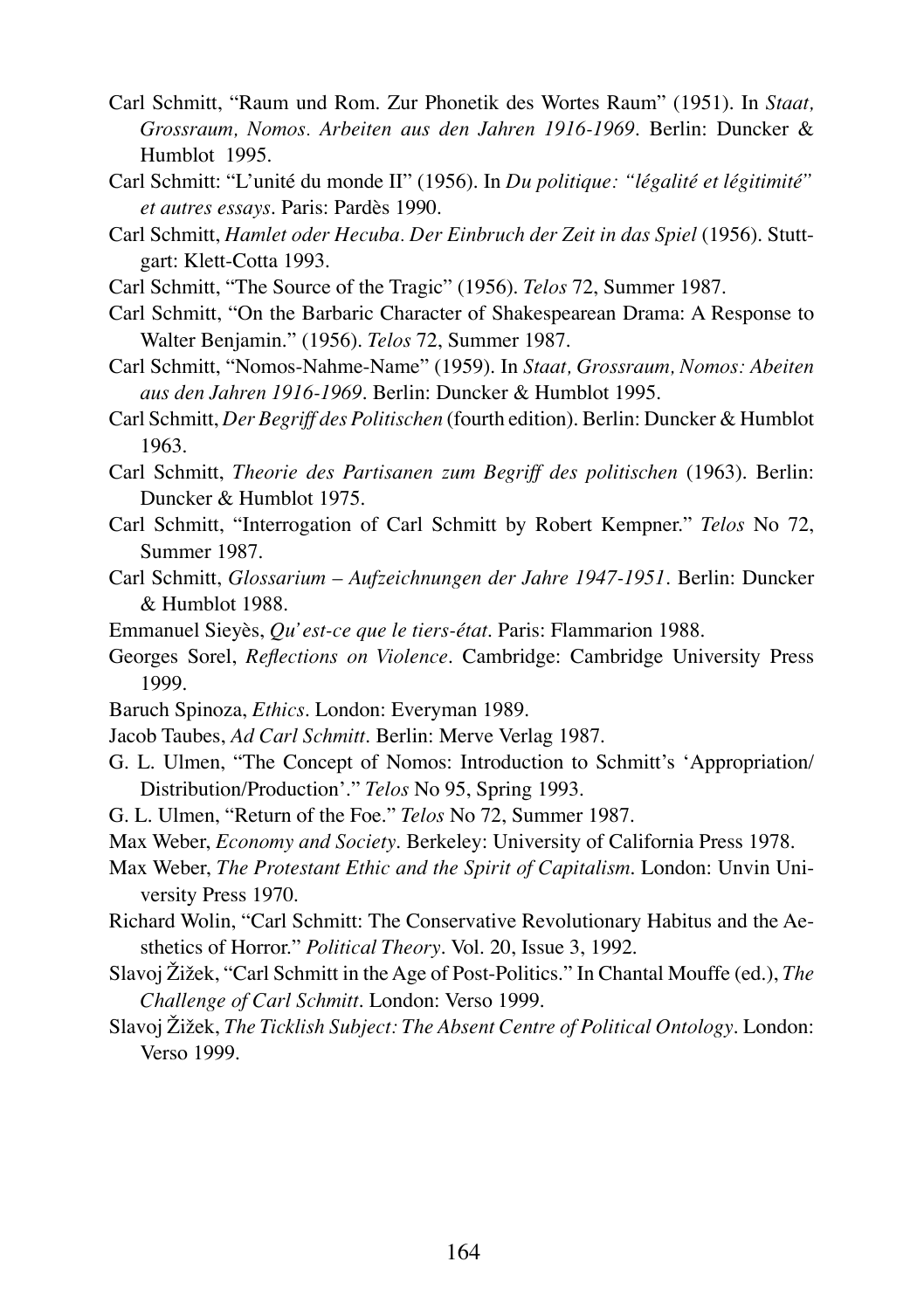Carl Schmitt, "Raum und Rom. Zur Phonetik des Wortes Raum" (1951). In *Staat, Grossraum, Nomos. Arbeiten aus den Jahren 1916-1969*. Berlin: Duncker & Humblot 1995.

Carl Schmitt: "L'unité du monde II" (1956). In *Du politique: "légalité et légitimité" et autres essays*. Paris: Pardès 1990.

Carl Schmitt, *Hamlet oder Hecuba. Der Einbruch der Zeit in das Spiel* (1956). Stuttgart: Klett-Cotta 1993.

Carl Schmitt, "The Source of the Tragic" (1956). *Telos* 72, Summer 1987.

Carl Schmitt, "On the Barbaric Character of Shakespearean Drama: A Response to Walter Benjamin." (1956). *Telos* 72, Summer 1987.

Carl Schmitt, "Nomos-Nahme-Name" (1959). In *Staat, Grossraum, Nomos: Abeiten aus den Jahren 1916-1969*. Berlin: Duncker & Humblot 1995.

Carl Schmitt, *Der Begriff des Politischen* (fourth edition). Berlin: Duncker & Humblot 1963.

Carl Schmitt, *Theorie des Partisanen zum Begriff des politischen* (1963). Berlin: Duncker & Humblot 1975.

Carl Schmitt, "Interrogation of Carl Schmitt by Robert Kempner." *Telos* No 72, Summer 1987.

Carl Schmitt, *Glossarium – Aufzeichnungen der Jahre 1947-1951*. Berlin: Duncker & Humblot 1988.

Emmanuel Sieyès, *Qu'est-ce que le tiers-état*. Paris: Flammarion 1988.

Georges Sorel, *Reflections on Violence*. Cambridge: Cambridge University Press 1999.

Baruch Spinoza, *Ethics*. London: Everyman 1989.

Jacob Taubes, *Ad Carl Schmitt*. Berlin: Merve Verlag 1987.

G. L. Ulmen, "The Concept of Nomos: Introduction to Schmitt's 'Appropriation/ Distribution/Production'." *Telos* No 95, Spring 1993.

G. L. Ulmen, "Return of the Foe." *Telos* No 72, Summer 1987.

Max Weber, *Economy and Society*. Berkeley: University of California Press 1978.

Max Weber, *The Protestant Ethic and the Spirit of Capitalism*. London: Unvin University Press 1970.

Richard Wolin, "Carl Schmitt: The Conservative Revolutionary Habitus and the Aesthetics of Horror." *Political Theory*. Vol. 20, Issue 3, 1992.

Slavoj Žižek, "Carl Schmitt in the Age of Post-Politics." In Chantal Mouffe (ed.), *The Challenge of Carl Schmitt*. London: Verso 1999.

Slavoj Žižek, *The Ticklish Subject: The Absent Centre of Political Ontology*. London: Verso 1999.